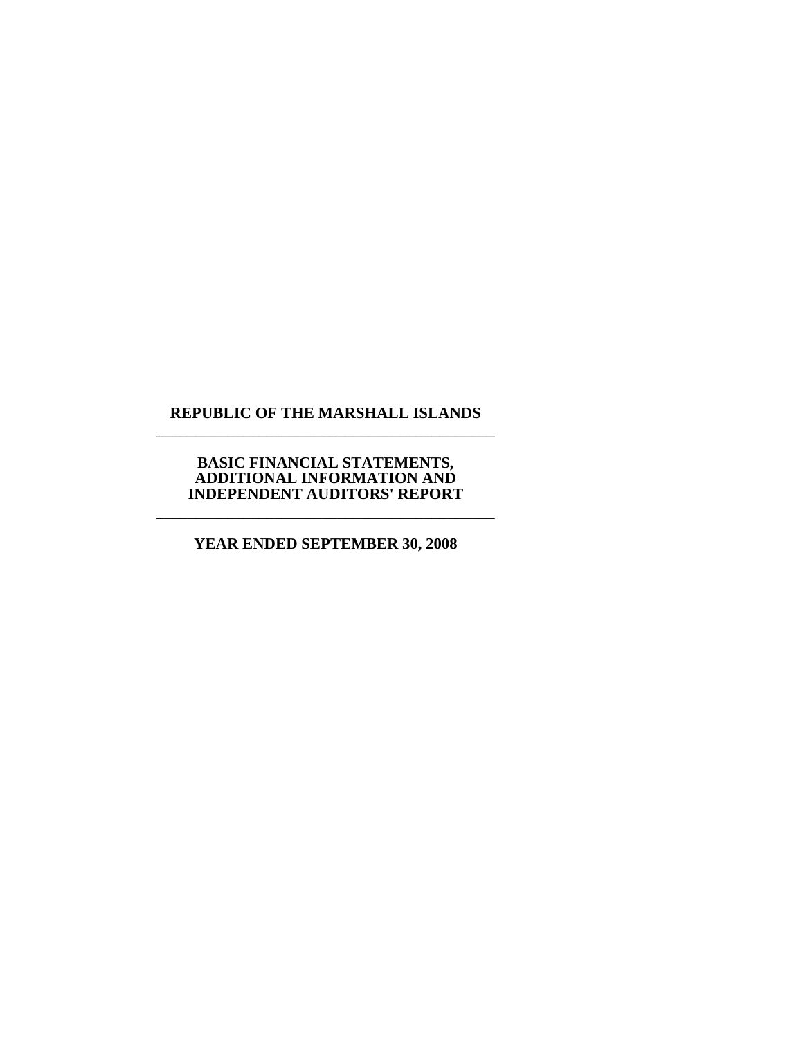# REPUBLIC OF THE MARSHALL ISLANDS

---

## BASIC FINANCIAL STATEMENTS, ADDITIONAL INFORMATION AND INDEPENDENT AUDITORS' REPORT

---

## YEAR ENDED SEPTEMBER 30, 2008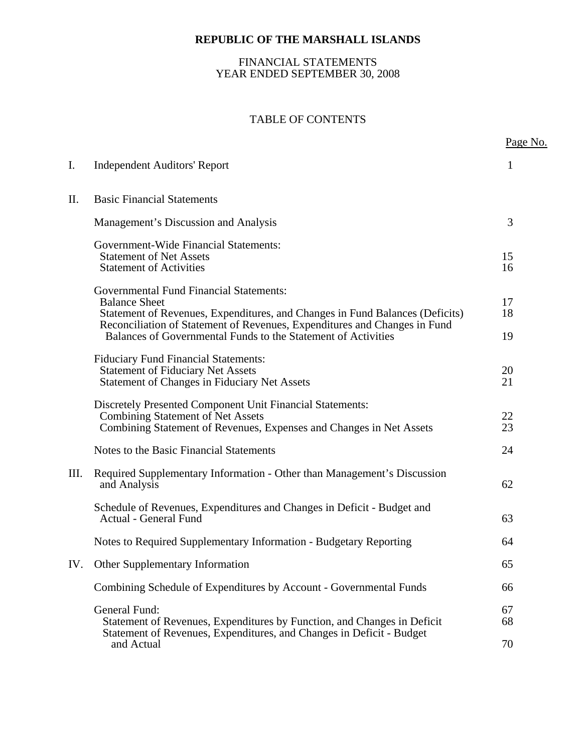# REPUBLIC OF THE MARSHALL ISLANDS

FINANCIAL STATEMENTS
YEAR ENDED SEPTEMBER 30, 2008

## TABLE OF CONTENTS

| | | Page No. |
|---|---|---|
| I. | Independent Auditors' Report | 1 |
| II. | Basic Financial Statements | |
| | Management's Discussion and Analysis | 3 |
| | Government-Wide Financial Statements: | |
| | Statement of Net Assets | 15 |
| | Statement of Activities | 16 |
| | Governmental Fund Financial Statements: | |
| | Balance Sheet | 17 |
| | Statement of Revenues, Expenditures, and Changes in Fund Balances (Deficits) | 18 |
| | Reconciliation of Statement of Revenues, Expenditures and Changes in Fund Balances of Governmental Funds to the Statement of Activities | 19 |
| | Fiduciary Fund Financial Statements: | |
| | Statement of Fiduciary Net Assets | 20 |
| | Statement of Changes in Fiduciary Net Assets | 21 |
| | Discretely Presented Component Unit Financial Statements: | |
| | Combining Statement of Net Assets | 22 |
| | Combining Statement of Revenues, Expenses and Changes in Net Assets | 23 |
| | Notes to the Basic Financial Statements | 24 |
| III. | Required Supplementary Information - Other than Management's Discussion and Analysis | 62 |
| | Schedule of Revenues, Expenditures and Changes in Deficit - Budget and Actual - General Fund | 63 |
| | Notes to Required Supplementary Information - Budgetary Reporting | 64 |
| IV. | Other Supplementary Information | 65 |
| | Combining Schedule of Expenditures by Account - Governmental Funds | 66 |
| | General Fund: | 67 |
| | Statement of Revenues, Expenditures by Function, and Changes in Deficit | 68 |
| | Statement of Revenues, Expenditures, and Changes in Deficit - Budget and Actual | 70 |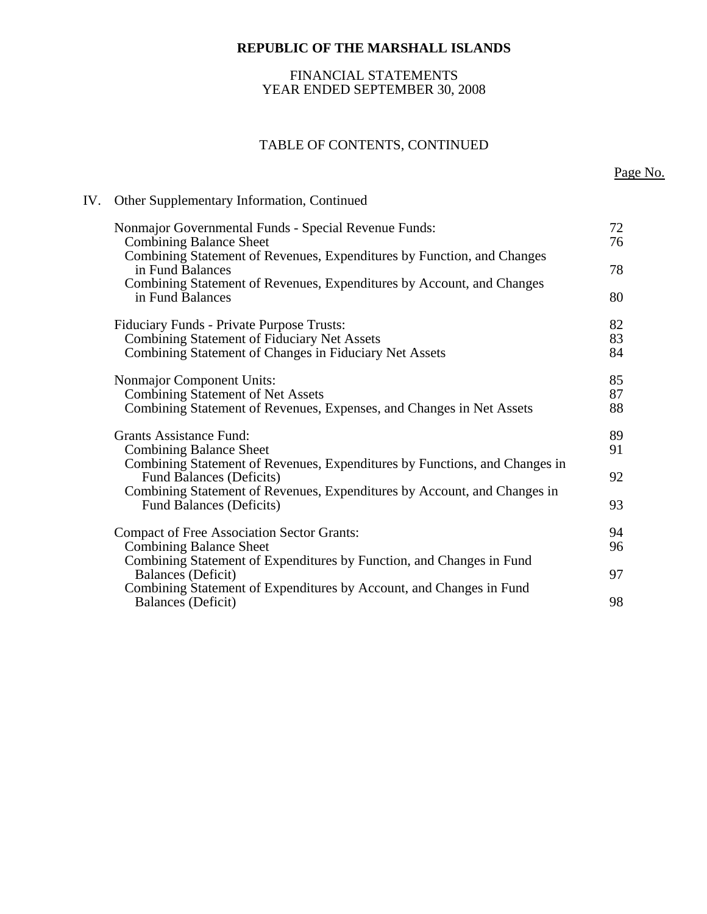# REPUBLIC OF THE MARSHALL ISLANDS

FINANCIAL STATEMENTS
YEAR ENDED SEPTEMBER 30, 2008

TABLE OF CONTENTS, CONTINUED

| | | Page No. |
|---|---|---|
| IV. | Other Supplementary Information, Continued | |
| | Nonmajor Governmental Funds - Special Revenue Funds: | 72 |
| | Combining Balance Sheet | 76 |
| | Combining Statement of Revenues, Expenditures by Function, and Changes in Fund Balances | 78 |
| | Combining Statement of Revenues, Expenditures by Account, and Changes in Fund Balances | 80 |
| | Fiduciary Funds - Private Purpose Trusts: | 82 |
| | Combining Statement of Fiduciary Net Assets | 83 |
| | Combining Statement of Changes in Fiduciary Net Assets | 84 |
| | Nonmajor Component Units: | 85 |
| | Combining Statement of Net Assets | 87 |
| | Combining Statement of Revenues, Expenses, and Changes in Net Assets | 88 |
| | Grants Assistance Fund: | 89 |
| | Combining Balance Sheet | 91 |
| | Combining Statement of Revenues, Expenditures by Functions, and Changes in Fund Balances (Deficits) | 92 |
| | Combining Statement of Revenues, Expenditures by Account, and Changes in Fund Balances (Deficits) | 93 |
| | Compact of Free Association Sector Grants: | 94 |
| | Combining Balance Sheet | 96 |
| | Combining Statement of Expenditures by Function, and Changes in Fund Balances (Deficit) | 97 |
| | Combining Statement of Expenditures by Account, and Changes in Fund Balances (Deficit) | 98 |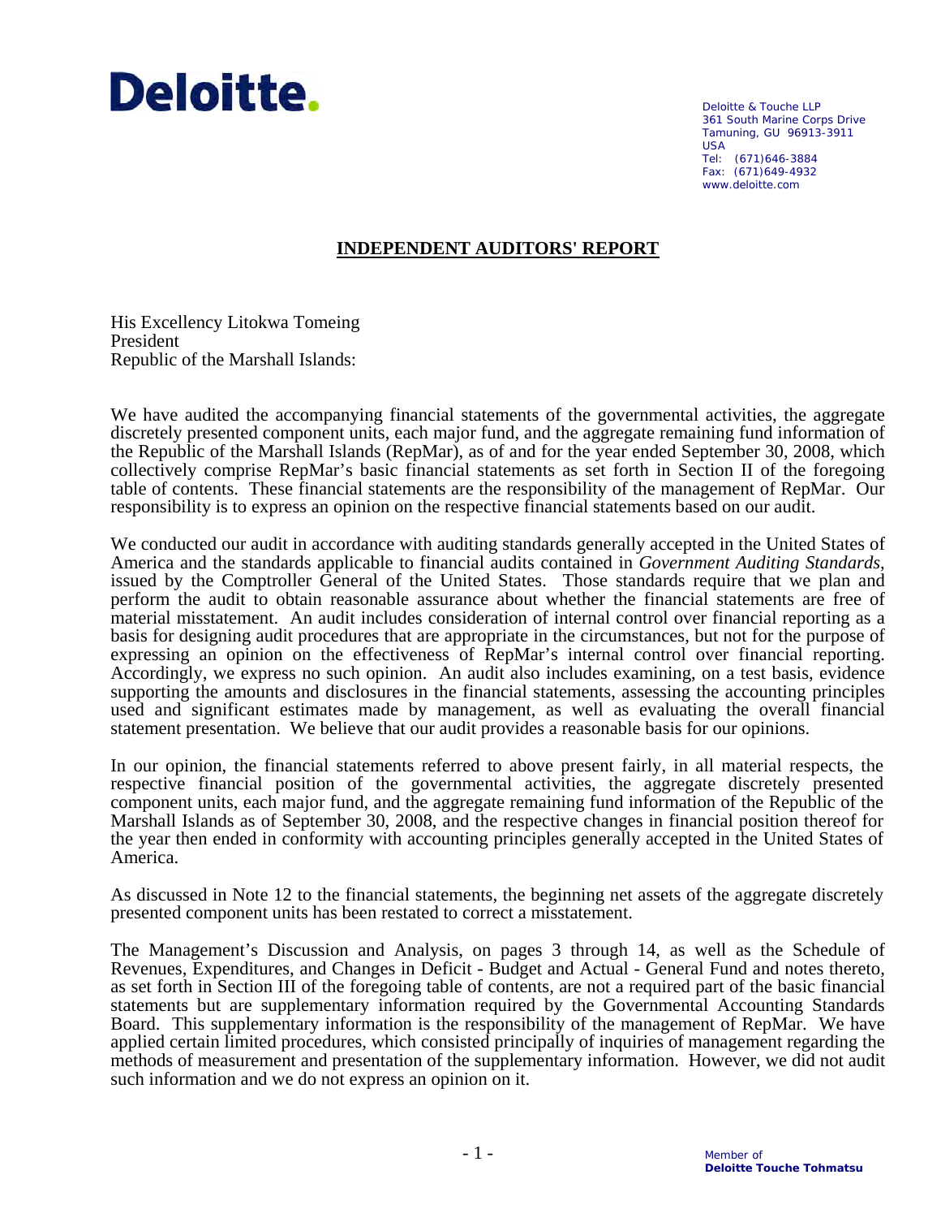**Deloitte.**

Deloitte & Touche LLP
361 South Marine Corps Drive
Tamuning, GU 96913-3911
USA
Tel: (671)646-3884
Fax: (671)649-4932
www.deloitte.com

## INDEPENDENT AUDITORS' REPORT

His Excellency Litokwa Tomeing
President
Republic of the Marshall Islands:

We have audited the accompanying financial statements of the governmental activities, the aggregate discretely presented component units, each major fund, and the aggregate remaining fund information of the Republic of the Marshall Islands (RepMar), as of and for the year ended September 30, 2008, which collectively comprise RepMar's basic financial statements as set forth in Section II of the foregoing table of contents. These financial statements are the responsibility of the management of RepMar. Our responsibility is to express an opinion on the respective financial statements based on our audit.

We conducted our audit in accordance with auditing standards generally accepted in the United States of America and the standards applicable to financial audits contained in *Government Auditing Standards*, issued by the Comptroller General of the United States. Those standards require that we plan and perform the audit to obtain reasonable assurance about whether the financial statements are free of material misstatement. An audit includes consideration of internal control over financial reporting as a basis for designing audit procedures that are appropriate in the circumstances, but not for the purpose of expressing an opinion on the effectiveness of RepMar's internal control over financial reporting. Accordingly, we express no such opinion. An audit also includes examining, on a test basis, evidence supporting the amounts and disclosures in the financial statements, assessing the accounting principles used and significant estimates made by management, as well as evaluating the overall financial statement presentation. We believe that our audit provides a reasonable basis for our opinions.

In our opinion, the financial statements referred to above present fairly, in all material respects, the respective financial position of the governmental activities, the aggregate discretely presented component units, each major fund, and the aggregate remaining fund information of the Republic of the Marshall Islands as of September 30, 2008, and the respective changes in financial position thereof for the year then ended in conformity with accounting principles generally accepted in the United States of America.

As discussed in Note 12 to the financial statements, the beginning net assets of the aggregate discretely presented component units has been restated to correct a misstatement.

The Management's Discussion and Analysis, on pages 3 through 14, as well as the Schedule of Revenues, Expenditures, and Changes in Deficit - Budget and Actual - General Fund and notes thereto, as set forth in Section III of the foregoing table of contents, are not a required part of the basic financial statements but are supplementary information required by the Governmental Accounting Standards Board. This supplementary information is the responsibility of the management of RepMar. We have applied certain limited procedures, which consisted principally of inquiries of management regarding the methods of measurement and presentation of the supplementary information. However, we did not audit such information and we do not express an opinion on it.

Member of
**Deloitte Touche Tohmatsu**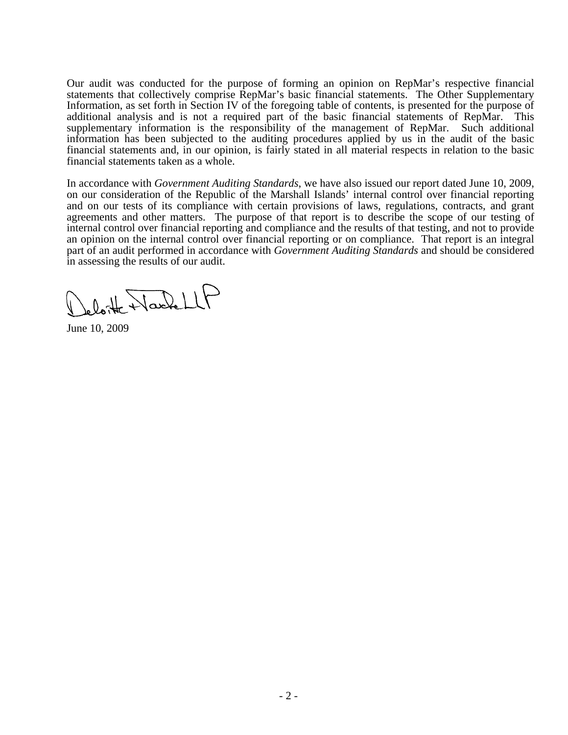Our audit was conducted for the purpose of forming an opinion on RepMar's respective financial statements that collectively comprise RepMar's basic financial statements. The Other Supplementary Information, as set forth in Section IV of the foregoing table of contents, is presented for the purpose of additional analysis and is not a required part of the basic financial statements of RepMar. This supplementary information is the responsibility of the management of RepMar. Such additional information has been subjected to the auditing procedures applied by us in the audit of the basic financial statements and, in our opinion, is fairly stated in all material respects in relation to the basic financial statements taken as a whole.

In accordance with *Government Auditing Standards*, we have also issued our report dated June 10, 2009, on our consideration of the Republic of the Marshall Islands' internal control over financial reporting and on our tests of its compliance with certain provisions of laws, regulations, contracts, and grant agreements and other matters. The purpose of that report is to describe the scope of our testing of internal control over financial reporting and compliance and the results of that testing, and not to provide an opinion on the internal control over financial reporting or on compliance. That report is an integral part of an audit performed in accordance with *Government Auditing Standards* and should be considered in assessing the results of our audit.

Deloitte & Touche LLP

June 10, 2009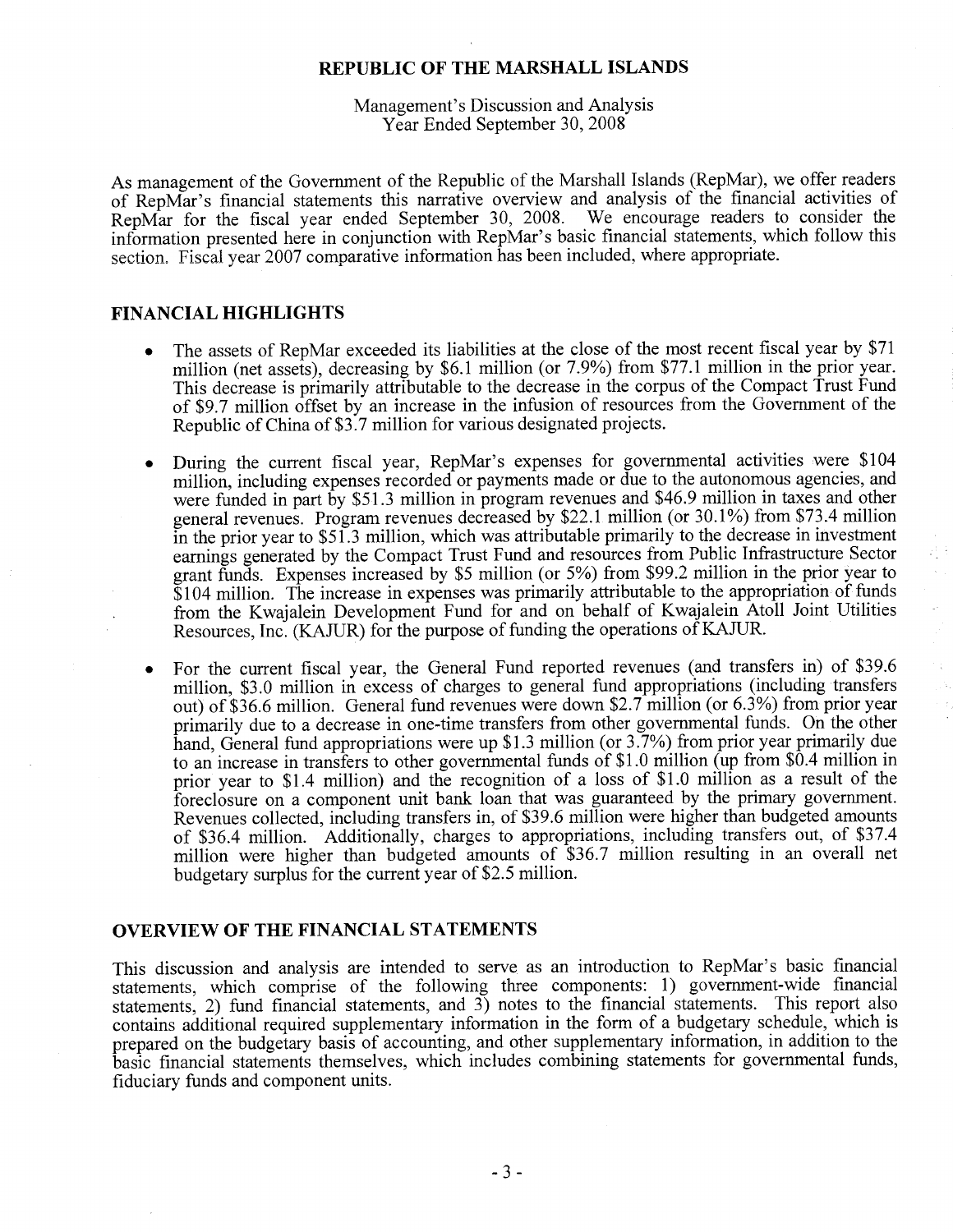# REPUBLIC OF THE MARSHALL ISLANDS

Management's Discussion and Analysis
Year Ended September 30, 2008

As management of the Government of the Republic of the Marshall Islands (RepMar), we offer readers of RepMar's financial statements this narrative overview and analysis of the financial activities of RepMar for the fiscal year ended September 30, 2008. We encourage readers to consider the information presented here in conjunction with RepMar's basic financial statements, which follow this section. Fiscal year 2007 comparative information has been included, where appropriate.

## FINANCIAL HIGHLIGHTS

- The assets of RepMar exceeded its liabilities at the close of the most recent fiscal year by $71 million (net assets), decreasing by $6.1 million (or 7.9%) from $77.1 million in the prior year. This decrease is primarily attributable to the decrease in the corpus of the Compact Trust Fund of $9.7 million offset by an increase in the infusion of resources from the Government of the Republic of China of $3.7 million for various designated projects.

- During the current fiscal year, RepMar's expenses for governmental activities were $104 million, including expenses recorded or payments made or due to the autonomous agencies, and were funded in part by $51.3 million in program revenues and $46.9 million in taxes and other general revenues. Program revenues decreased by $22.1 million (or 30.1%) from $73.4 million in the prior year to $51.3 million, which was attributable primarily to the decrease in investment earnings generated by the Compact Trust Fund and resources from Public Infrastructure Sector grant funds. Expenses increased by $5 million (or 5%) from $99.2 million in the prior year to $104 million. The increase in expenses was primarily attributable to the appropriation of funds from the Kwajalein Development Fund for and on behalf of Kwajalein Atoll Joint Utilities Resources, Inc. (KAJUR) for the purpose of funding the operations of KAJUR.

- For the current fiscal year, the General Fund reported revenues (and transfers in) of $39.6 million, $3.0 million in excess of charges to general fund appropriations (including transfers out) of $36.6 million. General fund revenues were down $2.7 million (or 6.3%) from prior year primarily due to a decrease in one-time transfers from other governmental funds. On the other hand, General fund appropriations were up $1.3 million (or 3.7%) from prior year primarily due to an increase in transfers to other governmental funds of $1.0 million (up from $0.4 million in prior year to $1.4 million) and the recognition of a loss of $1.0 million as a result of the foreclosure on a component unit bank loan that was guaranteed by the primary government. Revenues collected, including transfers in, of $39.6 million were higher than budgeted amounts of $36.4 million. Additionally, charges to appropriations, including transfers out, of $37.4 million were higher than budgeted amounts of $36.7 million resulting in an overall net budgetary surplus for the current year of $2.5 million.

## OVERVIEW OF THE FINANCIAL STATEMENTS

This discussion and analysis are intended to serve as an introduction to RepMar's basic financial statements, which comprise of the following three components: 1) government-wide financial statements, 2) fund financial statements, and 3) notes to the financial statements. This report also contains additional required supplementary information in the form of a budgetary schedule, which is prepared on the budgetary basis of accounting, and other supplementary information, in addition to the basic financial statements themselves, which includes combining statements for governmental funds, fiduciary funds and component units.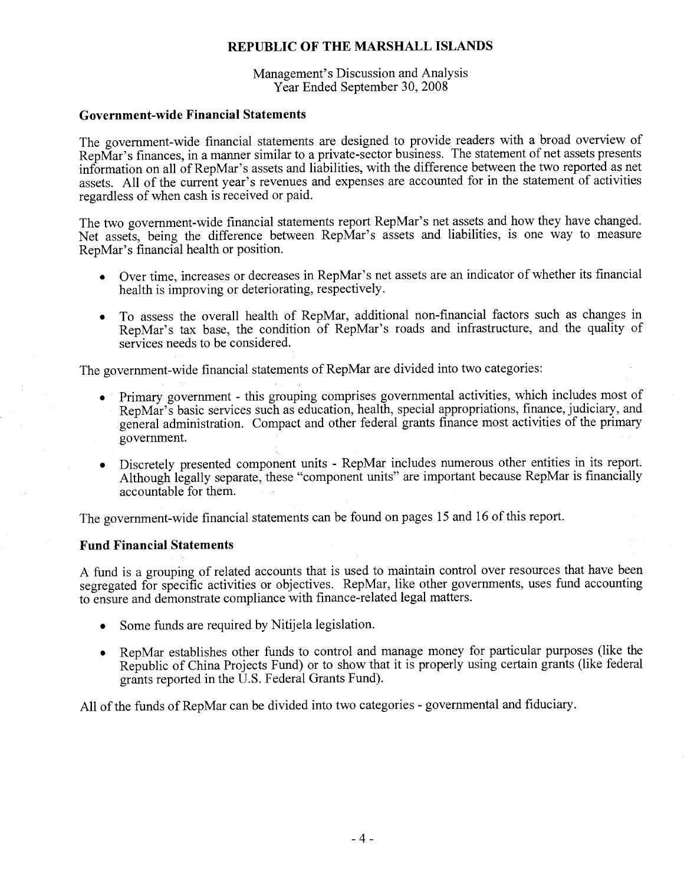## Government-wide Financial Statements

The government-wide financial statements are designed to provide readers with a broad overview of RepMar's finances, in a manner similar to a private-sector business. The statement of net assets presents information on all of RepMar's assets and liabilities, with the difference between the two reported as net assets. All of the current year's revenues and expenses are accounted for in the statement of activities regardless of when cash is received or paid.

The two government-wide financial statements report RepMar's net assets and how they have changed. Net assets, being the difference between RepMar's assets and liabilities, is one way to measure RepMar's financial health or position.

- Over time, increases or decreases in RepMar's net assets are an indicator of whether its financial health is improving or deteriorating, respectively.
- To assess the overall health of RepMar, additional non-financial factors such as changes in RepMar's tax base, the condition of RepMar's roads and infrastructure, and the quality of services needs to be considered.

The government-wide financial statements of RepMar are divided into two categories:

- Primary government - this grouping comprises governmental activities, which includes most of RepMar's basic services such as education, health, special appropriations, finance, judiciary, and general administration. Compact and other federal grants finance most activities of the primary government.
- Discretely presented component units - RepMar includes numerous other entities in its report. Although legally separate, these "component units" are important because RepMar is financially accountable for them.

The government-wide financial statements can be found on pages 15 and 16 of this report.

## Fund Financial Statements

A fund is a grouping of related accounts that is used to maintain control over resources that have been segregated for specific activities or objectives. RepMar, like other governments, uses fund accounting to ensure and demonstrate compliance with finance-related legal matters.

- Some funds are required by Nitijela legislation.
- RepMar establishes other funds to control and manage money for particular purposes (like the Republic of China Projects Fund) or to show that it is properly using certain grants (like federal grants reported in the U.S. Federal Grants Fund).

All of the funds of RepMar can be divided into two categories - governmental and fiduciary.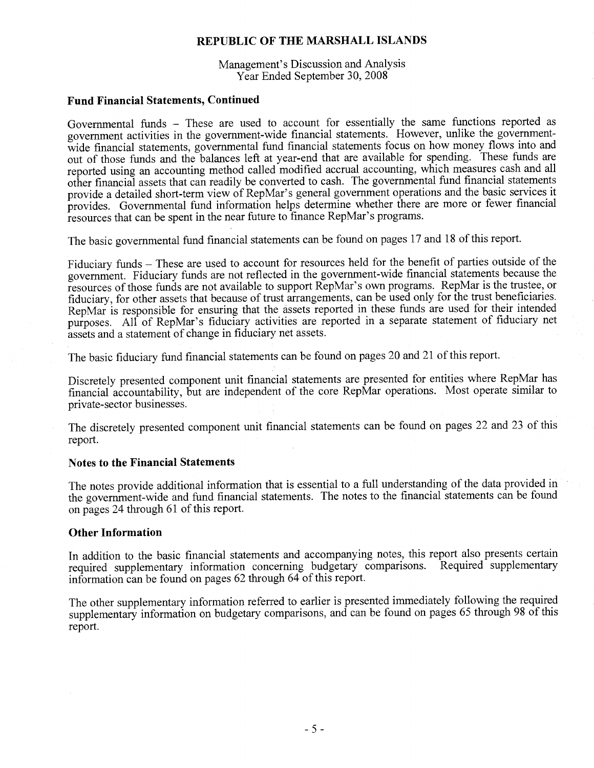## Fund Financial Statements, Continued

Governmental funds – These are used to account for essentially the same functions reported as government activities in the government-wide financial statements. However, unlike the government-wide financial statements, governmental fund financial statements focus on how money flows into and out of those funds and the balances left at year-end that are available for spending. These funds are reported using an accounting method called modified accrual accounting, which measures cash and all other financial assets that can readily be converted to cash. The governmental fund financial statements provide a detailed short-term view of RepMar's general government operations and the basic services it provides. Governmental fund information helps determine whether there are more or fewer financial resources that can be spent in the near future to finance RepMar's programs.

The basic governmental fund financial statements can be found on pages 17 and 18 of this report.

Fiduciary funds – These are used to account for resources held for the benefit of parties outside of the government. Fiduciary funds are not reflected in the government-wide financial statements because the resources of those funds are not available to support RepMar's own programs. RepMar is the trustee, or fiduciary, for other assets that because of trust arrangements, can be used only for the trust beneficiaries. RepMar is responsible for ensuring that the assets reported in these funds are used for their intended purposes. All of RepMar's fiduciary activities are reported in a separate statement of fiduciary net assets and a statement of change in fiduciary net assets.

The basic fiduciary fund financial statements can be found on pages 20 and 21 of this report.

Discretely presented component unit financial statements are presented for entities where RepMar has financial accountability, but are independent of the core RepMar operations. Most operate similar to private-sector businesses.

The discretely presented component unit financial statements can be found on pages 22 and 23 of this report.

## Notes to the Financial Statements

The notes provide additional information that is essential to a full understanding of the data provided in the government-wide and fund financial statements. The notes to the financial statements can be found on pages 24 through 61 of this report.

## Other Information

In addition to the basic financial statements and accompanying notes, this report also presents certain required supplementary information concerning budgetary comparisons. Required supplementary information can be found on pages 62 through 64 of this report.

The other supplementary information referred to earlier is presented immediately following the required supplementary information on budgetary comparisons, and can be found on pages 65 through 98 of this report.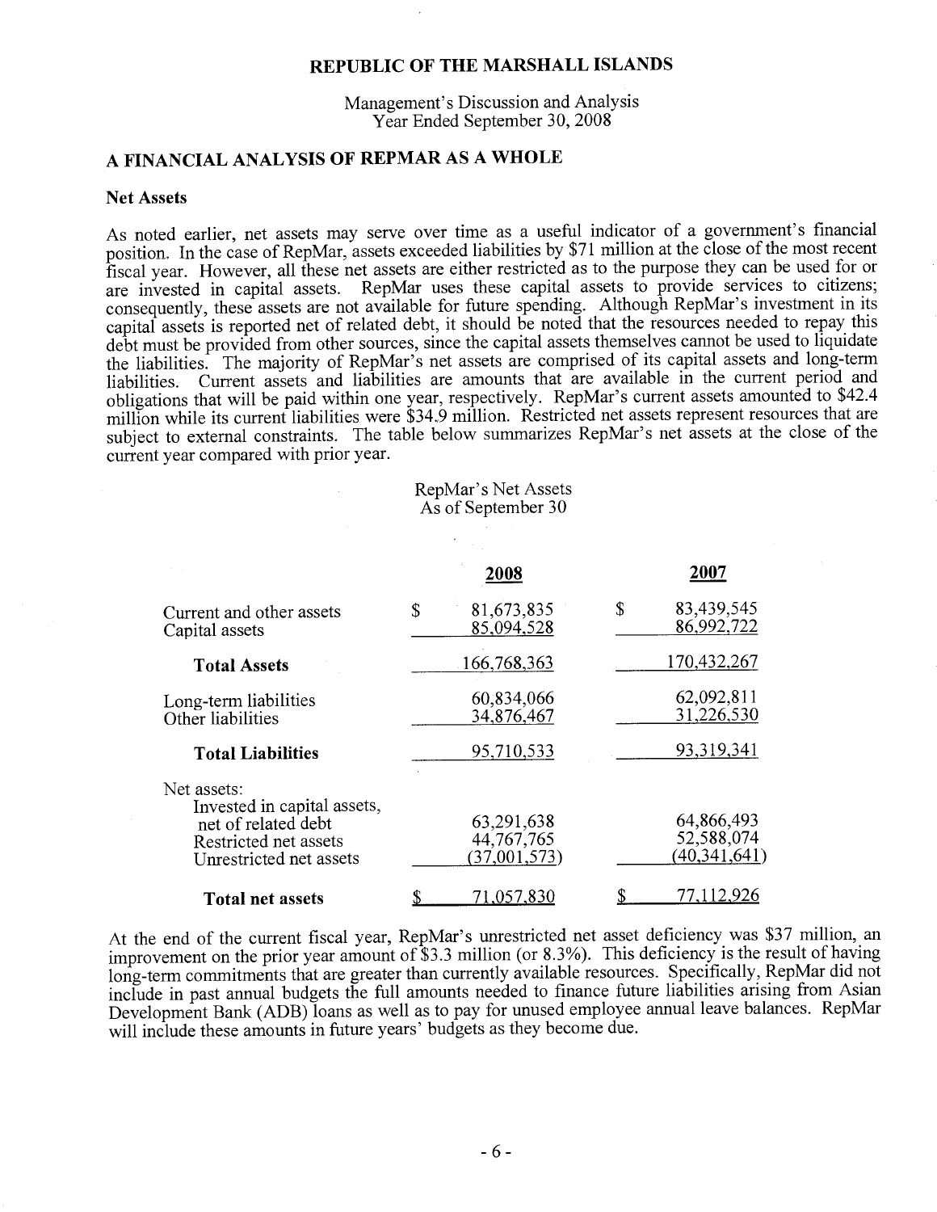# REPUBLIC OF THE MARSHALL ISLANDS

Management's Discussion and Analysis
Year Ended September 30, 2008

## A FINANCIAL ANALYSIS OF REPMAR AS A WHOLE

### Net Assets

As noted earlier, net assets may serve over time as a useful indicator of a government's financial position. In the case of RepMar, assets exceeded liabilities by $71 million at the close of the most recent fiscal year. However, all these net assets are either restricted as to the purpose they can be used for or are invested in capital assets. RepMar uses these capital assets to provide services to citizens; consequently, these assets are not available for future spending. Although RepMar's investment in its capital assets is reported net of related debt, it should be noted that the resources needed to repay this debt must be provided from other sources, since the capital assets themselves cannot be used to liquidate the liabilities. The majority of RepMar's net assets are comprised of its capital assets and long-term liabilities. Current assets and liabilities are amounts that are available in the current period and obligations that will be paid within one year, respectively. RepMar's current assets amounted to $42.4 million while its current liabilities were $34.9 million. Restricted net assets represent resources that are subject to external constraints. The table below summarizes RepMar's net assets at the close of the current year compared with prior year.

RepMar's Net Assets
As of September 30

| | 2008 | 2007 |
|---|---|---|
| Current and other assets | $ 81,673,835 | $ 83,439,545 |
| Capital assets | 85,094,528 | 86,992,722 |
| **Total Assets** | 166,768,363 | 170,432,267 |
| Long-term liabilities | 60,834,066 | 62,092,811 |
| Other liabilities | 34,876,467 | 31,226,530 |
| **Total Liabilities** | 95,710,533 | 93,319,341 |
| Net assets: | | |
| Invested in capital assets, net of related debt | 63,291,638 | 64,866,493 |
| Restricted net assets | 44,767,765 | 52,588,074 |
| Unrestricted net assets | (37,001,573) | (40,341,641) |
| **Total net assets** | $ 71,057,830 | $ 77,112,926 |

At the end of the current fiscal year, RepMar's unrestricted net asset deficiency was $37 million, an improvement on the prior year amount of $3.3 million (or 8.3%). This deficiency is the result of having long-term commitments that are greater than currently available resources. Specifically, RepMar did not include in past annual budgets the full amounts needed to finance future liabilities arising from Asian Development Bank (ADB) loans as well as to pay for unused employee annual leave balances. RepMar will include these amounts in future years' budgets as they become due.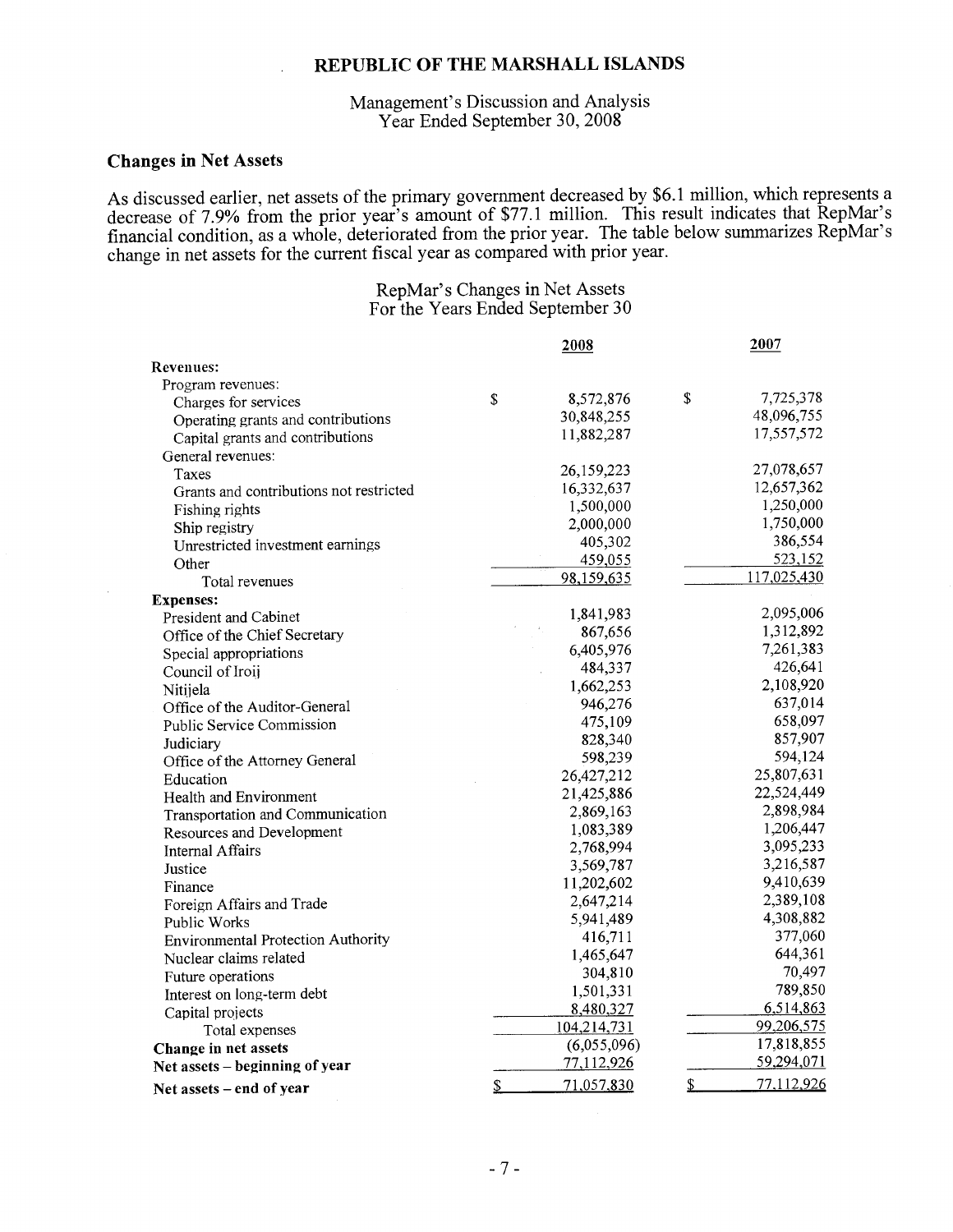# REPUBLIC OF THE MARSHALL ISLANDS

Management's Discussion and Analysis
Year Ended September 30, 2008

## Changes in Net Assets

As discussed earlier, net assets of the primary government decreased by $6.1 million, which represents a decrease of 7.9% from the prior year's amount of $77.1 million. This result indicates that RepMar's financial condition, as a whole, deteriorated from the prior year. The table below summarizes RepMar's change in net assets for the current fiscal year as compared with prior year.

RepMar's Changes in Net Assets
For the Years Ended September 30

| | 2008 | 2007 |
|---|---|---|
| **Revenues:** | | |
| Program revenues: | | |
| Charges for services | $ 8,572,876 | $ 7,725,378 |
| Operating grants and contributions | 30,848,255 | 48,096,755 |
| Capital grants and contributions | 11,882,287 | 17,557,572 |
| General revenues: | | |
| Taxes | 26,159,223 | 27,078,657 |
| Grants and contributions not restricted | 16,332,637 | 12,657,362 |
| Fishing rights | 1,500,000 | 1,250,000 |
| Ship registry | 2,000,000 | 1,750,000 |
| Unrestricted investment earnings | 405,302 | 386,554 |
| Other | 459,055 | 523,152 |
| Total revenues | 98,159,635 | 117,025,430 |
| **Expenses:** | | |
| President and Cabinet | 1,841,983 | 2,095,006 |
| Office of the Chief Secretary | 867,656 | 1,312,892 |
| Special appropriations | 6,405,976 | 7,261,383 |
| Council of Iroij | 484,337 | 426,641 |
| Nitijela | 1,662,253 | 2,108,920 |
| Office of the Auditor-General | 946,276 | 637,014 |
| Public Service Commission | 475,109 | 658,097 |
| Judiciary | 828,340 | 857,907 |
| Office of the Attorney General | 598,239 | 594,124 |
| Education | 26,427,212 | 25,807,631 |
| Health and Environment | 21,425,886 | 22,524,449 |
| Transportation and Communication | 2,869,163 | 2,898,984 |
| Resources and Development | 1,083,389 | 1,206,447 |
| Internal Affairs | 2,768,994 | 3,095,233 |
| Justice | 3,569,787 | 3,216,587 |
| Finance | 11,202,602 | 9,410,639 |
| Foreign Affairs and Trade | 2,647,214 | 2,389,108 |
| Public Works | 5,941,489 | 4,308,882 |
| Environmental Protection Authority | 416,711 | 377,060 |
| Nuclear claims related | 1,465,647 | 644,361 |
| Future operations | 304,810 | 70,497 |
| Interest on long-term debt | 1,501,331 | 789,850 |
| Capital projects | 8,480,327 | 6,514,863 |
| Total expenses | 104,214,731 | 99,206,575 |
| **Change in net assets** | (6,055,096) | 17,818,855 |
| **Net assets – beginning of year** | 77,112,926 | 59,294,071 |
| **Net assets – end of year** | $ 71,057,830 | $ 77,112,926 |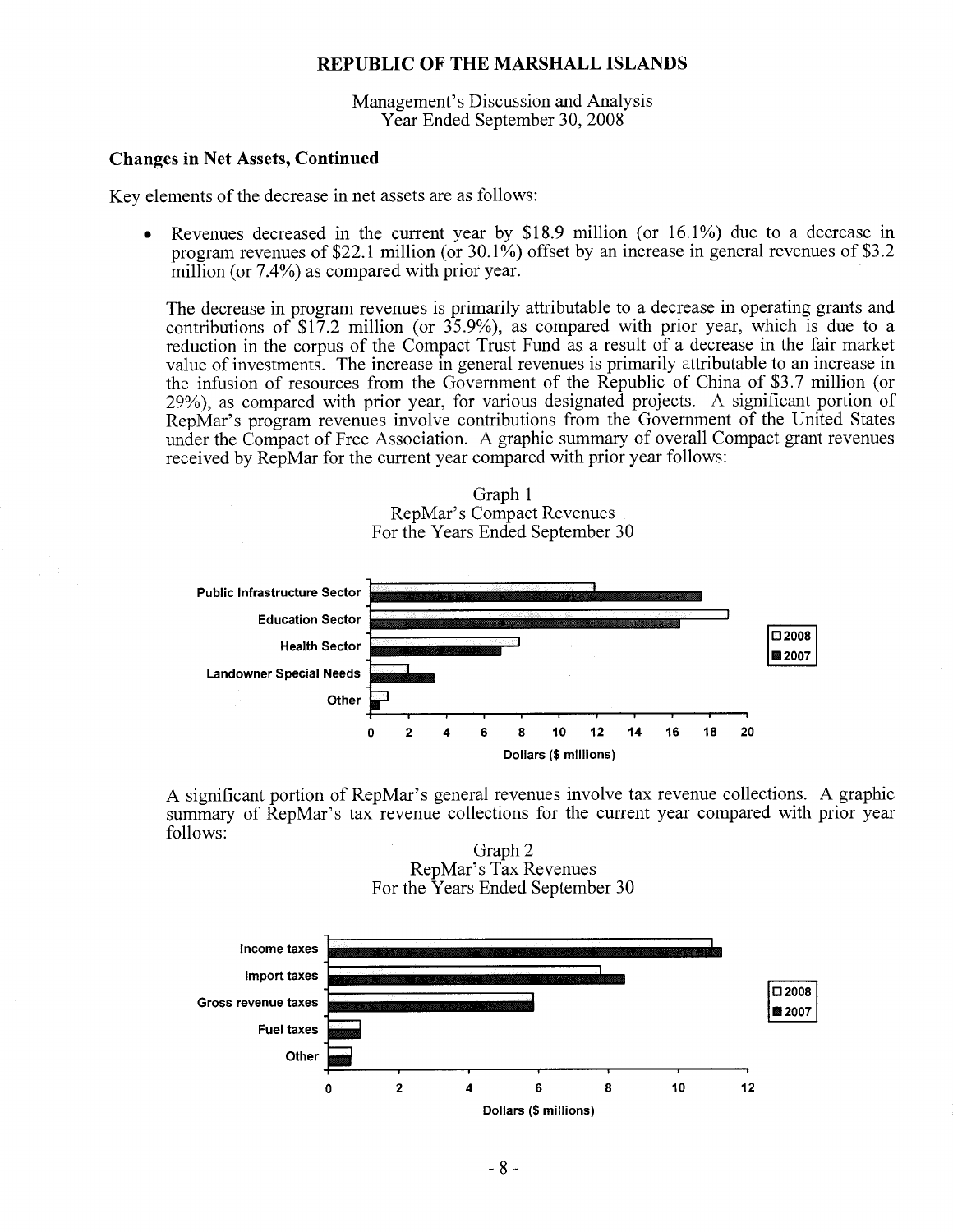# REPUBLIC OF THE MARSHALL ISLANDS

Management's Discussion and Analysis
Year Ended September 30, 2008

## Changes in Net Assets, Continued

Key elements of the decrease in net assets are as follows:

- Revenues decreased in the current year by $18.9 million (or 16.1%) due to a decrease in program revenues of $22.1 million (or 30.1%) offset by an increase in general revenues of $3.2 million (or 7.4%) as compared with prior year.

  The decrease in program revenues is primarily attributable to a decrease in operating grants and contributions of $17.2 million (or 35.9%), as compared with prior year, which is due to a reduction in the corpus of the Compact Trust Fund as a result of a decrease in the fair market value of investments. The increase in general revenues is primarily attributable to an increase in the infusion of resources from the Government of the Republic of China of $3.7 million (or 29%), as compared with prior year, for various designated projects. A significant portion of RepMar's program revenues involve contributions from the Government of the United States under the Compact of Free Association. A graphic summary of overall Compact grant revenues received by RepMar for the current year compared with prior year follows:

Graph 1
RepMar's Compact Revenues
For the Years Ended September 30

A significant portion of RepMar's general revenues involve tax revenue collections. A graphic summary of RepMar's tax revenue collections for the current year compared with prior year follows:

Graph 2
RepMar's Tax Revenues
For the Years Ended September 30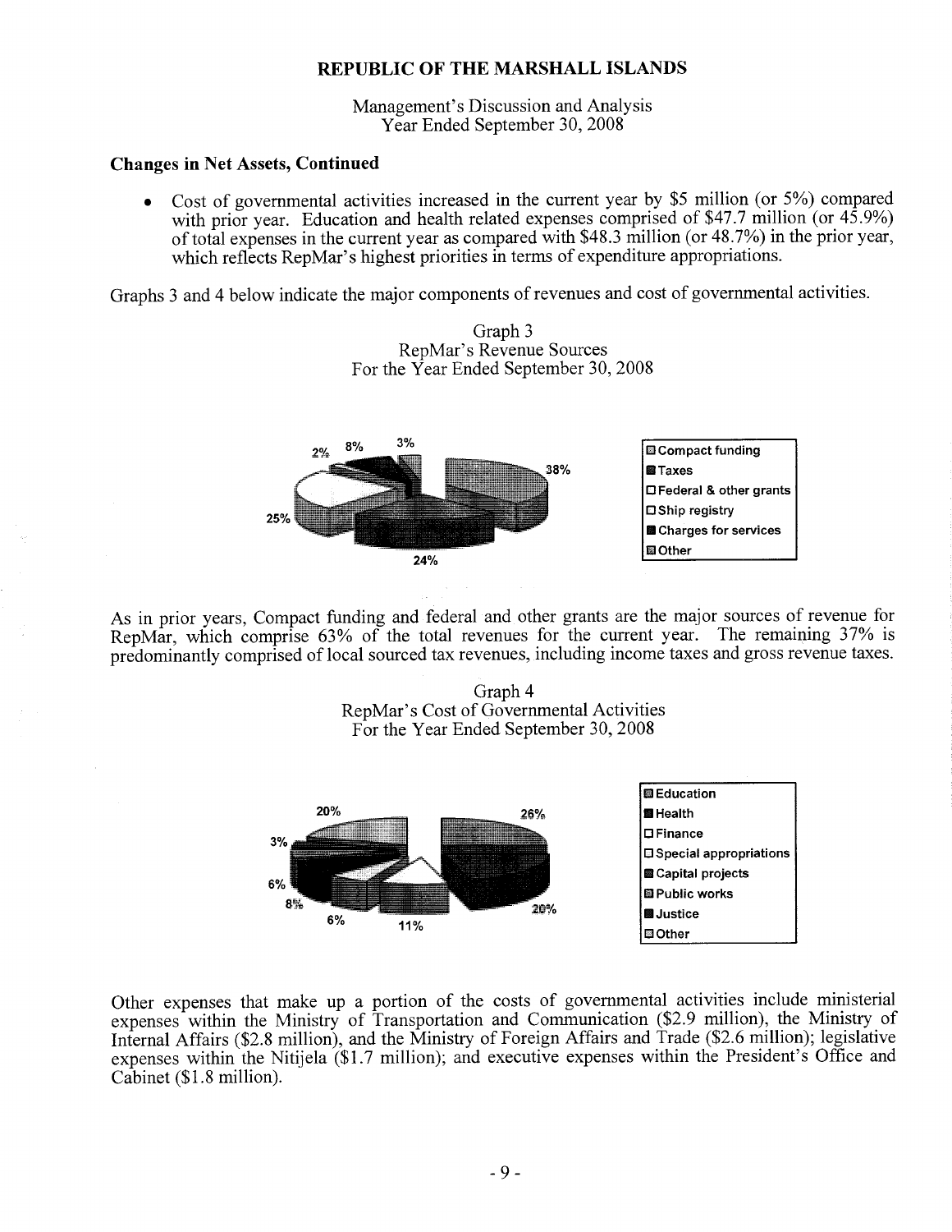## REPUBLIC OF THE MARSHALL ISLANDS

Management's Discussion and Analysis
Year Ended September 30, 2008

**Changes in Net Assets, Continued**

- Cost of governmental activities increased in the current year by $5 million (or 5%) compared with prior year. Education and health related expenses comprised of $47.7 million (or 45.9%) of total expenses in the current year as compared with $48.3 million (or 48.7%) in the prior year, which reflects RepMar's highest priorities in terms of expenditure appropriations.

Graphs 3 and 4 below indicate the major components of revenues and cost of governmental activities.

Graph 3
RepMar's Revenue Sources
For the Year Ended September 30, 2008

38%, 24%, 25%, 2%, 8%, 3%

Compact funding
Taxes
Federal & other grants
Ship registry
Charges for services
Other

As in prior years, Compact funding and federal and other grants are the major sources of revenue for RepMar, which comprise 63% of the total revenues for the current year. The remaining 37% is predominantly comprised of local sourced tax revenues, including income taxes and gross revenue taxes.

Graph 4
RepMar's Cost of Governmental Activities
For the Year Ended September 30, 2008

26%, 20%, 11%, 6%, 8%, 6%, 3%, 20%

Education
Health
Finance
Special appropriations
Capital projects
Public works
Justice
Other

Other expenses that make up a portion of the costs of governmental activities include ministerial expenses within the Ministry of Transportation and Communication ($2.9 million), the Ministry of Internal Affairs ($2.8 million), and the Ministry of Foreign Affairs and Trade ($2.6 million); legislative expenses within the Nitijela ($1.7 million); and executive expenses within the President's Office and Cabinet ($1.8 million).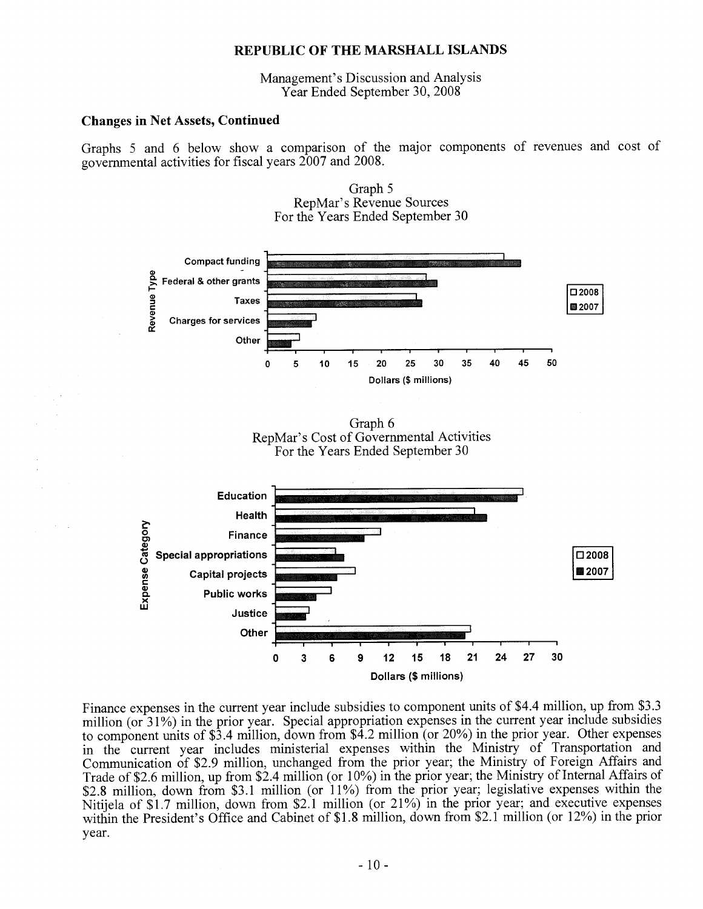## REPUBLIC OF THE MARSHALL ISLANDS

Management's Discussion and Analysis
Year Ended September 30, 2008

### Changes in Net Assets, Continued

Graphs 5 and 6 below show a comparison of the major components of revenues and cost of governmental activities for fiscal years 2007 and 2008.

Graph 5
RepMar's Revenue Sources
For the Years Ended September 30

Revenue Type: Compact funding, Federal & other grants, Taxes, Charges for services, Other

Dollars ($ millions): 0, 5, 10, 15, 20, 25, 30, 35, 40, 45, 50

Legend: 2008, 2007

Graph 6
RepMar's Cost of Governmental Activities
For the Years Ended September 30

Expense Category: Education, Health, Finance, Special appropriations, Capital projects, Public works, Justice, Other

Dollars ($ millions): 0, 3, 6, 9, 12, 15, 18, 21, 24, 27, 30

Legend: 2008, 2007

Finance expenses in the current year include subsidies to component units of $4.4 million, up from $3.3 million (or 31%) in the prior year. Special appropriation expenses in the current year include subsidies to component units of $3.4 million, down from $4.2 million (or 20%) in the prior year. Other expenses in the current year includes ministerial expenses within the Ministry of Transportation and Communication of $2.9 million, unchanged from the prior year; the Ministry of Foreign Affairs and Trade of $2.6 million, up from $2.4 million (or 10%) in the prior year; the Ministry of Internal Affairs of $2.8 million, down from $3.1 million (or 11%) from the prior year; legislative expenses within the Nitijela of $1.7 million, down from $2.1 million (or 21%) in the prior year; and executive expenses within the President's Office and Cabinet of $1.8 million, down from $2.1 million (or 12%) in the prior year.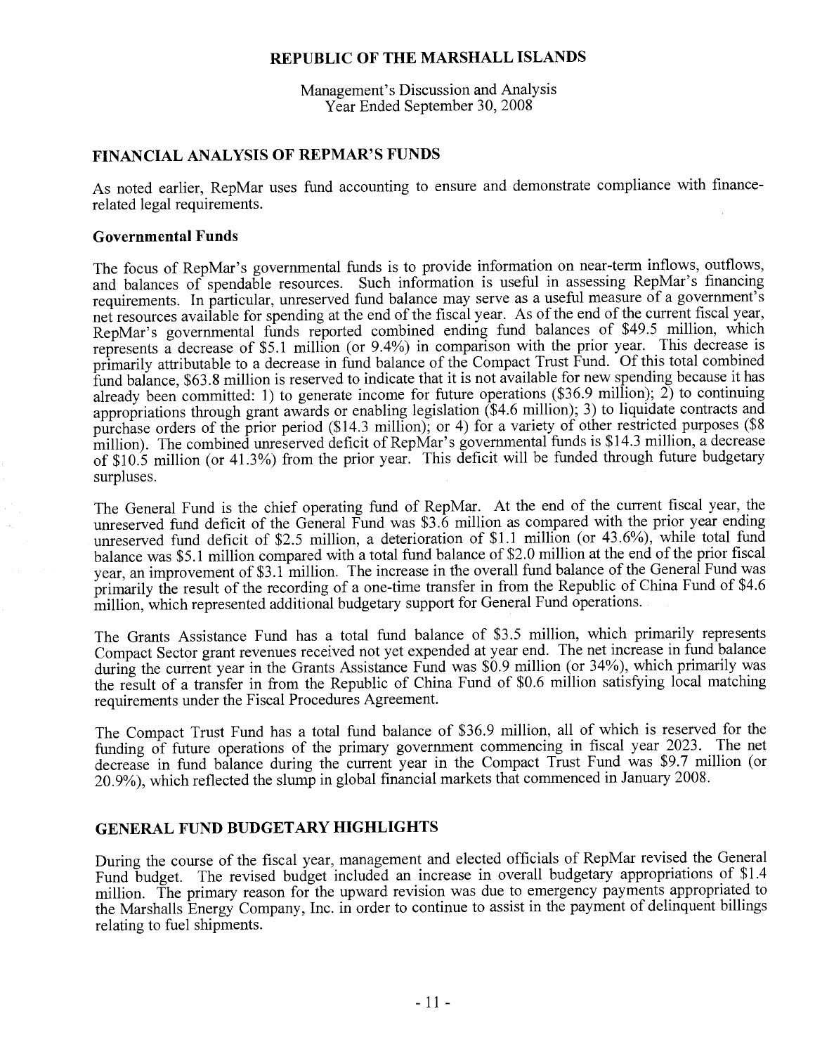# REPUBLIC OF THE MARSHALL ISLANDS

Management's Discussion and Analysis
Year Ended September 30, 2008

## FINANCIAL ANALYSIS OF REPMAR'S FUNDS

As noted earlier, RepMar uses fund accounting to ensure and demonstrate compliance with finance-related legal requirements.

### Governmental Funds

The focus of RepMar's governmental funds is to provide information on near-term inflows, outflows, and balances of spendable resources. Such information is useful in assessing RepMar's financing requirements. In particular, unreserved fund balance may serve as a useful measure of a government's net resources available for spending at the end of the fiscal year. As of the end of the current fiscal year, RepMar's governmental funds reported combined ending fund balances of $49.5 million, which represents a decrease of $5.1 million (or 9.4%) in comparison with the prior year. This decrease is primarily attributable to a decrease in fund balance of the Compact Trust Fund. Of this total combined fund balance, $63.8 million is reserved to indicate that it is not available for new spending because it has already been committed: 1) to generate income for future operations ($36.9 million); 2) to continuing appropriations through grant awards or enabling legislation ($4.6 million); 3) to liquidate contracts and purchase orders of the prior period ($14.3 million); or 4) for a variety of other restricted purposes ($8 million). The combined unreserved deficit of RepMar's governmental funds is $14.3 million, a decrease of $10.5 million (or 41.3%) from the prior year. This deficit will be funded through future budgetary surpluses.

The General Fund is the chief operating fund of RepMar. At the end of the current fiscal year, the unreserved fund deficit of the General Fund was $3.6 million as compared with the prior year ending unreserved fund deficit of $2.5 million, a deterioration of $1.1 million (or 43.6%), while total fund balance was $5.1 million compared with a total fund balance of $2.0 million at the end of the prior fiscal year, an improvement of $3.1 million. The increase in the overall fund balance of the General Fund was primarily the result of the recording of a one-time transfer in from the Republic of China Fund of $4.6 million, which represented additional budgetary support for General Fund operations.

The Grants Assistance Fund has a total fund balance of $3.5 million, which primarily represents Compact Sector grant revenues received not yet expended at year end. The net increase in fund balance during the current year in the Grants Assistance Fund was $0.9 million (or 34%), which primarily was the result of a transfer in from the Republic of China Fund of $0.6 million satisfying local matching requirements under the Fiscal Procedures Agreement.

The Compact Trust Fund has a total fund balance of $36.9 million, all of which is reserved for the funding of future operations of the primary government commencing in fiscal year 2023. The net decrease in fund balance during the current year in the Compact Trust Fund was $9.7 million (or 20.9%), which reflected the slump in global financial markets that commenced in January 2008.

## GENERAL FUND BUDGETARY HIGHLIGHTS

During the course of the fiscal year, management and elected officials of RepMar revised the General Fund budget. The revised budget included an increase in overall budgetary appropriations of $1.4 million. The primary reason for the upward revision was due to emergency payments appropriated to the Marshalls Energy Company, Inc. in order to continue to assist in the payment of delinquent billings relating to fuel shipments.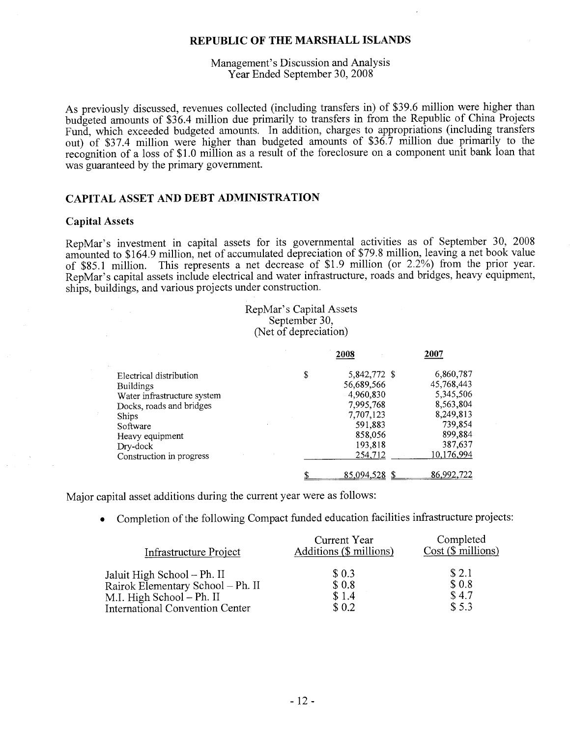As previously discussed, revenues collected (including transfers in) of $39.6 million were higher than budgeted amounts of $36.4 million due primarily to transfers in from the Republic of China Projects Fund, which exceeded budgeted amounts. In addition, charges to appropriations (including transfers out) of $37.4 million were higher than budgeted amounts of $36.7 million due primarily to the recognition of a loss of $1.0 million as a result of the foreclosure on a component unit bank loan that was guaranteed by the primary government.

## CAPITAL ASSET AND DEBT ADMINISTRATION

### Capital Assets

RepMar's investment in capital assets for its governmental activities as of September 30, 2008 amounted to $164.9 million, net of accumulated depreciation of $79.8 million, leaving a net book value of $85.1 million. This represents a net decrease of $1.9 million (or 2.2%) from the prior year. RepMar's capital assets include electrical and water infrastructure, roads and bridges, heavy equipment, ships, buildings, and various projects under construction.

RepMar's Capital Assets
September 30,
(Net of depreciation)

| | 2008 | 2007 |
|---|---|---|
| Electrical distribution | $ 5,842,772 | $ 6,860,787 |
| Buildings | 56,689,566 | 45,768,443 |
| Water infrastructure system | 4,960,830 | 5,345,506 |
| Docks, roads and bridges | 7,995,768 | 8,563,804 |
| Ships | 7,707,123 | 8,249,813 |
| Software | 591,883 | 739,854 |
| Heavy equipment | 858,056 | 899,884 |
| Dry-dock | 193,818 | 387,637 |
| Construction in progress | 254,712 | 10,176,994 |
| | $ 85,094,528 | $ 86,992,722 |

Major capital asset additions during the current year were as follows:

- Completion of the following Compact funded education facilities infrastructure projects:

| Infrastructure Project | Current Year Additions ($ millions) | Completed Cost ($ millions) |
|---|---|---|
| Jaluit High School – Ph. II | $ 0.3 | $ 2.1 |
| Rairok Elementary School – Ph. II | $ 0.8 | $ 0.8 |
| M.I. High School – Ph. II | $ 1.4 | $ 4.7 |
| International Convention Center | $ 0.2 | $ 5.3 |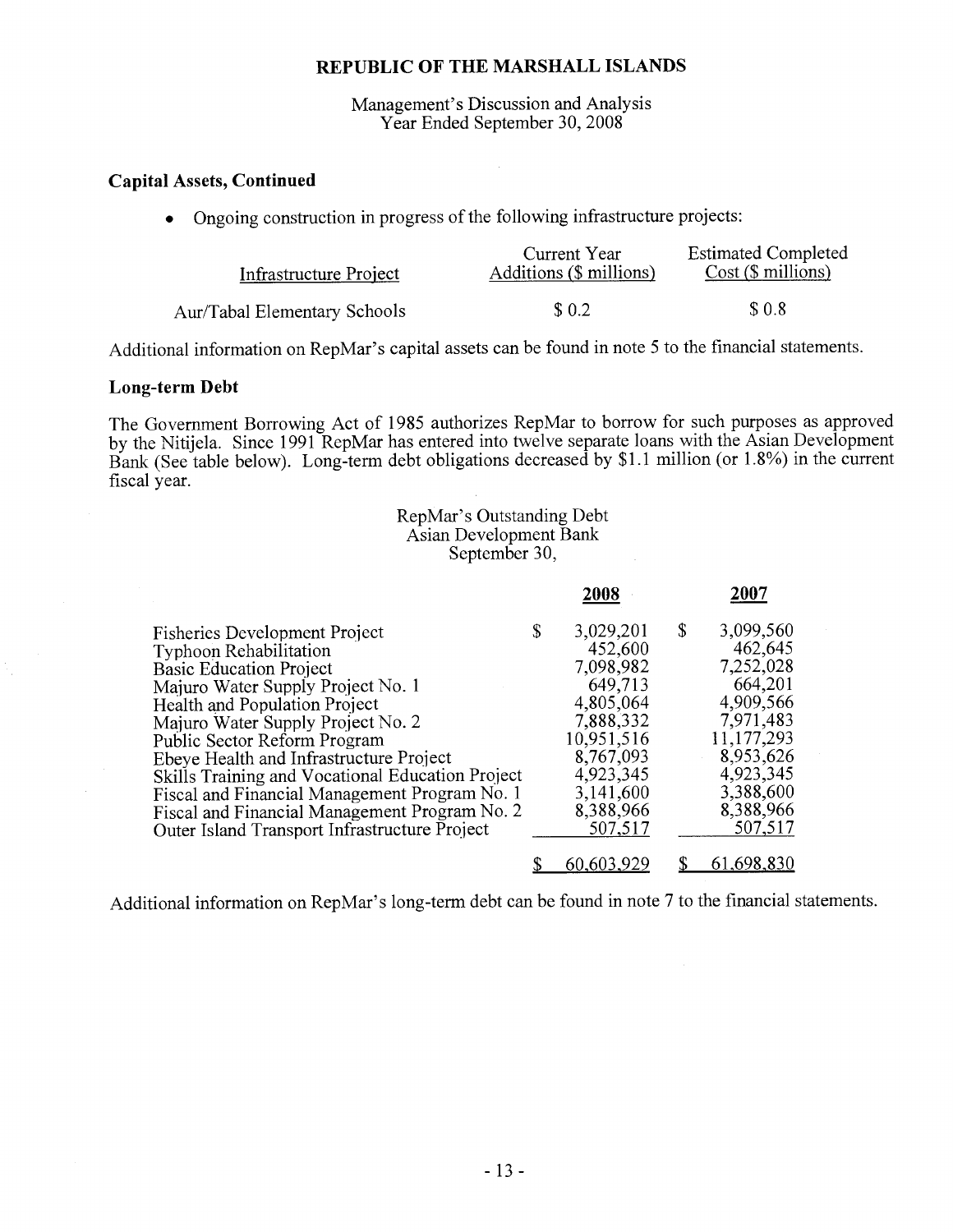## Capital Assets, Continued

- Ongoing construction in progress of the following infrastructure projects:

| Infrastructure Project | Current Year Additions ($ millions) | Estimated Completed Cost ($ millions) |
|---|---|---|
| Aur/Tabal Elementary Schools | $ 0.2 | $ 0.8 |

Additional information on RepMar's capital assets can be found in note 5 to the financial statements.

## Long-term Debt

The Government Borrowing Act of 1985 authorizes RepMar to borrow for such purposes as approved by the Nitijela. Since 1991 RepMar has entered into twelve separate loans with the Asian Development Bank (See table below). Long-term debt obligations decreased by $1.1 million (or 1.8%) in the current fiscal year.

RepMar's Outstanding Debt
Asian Development Bank
September 30,

| | 2008 | 2007 |
|---|---|---|
| Fisheries Development Project | $ 3,029,201 | $ 3,099,560 |
| Typhoon Rehabilitation | 452,600 | 462,645 |
| Basic Education Project | 7,098,982 | 7,252,028 |
| Majuro Water Supply Project No. 1 | 649,713 | 664,201 |
| Health and Population Project | 4,805,064 | 4,909,566 |
| Majuro Water Supply Project No. 2 | 7,888,332 | 7,971,483 |
| Public Sector Reform Program | 10,951,516 | 11,177,293 |
| Ebeye Health and Infrastructure Project | 8,767,093 | 8,953,626 |
| Skills Training and Vocational Education Project | 4,923,345 | 4,923,345 |
| Fiscal and Financial Management Program No. 1 | 3,141,600 | 3,388,600 |
| Fiscal and Financial Management Program No. 2 | 8,388,966 | 8,388,966 |
| Outer Island Transport Infrastructure Project | 507,517 | 507,517 |
| | $ 60,603,929 | $ 61,698,830 |

Additional information on RepMar's long-term debt can be found in note 7 to the financial statements.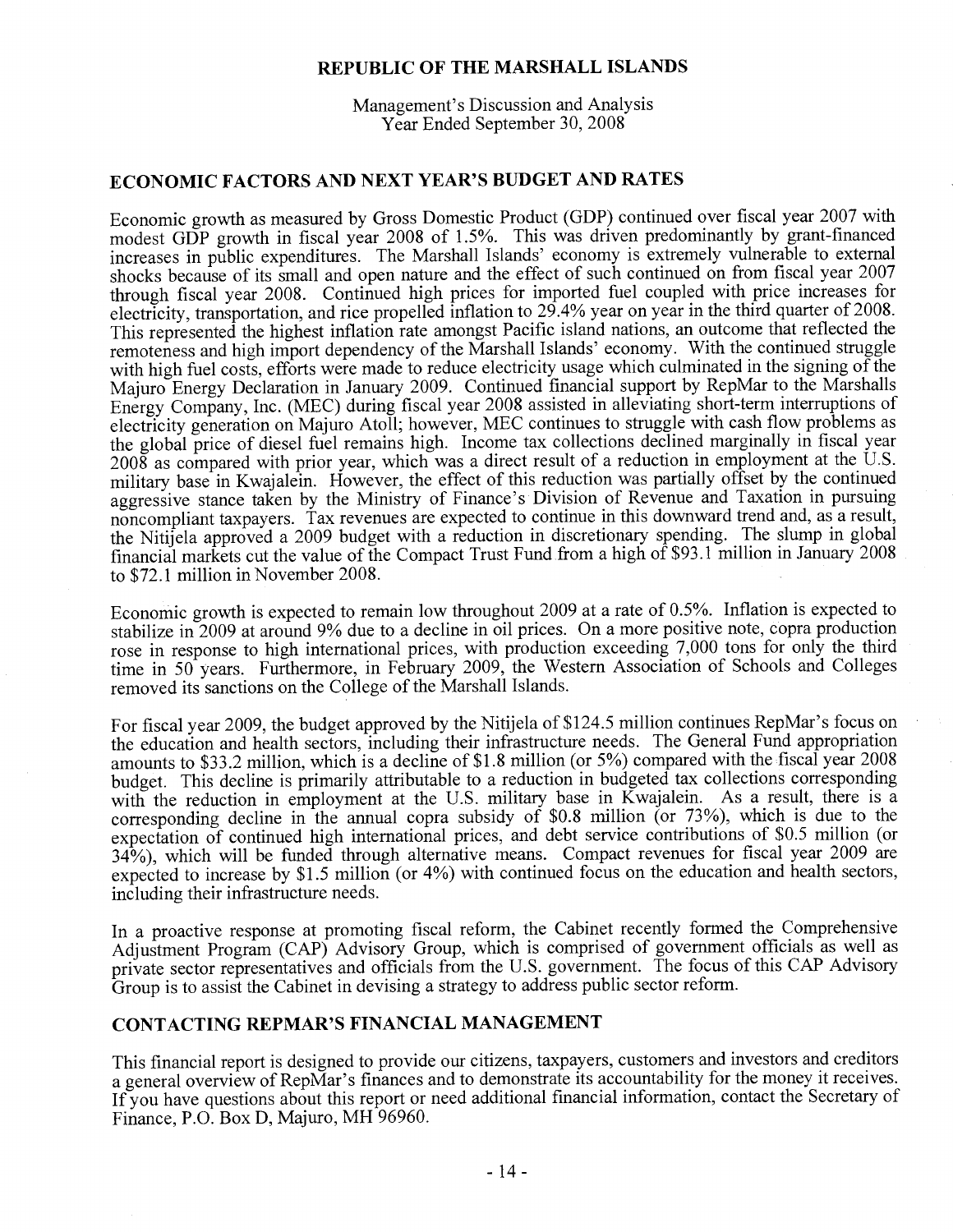# REPUBLIC OF THE MARSHALL ISLANDS

Management's Discussion and Analysis
Year Ended September 30, 2008

## ECONOMIC FACTORS AND NEXT YEAR'S BUDGET AND RATES

Economic growth as measured by Gross Domestic Product (GDP) continued over fiscal year 2007 with modest GDP growth in fiscal year 2008 of 1.5%. This was driven predominantly by grant-financed increases in public expenditures. The Marshall Islands' economy is extremely vulnerable to external shocks because of its small and open nature and the effect of such continued on from fiscal year 2007 through fiscal year 2008. Continued high prices for imported fuel coupled with price increases for electricity, transportation, and rice propelled inflation to 29.4% year on year in the third quarter of 2008. This represented the highest inflation rate amongst Pacific island nations, an outcome that reflected the remoteness and high import dependency of the Marshall Islands' economy. With the continued struggle with high fuel costs, efforts were made to reduce electricity usage which culminated in the signing of the Majuro Energy Declaration in January 2009. Continued financial support by RepMar to the Marshalls Energy Company, Inc. (MEC) during fiscal year 2008 assisted in alleviating short-term interruptions of electricity generation on Majuro Atoll; however, MEC continues to struggle with cash flow problems as the global price of diesel fuel remains high. Income tax collections declined marginally in fiscal year 2008 as compared with prior year, which was a direct result of a reduction in employment at the U.S. military base in Kwajalein. However, the effect of this reduction was partially offset by the continued aggressive stance taken by the Ministry of Finance's Division of Revenue and Taxation in pursuing noncompliant taxpayers. Tax revenues are expected to continue in this downward trend and, as a result, the Nitijela approved a 2009 budget with a reduction in discretionary spending. The slump in global financial markets cut the value of the Compact Trust Fund from a high of $93.1 million in January 2008 to $72.1 million in November 2008.

Economic growth is expected to remain low throughout 2009 at a rate of 0.5%. Inflation is expected to stabilize in 2009 at around 9% due to a decline in oil prices. On a more positive note, copra production rose in response to high international prices, with production exceeding 7,000 tons for only the third time in 50 years. Furthermore, in February 2009, the Western Association of Schools and Colleges removed its sanctions on the College of the Marshall Islands.

For fiscal year 2009, the budget approved by the Nitijela of $124.5 million continues RepMar's focus on the education and health sectors, including their infrastructure needs. The General Fund appropriation amounts to $33.2 million, which is a decline of $1.8 million (or 5%) compared with the fiscal year 2008 budget. This decline is primarily attributable to a reduction in budgeted tax collections corresponding with the reduction in employment at the U.S. military base in Kwajalein. As a result, there is a corresponding decline in the annual copra subsidy of $0.8 million (or 73%), which is due to the expectation of continued high international prices, and debt service contributions of $0.5 million (or 34%), which will be funded through alternative means. Compact revenues for fiscal year 2009 are expected to increase by $1.5 million (or 4%) with continued focus on the education and health sectors, including their infrastructure needs.

In a proactive response at promoting fiscal reform, the Cabinet recently formed the Comprehensive Adjustment Program (CAP) Advisory Group, which is comprised of government officials as well as private sector representatives and officials from the U.S. government. The focus of this CAP Advisory Group is to assist the Cabinet in devising a strategy to address public sector reform.

## CONTACTING REPMAR'S FINANCIAL MANAGEMENT

This financial report is designed to provide our citizens, taxpayers, customers and investors and creditors a general overview of RepMar's finances and to demonstrate its accountability for the money it receives. If you have questions about this report or need additional financial information, contact the Secretary of Finance, P.O. Box D, Majuro, MH 96960.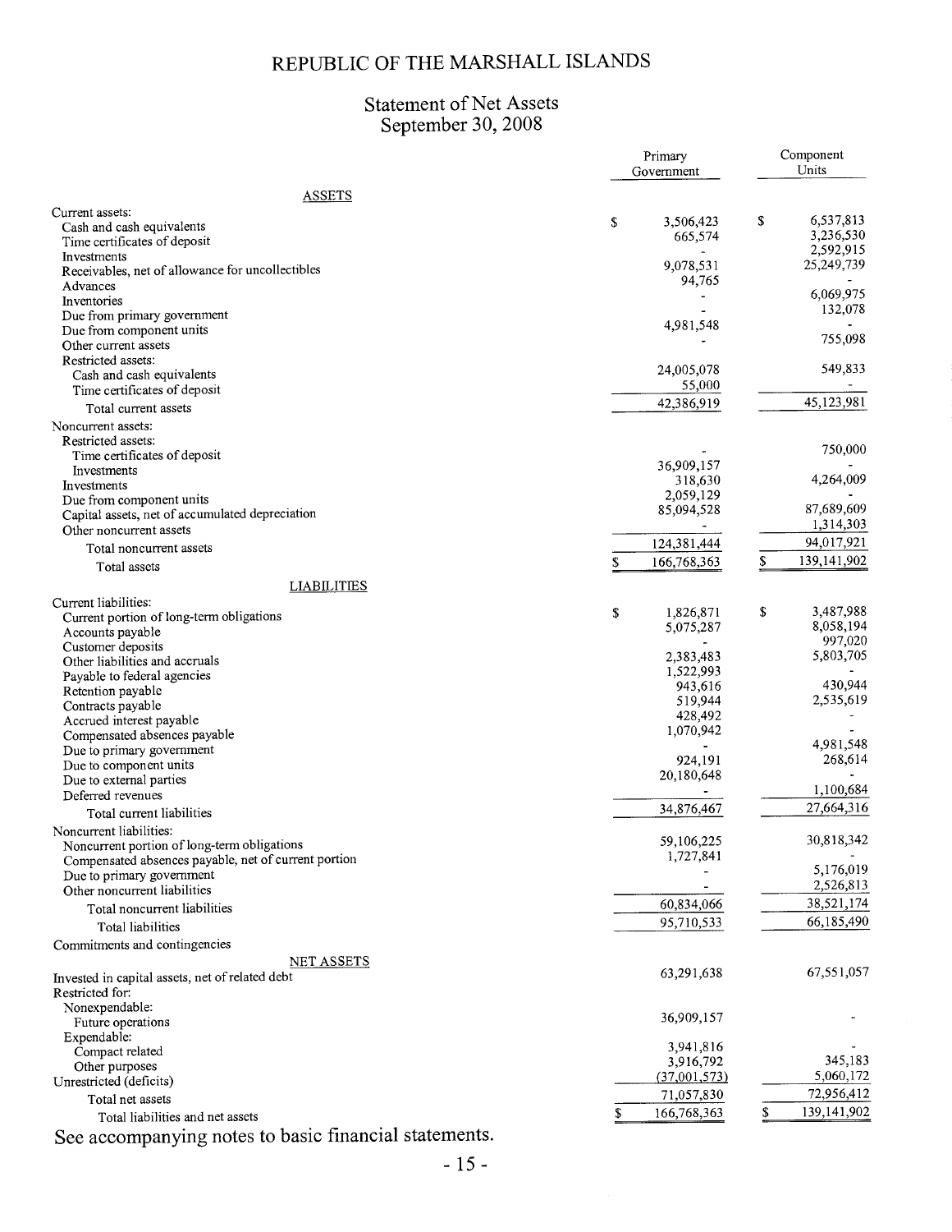# REPUBLIC OF THE MARSHALL ISLANDS

## Statement of Net Assets
## September 30, 2008

| | Primary Government | Component Units |
|---|---|---|
| **ASSETS** | | |
| Current assets: | | |
| Cash and cash equivalents | $ 3,506,423 | $ 6,537,813 |
| Time certificates of deposit | 665,574 | 3,236,530 |
| Investments | - | 2,592,915 |
| Receivables, net of allowance for uncollectibles | 9,078,531 | 25,249,739 |
| Advances | 94,765 | - |
| Inventories | - | 6,069,975 |
| Due from primary government | - | 132,078 |
| Due from component units | 4,981,548 | - |
| Other current assets | - | 755,098 |
| Restricted assets: | | |
| Cash and cash equivalents | 24,005,078 | 549,833 |
| Time certificates of deposit | 55,000 | - |
| Total current assets | 42,386,919 | 45,123,981 |
| Noncurrent assets: | | |
| Restricted assets: | | |
| Time certificates of deposit | - | 750,000 |
| Investments | 36,909,157 | - |
| Investments | 318,630 | 4,264,009 |
| Due from component units | 2,059,129 | - |
| Capital assets, net of accumulated depreciation | 85,094,528 | 87,689,609 |
| Other noncurrent assets | - | 1,314,303 |
| Total noncurrent assets | 124,381,444 | 94,017,921 |
| Total assets | $ 166,768,363 | $ 139,141,902 |
| **LIABILITIES** | | |
| Current liabilities: | | |
| Current portion of long-term obligations | $ 1,826,871 | $ 3,487,988 |
| Accounts payable | 5,075,287 | 8,058,194 |
| Customer deposits | - | 997,020 |
| Other liabilities and accruals | 2,383,483 | 5,803,705 |
| Payable to federal agencies | 1,522,993 | - |
| Retention payable | 943,616 | 430,944 |
| Contracts payable | 519,944 | 2,535,619 |
| Accrued interest payable | 428,492 | - |
| Compensated absences payable | 1,070,942 | - |
| Due to primary government | - | 4,981,548 |
| Due to component units | 924,191 | 268,614 |
| Due to external parties | 20,180,648 | - |
| Deferred revenues | - | 1,100,684 |
| Total current liabilities | 34,876,467 | 27,664,316 |
| Noncurrent liabilities: | | |
| Noncurrent portion of long-term obligations | 59,106,225 | 30,818,342 |
| Compensated absences payable, net of current portion | 1,727,841 | - |
| Due to primary government | - | 5,176,019 |
| Other noncurrent liabilities | - | 2,526,813 |
| Total noncurrent liabilities | 60,834,066 | 38,521,174 |
| Total liabilities | 95,710,533 | 66,185,490 |
| Commitments and contingencies | | |
| **NET ASSETS** | | |
| Invested in capital assets, net of related debt | 63,291,638 | 67,551,057 |
| Restricted for: | | |
| Nonexpendable: | | |
| Future operations | 36,909,157 | - |
| Expendable: | | |
| Compact related | 3,941,816 | - |
| Other purposes | 3,916,792 | 345,183 |
| Unrestricted (deficits) | (37,001,573) | 5,060,172 |
| Total net assets | 71,057,830 | 72,956,412 |
| Total liabilities and net assets | $ 166,768,363 | $ 139,141,902 |

See accompanying notes to basic financial statements.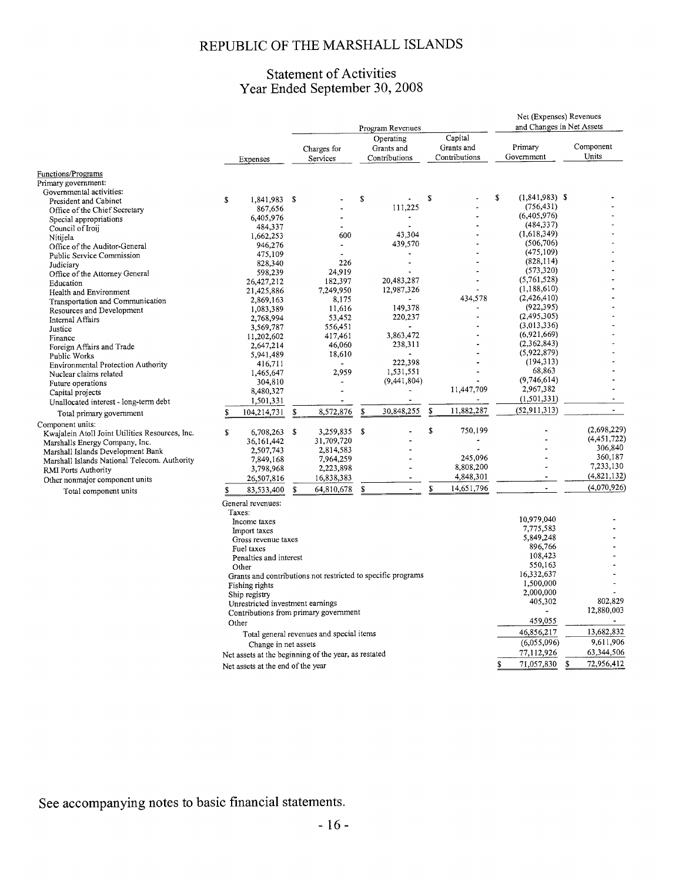# REPUBLIC OF THE MARSHALL ISLANDS

## Statement of Activities
## Year Ended September 30, 2008

| | | Program Revenues | | | Net (Expenses) Revenues and Changes in Net Assets | |
|---|---|---|---|---|---|---|
| | Expenses | Charges for Services | Operating Grants and Contributions | Capital Grants and Contributions | Primary Government | Component Units |
| Functions/Programs | | | | | | |
| Primary government: | | | | | | |
| Governmental activities: | | | | | | |
| President and Cabinet | $ 1,841,983 | $ - | $ - | $ - | $ (1,841,983) | $ - |
| Office of the Chief Secretary | 867,656 | - | 111,225 | - | (756,431) | - |
| Special appropriations | 6,405,976 | - | - | - | (6,405,976) | - |
| Council of Iroij | 484,337 | - | - | - | (484,337) | - |
| Nitijela | 1,662,253 | 600 | 43,304 | - | (1,618,349) | - |
| Office of the Auditor-General | 946,276 | - | 439,570 | - | (506,706) | - |
| Public Service Commission | 475,109 | - | - | - | (475,109) | - |
| Judiciary | 828,340 | 226 | - | - | (828,114) | - |
| Office of the Attorney General | 598,239 | 24,919 | - | - | (573,320) | - |
| Education | 26,427,212 | 182,397 | 20,483,287 | - | (5,761,528) | - |
| Health and Environment | 21,425,886 | 7,249,950 | 12,987,326 | - | (1,188,610) | - |
| Transportation and Communication | 2,869,163 | 8,175 | - | 434,578 | (2,426,410) | - |
| Resources and Development | 1,083,389 | 11,616 | 149,378 | - | (922,395) | - |
| Internal Affairs | 2,768,994 | 53,452 | 220,237 | - | (2,495,305) | - |
| Justice | 3,569,787 | 556,451 | - | - | (3,013,336) | - |
| Finance | 11,202,602 | 417,461 | 3,863,472 | - | (6,921,669) | - |
| Foreign Affairs and Trade | 2,647,214 | 46,060 | 238,311 | - | (2,362,843) | - |
| Public Works | 5,941,489 | 18,610 | - | - | (5,922,879) | - |
| Environmental Protection Authority | 416,711 | - | 222,398 | - | (194,313) | - |
| Nuclear claims related | 1,465,647 | 2,959 | 1,531,551 | - | 68,863 | - |
| Future operations | 304,810 | - | (9,441,804) | - | (9,746,614) | - |
| Capital projects | 8,480,327 | - | - | 11,447,709 | 2,967,382 | - |
| Unallocated interest - long-term debt | 1,501,331 | - | - | - | (1,501,331) | - |
| Total primary government | $ 104,214,731 | $ 8,572,876 | $ 30,848,255 | $ 11,882,287 | (52,911,313) | - |
| Component units: | | | | | | |
| Kwajalein Atoll Joint Utilities Resources, Inc. | $ 6,708,263 | $ 3,259,835 | $ - | $ 750,199 | - | (2,698,229) |
| Marshalls Energy Company, Inc. | 36,161,442 | 31,709,720 | - | - | - | (4,451,722) |
| Marshall Islands Development Bank | 2,507,743 | 2,814,583 | - | - | - | 306,840 |
| Marshall Islands National Telecom. Authority | 7,849,168 | 7,964,259 | - | 245,096 | - | 360,187 |
| RMI Ports Authority | 3,798,968 | 2,223,898 | - | 8,808,200 | - | 7,233,130 |
| Other nonmajor component units | 26,507,816 | 16,838,383 | - | 4,848,301 | - | (4,821,132) |
| Total component units | $ 83,533,400 | $ 64,810,678 | $ - | $ 14,651,796 | - | (4,070,926) |
| General revenues: | | | | | | |
| Taxes: | | | | | | |
| Income taxes | | | | | 10,979,040 | - |
| Import taxes | | | | | 7,775,583 | - |
| Gross revenue taxes | | | | | 5,849,248 | - |
| Fuel taxes | | | | | 896,766 | - |
| Penalties and interest | | | | | 108,423 | - |
| Other | | | | | 550,163 | - |
| Grants and contributions not restricted to specific programs | | | | | 16,332,637 | - |
| Fishing rights | | | | | 1,500,000 | - |
| Ship registry | | | | | 2,000,000 | - |
| Unrestricted investment earnings | | | | | 405,302 | 802,829 |
| Contributions from primary government | | | | | - | 12,880,003 |
| Other | | | | | 459,055 | - |
| Total general revenues and special items | | | | | 46,856,217 | 13,682,832 |
| Change in net assets | | | | | (6,055,096) | 9,611,906 |
| Net assets at the beginning of the year, as restated | | | | | 77,112,926 | 63,344,506 |
| Net assets at the end of the year | | | | | $ 71,057,830 | $ 72,956,412 |

See accompanying notes to basic financial statements.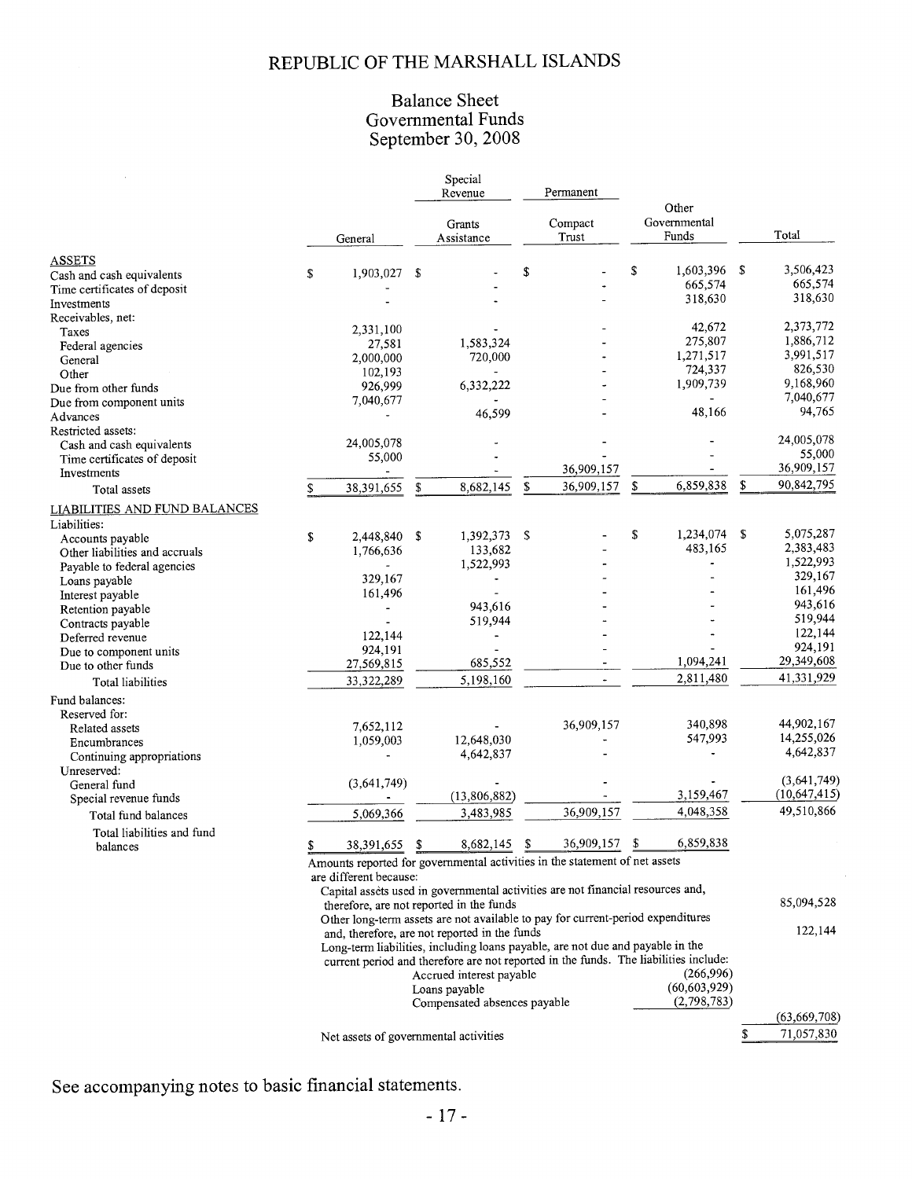# REPUBLIC OF THE MARSHALL ISLANDS

## Balance Sheet
## Governmental Funds
## September 30, 2008

| | General | Special Revenue<br>Grants Assistance | Permanent<br>Compact Trust | Other Governmental Funds | Total |
|---|---|---|---|---|---|
| **ASSETS** | | | | | |
| Cash and cash equivalents | $ 1,903,027 | $ - | $ - | $ 1,603,396 | $ 3,506,423 |
| Time certificates of deposit | - | - | - | 665,574 | 665,574 |
| Investments | - | - | - | 318,630 | 318,630 |
| Receivables, net: | | | | | |
| Taxes | 2,331,100 | - | - | 42,672 | 2,373,772 |
| Federal agencies | 27,581 | 1,583,324 | - | 275,807 | 1,886,712 |
| General | 2,000,000 | 720,000 | - | 1,271,517 | 3,991,517 |
| Other | 102,193 | - | - | 724,337 | 826,530 |
| Due from other funds | 926,999 | 6,332,222 | - | 1,909,739 | 9,168,960 |
| Due from component units | 7,040,677 | - | - | - | 7,040,677 |
| Advances | - | 46,599 | - | 48,166 | 94,765 |
| Restricted assets: | | | | | |
| Cash and cash equivalents | 24,005,078 | - | - | - | 24,005,078 |
| Time certificates of deposit | 55,000 | - | - | - | 55,000 |
| Investments | - | - | 36,909,157 | - | 36,909,157 |
| Total assets | $ 38,391,655 | $ 8,682,145 | $ 36,909,157 | $ 6,859,838 | $ 90,842,795 |
| **LIABILITIES AND FUND BALANCES** | | | | | |
| Liabilities: | | | | | |
| Accounts payable | $ 2,448,840 | $ 1,392,373 | $ - | $ 1,234,074 | $ 5,075,287 |
| Other liabilities and accruals | 1,766,636 | 133,682 | - | 483,165 | 2,383,483 |
| Payable to federal agencies | - | 1,522,993 | - | - | 1,522,993 |
| Loans payable | 329,167 | - | - | - | 329,167 |
| Interest payable | 161,496 | - | - | - | 161,496 |
| Retention payable | - | 943,616 | - | - | 943,616 |
| Contracts payable | - | 519,944 | - | - | 519,944 |
| Deferred revenue | 122,144 | - | - | - | 122,144 |
| Due to component units | 924,191 | - | - | - | 924,191 |
| Due to other funds | 27,569,815 | 685,552 | - | 1,094,241 | 29,349,608 |
| Total liabilities | 33,322,289 | 5,198,160 | - | 2,811,480 | 41,331,929 |
| Fund balances: | | | | | |
| Reserved for: | | | | | |
| Related assets | 7,652,112 | - | 36,909,157 | 340,898 | 44,902,167 |
| Encumbrances | 1,059,003 | 12,648,030 | - | 547,993 | 14,255,026 |
| Continuing appropriations | - | 4,642,837 | - | - | 4,642,837 |
| Unreserved: | | | | | |
| General fund | (3,641,749) | - | - | - | (3,641,749) |
| Special revenue funds | - | (13,806,882) | - | 3,159,467 | (10,647,415) |
| Total fund balances | 5,069,366 | 3,483,985 | 36,909,157 | 4,048,358 | 49,510,866 |
| Total liabilities and fund balances | $ 38,391,655 | $ 8,682,145 | $ 36,909,157 | $ 6,859,838 | |

| | | |
|---|---|---|
| Amounts reported for governmental activities in the statement of net assets are different because: | | |
| Capital assets used in governmental activities are not financial resources and, therefore, are not reported in the funds | | 85,094,528 |
| Other long-term assets are not available to pay for current-period expenditures and, therefore, are not reported in the funds | | 122,144 |
| Long-term liabilities, including loans payable, are not due and payable in the current period and therefore are not reported in the funds. The liabilities include: | | |
| Accrued interest payable | (266,996) | |
| Loans payable | (60,603,929) | |
| Compensated absences payable | (2,798,783) | |
| | | (63,669,708) |
| Net assets of governmental activities | | $ 71,057,830 |

See accompanying notes to basic financial statements.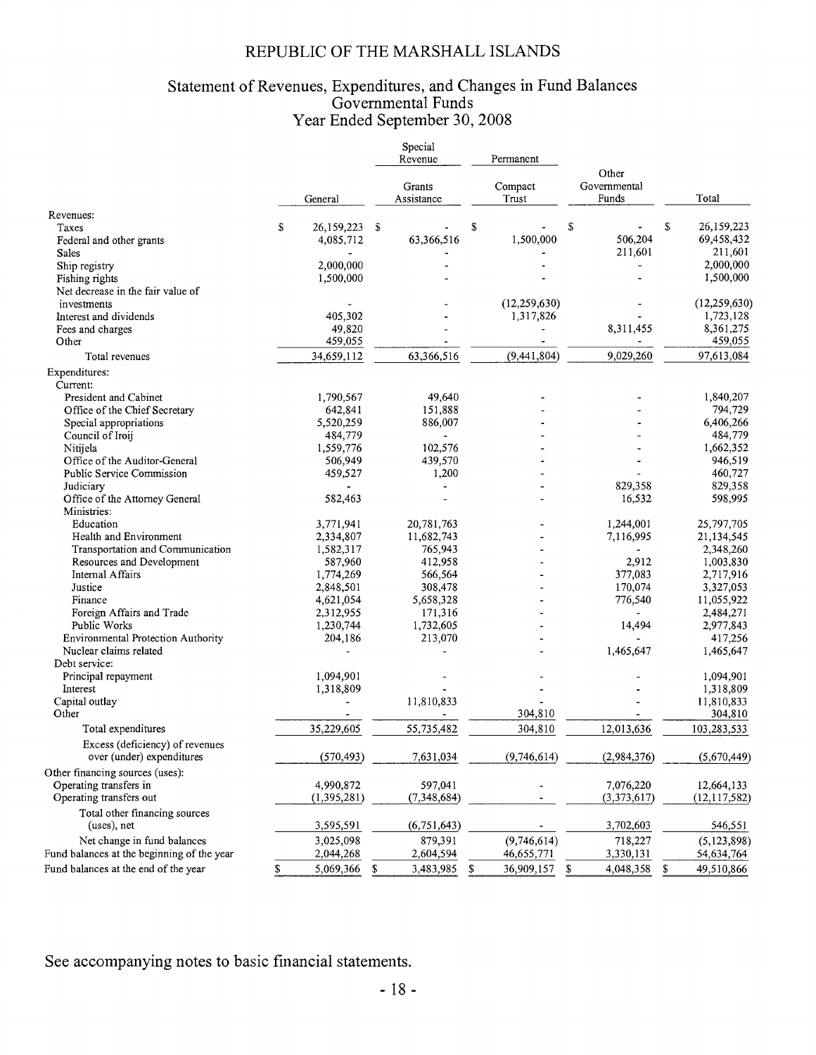# REPUBLIC OF THE MARSHALL ISLANDS

## Statement of Revenues, Expenditures, and Changes in Fund Balances
## Governmental Funds
## Year Ended September 30, 2008

| | | Special Revenue | Permanent | | |
|---|---|---|---|---|---|
| | General | Grants Assistance | Compact Trust | Other Governmental Funds | Total |
| Revenues: | | | | | |
| Taxes | $ 26,159,223 | $ - | $ - | $ - | $ 26,159,223 |
| Federal and other grants | 4,085,712 | 63,366,516 | 1,500,000 | 506,204 | 69,458,432 |
| Sales | - | - | - | 211,601 | 211,601 |
| Ship registry | 2,000,000 | - | - | - | 2,000,000 |
| Fishing rights | 1,500,000 | - | - | - | 1,500,000 |
| Net decrease in the fair value of investments | - | - | (12,259,630) | - | (12,259,630) |
| Interest and dividends | 405,302 | - | 1,317,826 | - | 1,723,128 |
| Fees and charges | 49,820 | - | - | 8,311,455 | 8,361,275 |
| Other | 459,055 | - | - | - | 459,055 |
| Total revenues | 34,659,112 | 63,366,516 | (9,441,804) | 9,029,260 | 97,613,084 |
| Expenditures: | | | | | |
| Current: | | | | | |
| President and Cabinet | 1,790,567 | 49,640 | - | - | 1,840,207 |
| Office of the Chief Secretary | 642,841 | 151,888 | - | - | 794,729 |
| Special appropriations | 5,520,259 | 886,007 | - | - | 6,406,266 |
| Council of Iroij | 484,779 | - | - | - | 484,779 |
| Nitijela | 1,559,776 | 102,576 | - | - | 1,662,352 |
| Office of the Auditor-General | 506,949 | 439,570 | - | - | 946,519 |
| Public Service Commission | 459,527 | 1,200 | - | - | 460,727 |
| Judiciary | - | - | - | 829,358 | 829,358 |
| Office of the Attorney General | 582,463 | - | - | 16,532 | 598,995 |
| Ministries: | | | | | |
| Education | 3,771,941 | 20,781,763 | - | 1,244,001 | 25,797,705 |
| Health and Environment | 2,334,807 | 11,682,743 | - | 7,116,995 | 21,134,545 |
| Transportation and Communication | 1,582,317 | 765,943 | - | - | 2,348,260 |
| Resources and Development | 587,960 | 412,958 | - | 2,912 | 1,003,830 |
| Internal Affairs | 1,774,269 | 566,564 | - | 377,083 | 2,717,916 |
| Justice | 2,848,501 | 308,478 | - | 170,074 | 3,327,053 |
| Finance | 4,621,054 | 5,658,328 | - | 776,540 | 11,055,922 |
| Foreign Affairs and Trade | 2,312,955 | 171,316 | - | - | 2,484,271 |
| Public Works | 1,230,744 | 1,732,605 | - | 14,494 | 2,977,843 |
| Environmental Protection Authority | 204,186 | 213,070 | - | - | 417,256 |
| Nuclear claims related | - | - | - | 1,465,647 | 1,465,647 |
| Debt service: | | | | | |
| Principal repayment | 1,094,901 | - | - | - | 1,094,901 |
| Interest | 1,318,809 | - | - | - | 1,318,809 |
| Capital outlay | - | 11,810,833 | - | - | 11,810,833 |
| Other | - | - | 304,810 | - | 304,810 |
| Total expenditures | 35,229,605 | 55,735,482 | 304,810 | 12,013,636 | 103,283,533 |
| Excess (deficiency) of revenues over (under) expenditures | (570,493) | 7,631,034 | (9,746,614) | (2,984,376) | (5,670,449) |
| Other financing sources (uses): | | | | | |
| Operating transfers in | 4,990,872 | 597,041 | - | 7,076,220 | 12,664,133 |
| Operating transfers out | (1,395,281) | (7,348,684) | - | (3,373,617) | (12,117,582) |
| Total other financing sources (uses), net | 3,595,591 | (6,751,643) | - | 3,702,603 | 546,551 |
| Net change in fund balances | 3,025,098 | 879,391 | (9,746,614) | 718,227 | (5,123,898) |
| Fund balances at the beginning of the year | 2,044,268 | 2,604,594 | 46,655,771 | 3,330,131 | 54,634,764 |
| Fund balances at the end of the year | $ 5,069,366 | $ 3,483,985 | $ 36,909,157 | $ 4,048,358 | $ 49,510,866 |

See accompanying notes to basic financial statements.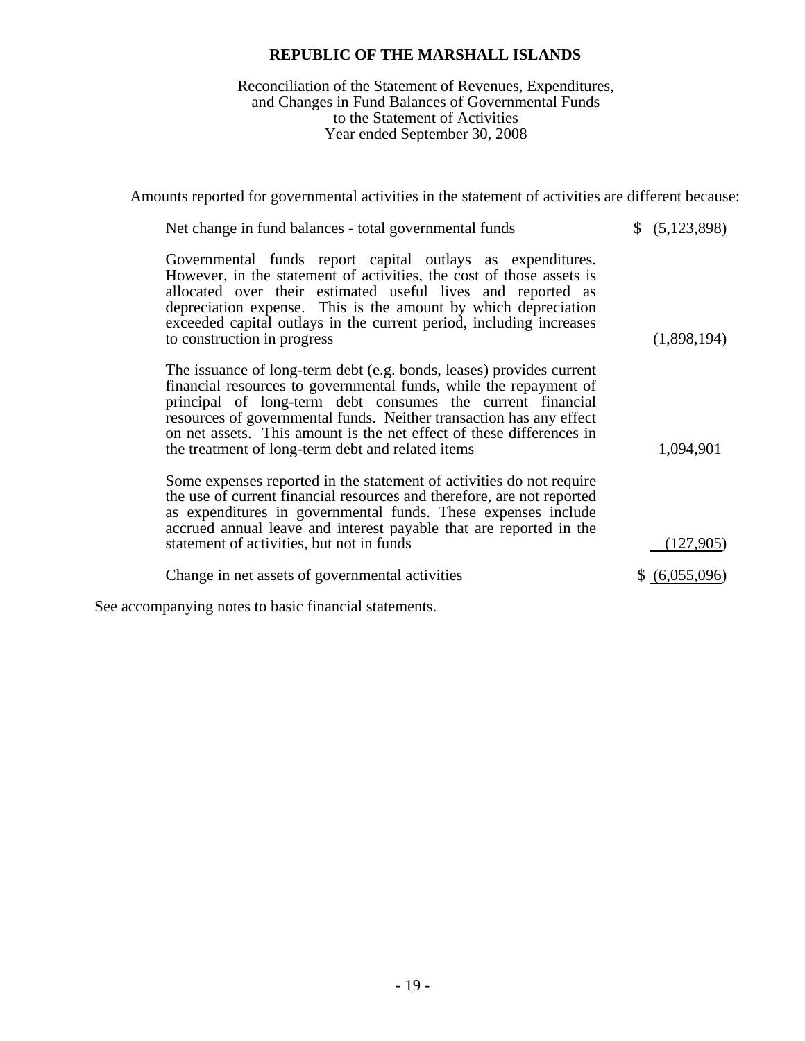# REPUBLIC OF THE MARSHALL ISLANDS

Reconciliation of the Statement of Revenues, Expenditures, and Changes in Fund Balances of Governmental Funds to the Statement of Activities
Year ended September 30, 2008

Amounts reported for governmental activities in the statement of activities are different because:

| | |
|---|---|
| Net change in fund balances - total governmental funds | $ (5,123,898) |
| Governmental funds report capital outlays as expenditures. However, in the statement of activities, the cost of those assets is allocated over their estimated useful lives and reported as depreciation expense. This is the amount by which depreciation exceeded capital outlays in the current period, including increases to construction in progress | (1,898,194) |
| The issuance of long-term debt (e.g. bonds, leases) provides current financial resources to governmental funds, while the repayment of principal of long-term debt consumes the current financial resources of governmental funds. Neither transaction has any effect on net assets. This amount is the net effect of these differences in the treatment of long-term debt and related items | 1,094,901 |
| Some expenses reported in the statement of activities do not require the use of current financial resources and therefore, are not reported as expenditures in governmental funds. These expenses include accrued annual leave and interest payable that are reported in the statement of activities, but not in funds | (127,905) |
| Change in net assets of governmental activities | $ (6,055,096) |

See accompanying notes to basic financial statements.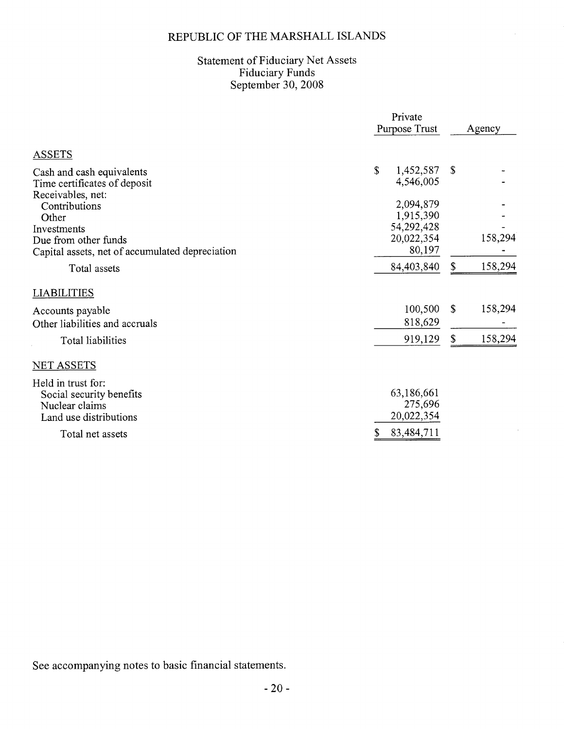# REPUBLIC OF THE MARSHALL ISLANDS

## Statement of Fiduciary Net Assets
## Fiduciary Funds
## September 30, 2008

| | Private Purpose Trust | Agency |
|---|---|---|
| **ASSETS** | | |
| Cash and cash equivalents | $ 1,452,587 | $ - |
| Time certificates of deposit | 4,546,005 | - |
| Receivables, net: | | |
| Contributions | 2,094,879 | - |
| Other | 1,915,390 | - |
| Investments | 54,292,428 | - |
| Due from other funds | 20,022,354 | 158,294 |
| Capital assets, net of accumulated depreciation | 80,197 | - |
| Total assets | 84,403,840 | $ 158,294 |
| **LIABILITIES** | | |
| Accounts payable | 100,500 | $ 158,294 |
| Other liabilities and accruals | 818,629 | - |
| Total liabilities | 919,129 | $ 158,294 |
| **NET ASSETS** | | |
| Held in trust for: | | |
| Social security benefits | 63,186,661 | |
| Nuclear claims | 275,696 | |
| Land use distributions | 20,022,354 | |
| Total net assets | $ 83,484,711 | |

See accompanying notes to basic financial statements.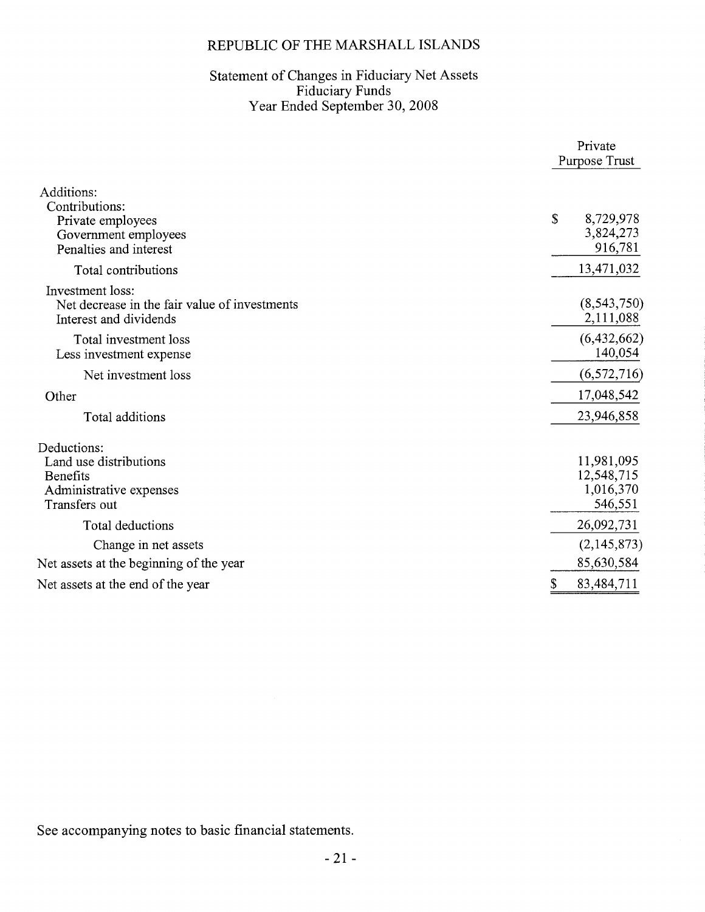# REPUBLIC OF THE MARSHALL ISLANDS

## Statement of Changes in Fiduciary Net Assets
## Fiduciary Funds
## Year Ended September 30, 2008

| | Private Purpose Trust |
|---|---|
| Additions: | |
| Contributions: | |
| Private employees | $ 8,729,978 |
| Government employees | 3,824,273 |
| Penalties and interest | 916,781 |
| Total contributions | 13,471,032 |
| Investment loss: | |
| Net decrease in the fair value of investments | (8,543,750) |
| Interest and dividends | 2,111,088 |
| Total investment loss | (6,432,662) |
| Less investment expense | 140,054 |
| Net investment loss | (6,572,716) |
| Other | 17,048,542 |
| Total additions | 23,946,858 |
| Deductions: | |
| Land use distributions | 11,981,095 |
| Benefits | 12,548,715 |
| Administrative expenses | 1,016,370 |
| Transfers out | 546,551 |
| Total deductions | 26,092,731 |
| Change in net assets | (2,145,873) |
| Net assets at the beginning of the year | 85,630,584 |
| Net assets at the end of the year | $ 83,484,711 |

See accompanying notes to basic financial statements.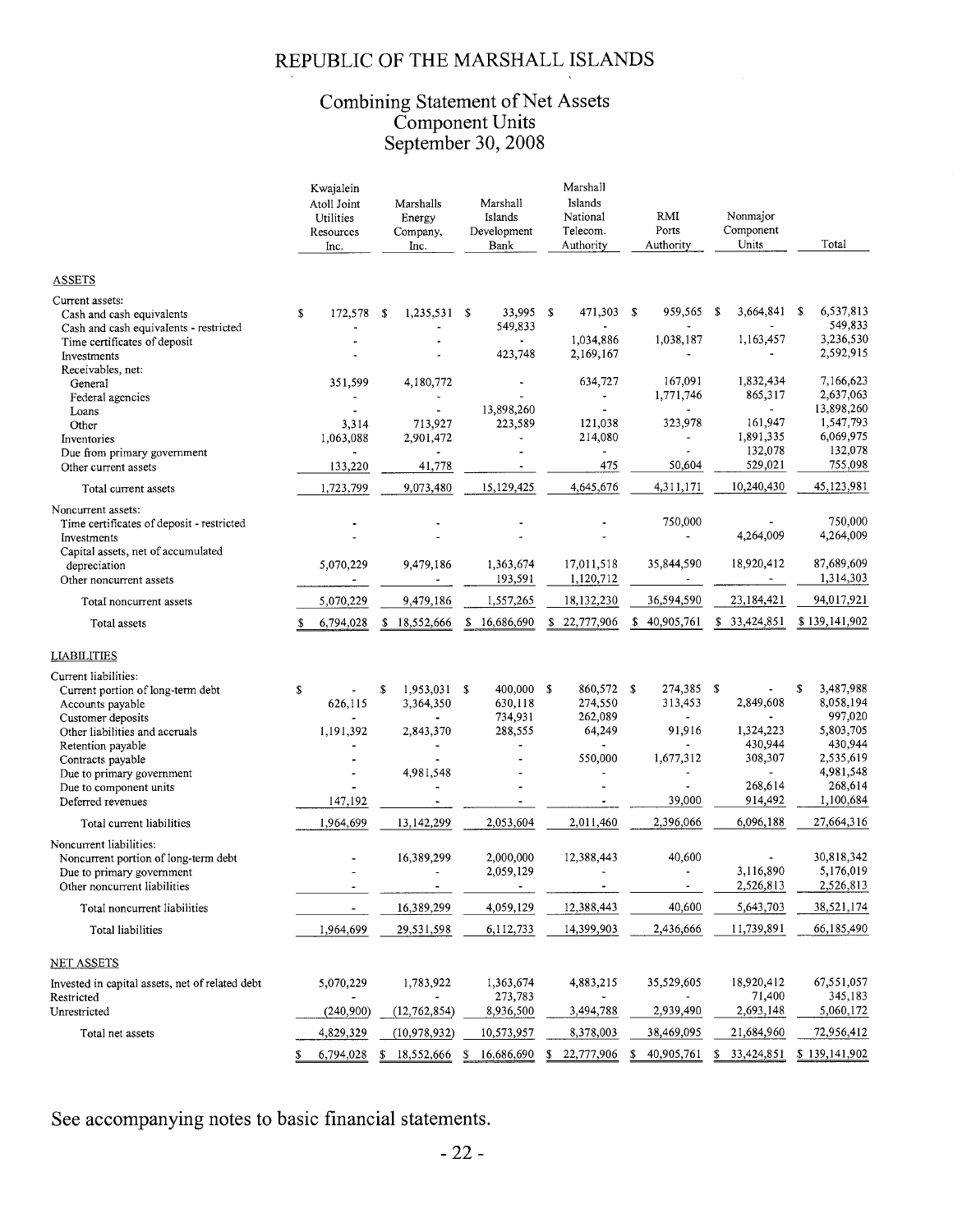# REPUBLIC OF THE MARSHALL ISLANDS

## Combining Statement of Net Assets
## Component Units
## September 30, 2008

| | Kwajalein Atoll Joint Utilities Resources Inc. | Marshalls Energy Company, Inc. | Marshall Islands Development Bank | Marshall Islands National Telecom. Authority | RMI Ports Authority | Nonmajor Component Units | Total |
|---|---|---|---|---|---|---|---|
| **ASSETS** | | | | | | | |
| Current assets: | | | | | | | |
| Cash and cash equivalents | $ 172,578 | $ 1,235,531 | $ 33,995 | $ 471,303 | $ 959,565 | $ 3,664,841 | $ 6,537,813 |
| Cash and cash equivalents - restricted | - | - | 549,833 | - | - | - | 549,833 |
| Time certificates of deposit | - | - | - | 1,034,886 | 1,038,187 | 1,163,457 | 3,236,530 |
| Investments | - | - | 423,748 | 2,169,167 | - | - | 2,592,915 |
| Receivables, net: | | | | | | | |
| General | 351,599 | 4,180,772 | - | 634,727 | 167,091 | 1,832,434 | 7,166,623 |
| Federal agencies | - | - | - | - | 1,771,746 | 865,317 | 2,637,063 |
| Loans | - | - | 13,898,260 | - | - | - | 13,898,260 |
| Other | 3,314 | 713,927 | 223,589 | 121,038 | 323,978 | 161,947 | 1,547,793 |
| Inventories | 1,063,088 | 2,901,472 | - | 214,080 | - | 1,891,335 | 6,069,975 |
| Due from primary government | - | - | - | - | - | 132,078 | 132,078 |
| Other current assets | 133,220 | 41,778 | - | 475 | 50,604 | 529,021 | 755,098 |
| Total current assets | 1,723,799 | 9,073,480 | 15,129,425 | 4,645,676 | 4,311,171 | 10,240,430 | 45,123,981 |
| Noncurrent assets: | | | | | | | |
| Time certificates of deposit - restricted | - | - | - | - | 750,000 | - | 750,000 |
| Investments | - | - | - | - | - | 4,264,009 | 4,264,009 |
| Capital assets, net of accumulated depreciation | 5,070,229 | 9,479,186 | 1,363,674 | 17,011,518 | 35,844,590 | 18,920,412 | 87,689,609 |
| Other noncurrent assets | - | - | 193,591 | 1,120,712 | - | - | 1,314,303 |
| Total noncurrent assets | 5,070,229 | 9,479,186 | 1,557,265 | 18,132,230 | 36,594,590 | 23,184,421 | 94,017,921 |
| Total assets | $ 6,794,028 | $ 18,552,666 | $ 16,686,690 | $ 22,777,906 | $ 40,905,761 | $ 33,424,851 | $ 139,141,902 |
| **LIABILITIES** | | | | | | | |
| Current liabilities: | | | | | | | |
| Current portion of long-term debt | $ - | $ 1,953,031 | $ 400,000 | $ 860,572 | $ 274,385 | $ - | $ 3,487,988 |
| Accounts payable | 626,115 | 3,364,350 | 630,118 | 274,550 | 313,453 | 2,849,608 | 8,058,194 |
| Customer deposits | - | - | 734,931 | 262,089 | - | - | 997,020 |
| Other liabilities and accruals | 1,191,392 | 2,843,370 | 288,555 | 64,249 | 91,916 | 1,324,223 | 5,803,705 |
| Retention payable | - | - | - | - | - | 430,944 | 430,944 |
| Contracts payable | - | - | - | 550,000 | 1,677,312 | 308,307 | 2,535,619 |
| Due to primary government | - | 4,981,548 | - | - | - | - | 4,981,548 |
| Due to component units | - | - | - | - | - | 268,614 | 268,614 |
| Deferred revenues | 147,192 | - | - | - | 39,000 | 914,492 | 1,100,684 |
| Total current liabilities | 1,964,699 | 13,142,299 | 2,053,604 | 2,011,460 | 2,396,066 | 6,096,188 | 27,664,316 |
| Noncurrent liabilities: | | | | | | | |
| Noncurrent portion of long-term debt | - | 16,389,299 | 2,000,000 | 12,388,443 | 40,600 | - | 30,818,342 |
| Due to primary government | - | - | 2,059,129 | - | - | 3,116,890 | 5,176,019 |
| Other noncurrent liabilities | - | - | - | - | - | 2,526,813 | 2,526,813 |
| Total noncurrent liabilities | - | 16,389,299 | 4,059,129 | 12,388,443 | 40,600 | 5,643,703 | 38,521,174 |
| Total liabilities | 1,964,699 | 29,531,598 | 6,112,733 | 14,399,903 | 2,436,666 | 11,739,891 | 66,185,490 |
| **NET ASSETS** | | | | | | | |
| Invested in capital assets, net of related debt | 5,070,229 | 1,783,922 | 1,363,674 | 4,883,215 | 35,529,605 | 18,920,412 | 67,551,057 |
| Restricted | - | - | 273,783 | - | - | 71,400 | 345,183 |
| Unrestricted | (240,900) | (12,762,854) | 8,936,500 | 3,494,788 | 2,939,490 | 2,693,148 | 5,060,172 |
| Total net assets | 4,829,329 | (10,978,932) | 10,573,957 | 8,378,003 | 38,469,095 | 21,684,960 | 72,956,412 |
| | $ 6,794,028 | $ 18,552,666 | $ 16,686,690 | $ 22,777,906 | $ 40,905,761 | $ 33,424,851 | $ 139,141,902 |

See accompanying notes to basic financial statements.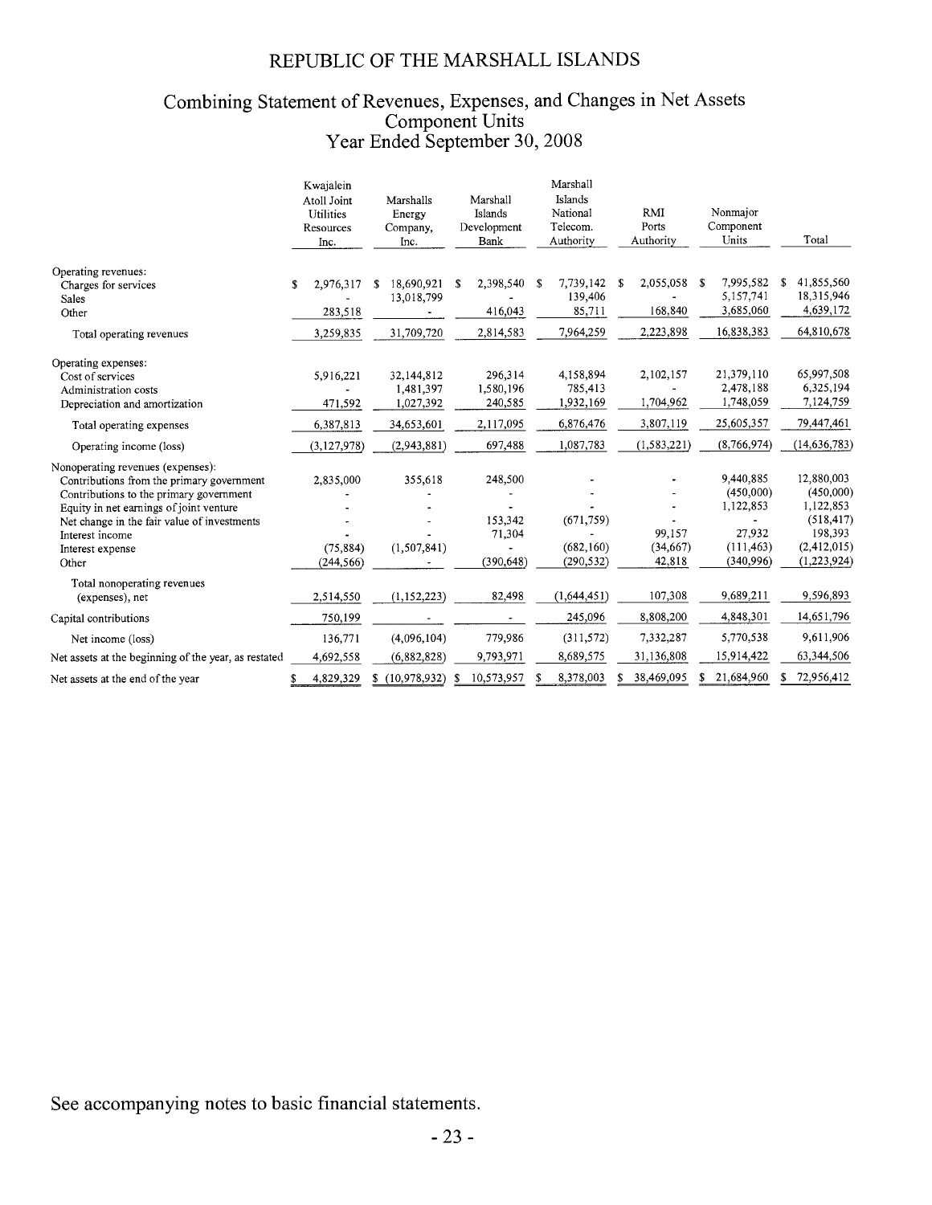# REPUBLIC OF THE MARSHALL ISLANDS

## Combining Statement of Revenues, Expenses, and Changes in Net Assets
## Component Units
## Year Ended September 30, 2008

| | Kwajalein Atoll Joint Utilities Resources Inc. | Marshalls Energy Company, Inc. | Marshall Islands Development Bank | Marshall Islands National Telecom. Authority | RMI Ports Authority | Nonmajor Component Units | Total |
|---|---|---|---|---|---|---|---|
| Operating revenues: | | | | | | | |
| Charges for services | $ 2,976,317 | $ 18,690,921 | $ 2,398,540 | $ 7,739,142 | $ 2,055,058 | $ 7,995,582 | $ 41,855,560 |
| Sales | - | 13,018,799 | - | 139,406 | - | 5,157,741 | 18,315,946 |
| Other | 283,518 | - | 416,043 | 85,711 | 168,840 | 3,685,060 | 4,639,172 |
| Total operating revenues | 3,259,835 | 31,709,720 | 2,814,583 | 7,964,259 | 2,223,898 | 16,838,383 | 64,810,678 |
| Operating expenses: | | | | | | | |
| Cost of services | 5,916,221 | 32,144,812 | 296,314 | 4,158,894 | 2,102,157 | 21,379,110 | 65,997,508 |
| Administration costs | - | 1,481,397 | 1,580,196 | 785,413 | - | 2,478,188 | 6,325,194 |
| Depreciation and amortization | 471,592 | 1,027,392 | 240,585 | 1,932,169 | 1,704,962 | 1,748,059 | 7,124,759 |
| Total operating expenses | 6,387,813 | 34,653,601 | 2,117,095 | 6,876,476 | 3,807,119 | 25,605,357 | 79,447,461 |
| Operating income (loss) | (3,127,978) | (2,943,881) | 697,488 | 1,087,783 | (1,583,221) | (8,766,974) | (14,636,783) |
| Nonoperating revenues (expenses): | | | | | | | |
| Contributions from the primary government | 2,835,000 | 355,618 | 248,500 | - | - | 9,440,885 | 12,880,003 |
| Contributions to the primary government | - | - | - | - | - | (450,000) | (450,000) |
| Equity in net earnings of joint venture | - | - | - | - | - | 1,122,853 | 1,122,853 |
| Net change in the fair value of investments | - | - | 153,342 | (671,759) | - | - | (518,417) |
| Interest income | - | - | 71,304 | - | 99,157 | 27,932 | 198,393 |
| Interest expense | (75,884) | (1,507,841) | - | (682,160) | (34,667) | (111,463) | (2,412,015) |
| Other | (244,566) | - | (390,648) | (290,532) | 42,818 | (340,996) | (1,223,924) |
| Total nonoperating revenues (expenses), net | 2,514,550 | (1,152,223) | 82,498 | (1,644,451) | 107,308 | 9,689,211 | 9,596,893 |
| Capital contributions | 750,199 | - | - | 245,096 | 8,808,200 | 4,848,301 | 14,651,796 |
| Net income (loss) | 136,771 | (4,096,104) | 779,986 | (311,572) | 7,332,287 | 5,770,538 | 9,611,906 |
| Net assets at the beginning of the year, as restated | 4,692,558 | (6,882,828) | 9,793,971 | 8,689,575 | 31,136,808 | 15,914,422 | 63,344,506 |
| Net assets at the end of the year | $ 4,829,329 | $ (10,978,932) | $ 10,573,957 | $ 8,378,003 | $ 38,469,095 | $ 21,684,960 | $ 72,956,412 |

See accompanying notes to basic financial statements.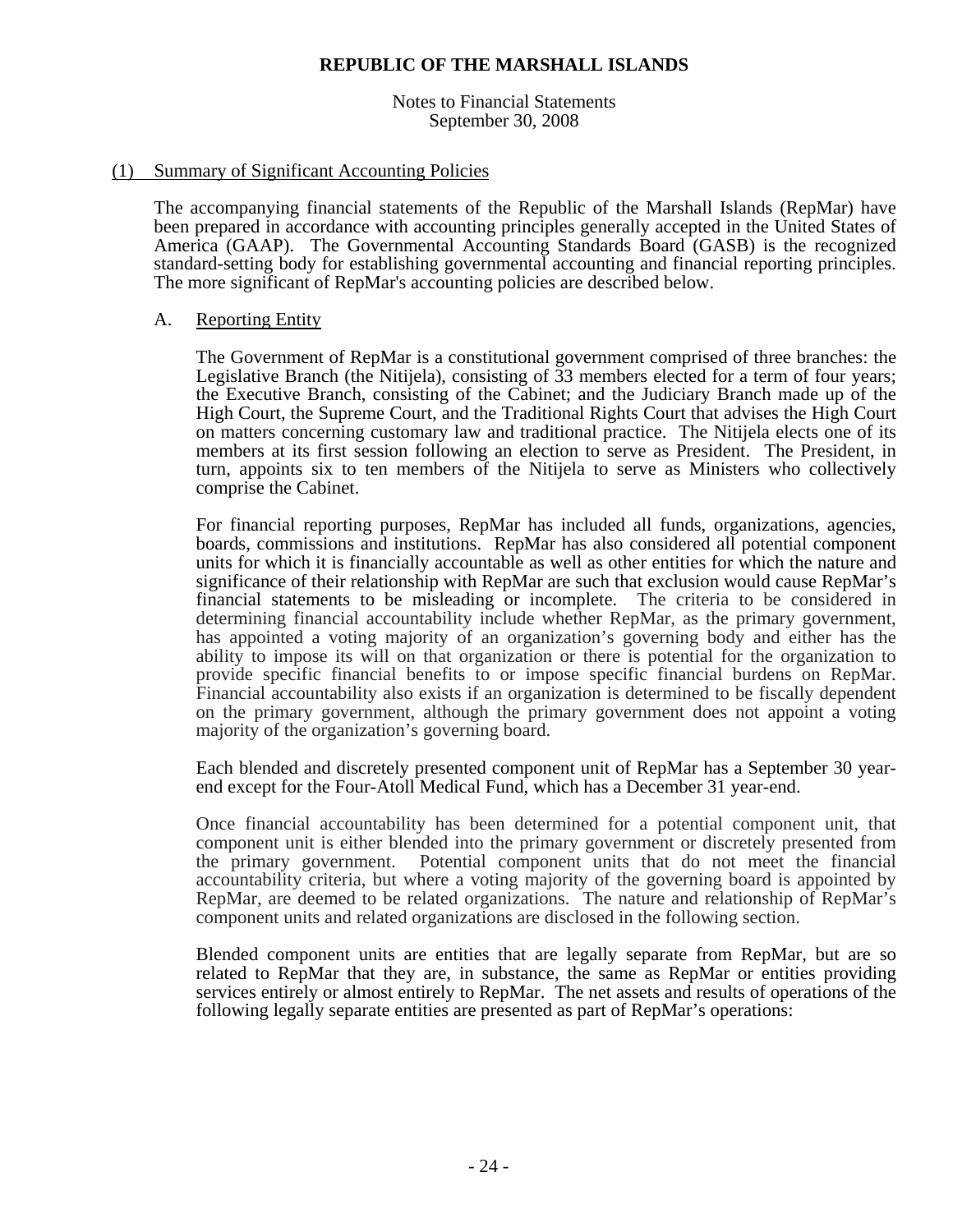**REPUBLIC OF THE MARSHALL ISLANDS**

Notes to Financial Statements
September 30, 2008

## (1) Summary of Significant Accounting Policies

The accompanying financial statements of the Republic of the Marshall Islands (RepMar) have been prepared in accordance with accounting principles generally accepted in the United States of America (GAAP). The Governmental Accounting Standards Board (GASB) is the recognized standard-setting body for establishing governmental accounting and financial reporting principles. The more significant of RepMar's accounting policies are described below.

### A. Reporting Entity

The Government of RepMar is a constitutional government comprised of three branches: the Legislative Branch (the Nitijela), consisting of 33 members elected for a term of four years; the Executive Branch, consisting of the Cabinet; and the Judiciary Branch made up of the High Court, the Supreme Court, and the Traditional Rights Court that advises the High Court on matters concerning customary law and traditional practice. The Nitijela elects one of its members at its first session following an election to serve as President. The President, in turn, appoints six to ten members of the Nitijela to serve as Ministers who collectively comprise the Cabinet.

For financial reporting purposes, RepMar has included all funds, organizations, agencies, boards, commissions and institutions. RepMar has also considered all potential component units for which it is financially accountable as well as other entities for which the nature and significance of their relationship with RepMar are such that exclusion would cause RepMar's financial statements to be misleading or incomplete. The criteria to be considered in determining financial accountability include whether RepMar, as the primary government, has appointed a voting majority of an organization's governing body and either has the ability to impose its will on that organization or there is potential for the organization to provide specific financial benefits to or impose specific financial burdens on RepMar. Financial accountability also exists if an organization is determined to be fiscally dependent on the primary government, although the primary government does not appoint a voting majority of the organization's governing board.

Each blended and discretely presented component unit of RepMar has a September 30 year-end except for the Four-Atoll Medical Fund, which has a December 31 year-end.

Once financial accountability has been determined for a potential component unit, that component unit is either blended into the primary government or discretely presented from the primary government. Potential component units that do not meet the financial accountability criteria, but where a voting majority of the governing board is appointed by RepMar, are deemed to be related organizations. The nature and relationship of RepMar's component units and related organizations are disclosed in the following section.

Blended component units are entities that are legally separate from RepMar, but are so related to RepMar that they are, in substance, the same as RepMar or entities providing services entirely or almost entirely to RepMar. The net assets and results of operations of the following legally separate entities are presented as part of RepMar's operations: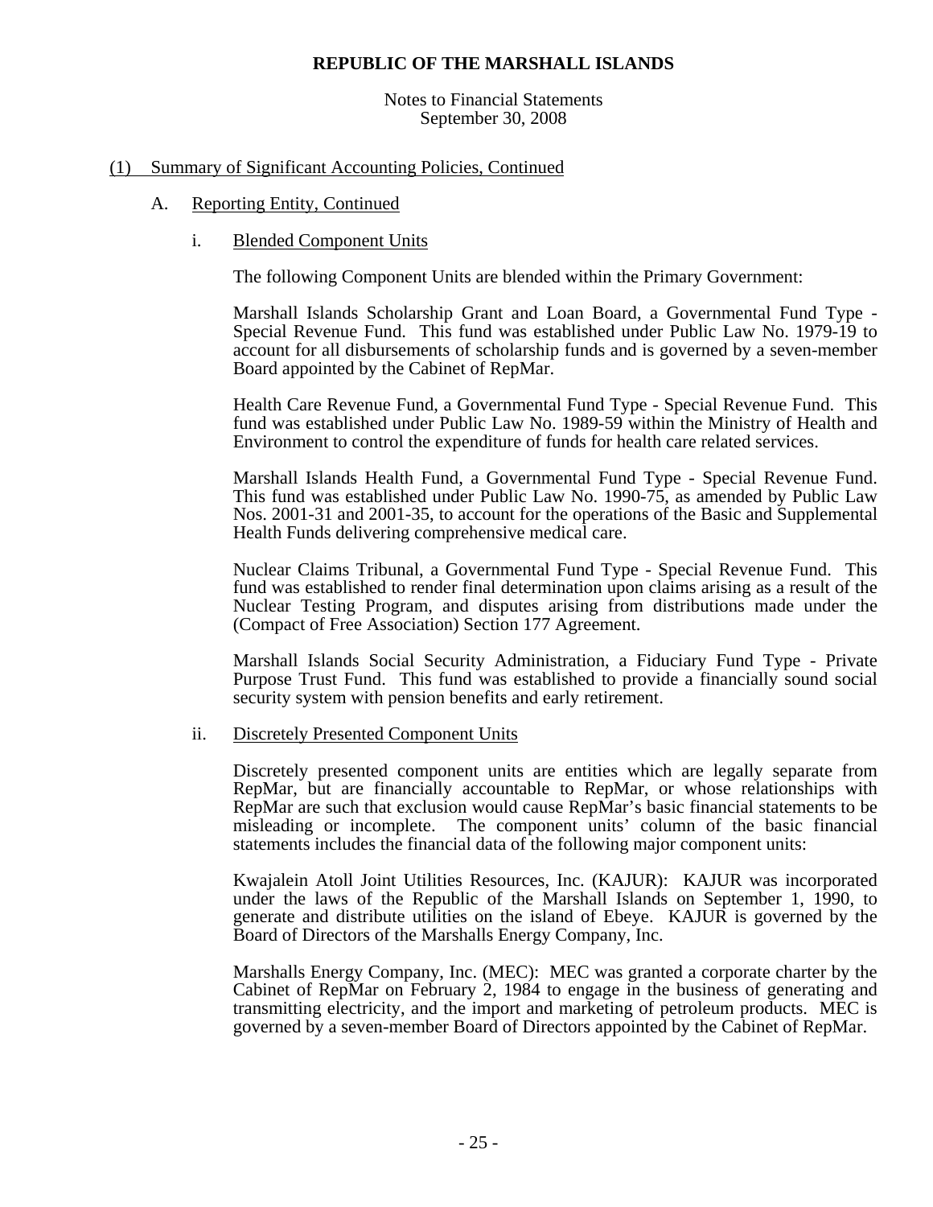# REPUBLIC OF THE MARSHALL ISLANDS

Notes to Financial Statements
September 30, 2008

## (1) Summary of Significant Accounting Policies, Continued

### A. Reporting Entity, Continued

#### i. Blended Component Units

The following Component Units are blended within the Primary Government:

Marshall Islands Scholarship Grant and Loan Board, a Governmental Fund Type - Special Revenue Fund. This fund was established under Public Law No. 1979-19 to account for all disbursements of scholarship funds and is governed by a seven-member Board appointed by the Cabinet of RepMar.

Health Care Revenue Fund, a Governmental Fund Type - Special Revenue Fund. This fund was established under Public Law No. 1989-59 within the Ministry of Health and Environment to control the expenditure of funds for health care related services.

Marshall Islands Health Fund, a Governmental Fund Type - Special Revenue Fund. This fund was established under Public Law No. 1990-75, as amended by Public Law Nos. 2001-31 and 2001-35, to account for the operations of the Basic and Supplemental Health Funds delivering comprehensive medical care.

Nuclear Claims Tribunal, a Governmental Fund Type - Special Revenue Fund. This fund was established to render final determination upon claims arising as a result of the Nuclear Testing Program, and disputes arising from distributions made under the (Compact of Free Association) Section 177 Agreement.

Marshall Islands Social Security Administration, a Fiduciary Fund Type - Private Purpose Trust Fund. This fund was established to provide a financially sound social security system with pension benefits and early retirement.

#### ii. Discretely Presented Component Units

Discretely presented component units are entities which are legally separate from RepMar, but are financially accountable to RepMar, or whose relationships with RepMar are such that exclusion would cause RepMar's basic financial statements to be misleading or incomplete. The component units' column of the basic financial statements includes the financial data of the following major component units:

Kwajalein Atoll Joint Utilities Resources, Inc. (KAJUR): KAJUR was incorporated under the laws of the Republic of the Marshall Islands on September 1, 1990, to generate and distribute utilities on the island of Ebeye. KAJUR is governed by the Board of Directors of the Marshalls Energy Company, Inc.

Marshalls Energy Company, Inc. (MEC): MEC was granted a corporate charter by the Cabinet of RepMar on February 2, 1984 to engage in the business of generating and transmitting electricity, and the import and marketing of petroleum products. MEC is governed by a seven-member Board of Directors appointed by the Cabinet of RepMar.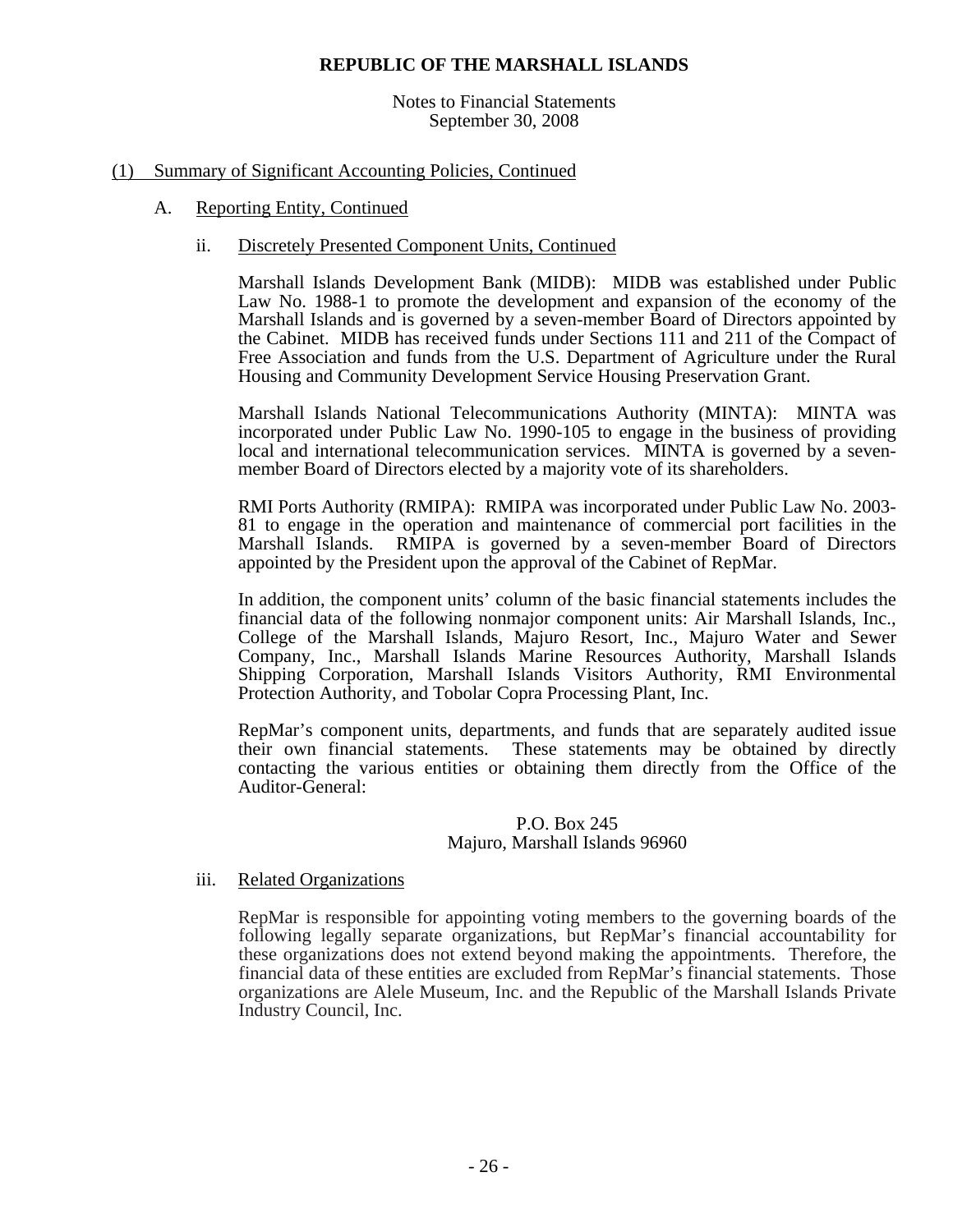# REPUBLIC OF THE MARSHALL ISLANDS

Notes to Financial Statements
September 30, 2008

## (1) Summary of Significant Accounting Policies, Continued

### A. Reporting Entity, Continued

#### ii. Discretely Presented Component Units, Continued

Marshall Islands Development Bank (MIDB): MIDB was established under Public Law No. 1988-1 to promote the development and expansion of the economy of the Marshall Islands and is governed by a seven-member Board of Directors appointed by the Cabinet. MIDB has received funds under Sections 111 and 211 of the Compact of Free Association and funds from the U.S. Department of Agriculture under the Rural Housing and Community Development Service Housing Preservation Grant.

Marshall Islands National Telecommunications Authority (MINTA): MINTA was incorporated under Public Law No. 1990-105 to engage in the business of providing local and international telecommunication services. MINTA is governed by a seven-member Board of Directors elected by a majority vote of its shareholders.

RMI Ports Authority (RMIPA): RMIPA was incorporated under Public Law No. 2003-81 to engage in the operation and maintenance of commercial port facilities in the Marshall Islands. RMIPA is governed by a seven-member Board of Directors appointed by the President upon the approval of the Cabinet of RepMar.

In addition, the component units' column of the basic financial statements includes the financial data of the following nonmajor component units: Air Marshall Islands, Inc., College of the Marshall Islands, Majuro Resort, Inc., Majuro Water and Sewer Company, Inc., Marshall Islands Marine Resources Authority, Marshall Islands Shipping Corporation, Marshall Islands Visitors Authority, RMI Environmental Protection Authority, and Tobolar Copra Processing Plant, Inc.

RepMar's component units, departments, and funds that are separately audited issue their own financial statements. These statements may be obtained by directly contacting the various entities or obtaining them directly from the Office of the Auditor-General:

P.O. Box 245
Majuro, Marshall Islands 96960

#### iii. Related Organizations

RepMar is responsible for appointing voting members to the governing boards of the following legally separate organizations, but RepMar's financial accountability for these organizations does not extend beyond making the appointments. Therefore, the financial data of these entities are excluded from RepMar's financial statements. Those organizations are Alele Museum, Inc. and the Republic of the Marshall Islands Private Industry Council, Inc.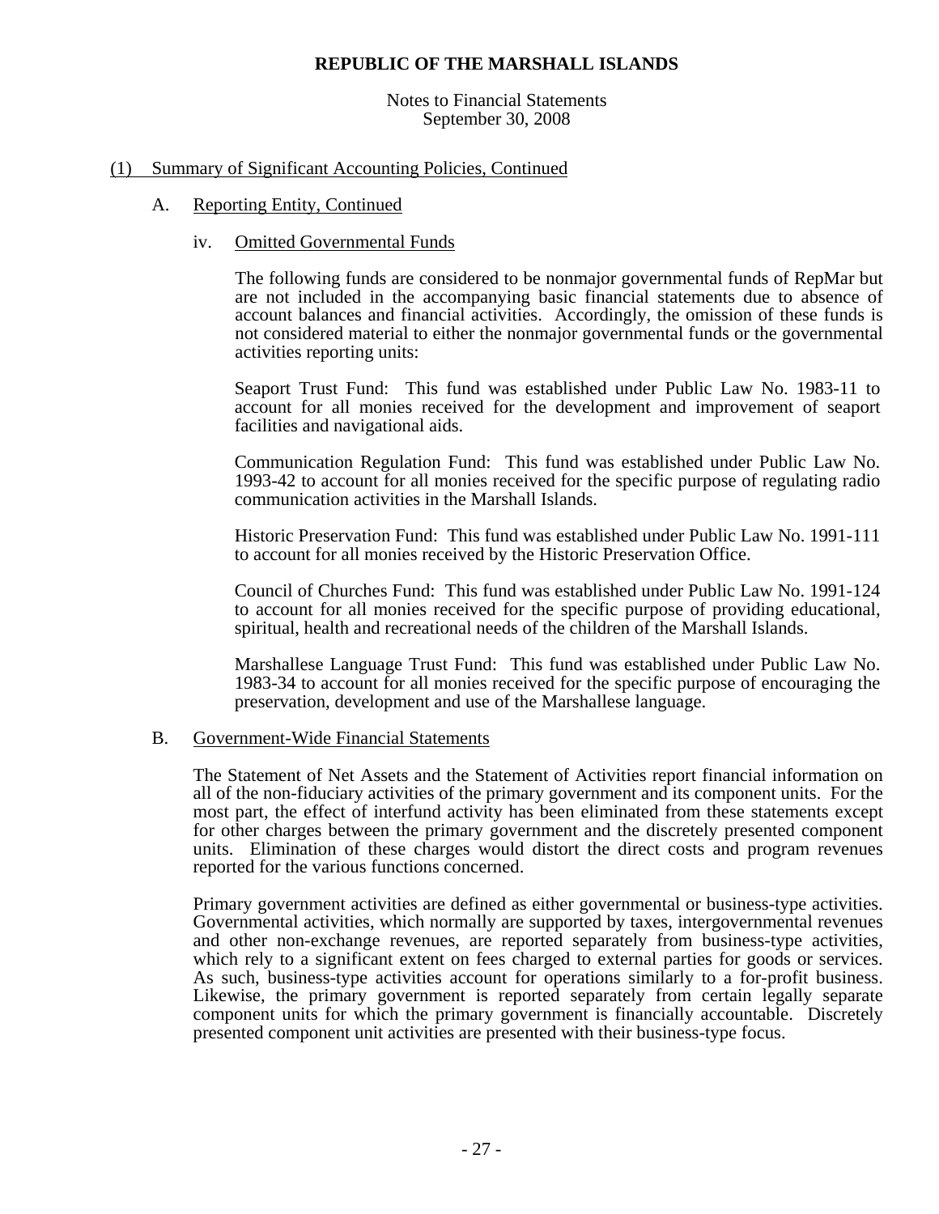# REPUBLIC OF THE MARSHALL ISLANDS

Notes to Financial Statements
September 30, 2008

## (1) Summary of Significant Accounting Policies, Continued

### A. Reporting Entity, Continued

#### iv. Omitted Governmental Funds

The following funds are considered to be nonmajor governmental funds of RepMar but are not included in the accompanying basic financial statements due to absence of account balances and financial activities. Accordingly, the omission of these funds is not considered material to either the nonmajor governmental funds or the governmental activities reporting units:

Seaport Trust Fund: This fund was established under Public Law No. 1983-11 to account for all monies received for the development and improvement of seaport facilities and navigational aids.

Communication Regulation Fund: This fund was established under Public Law No. 1993-42 to account for all monies received for the specific purpose of regulating radio communication activities in the Marshall Islands.

Historic Preservation Fund: This fund was established under Public Law No. 1991-111 to account for all monies received by the Historic Preservation Office.

Council of Churches Fund: This fund was established under Public Law No. 1991-124 to account for all monies received for the specific purpose of providing educational, spiritual, health and recreational needs of the children of the Marshall Islands.

Marshallese Language Trust Fund: This fund was established under Public Law No. 1983-34 to account for all monies received for the specific purpose of encouraging the preservation, development and use of the Marshallese language.

### B. Government-Wide Financial Statements

The Statement of Net Assets and the Statement of Activities report financial information on all of the non-fiduciary activities of the primary government and its component units. For the most part, the effect of interfund activity has been eliminated from these statements except for other charges between the primary government and the discretely presented component units. Elimination of these charges would distort the direct costs and program revenues reported for the various functions concerned.

Primary government activities are defined as either governmental or business-type activities. Governmental activities, which normally are supported by taxes, intergovernmental revenues and other non-exchange revenues, are reported separately from business-type activities, which rely to a significant extent on fees charged to external parties for goods or services. As such, business-type activities account for operations similarly to a for-profit business. Likewise, the primary government is reported separately from certain legally separate component units for which the primary government is financially accountable. Discretely presented component unit activities are presented with their business-type focus.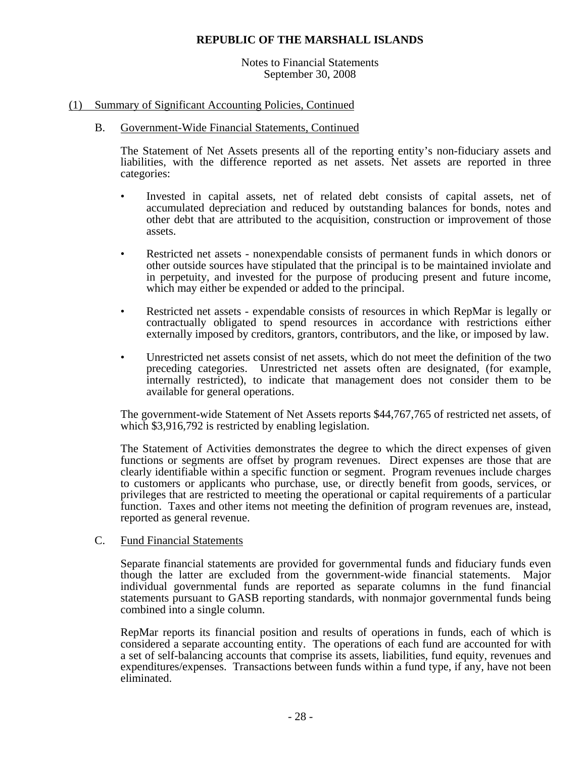# REPUBLIC OF THE MARSHALL ISLANDS

Notes to Financial Statements
September 30, 2008

## (1) Summary of Significant Accounting Policies, Continued

### B. Government-Wide Financial Statements, Continued

The Statement of Net Assets presents all of the reporting entity's non-fiduciary assets and liabilities, with the difference reported as net assets. Net assets are reported in three categories:

- Invested in capital assets, net of related debt consists of capital assets, net of accumulated depreciation and reduced by outstanding balances for bonds, notes and other debt that are attributed to the acquisition, construction or improvement of those assets.

- Restricted net assets - nonexpendable consists of permanent funds in which donors or other outside sources have stipulated that the principal is to be maintained inviolate and in perpetuity, and invested for the purpose of producing present and future income, which may either be expended or added to the principal.

- Restricted net assets - expendable consists of resources in which RepMar is legally or contractually obligated to spend resources in accordance with restrictions either externally imposed by creditors, grantors, contributors, and the like, or imposed by law.

- Unrestricted net assets consist of net assets, which do not meet the definition of the two preceding categories. Unrestricted net assets often are designated, (for example, internally restricted), to indicate that management does not consider them to be available for general operations.

The government-wide Statement of Net Assets reports $44,767,765 of restricted net assets, of which $3,916,792 is restricted by enabling legislation.

The Statement of Activities demonstrates the degree to which the direct expenses of given functions or segments are offset by program revenues. Direct expenses are those that are clearly identifiable within a specific function or segment. Program revenues include charges to customers or applicants who purchase, use, or directly benefit from goods, services, or privileges that are restricted to meeting the operational or capital requirements of a particular function. Taxes and other items not meeting the definition of program revenues are, instead, reported as general revenue.

### C. Fund Financial Statements

Separate financial statements are provided for governmental funds and fiduciary funds even though the latter are excluded from the government-wide financial statements. Major individual governmental funds are reported as separate columns in the fund financial statements pursuant to GASB reporting standards, with nonmajor governmental funds being combined into a single column.

RepMar reports its financial position and results of operations in funds, each of which is considered a separate accounting entity. The operations of each fund are accounted for with a set of self-balancing accounts that comprise its assets, liabilities, fund equity, revenues and expenditures/expenses. Transactions between funds within a fund type, if any, have not been eliminated.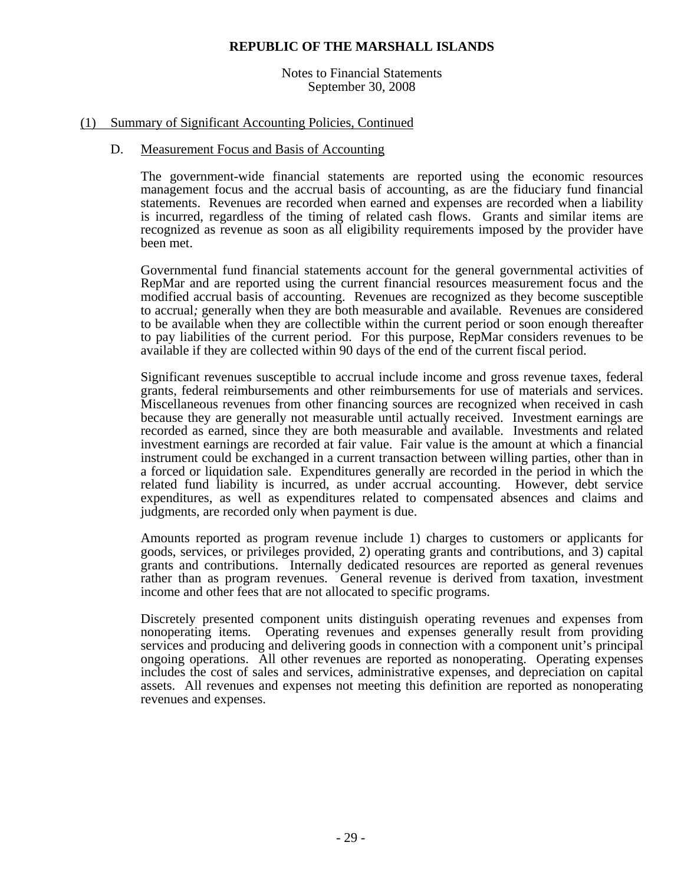## (1) Summary of Significant Accounting Policies, Continued

### D. Measurement Focus and Basis of Accounting

The government-wide financial statements are reported using the economic resources management focus and the accrual basis of accounting, as are the fiduciary fund financial statements. Revenues are recorded when earned and expenses are recorded when a liability is incurred, regardless of the timing of related cash flows. Grants and similar items are recognized as revenue as soon as all eligibility requirements imposed by the provider have been met.

Governmental fund financial statements account for the general governmental activities of RepMar and are reported using the current financial resources measurement focus and the modified accrual basis of accounting. Revenues are recognized as they become susceptible to accrual*;* generally when they are both measurable and available. Revenues are considered to be available when they are collectible within the current period or soon enough thereafter to pay liabilities of the current period. For this purpose, RepMar considers revenues to be available if they are collected within 90 days of the end of the current fiscal period.

Significant revenues susceptible to accrual include income and gross revenue taxes, federal grants, federal reimbursements and other reimbursements for use of materials and services. Miscellaneous revenues from other financing sources are recognized when received in cash because they are generally not measurable until actually received. Investment earnings are recorded as earned, since they are both measurable and available. Investments and related investment earnings are recorded at fair value. Fair value is the amount at which a financial instrument could be exchanged in a current transaction between willing parties, other than in a forced or liquidation sale. Expenditures generally are recorded in the period in which the related fund liability is incurred, as under accrual accounting. However, debt service expenditures, as well as expenditures related to compensated absences and claims and judgments, are recorded only when payment is due.

Amounts reported as program revenue include 1) charges to customers or applicants for goods, services, or privileges provided, 2) operating grants and contributions, and 3) capital grants and contributions. Internally dedicated resources are reported as general revenues rather than as program revenues. General revenue is derived from taxation, investment income and other fees that are not allocated to specific programs.

Discretely presented component units distinguish operating revenues and expenses from nonoperating items. Operating revenues and expenses generally result from providing services and producing and delivering goods in connection with a component unit's principal ongoing operations. All other revenues are reported as nonoperating. Operating expenses includes the cost of sales and services, administrative expenses, and depreciation on capital assets. All revenues and expenses not meeting this definition are reported as nonoperating revenues and expenses.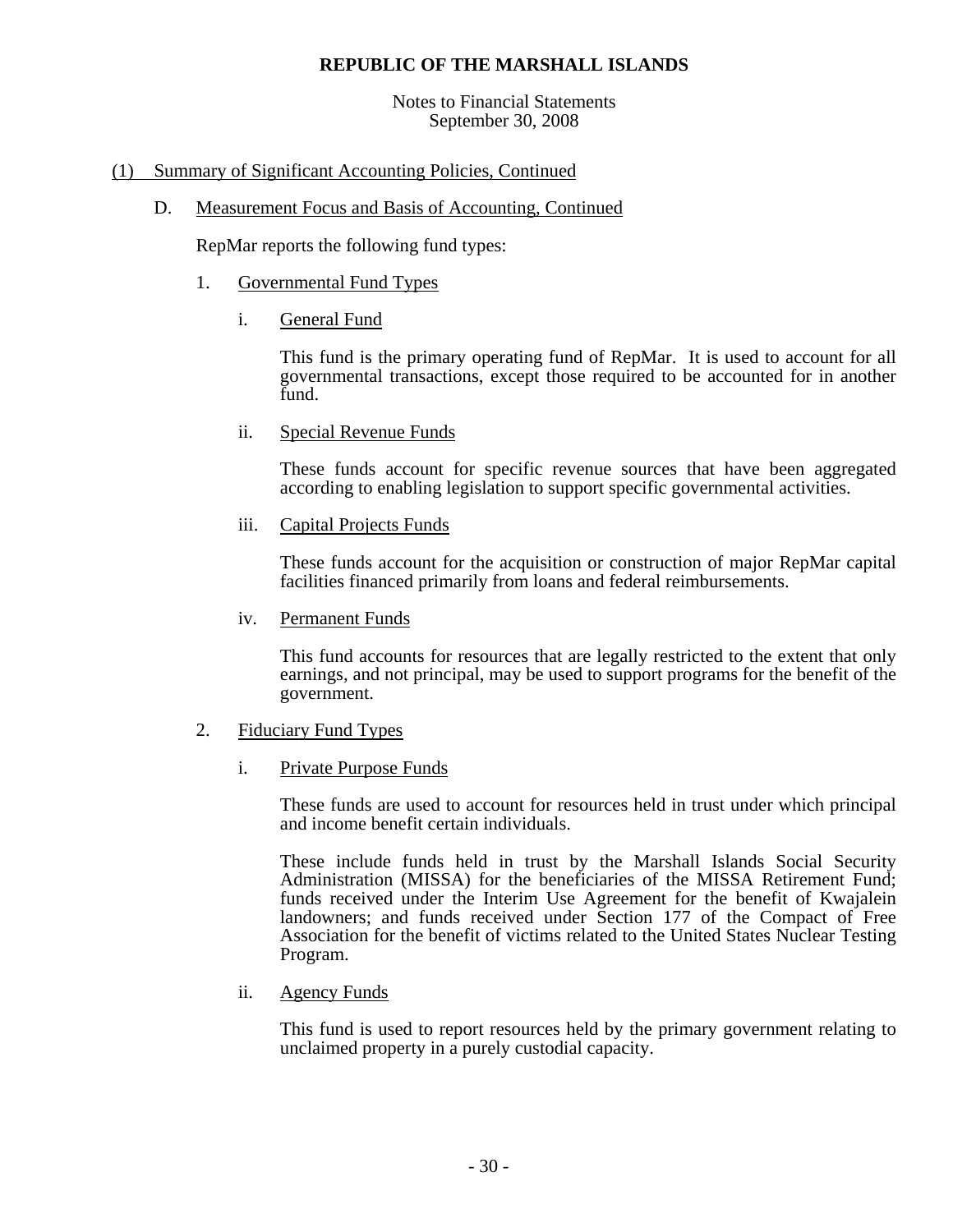**REPUBLIC OF THE MARSHALL ISLANDS**

Notes to Financial Statements
September 30, 2008

(1) Summary of Significant Accounting Policies, Continued

D. Measurement Focus and Basis of Accounting, Continued

RepMar reports the following fund types:

1. Governmental Fund Types

i. General Fund

This fund is the primary operating fund of RepMar. It is used to account for all governmental transactions, except those required to be accounted for in another fund.

ii. Special Revenue Funds

These funds account for specific revenue sources that have been aggregated according to enabling legislation to support specific governmental activities.

iii. Capital Projects Funds

These funds account for the acquisition or construction of major RepMar capital facilities financed primarily from loans and federal reimbursements.

iv. Permanent Funds

This fund accounts for resources that are legally restricted to the extent that only earnings, and not principal, may be used to support programs for the benefit of the government.

2. Fiduciary Fund Types

i. Private Purpose Funds

These funds are used to account for resources held in trust under which principal and income benefit certain individuals.

These include funds held in trust by the Marshall Islands Social Security Administration (MISSA) for the beneficiaries of the MISSA Retirement Fund; funds received under the Interim Use Agreement for the benefit of Kwajalein landowners; and funds received under Section 177 of the Compact of Free Association for the benefit of victims related to the United States Nuclear Testing Program.

ii. Agency Funds

This fund is used to report resources held by the primary government relating to unclaimed property in a purely custodial capacity.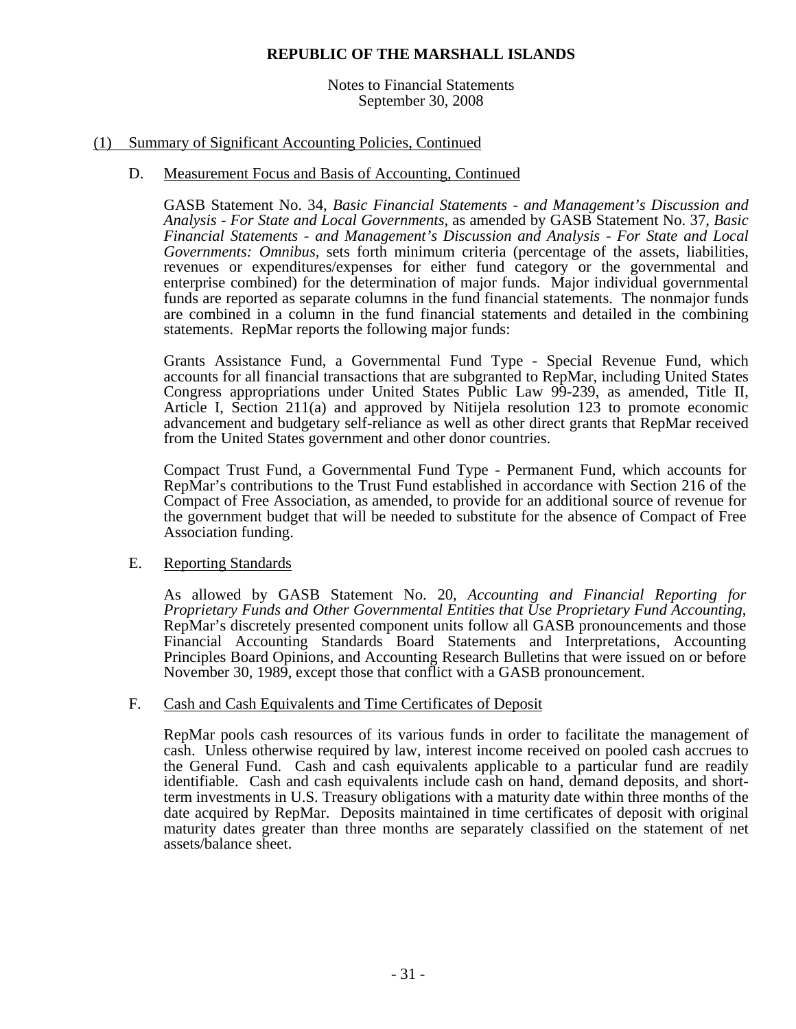**REPUBLIC OF THE MARSHALL ISLANDS**

Notes to Financial Statements
September 30, 2008

(1) Summary of Significant Accounting Policies, Continued

D. Measurement Focus and Basis of Accounting, Continued

GASB Statement No. 34, *Basic Financial Statements - and Management's Discussion and Analysis - For State and Local Governments*, as amended by GASB Statement No. 37, *Basic Financial Statements - and Management's Discussion and Analysis - For State and Local Governments: Omnibus*, sets forth minimum criteria (percentage of the assets, liabilities, revenues or expenditures/expenses for either fund category or the governmental and enterprise combined) for the determination of major funds. Major individual governmental funds are reported as separate columns in the fund financial statements. The nonmajor funds are combined in a column in the fund financial statements and detailed in the combining statements. RepMar reports the following major funds:

Grants Assistance Fund, a Governmental Fund Type - Special Revenue Fund, which accounts for all financial transactions that are subgranted to RepMar, including United States Congress appropriations under United States Public Law 99-239, as amended, Title II, Article I, Section 211(a) and approved by Nitijela resolution 123 to promote economic advancement and budgetary self-reliance as well as other direct grants that RepMar received from the United States government and other donor countries.

Compact Trust Fund, a Governmental Fund Type - Permanent Fund, which accounts for RepMar's contributions to the Trust Fund established in accordance with Section 216 of the Compact of Free Association, as amended, to provide for an additional source of revenue for the government budget that will be needed to substitute for the absence of Compact of Free Association funding.

E. Reporting Standards

As allowed by GASB Statement No. 20, *Accounting and Financial Reporting for Proprietary Funds and Other Governmental Entities that Use Proprietary Fund Accounting*, RepMar's discretely presented component units follow all GASB pronouncements and those Financial Accounting Standards Board Statements and Interpretations, Accounting Principles Board Opinions, and Accounting Research Bulletins that were issued on or before November 30, 1989, except those that conflict with a GASB pronouncement.

F. Cash and Cash Equivalents and Time Certificates of Deposit

RepMar pools cash resources of its various funds in order to facilitate the management of cash. Unless otherwise required by law, interest income received on pooled cash accrues to the General Fund. Cash and cash equivalents applicable to a particular fund are readily identifiable. Cash and cash equivalents include cash on hand, demand deposits, and short-term investments in U.S. Treasury obligations with a maturity date within three months of the date acquired by RepMar. Deposits maintained in time certificates of deposit with original maturity dates greater than three months are separately classified on the statement of net assets/balance sheet.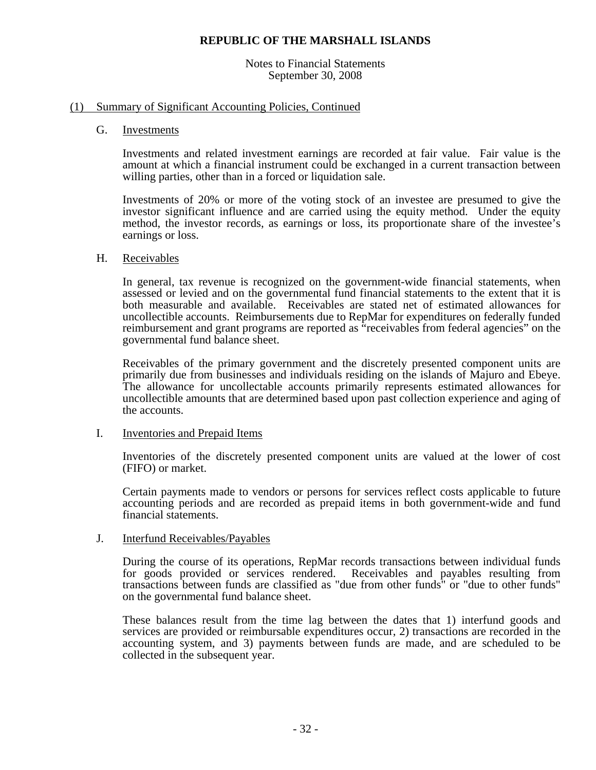## REPUBLIC OF THE MARSHALL ISLANDS

Notes to Financial Statements
September 30, 2008

### (1) Summary of Significant Accounting Policies, Continued

#### G. Investments

Investments and related investment earnings are recorded at fair value. Fair value is the amount at which a financial instrument could be exchanged in a current transaction between willing parties, other than in a forced or liquidation sale.

Investments of 20% or more of the voting stock of an investee are presumed to give the investor significant influence and are carried using the equity method. Under the equity method, the investor records, as earnings or loss, its proportionate share of the investee's earnings or loss.

#### H. Receivables

In general, tax revenue is recognized on the government-wide financial statements, when assessed or levied and on the governmental fund financial statements to the extent that it is both measurable and available. Receivables are stated net of estimated allowances for uncollectible accounts. Reimbursements due to RepMar for expenditures on federally funded reimbursement and grant programs are reported as "receivables from federal agencies" on the governmental fund balance sheet.

Receivables of the primary government and the discretely presented component units are primarily due from businesses and individuals residing on the islands of Majuro and Ebeye. The allowance for uncollectable accounts primarily represents estimated allowances for uncollectible amounts that are determined based upon past collection experience and aging of the accounts.

#### I. Inventories and Prepaid Items

Inventories of the discretely presented component units are valued at the lower of cost (FIFO) or market.

Certain payments made to vendors or persons for services reflect costs applicable to future accounting periods and are recorded as prepaid items in both government-wide and fund financial statements.

#### J. Interfund Receivables/Payables

During the course of its operations, RepMar records transactions between individual funds for goods provided or services rendered. Receivables and payables resulting from transactions between funds are classified as "due from other funds" or "due to other funds" on the governmental fund balance sheet.

These balances result from the time lag between the dates that 1) interfund goods and services are provided or reimbursable expenditures occur, 2) transactions are recorded in the accounting system, and 3) payments between funds are made, and are scheduled to be collected in the subsequent year.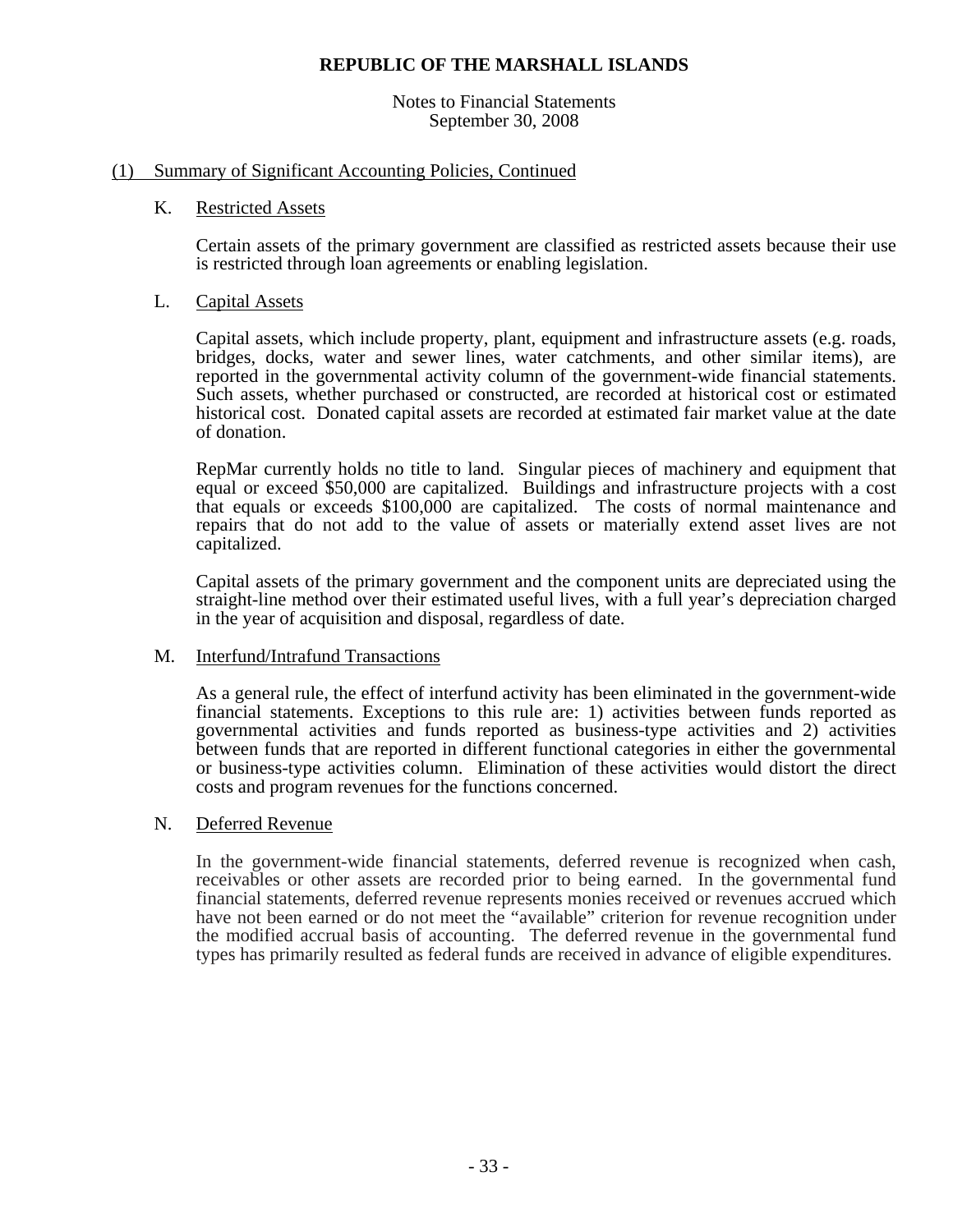# REPUBLIC OF THE MARSHALL ISLANDS

Notes to Financial Statements
September 30, 2008

## (1) Summary of Significant Accounting Policies, Continued

### K. Restricted Assets

Certain assets of the primary government are classified as restricted assets because their use is restricted through loan agreements or enabling legislation.

### L. Capital Assets

Capital assets, which include property, plant, equipment and infrastructure assets (e.g. roads, bridges, docks, water and sewer lines, water catchments, and other similar items), are reported in the governmental activity column of the government-wide financial statements. Such assets, whether purchased or constructed, are recorded at historical cost or estimated historical cost. Donated capital assets are recorded at estimated fair market value at the date of donation.

RepMar currently holds no title to land. Singular pieces of machinery and equipment that equal or exceed $50,000 are capitalized. Buildings and infrastructure projects with a cost that equals or exceeds $100,000 are capitalized. The costs of normal maintenance and repairs that do not add to the value of assets or materially extend asset lives are not capitalized.

Capital assets of the primary government and the component units are depreciated using the straight-line method over their estimated useful lives, with a full year's depreciation charged in the year of acquisition and disposal, regardless of date.

### M. Interfund/Intrafund Transactions

As a general rule, the effect of interfund activity has been eliminated in the government-wide financial statements. Exceptions to this rule are: 1) activities between funds reported as governmental activities and funds reported as business-type activities and 2) activities between funds that are reported in different functional categories in either the governmental or business-type activities column. Elimination of these activities would distort the direct costs and program revenues for the functions concerned.

### N. Deferred Revenue

In the government-wide financial statements, deferred revenue is recognized when cash, receivables or other assets are recorded prior to being earned. In the governmental fund financial statements, deferred revenue represents monies received or revenues accrued which have not been earned or do not meet the "available" criterion for revenue recognition under the modified accrual basis of accounting. The deferred revenue in the governmental fund types has primarily resulted as federal funds are received in advance of eligible expenditures.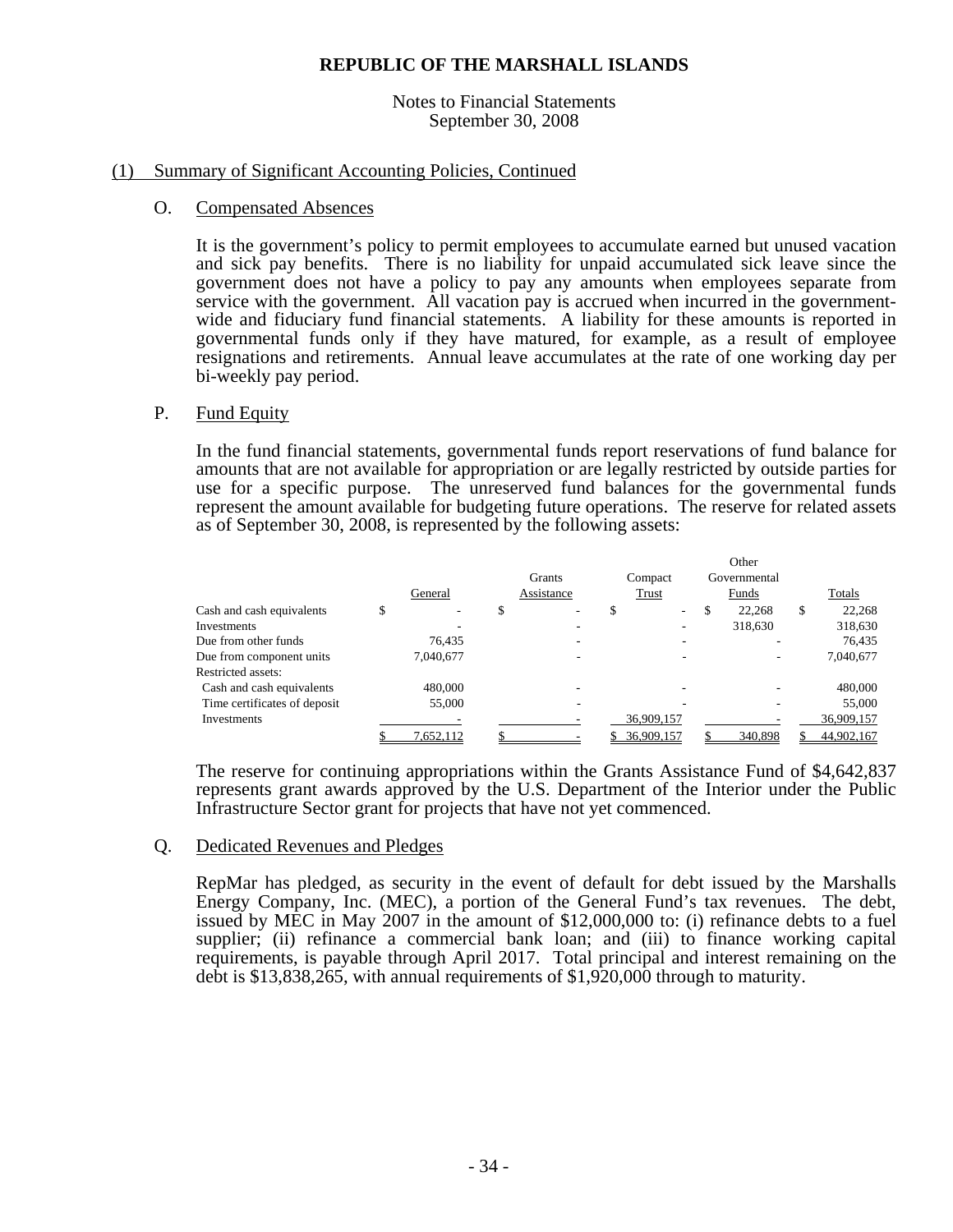# REPUBLIC OF THE MARSHALL ISLANDS

Notes to Financial Statements
September 30, 2008

## (1) Summary of Significant Accounting Policies, Continued

### O. Compensated Absences

It is the government's policy to permit employees to accumulate earned but unused vacation and sick pay benefits. There is no liability for unpaid accumulated sick leave since the government does not have a policy to pay any amounts when employees separate from service with the government. All vacation pay is accrued when incurred in the government-wide and fiduciary fund financial statements. A liability for these amounts is reported in governmental funds only if they have matured, for example, as a result of employee resignations and retirements. Annual leave accumulates at the rate of one working day per bi-weekly pay period.

### P. Fund Equity

In the fund financial statements, governmental funds report reservations of fund balance for amounts that are not available for appropriation or are legally restricted by outside parties for use for a specific purpose. The unreserved fund balances for the governmental funds represent the amount available for budgeting future operations. The reserve for related assets as of September 30, 2008, is represented by the following assets:

| | General | Grants Assistance | Compact Trust | Other Governmental Funds | Totals |
|---|---|---|---|---|---|
| Cash and cash equivalents | $ - | $ - | $ - | $ 22,268 | $ 22,268 |
| Investments | - | - | - | 318,630 | 318,630 |
| Due from other funds | 76,435 | - | - | - | 76,435 |
| Due from component units | 7,040,677 | - | - | - | 7,040,677 |
| Restricted assets: | | | | | |
| Cash and cash equivalents | 480,000 | - | - | - | 480,000 |
| Time certificates of deposit | 55,000 | - | - | - | 55,000 |
| Investments | - | - | 36,909,157 | - | 36,909,157 |
| | $ 7,652,112 | $ - | $ 36,909,157 | $ 340,898 | $ 44,902,167 |

The reserve for continuing appropriations within the Grants Assistance Fund of $4,642,837 represents grant awards approved by the U.S. Department of the Interior under the Public Infrastructure Sector grant for projects that have not yet commenced.

### Q. Dedicated Revenues and Pledges

RepMar has pledged, as security in the event of default for debt issued by the Marshalls Energy Company, Inc. (MEC), a portion of the General Fund's tax revenues. The debt, issued by MEC in May 2007 in the amount of $12,000,000 to: (i) refinance debts to a fuel supplier; (ii) refinance a commercial bank loan; and (iii) to finance working capital requirements, is payable through April 2017. Total principal and interest remaining on the debt is $13,838,265, with annual requirements of $1,920,000 through to maturity.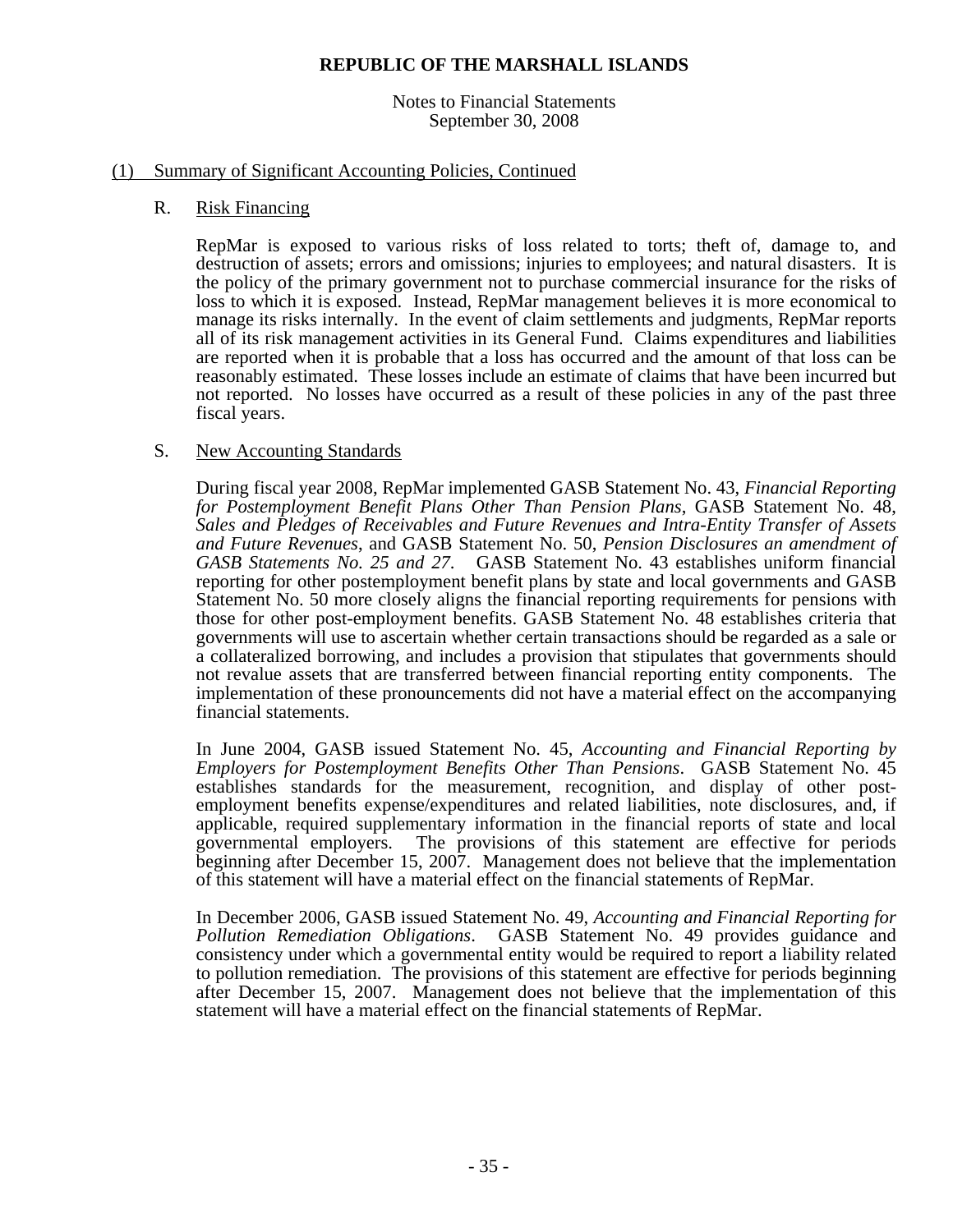## (1) Summary of Significant Accounting Policies, Continued

### R. Risk Financing

RepMar is exposed to various risks of loss related to torts; theft of, damage to, and destruction of assets; errors and omissions; injuries to employees; and natural disasters. It is the policy of the primary government not to purchase commercial insurance for the risks of loss to which it is exposed. Instead, RepMar management believes it is more economical to manage its risks internally. In the event of claim settlements and judgments, RepMar reports all of its risk management activities in its General Fund. Claims expenditures and liabilities are reported when it is probable that a loss has occurred and the amount of that loss can be reasonably estimated. These losses include an estimate of claims that have been incurred but not reported. No losses have occurred as a result of these policies in any of the past three fiscal years.

### S. New Accounting Standards

During fiscal year 2008, RepMar implemented GASB Statement No. 43, *Financial Reporting for Postemployment Benefit Plans Other Than Pension Plans*, GASB Statement No. 48, *Sales and Pledges of Receivables and Future Revenues and Intra-Entity Transfer of Assets and Future Revenues*, and GASB Statement No. 50, *Pension Disclosures an amendment of GASB Statements No. 25 and 27*. GASB Statement No. 43 establishes uniform financial reporting for other postemployment benefit plans by state and local governments and GASB Statement No. 50 more closely aligns the financial reporting requirements for pensions with those for other post-employment benefits. GASB Statement No. 48 establishes criteria that governments will use to ascertain whether certain transactions should be regarded as a sale or a collateralized borrowing, and includes a provision that stipulates that governments should not revalue assets that are transferred between financial reporting entity components. The implementation of these pronouncements did not have a material effect on the accompanying financial statements.

In June 2004, GASB issued Statement No. 45, *Accounting and Financial Reporting by Employers for Postemployment Benefits Other Than Pensions*. GASB Statement No. 45 establishes standards for the measurement, recognition, and display of other post-employment benefits expense/expenditures and related liabilities, note disclosures, and, if applicable, required supplementary information in the financial reports of state and local governmental employers. The provisions of this statement are effective for periods beginning after December 15, 2007. Management does not believe that the implementation of this statement will have a material effect on the financial statements of RepMar.

In December 2006, GASB issued Statement No. 49, *Accounting and Financial Reporting for Pollution Remediation Obligations*. GASB Statement No. 49 provides guidance and consistency under which a governmental entity would be required to report a liability related to pollution remediation. The provisions of this statement are effective for periods beginning after December 15, 2007. Management does not believe that the implementation of this statement will have a material effect on the financial statements of RepMar.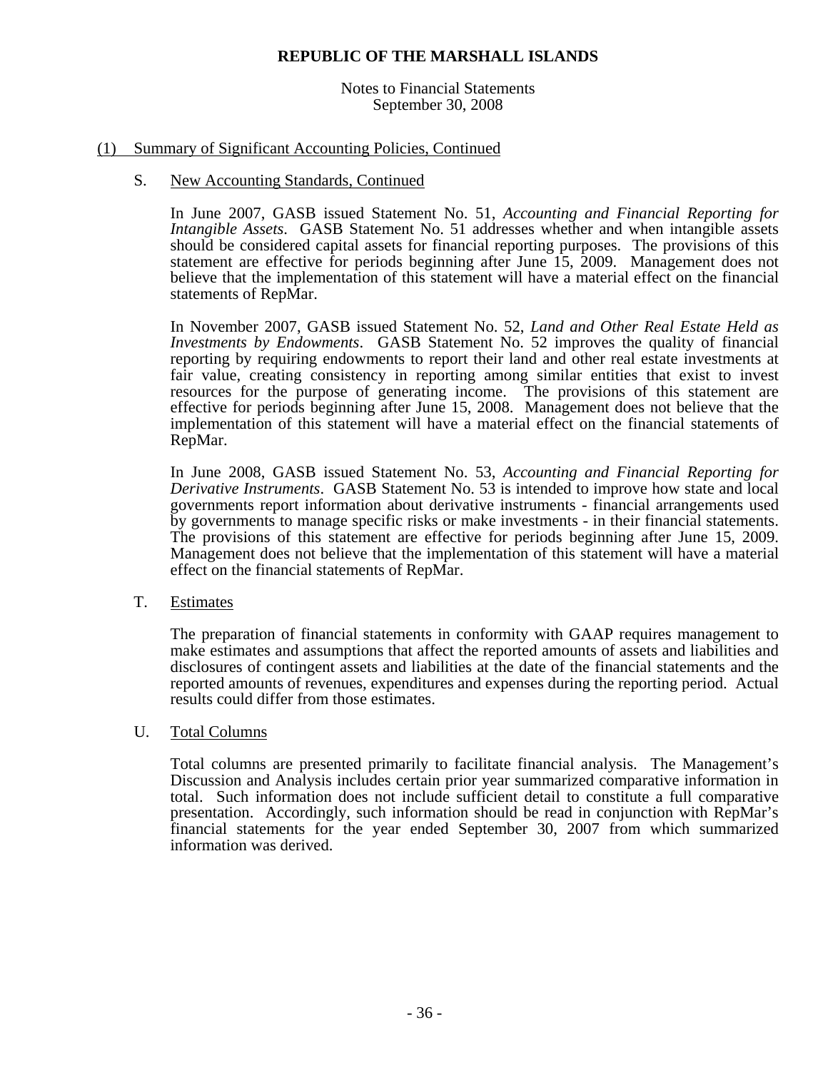# REPUBLIC OF THE MARSHALL ISLANDS

Notes to Financial Statements
September 30, 2008

## (1) Summary of Significant Accounting Policies, Continued

### S. New Accounting Standards, Continued

In June 2007, GASB issued Statement No. 51, *Accounting and Financial Reporting for Intangible Assets*. GASB Statement No. 51 addresses whether and when intangible assets should be considered capital assets for financial reporting purposes. The provisions of this statement are effective for periods beginning after June 15, 2009. Management does not believe that the implementation of this statement will have a material effect on the financial statements of RepMar.

In November 2007, GASB issued Statement No. 52, *Land and Other Real Estate Held as Investments by Endowments*. GASB Statement No. 52 improves the quality of financial reporting by requiring endowments to report their land and other real estate investments at fair value, creating consistency in reporting among similar entities that exist to invest resources for the purpose of generating income. The provisions of this statement are effective for periods beginning after June 15, 2008. Management does not believe that the implementation of this statement will have a material effect on the financial statements of RepMar.

In June 2008, GASB issued Statement No. 53, *Accounting and Financial Reporting for Derivative Instruments*. GASB Statement No. 53 is intended to improve how state and local governments report information about derivative instruments - financial arrangements used by governments to manage specific risks or make investments - in their financial statements. The provisions of this statement are effective for periods beginning after June 15, 2009. Management does not believe that the implementation of this statement will have a material effect on the financial statements of RepMar.

### T. Estimates

The preparation of financial statements in conformity with GAAP requires management to make estimates and assumptions that affect the reported amounts of assets and liabilities and disclosures of contingent assets and liabilities at the date of the financial statements and the reported amounts of revenues, expenditures and expenses during the reporting period. Actual results could differ from those estimates.

### U. Total Columns

Total columns are presented primarily to facilitate financial analysis. The Management's Discussion and Analysis includes certain prior year summarized comparative information in total. Such information does not include sufficient detail to constitute a full comparative presentation. Accordingly, such information should be read in conjunction with RepMar's financial statements for the year ended September 30, 2007 from which summarized information was derived.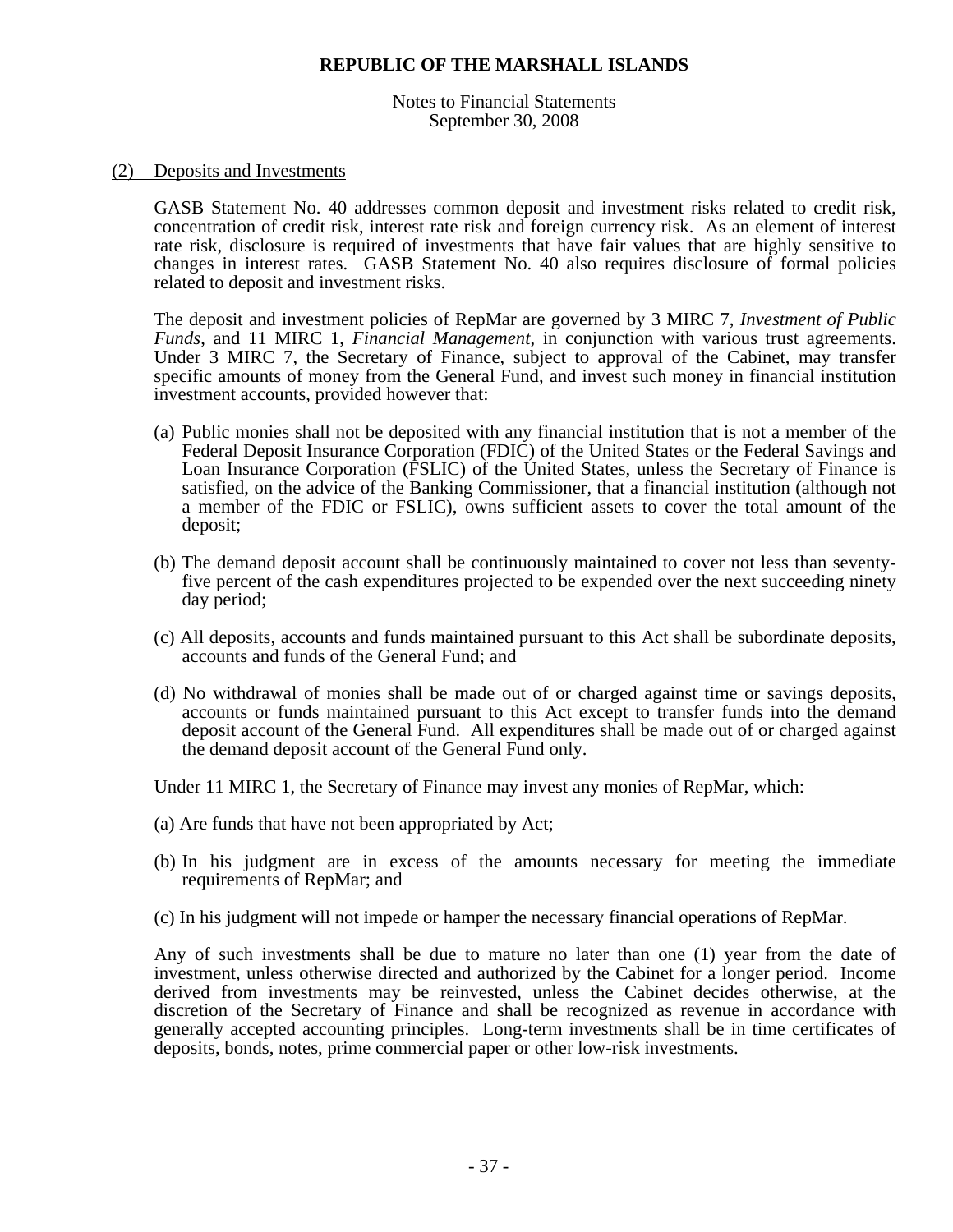**REPUBLIC OF THE MARSHALL ISLANDS**

Notes to Financial Statements
September 30, 2008

## (2) Deposits and Investments

GASB Statement No. 40 addresses common deposit and investment risks related to credit risk, concentration of credit risk, interest rate risk and foreign currency risk. As an element of interest rate risk, disclosure is required of investments that have fair values that are highly sensitive to changes in interest rates. GASB Statement No. 40 also requires disclosure of formal policies related to deposit and investment risks.

The deposit and investment policies of RepMar are governed by 3 MIRC 7, *Investment of Public Funds*, and 11 MIRC 1, *Financial Management*, in conjunction with various trust agreements. Under 3 MIRC 7, the Secretary of Finance, subject to approval of the Cabinet, may transfer specific amounts of money from the General Fund, and invest such money in financial institution investment accounts, provided however that:

(a) Public monies shall not be deposited with any financial institution that is not a member of the Federal Deposit Insurance Corporation (FDIC) of the United States or the Federal Savings and Loan Insurance Corporation (FSLIC) of the United States, unless the Secretary of Finance is satisfied, on the advice of the Banking Commissioner, that a financial institution (although not a member of the FDIC or FSLIC), owns sufficient assets to cover the total amount of the deposit;

(b) The demand deposit account shall be continuously maintained to cover not less than seventy-five percent of the cash expenditures projected to be expended over the next succeeding ninety day period;

(c) All deposits, accounts and funds maintained pursuant to this Act shall be subordinate deposits, accounts and funds of the General Fund; and

(d) No withdrawal of monies shall be made out of or charged against time or savings deposits, accounts or funds maintained pursuant to this Act except to transfer funds into the demand deposit account of the General Fund. All expenditures shall be made out of or charged against the demand deposit account of the General Fund only.

Under 11 MIRC 1, the Secretary of Finance may invest any monies of RepMar, which:

(a) Are funds that have not been appropriated by Act;

(b) In his judgment are in excess of the amounts necessary for meeting the immediate requirements of RepMar; and

(c) In his judgment will not impede or hamper the necessary financial operations of RepMar.

Any of such investments shall be due to mature no later than one (1) year from the date of investment, unless otherwise directed and authorized by the Cabinet for a longer period. Income derived from investments may be reinvested, unless the Cabinet decides otherwise, at the discretion of the Secretary of Finance and shall be recognized as revenue in accordance with generally accepted accounting principles. Long-term investments shall be in time certificates of deposits, bonds, notes, prime commercial paper or other low-risk investments.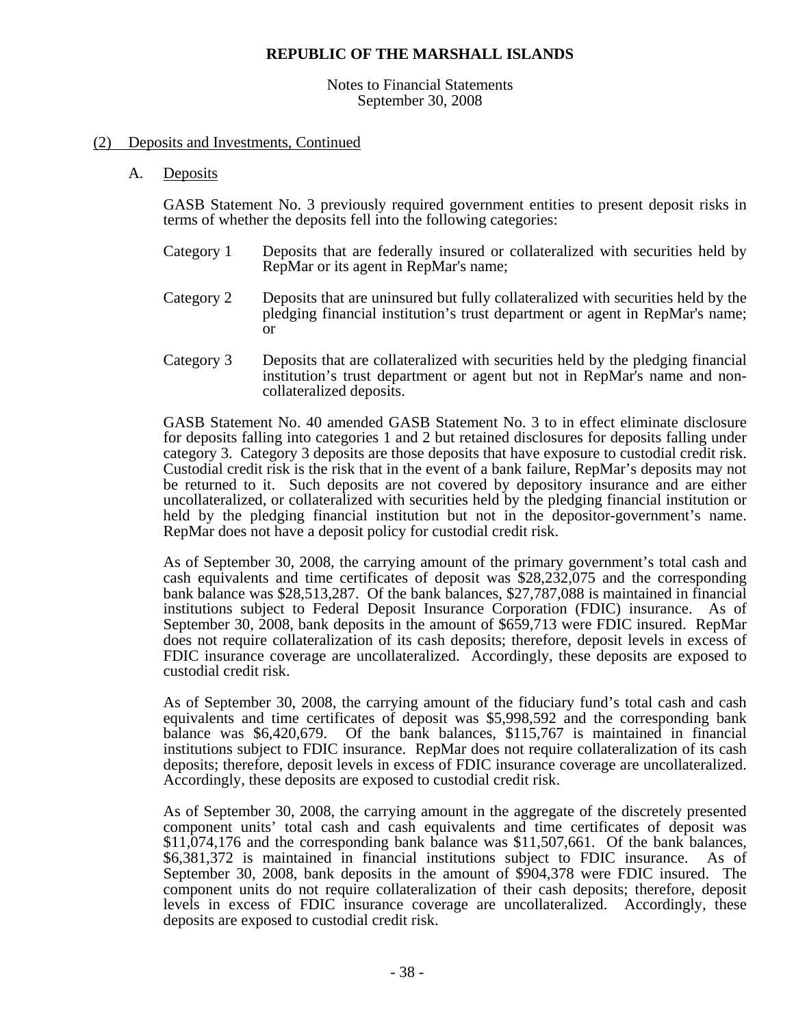# REPUBLIC OF THE MARSHALL ISLANDS

Notes to Financial Statements
September 30, 2008

(2) Deposits and Investments, Continued

A. Deposits

GASB Statement No. 3 previously required government entities to present deposit risks in terms of whether the deposits fell into the following categories:

Category 1 Deposits that are federally insured or collateralized with securities held by RepMar or its agent in RepMar's name;

Category 2 Deposits that are uninsured but fully collateralized with securities held by the pledging financial institution's trust department or agent in RepMar's name; or

Category 3 Deposits that are collateralized with securities held by the pledging financial institution's trust department or agent but not in RepMar's name and non-collateralized deposits.

GASB Statement No. 40 amended GASB Statement No. 3 to in effect eliminate disclosure for deposits falling into categories 1 and 2 but retained disclosures for deposits falling under category 3. Category 3 deposits are those deposits that have exposure to custodial credit risk. Custodial credit risk is the risk that in the event of a bank failure, RepMar's deposits may not be returned to it. Such deposits are not covered by depository insurance and are either uncollateralized, or collateralized with securities held by the pledging financial institution or held by the pledging financial institution but not in the depositor-government's name. RepMar does not have a deposit policy for custodial credit risk.

As of September 30, 2008, the carrying amount of the primary government's total cash and cash equivalents and time certificates of deposit was $28,232,075 and the corresponding bank balance was $28,513,287. Of the bank balances, $27,787,088 is maintained in financial institutions subject to Federal Deposit Insurance Corporation (FDIC) insurance. As of September 30, 2008, bank deposits in the amount of $659,713 were FDIC insured. RepMar does not require collateralization of its cash deposits; therefore, deposit levels in excess of FDIC insurance coverage are uncollateralized. Accordingly, these deposits are exposed to custodial credit risk.

As of September 30, 2008, the carrying amount of the fiduciary fund's total cash and cash equivalents and time certificates of deposit was $5,998,592 and the corresponding bank balance was $6,420,679. Of the bank balances, $115,767 is maintained in financial institutions subject to FDIC insurance. RepMar does not require collateralization of its cash deposits; therefore, deposit levels in excess of FDIC insurance coverage are uncollateralized. Accordingly, these deposits are exposed to custodial credit risk.

As of September 30, 2008, the carrying amount in the aggregate of the discretely presented component units' total cash and cash equivalents and time certificates of deposit was $11,074,176 and the corresponding bank balance was $11,507,661. Of the bank balances, $6,381,372 is maintained in financial institutions subject to FDIC insurance. As of September 30, 2008, bank deposits in the amount of $904,378 were FDIC insured. The component units do not require collateralization of their cash deposits; therefore, deposit levels in excess of FDIC insurance coverage are uncollateralized. Accordingly, these deposits are exposed to custodial credit risk.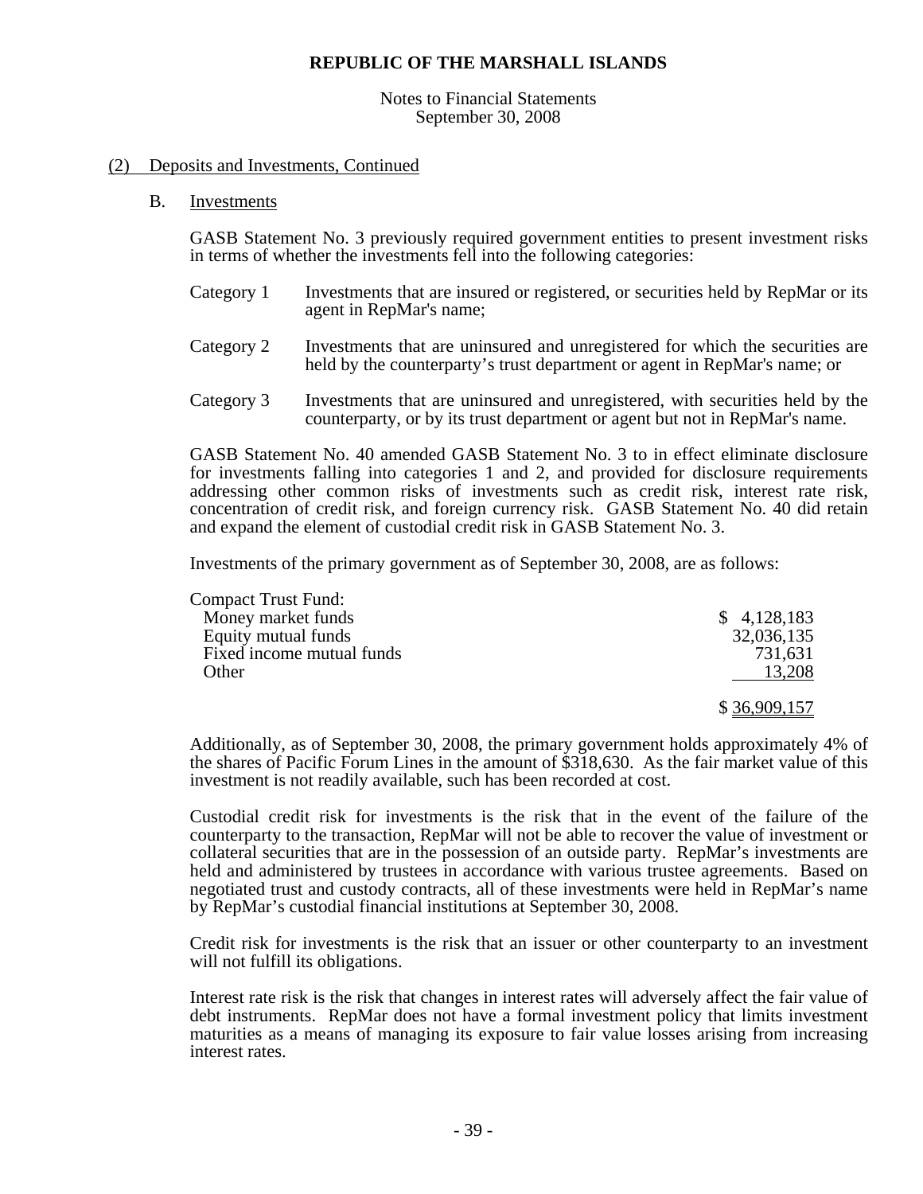## (2) Deposits and Investments, Continued

### B. Investments

GASB Statement No. 3 previously required government entities to present investment risks in terms of whether the investments fell into the following categories:

| | |
|---|---|
| Category 1 | Investments that are insured or registered, or securities held by RepMar or its agent in RepMar's name; |
| Category 2 | Investments that are uninsured and unregistered for which the securities are held by the counterparty's trust department or agent in RepMar's name; or |
| Category 3 | Investments that are uninsured and unregistered, with securities held by the counterparty, or by its trust department or agent but not in RepMar's name. |

GASB Statement No. 40 amended GASB Statement No. 3 to in effect eliminate disclosure for investments falling into categories 1 and 2, and provided for disclosure requirements addressing other common risks of investments such as credit risk, interest rate risk, concentration of credit risk, and foreign currency risk. GASB Statement No. 40 did retain and expand the element of custodial credit risk in GASB Statement No. 3.

Investments of the primary government as of September 30, 2008, are as follows:

| | |
|---|---|
| Compact Trust Fund: | |
| Money market funds | $ 4,128,183 |
| Equity mutual funds | 32,036,135 |
| Fixed income mutual funds | 731,631 |
| Other | 13,208 |
| | $ 36,909,157 |

Additionally, as of September 30, 2008, the primary government holds approximately 4% of the shares of Pacific Forum Lines in the amount of $318,630. As the fair market value of this investment is not readily available, such has been recorded at cost.

Custodial credit risk for investments is the risk that in the event of the failure of the counterparty to the transaction, RepMar will not be able to recover the value of investment or collateral securities that are in the possession of an outside party. RepMar's investments are held and administered by trustees in accordance with various trustee agreements. Based on negotiated trust and custody contracts, all of these investments were held in RepMar's name by RepMar's custodial financial institutions at September 30, 2008.

Credit risk for investments is the risk that an issuer or other counterparty to an investment will not fulfill its obligations.

Interest rate risk is the risk that changes in interest rates will adversely affect the fair value of debt instruments. RepMar does not have a formal investment policy that limits investment maturities as a means of managing its exposure to fair value losses arising from increasing interest rates.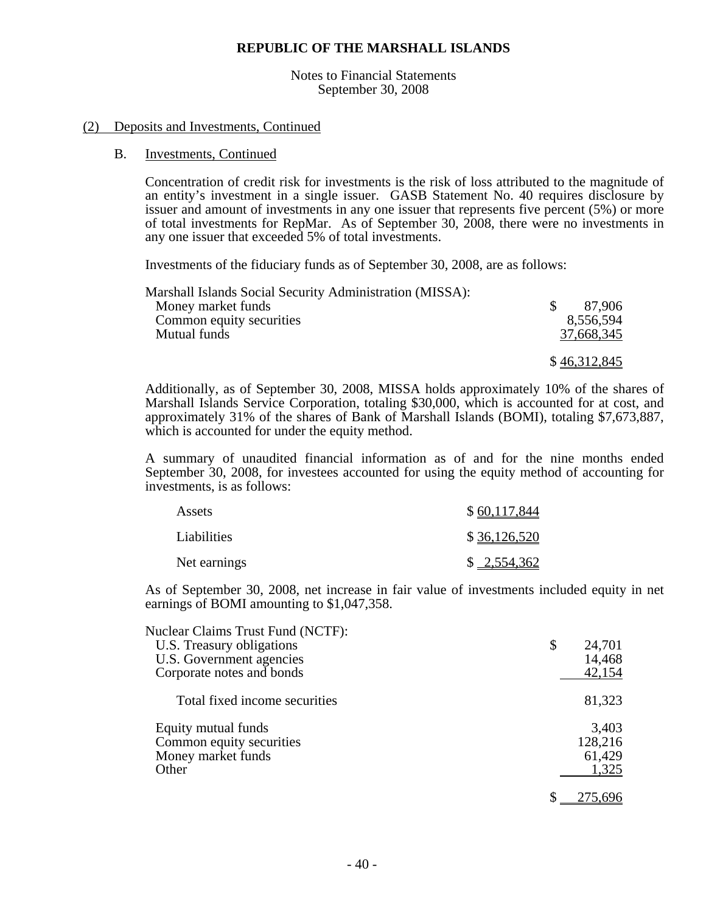**REPUBLIC OF THE MARSHALL ISLANDS**

Notes to Financial Statements
September 30, 2008

(2) Deposits and Investments, Continued

B. Investments, Continued

Concentration of credit risk for investments is the risk of loss attributed to the magnitude of an entity's investment in a single issuer. GASB Statement No. 40 requires disclosure by issuer and amount of investments in any one issuer that represents five percent (5%) or more of total investments for RepMar. As of September 30, 2008, there were no investments in any one issuer that exceeded 5% of total investments.

Investments of the fiduciary funds as of September 30, 2008, are as follows:

| Marshall Islands Social Security Administration (MISSA): | |
|---|---|
| Money market funds | $ 87,906 |
| Common equity securities | 8,556,594 |
| Mutual funds | 37,668,345 |
| | $ 46,312,845 |

Additionally, as of September 30, 2008, MISSA holds approximately 10% of the shares of Marshall Islands Service Corporation, totaling $30,000, which is accounted for at cost, and approximately 31% of the shares of Bank of Marshall Islands (BOMI), totaling $7,673,887, which is accounted for under the equity method.

A summary of unaudited financial information as of and for the nine months ended September 30, 2008, for investees accounted for using the equity method of accounting for investments, is as follows:

| | |
|---|---|
| Assets | $ 60,117,844 |
| Liabilities | $ 36,126,520 |
| Net earnings | $ 2,554,362 |

As of September 30, 2008, net increase in fair value of investments included equity in net earnings of BOMI amounting to $1,047,358.

| Nuclear Claims Trust Fund (NCTF): | |
|---|---|
| U.S. Treasury obligations | $ 24,701 |
| U.S. Government agencies | 14,468 |
| Corporate notes and bonds | 42,154 |
| Total fixed income securities | 81,323 |
| Equity mutual funds | 3,403 |
| Common equity securities | 128,216 |
| Money market funds | 61,429 |
| Other | 1,325 |
| | $ 275,696 |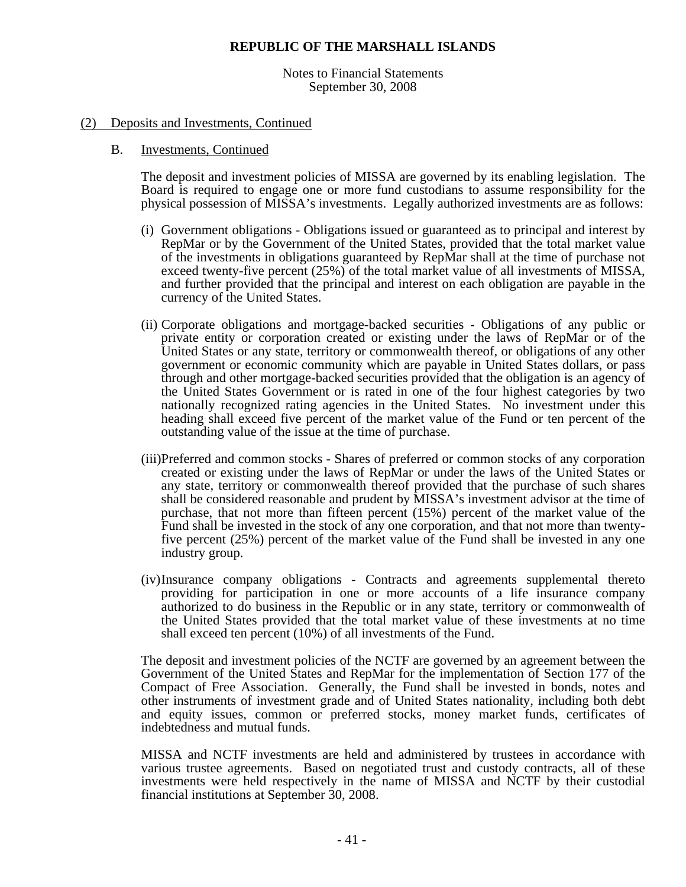## (2) Deposits and Investments, Continued

### B. Investments, Continued

The deposit and investment policies of MISSA are governed by its enabling legislation. The Board is required to engage one or more fund custodians to assume responsibility for the physical possession of MISSA's investments. Legally authorized investments are as follows:

(i) Government obligations - Obligations issued or guaranteed as to principal and interest by RepMar or by the Government of the United States, provided that the total market value of the investments in obligations guaranteed by RepMar shall at the time of purchase not exceed twenty-five percent (25%) of the total market value of all investments of MISSA, and further provided that the principal and interest on each obligation are payable in the currency of the United States.

(ii) Corporate obligations and mortgage-backed securities - Obligations of any public or private entity or corporation created or existing under the laws of RepMar or of the United States or any state, territory or commonwealth thereof, or obligations of any other government or economic community which are payable in United States dollars, or pass through and other mortgage-backed securities provided that the obligation is an agency of the United States Government or is rated in one of the four highest categories by two nationally recognized rating agencies in the United States. No investment under this heading shall exceed five percent of the market value of the Fund or ten percent of the outstanding value of the issue at the time of purchase.

(iii) Preferred and common stocks - Shares of preferred or common stocks of any corporation created or existing under the laws of RepMar or under the laws of the United States or any state, territory or commonwealth thereof provided that the purchase of such shares shall be considered reasonable and prudent by MISSA's investment advisor at the time of purchase, that not more than fifteen percent (15%) percent of the market value of the Fund shall be invested in the stock of any one corporation, and that not more than twenty-five percent (25%) percent of the market value of the Fund shall be invested in any one industry group.

(iv) Insurance company obligations - Contracts and agreements supplemental thereto providing for participation in one or more accounts of a life insurance company authorized to do business in the Republic or in any state, territory or commonwealth of the United States provided that the total market value of these investments at no time shall exceed ten percent (10%) of all investments of the Fund.

The deposit and investment policies of the NCTF are governed by an agreement between the Government of the United States and RepMar for the implementation of Section 177 of the Compact of Free Association. Generally, the Fund shall be invested in bonds, notes and other instruments of investment grade and of United States nationality, including both debt and equity issues, common or preferred stocks, money market funds, certificates of indebtedness and mutual funds.

MISSA and NCTF investments are held and administered by trustees in accordance with various trustee agreements. Based on negotiated trust and custody contracts, all of these investments were held respectively in the name of MISSA and NCTF by their custodial financial institutions at September 30, 2008.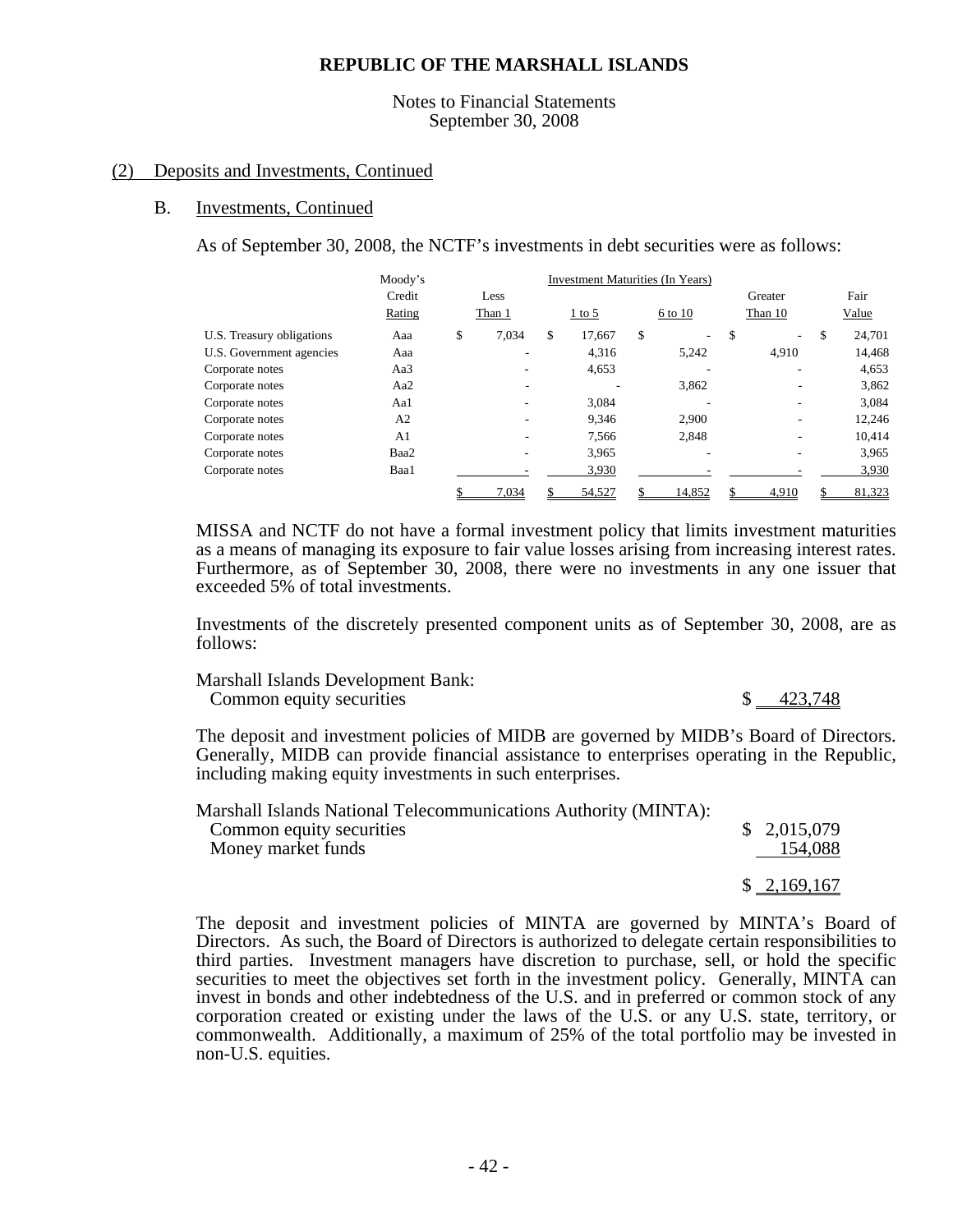**REPUBLIC OF THE MARSHALL ISLANDS**

Notes to Financial Statements
September 30, 2008

(2) Deposits and Investments, Continued

B. Investments, Continued

As of September 30, 2008, the NCTF's investments in debt securities were as follows:

| | Moody's Credit Rating | Investment Maturities (In Years) Less Than 1 | 1 to 5 | 6 to 10 | Greater Than 10 | Fair Value |
|---|---|---|---|---|---|---|
| U.S. Treasury obligations | Aaa | $ 7,034 | $ 17,667 | $ - | $ - | $ 24,701 |
| U.S. Government agencies | Aaa | - | 4,316 | 5,242 | 4,910 | 14,468 |
| Corporate notes | Aa3 | - | 4,653 | - | - | 4,653 |
| Corporate notes | Aa2 | - | - | 3,862 | - | 3,862 |
| Corporate notes | Aa1 | - | 3,084 | - | - | 3,084 |
| Corporate notes | A2 | - | 9,346 | 2,900 | - | 12,246 |
| Corporate notes | A1 | - | 7,566 | 2,848 | - | 10,414 |
| Corporate notes | Baa2 | - | 3,965 | - | - | 3,965 |
| Corporate notes | Baa1 | - | 3,930 | - | - | 3,930 |
| | | $ 7,034 | $ 54,527 | $ 14,852 | $ 4,910 | $ 81,323 |

MISSA and NCTF do not have a formal investment policy that limits investment maturities as a means of managing its exposure to fair value losses arising from increasing interest rates. Furthermore, as of September 30, 2008, there were no investments in any one issuer that exceeded 5% of total investments.

Investments of the discretely presented component units as of September 30, 2008, are as follows:

| Marshall Islands Development Bank: | |
|---|---|
| Common equity securities | $ 423,748 |

The deposit and investment policies of MIDB are governed by MIDB's Board of Directors. Generally, MIDB can provide financial assistance to enterprises operating in the Republic, including making equity investments in such enterprises.

| Marshall Islands National Telecommunications Authority (MINTA): | |
|---|---|
| Common equity securities | $ 2,015,079 |
| Money market funds | 154,088 |
| | $ 2,169,167 |

The deposit and investment policies of MINTA are governed by MINTA's Board of Directors. As such, the Board of Directors is authorized to delegate certain responsibilities to third parties. Investment managers have discretion to purchase, sell, or hold the specific securities to meet the objectives set forth in the investment policy. Generally, MINTA can invest in bonds and other indebtedness of the U.S. and in preferred or common stock of any corporation created or existing under the laws of the U.S. or any U.S. state, territory, or commonwealth. Additionally, a maximum of 25% of the total portfolio may be invested in non-U.S. equities.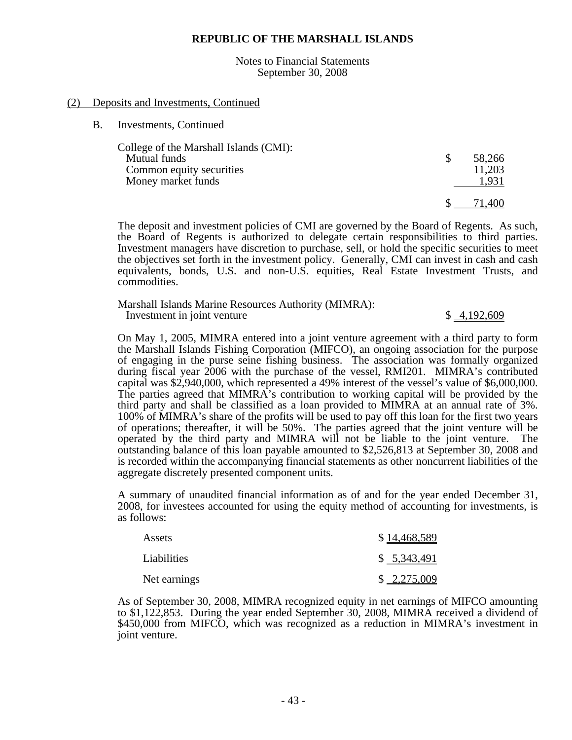**REPUBLIC OF THE MARSHALL ISLANDS**

Notes to Financial Statements
September 30, 2008

(2) Deposits and Investments, Continued

B. Investments, Continued

| College of the Marshall Islands (CMI): | |
|---|---|
| Mutual funds | $ 58,266 |
| Common equity securities | 11,203 |
| Money market funds | 1,931 |
| | $ 71,400 |

The deposit and investment policies of CMI are governed by the Board of Regents. As such, the Board of Regents is authorized to delegate certain responsibilities to third parties. Investment managers have discretion to purchase, sell, or hold the specific securities to meet the objectives set forth in the investment policy. Generally, CMI can invest in cash and cash equivalents, bonds, U.S. and non-U.S. equities, Real Estate Investment Trusts, and commodities.

| Marshall Islands Marine Resources Authority (MIMRA): | |
|---|---|
| Investment in joint venture | $ 4,192,609 |

On May 1, 2005, MIMRA entered into a joint venture agreement with a third party to form the Marshall Islands Fishing Corporation (MIFCO), an ongoing association for the purpose of engaging in the purse seine fishing business. The association was formally organized during fiscal year 2006 with the purchase of the vessel, RMI201. MIMRA's contributed capital was $2,940,000, which represented a 49% interest of the vessel's value of $6,000,000. The parties agreed that MIMRA's contribution to working capital will be provided by the third party and shall be classified as a loan provided to MIMRA at an annual rate of 3%. 100% of MIMRA's share of the profits will be used to pay off this loan for the first two years of operations; thereafter, it will be 50%. The parties agreed that the joint venture will be operated by the third party and MIMRA will not be liable to the joint venture. The outstanding balance of this loan payable amounted to $2,526,813 at September 30, 2008 and is recorded within the accompanying financial statements as other noncurrent liabilities of the aggregate discretely presented component units.

A summary of unaudited financial information as of and for the year ended December 31, 2008, for investees accounted for using the equity method of accounting for investments, is as follows:

| | |
|---|---|
| Assets | $ 14,468,589 |
| Liabilities | $ 5,343,491 |
| Net earnings | $ 2,275,009 |

As of September 30, 2008, MIMRA recognized equity in net earnings of MIFCO amounting to $1,122,853. During the year ended September 30, 2008, MIMRA received a dividend of $450,000 from MIFCO, which was recognized as a reduction in MIMRA's investment in joint venture.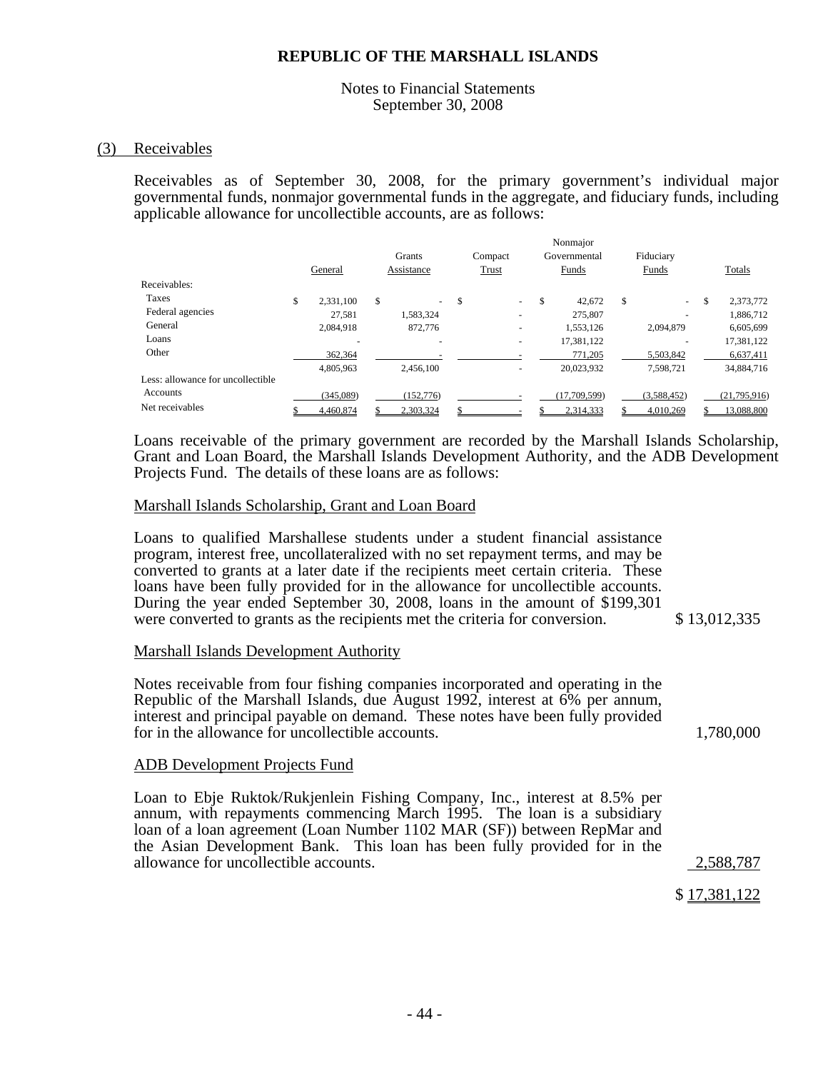**REPUBLIC OF THE MARSHALL ISLANDS**

Notes to Financial Statements
September 30, 2008

## (3) Receivables

Receivables as of September 30, 2008, for the primary government's individual major governmental funds, nonmajor governmental funds in the aggregate, and fiduciary funds, including applicable allowance for uncollectible accounts, are as follows:

| | General | Grants Assistance | Compact Trust | Nonmajor Governmental Funds | Fiduciary Funds | Totals |
|---|---|---|---|---|---|---|
| Receivables: | | | | | | |
| Taxes | $ 2,331,100 | $ - | $ - | $ 42,672 | $ - | $ 2,373,772 |
| Federal agencies | 27,581 | 1,583,324 | - | 275,807 | - | 1,886,712 |
| General | 2,084,918 | 872,776 | - | 1,553,126 | 2,094,879 | 6,605,699 |
| Loans | - | - | - | 17,381,122 | - | 17,381,122 |
| Other | 362,364 | - | - | 771,205 | 5,503,842 | 6,637,411 |
| | 4,805,963 | 2,456,100 | - | 20,023,932 | 7,598,721 | 34,884,716 |
| Less: allowance for uncollectible Accounts | (345,089) | (152,776) | - | (17,709,599) | (3,588,452) | (21,795,916) |
| Net receivables | $ 4,460,874 | $ 2,303,324 | $ - | $ 2,314,333 | $ 4,010,269 | $ 13,088,800 |

Loans receivable of the primary government are recorded by the Marshall Islands Scholarship, Grant and Loan Board, the Marshall Islands Development Authority, and the ADB Development Projects Fund. The details of these loans are as follows:

Marshall Islands Scholarship, Grant and Loan Board

| | |
|---|---|
| Loans to qualified Marshallese students under a student financial assistance program, interest free, uncollateralized with no set repayment terms, and may be converted to grants at a later date if the recipients meet certain criteria. These loans have been fully provided for in the allowance for uncollectible accounts. During the year ended September 30, 2008, loans in the amount of $199,301 were converted to grants as the recipients met the criteria for conversion. | $ 13,012,335 |

Marshall Islands Development Authority

| | |
|---|---|
| Notes receivable from four fishing companies incorporated and operating in the Republic of the Marshall Islands, due August 1992, interest at 6% per annum, interest and principal payable on demand. These notes have been fully provided for in the allowance for uncollectible accounts. | 1,780,000 |

ADB Development Projects Fund

| | |
|---|---|
| Loan to Ebje Ruktok/Rukjenlein Fishing Company, Inc., interest at 8.5% per annum, with repayments commencing March 1995. The loan is a subsidiary loan of a loan agreement (Loan Number 1102 MAR (SF)) between RepMar and the Asian Development Bank. This loan has been fully provided for in the allowance for uncollectible accounts. | 2,588,787 |
| | $ 17,381,122 |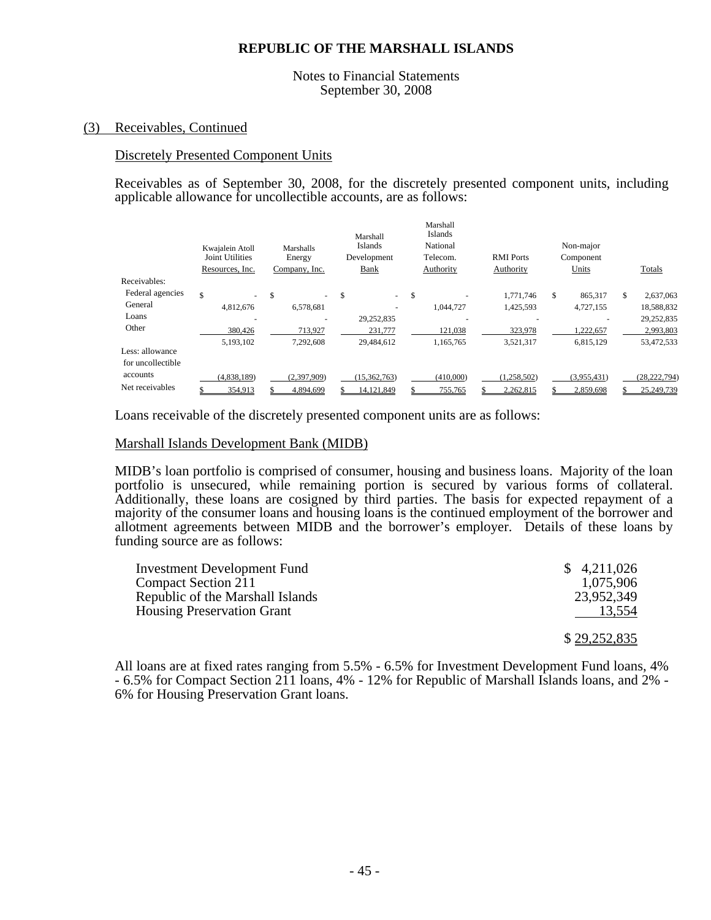**REPUBLIC OF THE MARSHALL ISLANDS**

Notes to Financial Statements
September 30, 2008

(3) Receivables, Continued

Discretely Presented Component Units

Receivables as of September 30, 2008, for the discretely presented component units, including applicable allowance for uncollectible accounts, are as follows:

| | Kwajalein Atoll Joint Utilities Resources, Inc. | Marshalls Energy Company, Inc. | Marshall Islands Development Bank | Marshall Islands National Telecom. Authority | RMI Ports Authority | Non-major Component Units | Totals |
|---|---|---|---|---|---|---|---|
| Receivables: | | | | | | | |
| Federal agencies | $ - | $ - | $ - | $ - | 1,771,746 | $ 865,317 | $ 2,637,063 |
| General | 4,812,676 | 6,578,681 | - | 1,044,727 | 1,425,593 | 4,727,155 | 18,588,832 |
| Loans | - | - | 29,252,835 | - | - | - | 29,252,835 |
| Other | 380,426 | 713,927 | 231,777 | 121,038 | 323,978 | 1,222,657 | 2,993,803 |
| | 5,193,102 | 7,292,608 | 29,484,612 | 1,165,765 | 3,521,317 | 6,815,129 | 53,472,533 |
| Less: allowance for uncollectible accounts | (4,838,189) | (2,397,909) | (15,362,763) | (410,000) | (1,258,502) | (3,955,431) | (28,222,794) |
| Net receivables | $ 354,913 | $ 4,894,699 | $ 14,121,849 | $ 755,765 | $ 2,262,815 | $ 2,859,698 | $ 25,249,739 |

Loans receivable of the discretely presented component units are as follows:

Marshall Islands Development Bank (MIDB)

MIDB's loan portfolio is comprised of consumer, housing and business loans. Majority of the loan portfolio is unsecured, while remaining portion is secured by various forms of collateral. Additionally, these loans are cosigned by third parties. The basis for expected repayment of a majority of the consumer loans and housing loans is the continued employment of the borrower and allotment agreements between MIDB and the borrower's employer. Details of these loans by funding source are as follows:

| | |
|---|---|
| Investment Development Fund | $ 4,211,026 |
| Compact Section 211 | 1,075,906 |
| Republic of the Marshall Islands | 23,952,349 |
| Housing Preservation Grant | 13,554 |
| | $ 29,252,835 |

All loans are at fixed rates ranging from 5.5% - 6.5% for Investment Development Fund loans, 4% - 6.5% for Compact Section 211 loans, 4% - 12% for Republic of Marshall Islands loans, and 2% - 6% for Housing Preservation Grant loans.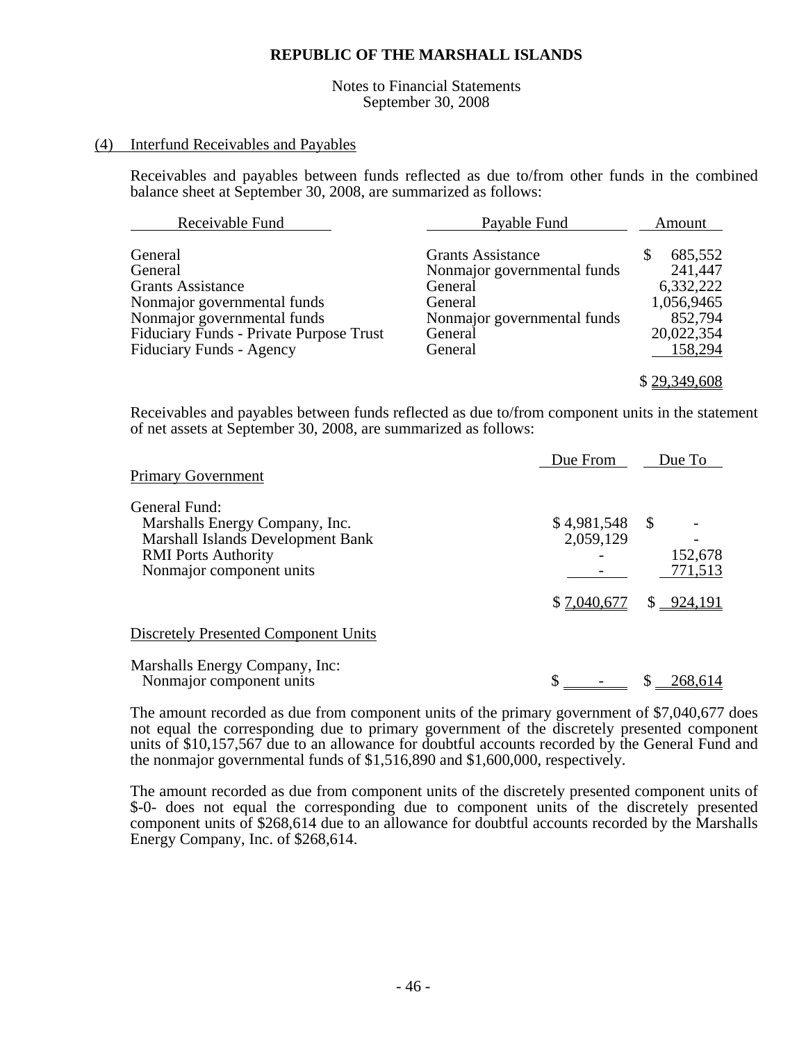**REPUBLIC OF THE MARSHALL ISLANDS**

Notes to Financial Statements
September 30, 2008

(4) Interfund Receivables and Payables

Receivables and payables between funds reflected as due to/from other funds in the combined balance sheet at September 30, 2008, are summarized as follows:

| Receivable Fund | Payable Fund | Amount |
|---|---|---|
| General | Grants Assistance | $ 685,552 |
| General | Nonmajor governmental funds | 241,447 |
| Grants Assistance | General | 6,332,222 |
| Nonmajor governmental funds | General | 1,056,9465 |
| Nonmajor governmental funds | Nonmajor governmental funds | 852,794 |
| Fiduciary Funds - Private Purpose Trust | General | 20,022,354 |
| Fiduciary Funds - Agency | General | 158,294 |
| | | $ 29,349,608 |

Receivables and payables between funds reflected as due to/from component units in the statement of net assets at September 30, 2008, are summarized as follows:

| | Due From | Due To |
|---|---|---|
| Primary Government | | |
| General Fund: | | |
| Marshalls Energy Company, Inc. | $ 4,981,548 | $ - |
| Marshall Islands Development Bank | 2,059,129 | - |
| RMI Ports Authority | - | 152,678 |
| Nonmajor component units | - | 771,513 |
| | $ 7,040,677 | $ 924,191 |
| Discretely Presented Component Units | | |
| Marshalls Energy Company, Inc: | | |
| Nonmajor component units | $ - | $ 268,614 |

The amount recorded as due from component units of the primary government of $7,040,677 does not equal the corresponding due to primary government of the discretely presented component units of $10,157,567 due to an allowance for doubtful accounts recorded by the General Fund and the nonmajor governmental funds of $1,516,890 and $1,600,000, respectively.

The amount recorded as due from component units of the discretely presented component units of $-0- does not equal the corresponding due to component units of the discretely presented component units of $268,614 due to an allowance for doubtful accounts recorded by the Marshalls Energy Company, Inc. of $268,614.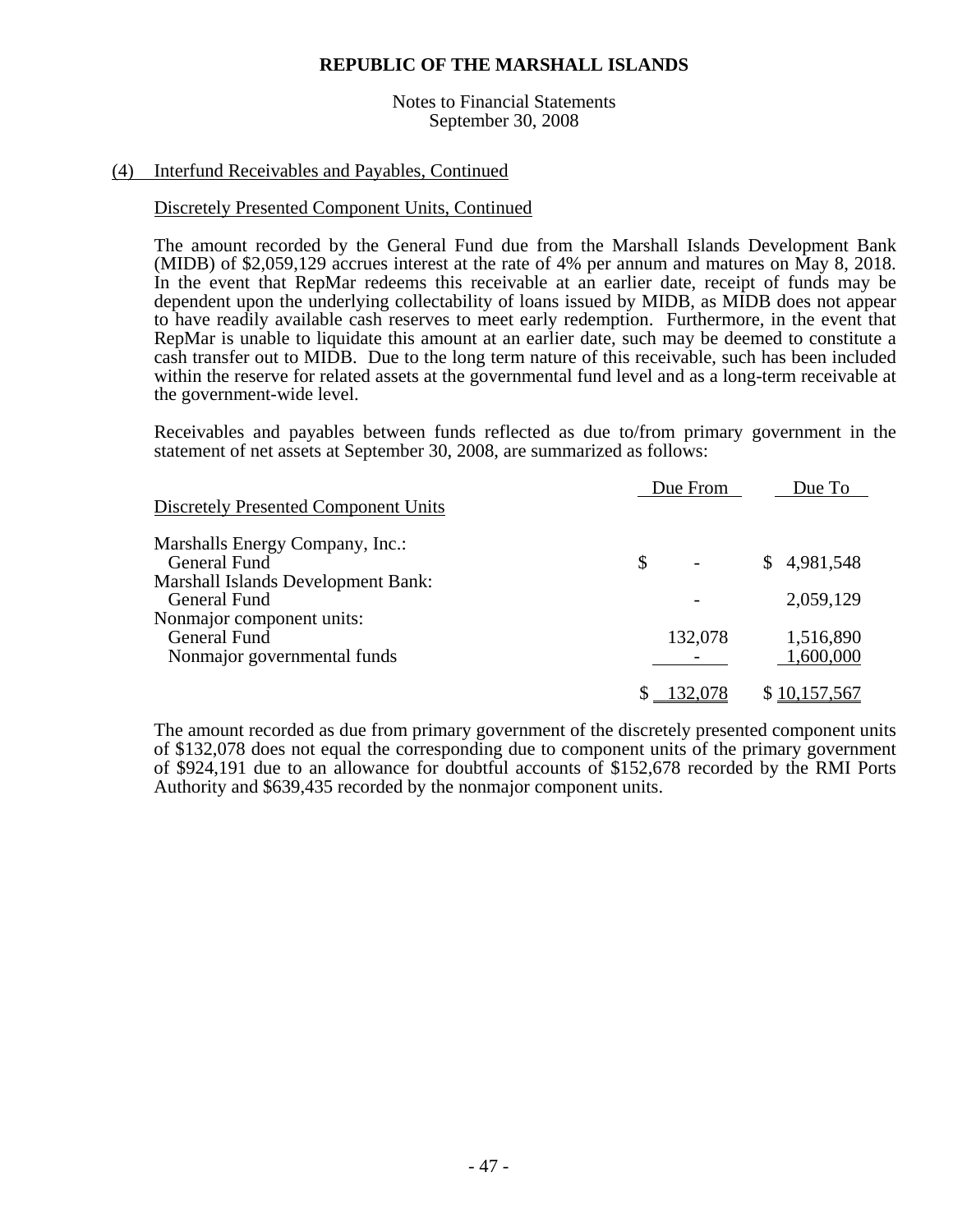## (4) Interfund Receivables and Payables, Continued

### Discretely Presented Component Units, Continued

The amount recorded by the General Fund due from the Marshall Islands Development Bank (MIDB) of $2,059,129 accrues interest at the rate of 4% per annum and matures on May 8, 2018. In the event that RepMar redeems this receivable at an earlier date, receipt of funds may be dependent upon the underlying collectability of loans issued by MIDB, as MIDB does not appear to have readily available cash reserves to meet early redemption. Furthermore, in the event that RepMar is unable to liquidate this amount at an earlier date, such may be deemed to constitute a cash transfer out to MIDB. Due to the long term nature of this receivable, such has been included within the reserve for related assets at the governmental fund level and as a long-term receivable at the government-wide level.

Receivables and payables between funds reflected as due to/from primary government in the statement of net assets at September 30, 2008, are summarized as follows:

| Discretely Presented Component Units | Due From | Due To |
|---|---|---|
| Marshalls Energy Company, Inc.: | | |
| General Fund | $ - | $ 4,981,548 |
| Marshall Islands Development Bank: | | |
| General Fund | - | 2,059,129 |
| Nonmajor component units: | | |
| General Fund | 132,078 | 1,516,890 |
| Nonmajor governmental funds | - | 1,600,000 |
| | $ 132,078 | $ 10,157,567 |

The amount recorded as due from primary government of the discretely presented component units of $132,078 does not equal the corresponding due to component units of the primary government of $924,191 due to an allowance for doubtful accounts of $152,678 recorded by the RMI Ports Authority and $639,435 recorded by the nonmajor component units.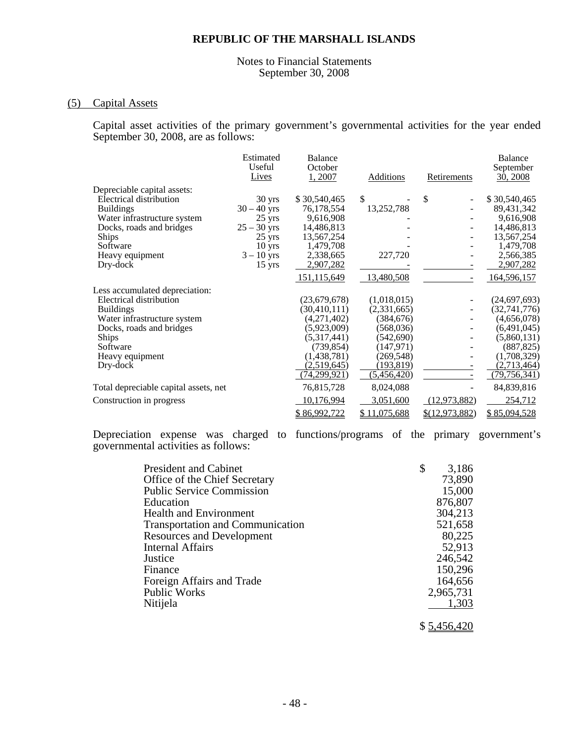**REPUBLIC OF THE MARSHALL ISLANDS**

Notes to Financial Statements
September 30, 2008

## (5) Capital Assets

Capital asset activities of the primary government's governmental activities for the year ended September 30, 2008, are as follows:

| | Estimated Useful Lives | Balance October 1, 2007 | Additions | Retirements | Balance September 30, 2008 |
|---|---|---|---|---|---|
| Depreciable capital assets: | | | | | |
| Electrical distribution | 30 yrs | $ 30,540,465 | $ - | $ - | $ 30,540,465 |
| Buildings | 30 – 40 yrs | 76,178,554 | 13,252,788 | - | 89,431,342 |
| Water infrastructure system | 25 yrs | 9,616,908 | - | - | 9,616,908 |
| Docks, roads and bridges | 25 – 30 yrs | 14,486,813 | - | - | 14,486,813 |
| Ships | 25 yrs | 13,567,254 | - | - | 13,567,254 |
| Software | 10 yrs | 1,479,708 | - | - | 1,479,708 |
| Heavy equipment | 3 – 10 yrs | 2,338,665 | 227,720 | - | 2,566,385 |
| Dry-dock | 15 yrs | 2,907,282 | - | - | 2,907,282 |
| | | 151,115,649 | 13,480,508 | - | 164,596,157 |
| Less accumulated depreciation: | | | | | |
| Electrical distribution | | (23,679,678) | (1,018,015) | - | (24,697,693) |
| Buildings | | (30,410,111) | (2,331,665) | - | (32,741,776) |
| Water infrastructure system | | (4,271,402) | (384,676) | - | (4,656,078) |
| Docks, roads and bridges | | (5,923,009) | (568,036) | - | (6,491,045) |
| Ships | | (5,317,441) | (542,690) | - | (5,860,131) |
| Software | | (739,854) | (147,971) | - | (887,825) |
| Heavy equipment | | (1,438,781) | (269,548) | - | (1,708,329) |
| Dry-dock | | (2,519,645) | (193,819) | - | (2,713,464) |
| | | (74,299,921) | (5,456,420) | - | (79,756,341) |
| Total depreciable capital assets, net | | 76,815,728 | 8,024,088 | - | 84,839,816 |
| Construction in progress | | 10,176,994 | 3,051,600 | (12,973,882) | 254,712 |
| | | $ 86,992,722 | $ 11,075,688 | $(12,973,882) | $ 85,094,528 |

Depreciation expense was charged to functions/programs of the primary government's governmental activities as follows:

| | |
|---|---|
| President and Cabinet | $ 3,186 |
| Office of the Chief Secretary | 73,890 |
| Public Service Commission | 15,000 |
| Education | 876,807 |
| Health and Environment | 304,213 |
| Transportation and Communication | 521,658 |
| Resources and Development | 80,225 |
| Internal Affairs | 52,913 |
| Justice | 246,542 |
| Finance | 150,296 |
| Foreign Affairs and Trade | 164,656 |
| Public Works | 2,965,731 |
| Nitijela | 1,303 |
| | $ 5,456,420 |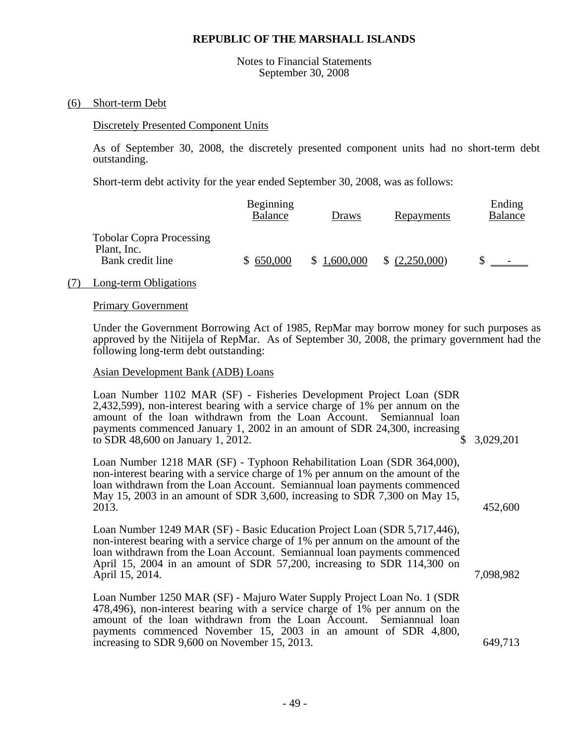**REPUBLIC OF THE MARSHALL ISLANDS**

Notes to Financial Statements
September 30, 2008

(6) Short-term Debt

Discretely Presented Component Units

As of September 30, 2008, the discretely presented component units had no short-term debt outstanding.

Short-term debt activity for the year ended September 30, 2008, was as follows:

| | Beginning Balance | Draws | Repayments | Ending Balance |
|---|---|---|---|---|
| Tobolar Copra Processing Plant, Inc. Bank credit line | $ 650,000 | $ 1,600,000 | $ (2,250,000) | $ - |

(7) Long-term Obligations

Primary Government

Under the Government Borrowing Act of 1985, RepMar may borrow money for such purposes as approved by the Nitijela of RepMar. As of September 30, 2008, the primary government had the following long-term debt outstanding:

Asian Development Bank (ADB) Loans

| | |
|---|---|
| Loan Number 1102 MAR (SF) - Fisheries Development Project Loan (SDR 2,432,599), non-interest bearing with a service charge of 1% per annum on the amount of the loan withdrawn from the Loan Account. Semiannual loan payments commenced January 1, 2002 in an amount of SDR 24,300, increasing to SDR 48,600 on January 1, 2012. | $ 3,029,201 |
| Loan Number 1218 MAR (SF) - Typhoon Rehabilitation Loan (SDR 364,000), non-interest bearing with a service charge of 1% per annum on the amount of the loan withdrawn from the Loan Account. Semiannual loan payments commenced May 15, 2003 in an amount of SDR 3,600, increasing to SDR 7,300 on May 15, 2013. | 452,600 |
| Loan Number 1249 MAR (SF) - Basic Education Project Loan (SDR 5,717,446), non-interest bearing with a service charge of 1% per annum on the amount of the loan withdrawn from the Loan Account. Semiannual loan payments commenced April 15, 2004 in an amount of SDR 57,200, increasing to SDR 114,300 on April 15, 2014. | 7,098,982 |
| Loan Number 1250 MAR (SF) - Majuro Water Supply Project Loan No. 1 (SDR 478,496), non-interest bearing with a service charge of 1% per annum on the amount of the loan withdrawn from the Loan Account. Semiannual loan payments commenced November 15, 2003 in an amount of SDR 4,800, increasing to SDR 9,600 on November 15, 2013. | 649,713 |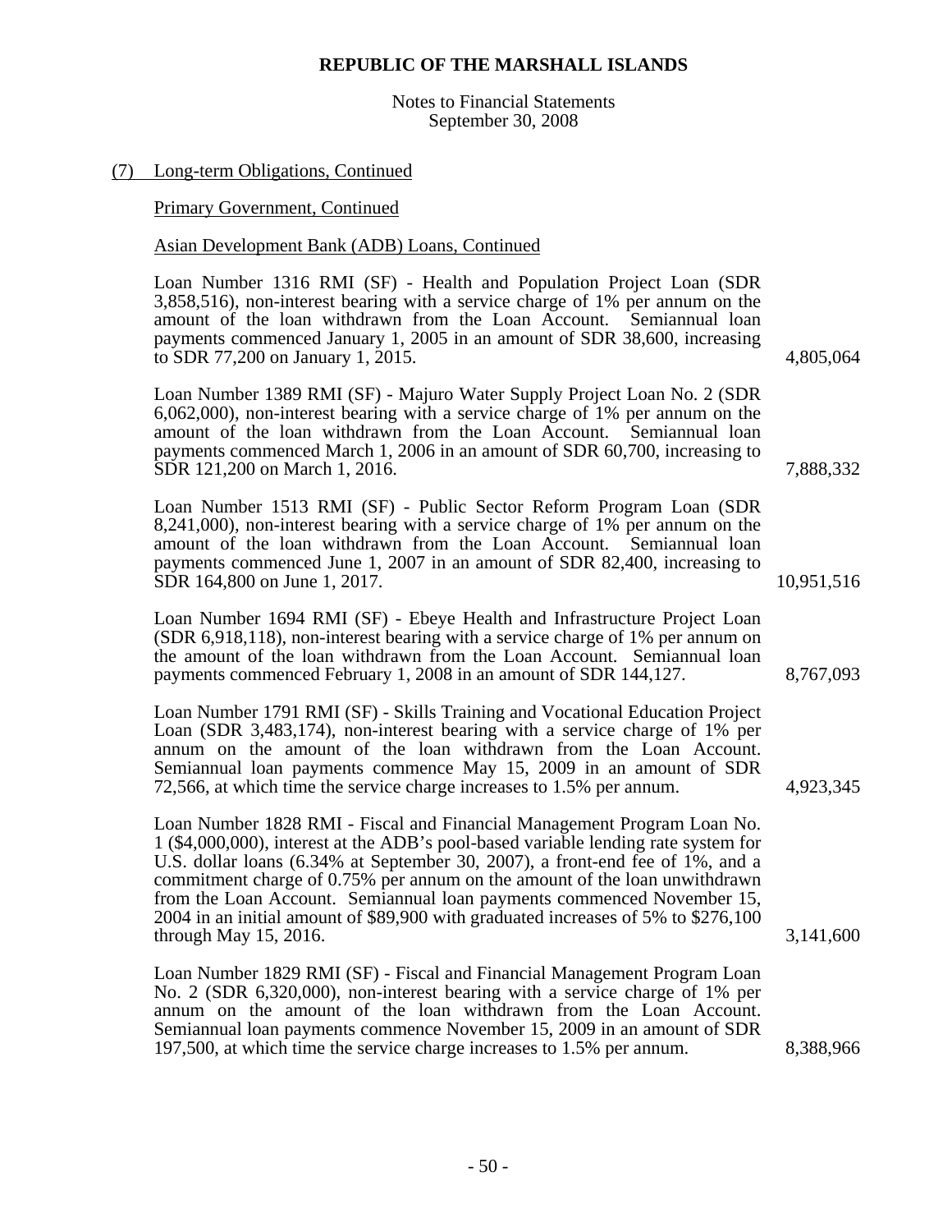# REPUBLIC OF THE MARSHALL ISLANDS

Notes to Financial Statements
September 30, 2008

## (7) Long-term Obligations, Continued

### Primary Government, Continued

### Asian Development Bank (ADB) Loans, Continued

| | |
|---|---|
| Loan Number 1316 RMI (SF) - Health and Population Project Loan (SDR 3,858,516), non-interest bearing with a service charge of 1% per annum on the amount of the loan withdrawn from the Loan Account. Semiannual loan payments commenced January 1, 2005 in an amount of SDR 38,600, increasing to SDR 77,200 on January 1, 2015. | 4,805,064 |
| Loan Number 1389 RMI (SF) - Majuro Water Supply Project Loan No. 2 (SDR 6,062,000), non-interest bearing with a service charge of 1% per annum on the amount of the loan withdrawn from the Loan Account. Semiannual loan payments commenced March 1, 2006 in an amount of SDR 60,700, increasing to SDR 121,200 on March 1, 2016. | 7,888,332 |
| Loan Number 1513 RMI (SF) - Public Sector Reform Program Loan (SDR 8,241,000), non-interest bearing with a service charge of 1% per annum on the amount of the loan withdrawn from the Loan Account. Semiannual loan payments commenced June 1, 2007 in an amount of SDR 82,400, increasing to SDR 164,800 on June 1, 2017. | 10,951,516 |
| Loan Number 1694 RMI (SF) - Ebeye Health and Infrastructure Project Loan (SDR 6,918,118), non-interest bearing with a service charge of 1% per annum on the amount of the loan withdrawn from the Loan Account. Semiannual loan payments commenced February 1, 2008 in an amount of SDR 144,127. | 8,767,093 |
| Loan Number 1791 RMI (SF) - Skills Training and Vocational Education Project Loan (SDR 3,483,174), non-interest bearing with a service charge of 1% per annum on the amount of the loan withdrawn from the Loan Account. Semiannual loan payments commence May 15, 2009 in an amount of SDR 72,566, at which time the service charge increases to 1.5% per annum. | 4,923,345 |
| Loan Number 1828 RMI - Fiscal and Financial Management Program Loan No. 1 ($4,000,000), interest at the ADB's pool-based variable lending rate system for U.S. dollar loans (6.34% at September 30, 2007), a front-end fee of 1%, and a commitment charge of 0.75% per annum on the amount of the loan unwithdrawn from the Loan Account. Semiannual loan payments commenced November 15, 2004 in an initial amount of $89,900 with graduated increases of 5% to $276,100 through May 15, 2016. | 3,141,600 |
| Loan Number 1829 RMI (SF) - Fiscal and Financial Management Program Loan No. 2 (SDR 6,320,000), non-interest bearing with a service charge of 1% per annum on the amount of the loan withdrawn from the Loan Account. Semiannual loan payments commence November 15, 2009 in an amount of SDR 197,500, at which time the service charge increases to 1.5% per annum. | 8,388,966 |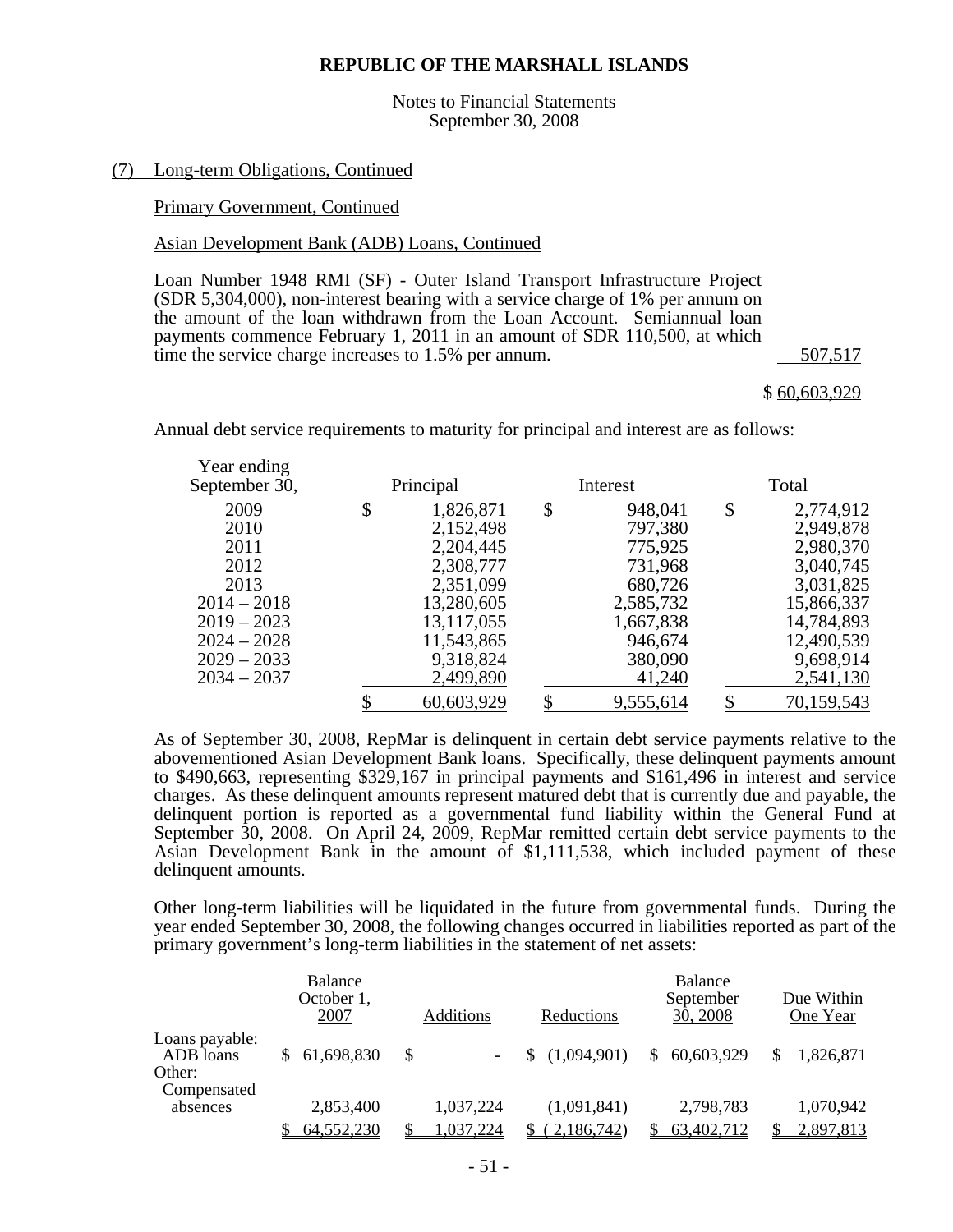**REPUBLIC OF THE MARSHALL ISLANDS**

Notes to Financial Statements
September 30, 2008

(7) Long-term Obligations, Continued

Primary Government, Continued

Asian Development Bank (ADB) Loans, Continued

| | |
|---|---|
| Loan Number 1948 RMI (SF) - Outer Island Transport Infrastructure Project (SDR 5,304,000), non-interest bearing with a service charge of 1% per annum on the amount of the loan withdrawn from the Loan Account. Semiannual loan payments commence February 1, 2011 in an amount of SDR 110,500, at which time the service charge increases to 1.5% per annum. | 507,517 |
| | $ 60,603,929 |

Annual debt service requirements to maturity for principal and interest are as follows:

| Year ending September 30, | Principal | Interest | Total |
|---|---|---|---|
| 2009 | $ 1,826,871 | $ 948,041 | $ 2,774,912 |
| 2010 | 2,152,498 | 797,380 | 2,949,878 |
| 2011 | 2,204,445 | 775,925 | 2,980,370 |
| 2012 | 2,308,777 | 731,968 | 3,040,745 |
| 2013 | 2,351,099 | 680,726 | 3,031,825 |
| 2014 – 2018 | 13,280,605 | 2,585,732 | 15,866,337 |
| 2019 – 2023 | 13,117,055 | 1,667,838 | 14,784,893 |
| 2024 – 2028 | 11,543,865 | 946,674 | 12,490,539 |
| 2029 – 2033 | 9,318,824 | 380,090 | 9,698,914 |
| 2034 – 2037 | 2,499,890 | 41,240 | 2,541,130 |
| | $ 60,603,929 | $ 9,555,614 | $ 70,159,543 |

As of September 30, 2008, RepMar is delinquent in certain debt service payments relative to the abovementioned Asian Development Bank loans. Specifically, these delinquent payments amount to $490,663, representing $329,167 in principal payments and $161,496 in interest and service charges. As these delinquent amounts represent matured debt that is currently due and payable, the delinquent portion is reported as a governmental fund liability within the General Fund at September 30, 2008. On April 24, 2009, RepMar remitted certain debt service payments to the Asian Development Bank in the amount of $1,111,538, which included payment of these delinquent amounts.

Other long-term liabilities will be liquidated in the future from governmental funds. During the year ended September 30, 2008, the following changes occurred in liabilities reported as part of the primary government's long-term liabilities in the statement of net assets:

| | Balance October 1, 2007 | Additions | Reductions | Balance September 30, 2008 | Due Within One Year |
|---|---|---|---|---|---|
| Loans payable: | | | | | |
| ADB loans | $ 61,698,830 | $ - | $ (1,094,901) | $ 60,603,929 | $ 1,826,871 |
| Other: | | | | | |
| Compensated absences | 2,853,400 | 1,037,224 | (1,091,841) | 2,798,783 | 1,070,942 |
| | $ 64,552,230 | $ 1,037,224 | $ ( 2,186,742) | $ 63,402,712 | $ 2,897,813 |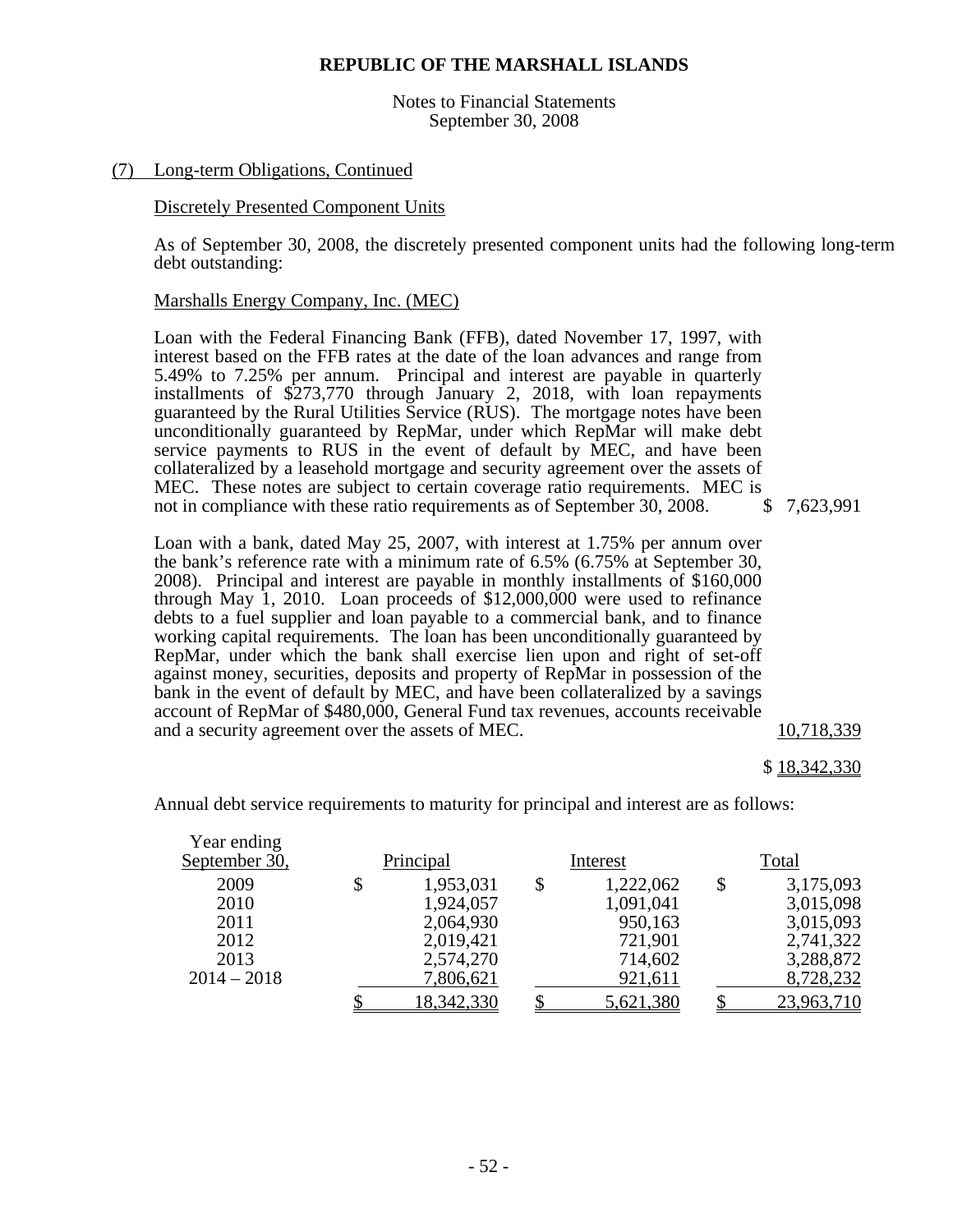# REPUBLIC OF THE MARSHALL ISLANDS

Notes to Financial Statements
September 30, 2008

## (7) Long-term Obligations, Continued

### Discretely Presented Component Units

As of September 30, 2008, the discretely presented component units had the following long-term debt outstanding:

#### Marshalls Energy Company, Inc. (MEC)

| | |
|---|---|
| Loan with the Federal Financing Bank (FFB), dated November 17, 1997, with interest based on the FFB rates at the date of the loan advances and range from 5.49% to 7.25% per annum. Principal and interest are payable in quarterly installments of $273,770 through January 2, 2018, with loan repayments guaranteed by the Rural Utilities Service (RUS). The mortgage notes have been unconditionally guaranteed by RepMar, under which RepMar will make debt service payments to RUS in the event of default by MEC, and have been collateralized by a leasehold mortgage and security agreement over the assets of MEC. These notes are subject to certain coverage ratio requirements. MEC is not in compliance with these ratio requirements as of September 30, 2008. | $ 7,623,991 |
| Loan with a bank, dated May 25, 2007, with interest at 1.75% per annum over the bank's reference rate with a minimum rate of 6.5% (6.75% at September 30, 2008). Principal and interest are payable in monthly installments of $160,000 through May 1, 2010. Loan proceeds of $12,000,000 were used to refinance debts to a fuel supplier and loan payable to a commercial bank, and to finance working capital requirements. The loan has been unconditionally guaranteed by RepMar, under which the bank shall exercise lien upon and right of set-off against money, securities, deposits and property of RepMar in possession of the bank in the event of default by MEC, and have been collateralized by a savings account of RepMar of $480,000, General Fund tax revenues, accounts receivable and a security agreement over the assets of MEC. | 10,718,339 |
| | $ 18,342,330 |

Annual debt service requirements to maturity for principal and interest are as follows:

| Year ending September 30, | Principal | Interest | Total |
|---|---|---|---|
| 2009 | $ 1,953,031 | $ 1,222,062 | $ 3,175,093 |
| 2010 | 1,924,057 | 1,091,041 | 3,015,098 |
| 2011 | 2,064,930 | 950,163 | 3,015,093 |
| 2012 | 2,019,421 | 721,901 | 2,741,322 |
| 2013 | 2,574,270 | 714,602 | 3,288,872 |
| 2014 – 2018 | 7,806,621 | 921,611 | 8,728,232 |
| | $ 18,342,330 | $ 5,621,380 | $ 23,963,710 |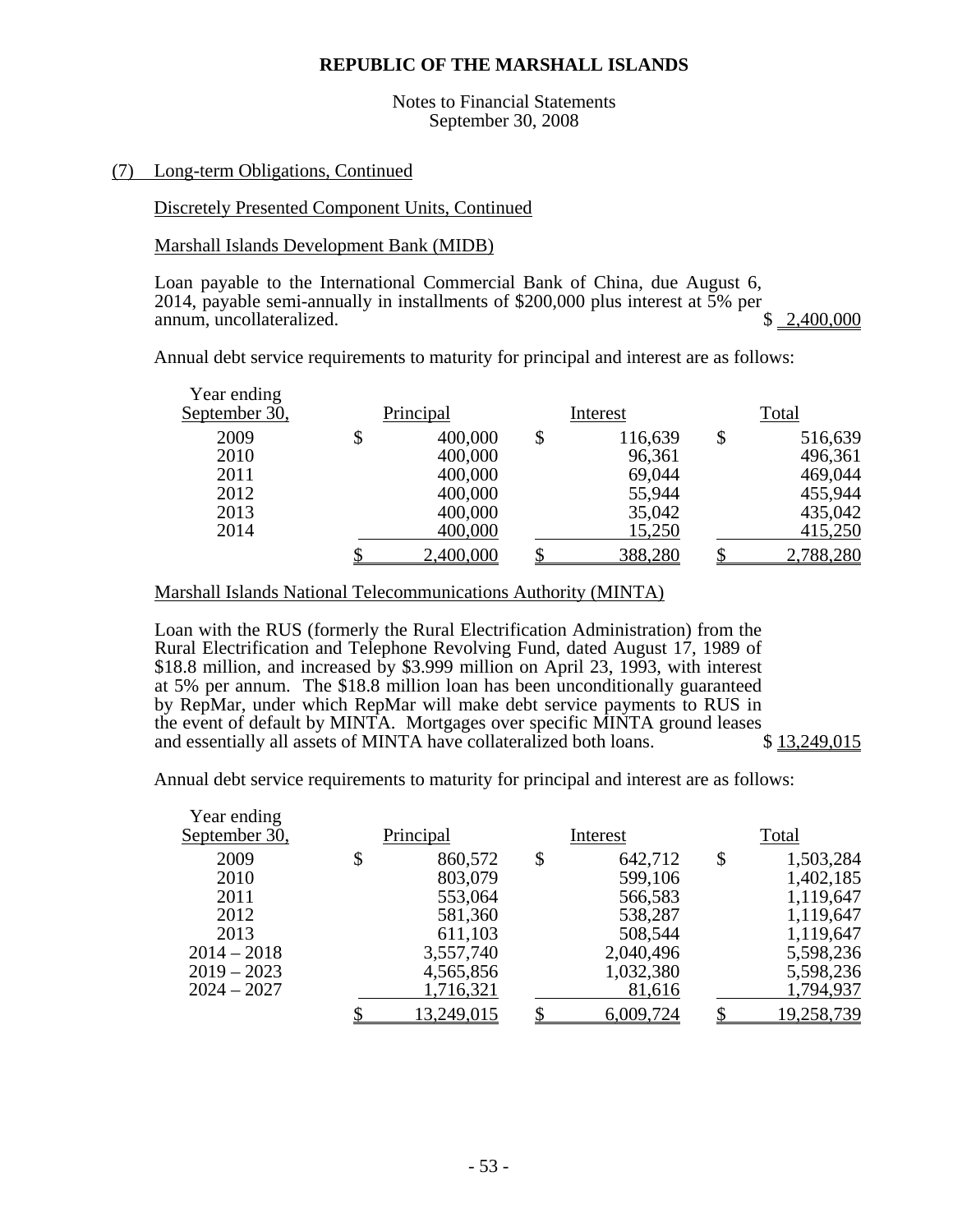# REPUBLIC OF THE MARSHALL ISLANDS

Notes to Financial Statements
September 30, 2008

(7) Long-term Obligations, Continued

Discretely Presented Component Units, Continued

Marshall Islands Development Bank (MIDB)

Loan payable to the International Commercial Bank of China, due August 6, 2014, payable semi-annually in installments of $200,000 plus interest at 5% per annum, uncollateralized. $ 2,400,000

Annual debt service requirements to maturity for principal and interest are as follows:

| Year ending September 30, | Principal | Interest | Total |
|---|---|---|---|
| 2009 | $ 400,000 | $ 116,639 | $ 516,639 |
| 2010 | 400,000 | 96,361 | 496,361 |
| 2011 | 400,000 | 69,044 | 469,044 |
| 2012 | 400,000 | 55,944 | 455,944 |
| 2013 | 400,000 | 35,042 | 435,042 |
| 2014 | 400,000 | 15,250 | 415,250 |
| | $ 2,400,000 | $ 388,280 | $ 2,788,280 |

Marshall Islands National Telecommunications Authority (MINTA)

Loan with the RUS (formerly the Rural Electrification Administration) from the Rural Electrification and Telephone Revolving Fund, dated August 17, 1989 of $18.8 million, and increased by $3.999 million on April 23, 1993, with interest at 5% per annum. The $18.8 million loan has been unconditionally guaranteed by RepMar, under which RepMar will make debt service payments to RUS in the event of default by MINTA. Mortgages over specific MINTA ground leases and essentially all assets of MINTA have collateralized both loans. $ 13,249,015

Annual debt service requirements to maturity for principal and interest are as follows:

| Year ending September 30, | Principal | Interest | Total |
|---|---|---|---|
| 2009 | $ 860,572 | $ 642,712 | $ 1,503,284 |
| 2010 | 803,079 | 599,106 | 1,402,185 |
| 2011 | 553,064 | 566,583 | 1,119,647 |
| 2012 | 581,360 | 538,287 | 1,119,647 |
| 2013 | 611,103 | 508,544 | 1,119,647 |
| 2014 – 2018 | 3,557,740 | 2,040,496 | 5,598,236 |
| 2019 – 2023 | 4,565,856 | 1,032,380 | 5,598,236 |
| 2024 – 2027 | 1,716,321 | 81,616 | 1,794,937 |
| | $ 13,249,015 | $ 6,009,724 | $ 19,258,739 |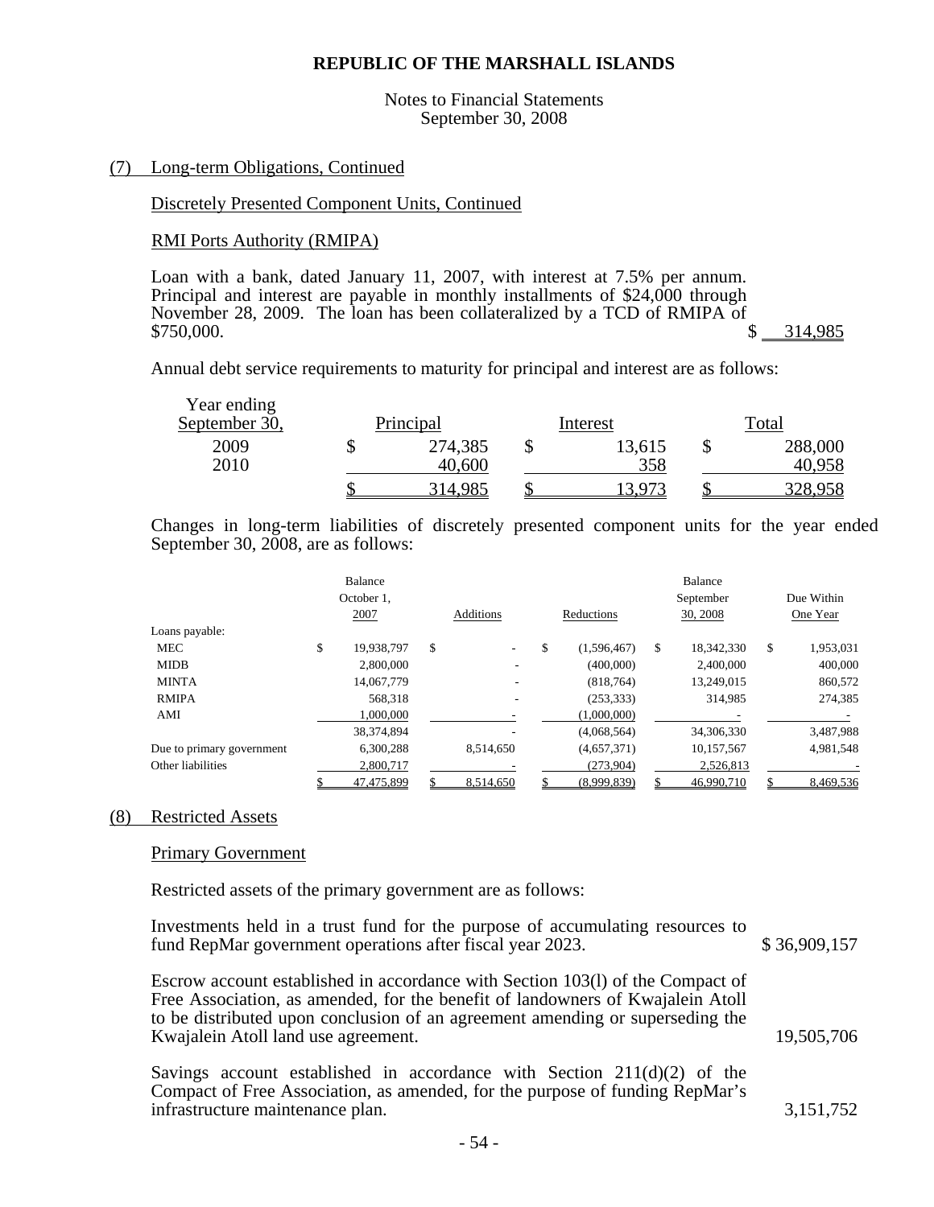# REPUBLIC OF THE MARSHALL ISLANDS

Notes to Financial Statements
September 30, 2008

## (7) Long-term Obligations, Continued

### Discretely Presented Component Units, Continued

#### RMI Ports Authority (RMIPA)

Loan with a bank, dated January 11, 2007, with interest at 7.5% per annum. Principal and interest are payable in monthly installments of $24,000 through November 28, 2009. The loan has been collateralized by a TCD of RMIPA of $750,000. $ 314,985

Annual debt service requirements to maturity for principal and interest are as follows:

| Year ending September 30, | Principal | Interest | Total |
|---|---|---|---|
| 2009 | $ 274,385 | $ 13,615 | $ 288,000 |
| 2010 | 40,600 | 358 | 40,958 |
| | $ 314,985 | $ 13,973 | $ 328,958 |

Changes in long-term liabilities of discretely presented component units for the year ended September 30, 2008, are as follows:

| | Balance October 1, 2007 | Additions | Reductions | Balance September 30, 2008 | Due Within One Year |
|---|---|---|---|---|---|
| Loans payable: | | | | | |
| MEC | $ 19,938,797 | $ - | $ (1,596,467) | $ 18,342,330 | $ 1,953,031 |
| MIDB | 2,800,000 | - | (400,000) | 2,400,000 | 400,000 |
| MINTA | 14,067,779 | - | (818,764) | 13,249,015 | 860,572 |
| RMIPA | 568,318 | - | (253,333) | 314,985 | 274,385 |
| AMI | 1,000,000 | - | (1,000,000) | - | - |
| | 38,374,894 | - | (4,068,564) | 34,306,330 | 3,487,988 |
| Due to primary government | 6,300,288 | 8,514,650 | (4,657,371) | 10,157,567 | 4,981,548 |
| Other liabilities | 2,800,717 | - | (273,904) | 2,526,813 | - |
| | $ 47,475,899 | $ 8,514,650 | $ (8,999,839) | $ 46,990,710 | $ 8,469,536 |

## (8) Restricted Assets

### Primary Government

Restricted assets of the primary government are as follows:

Investments held in a trust fund for the purpose of accumulating resources to fund RepMar government operations after fiscal year 2023. $ 36,909,157

Escrow account established in accordance with Section 103(l) of the Compact of Free Association, as amended, for the benefit of landowners of Kwajalein Atoll to be distributed upon conclusion of an agreement amending or superseding the Kwajalein Atoll land use agreement. 19,505,706

Savings account established in accordance with Section 211(d)(2) of the Compact of Free Association, as amended, for the purpose of funding RepMar's infrastructure maintenance plan. 3,151,752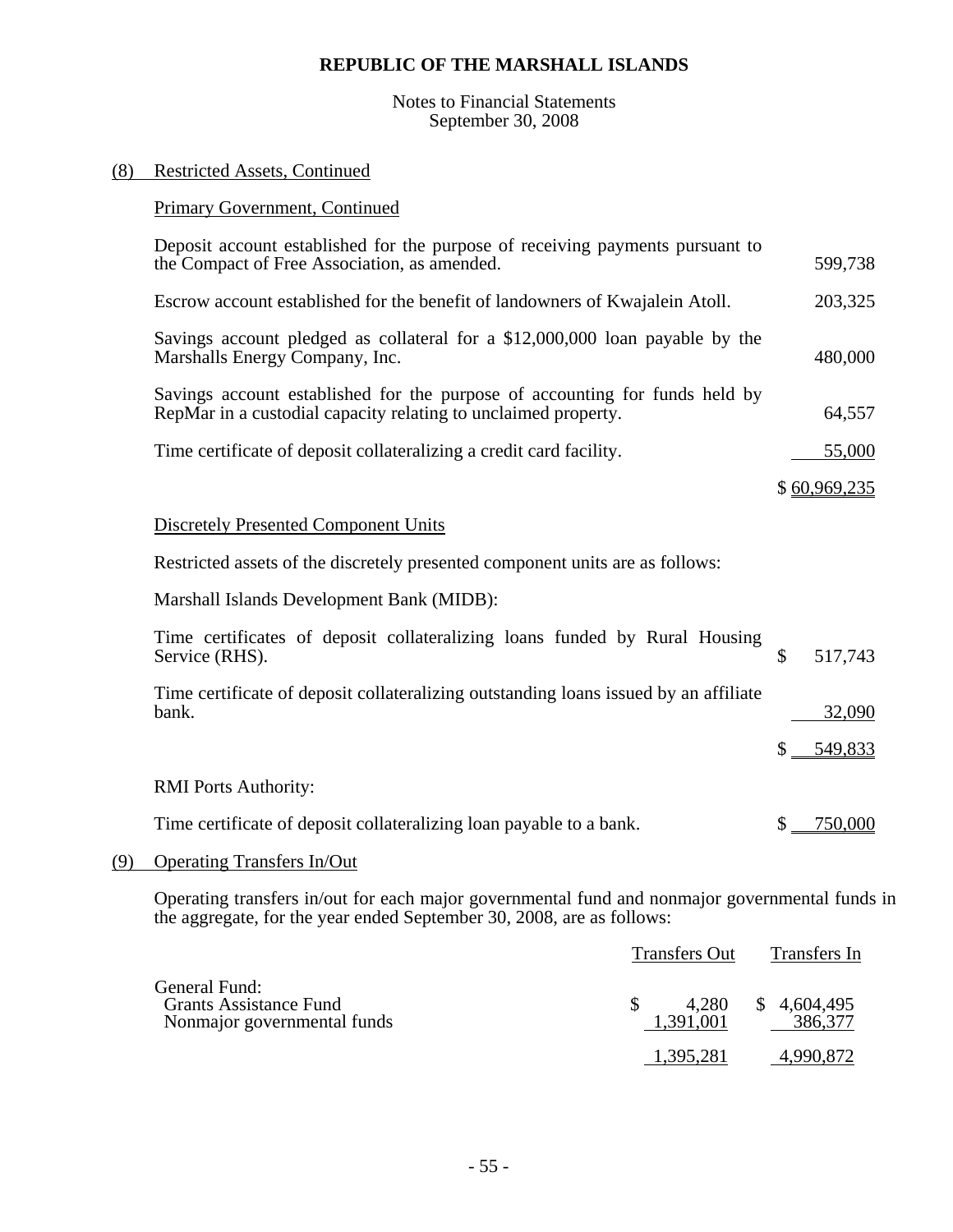**REPUBLIC OF THE MARSHALL ISLANDS**

Notes to Financial Statements
September 30, 2008

(8) Restricted Assets, Continued

Primary Government, Continued

| | |
|---|---|
| Deposit account established for the purpose of receiving payments pursuant to the Compact of Free Association, as amended. | 599,738 |
| Escrow account established for the benefit of landowners of Kwajalein Atoll. | 203,325 |
| Savings account pledged as collateral for a $12,000,000 loan payable by the Marshalls Energy Company, Inc. | 480,000 |
| Savings account established for the purpose of accounting for funds held by RepMar in a custodial capacity relating to unclaimed property. | 64,557 |
| Time certificate of deposit collateralizing a credit card facility. | 55,000 |
| | $ 60,969,235 |

Discretely Presented Component Units

Restricted assets of the discretely presented component units are as follows:

Marshall Islands Development Bank (MIDB):

| | |
|---|---|
| Time certificates of deposit collateralizing loans funded by Rural Housing Service (RHS). | $ 517,743 |
| Time certificate of deposit collateralizing outstanding loans issued by an affiliate bank. | 32,090 |
| | $ 549,833 |

RMI Ports Authority:

| | |
|---|---|
| Time certificate of deposit collateralizing loan payable to a bank. | $ 750,000 |

(9) Operating Transfers In/Out

Operating transfers in/out for each major governmental fund and nonmajor governmental funds in the aggregate, for the year ended September 30, 2008, are as follows:

| | Transfers Out | Transfers In |
|---|---|---|
| General Fund: | | |
| Grants Assistance Fund | $ 4,280 | $ 4,604,495 |
| Nonmajor governmental funds | 1,391,001 | 386,377 |
| | 1,395,281 | 4,990,872 |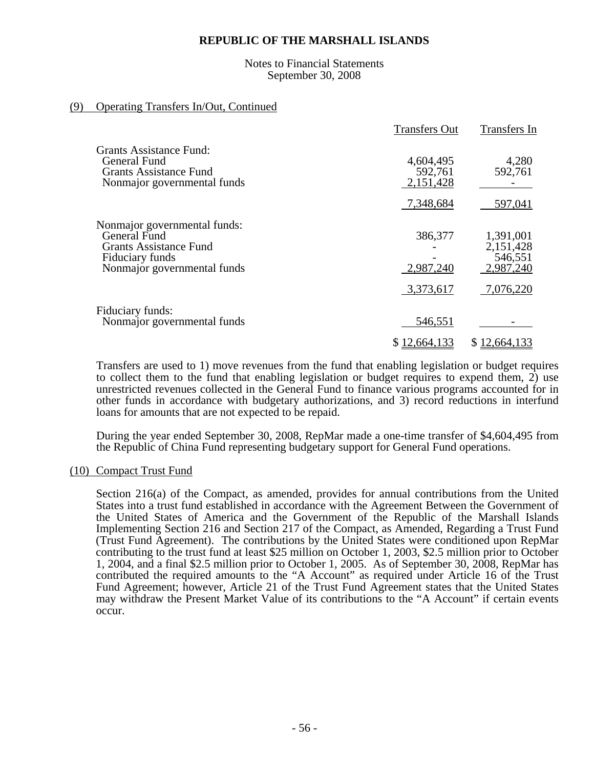**REPUBLIC OF THE MARSHALL ISLANDS**

Notes to Financial Statements
September 30, 2008

## (9) Operating Transfers In/Out, Continued

| | Transfers Out | Transfers In |
|---|---|---|
| Grants Assistance Fund: | | |
| General Fund | 4,604,495 | 4,280 |
| Grants Assistance Fund | 592,761 | 592,761 |
| Nonmajor governmental funds | 2,151,428 | - |
| | 7,348,684 | 597,041 |
| Nonmajor governmental funds: | | |
| General Fund | 386,377 | 1,391,001 |
| Grants Assistance Fund | - | 2,151,428 |
| Fiduciary funds | - | 546,551 |
| Nonmajor governmental funds | 2,987,240 | 2,987,240 |
| | 3,373,617 | 7,076,220 |
| Fiduciary funds: | | |
| Nonmajor governmental funds | 546,551 | - |
| | $ 12,664,133 | $ 12,664,133 |

Transfers are used to 1) move revenues from the fund that enabling legislation or budget requires to collect them to the fund that enabling legislation or budget requires to expend them, 2) use unrestricted revenues collected in the General Fund to finance various programs accounted for in other funds in accordance with budgetary authorizations, and 3) record reductions in interfund loans for amounts that are not expected to be repaid.

During the year ended September 30, 2008, RepMar made a one-time transfer of $4,604,495 from the Republic of China Fund representing budgetary support for General Fund operations.

## (10) Compact Trust Fund

Section 216(a) of the Compact, as amended, provides for annual contributions from the United States into a trust fund established in accordance with the Agreement Between the Government of the United States of America and the Government of the Republic of the Marshall Islands Implementing Section 216 and Section 217 of the Compact, as Amended, Regarding a Trust Fund (Trust Fund Agreement). The contributions by the United States were conditioned upon RepMar contributing to the trust fund at least $25 million on October 1, 2003, $2.5 million prior to October 1, 2004, and a final $2.5 million prior to October 1, 2005. As of September 30, 2008, RepMar has contributed the required amounts to the "A Account" as required under Article 16 of the Trust Fund Agreement; however, Article 21 of the Trust Fund Agreement states that the United States may withdraw the Present Market Value of its contributions to the "A Account" if certain events occur.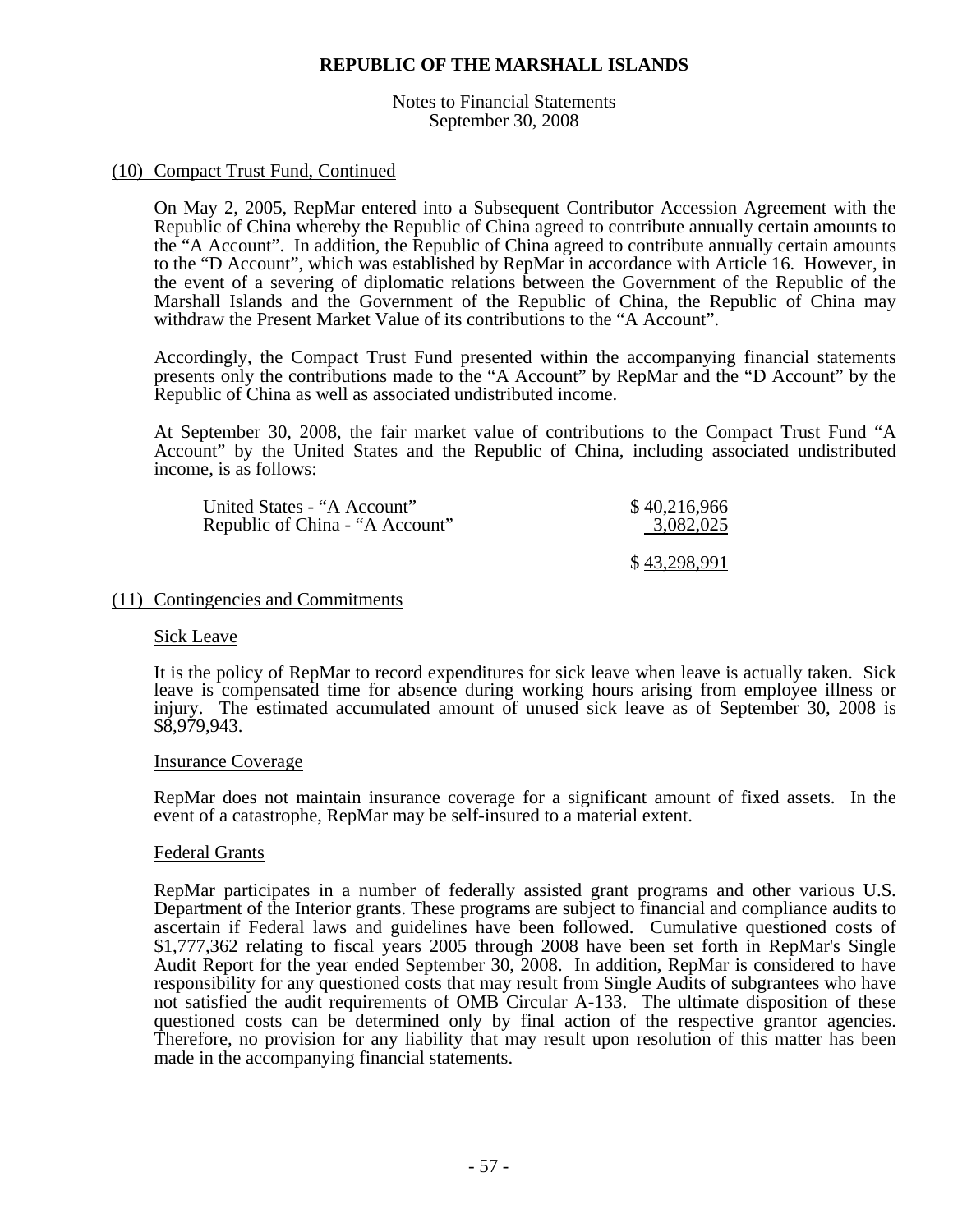### (10) Compact Trust Fund, Continued

On May 2, 2005, RepMar entered into a Subsequent Contributor Accession Agreement with the Republic of China whereby the Republic of China agreed to contribute annually certain amounts to the "A Account". In addition, the Republic of China agreed to contribute annually certain amounts to the "D Account", which was established by RepMar in accordance with Article 16. However, in the event of a severing of diplomatic relations between the Government of the Republic of the Marshall Islands and the Government of the Republic of China, the Republic of China may withdraw the Present Market Value of its contributions to the "A Account".

Accordingly, the Compact Trust Fund presented within the accompanying financial statements presents only the contributions made to the "A Account" by RepMar and the "D Account" by the Republic of China as well as associated undistributed income.

At September 30, 2008, the fair market value of contributions to the Compact Trust Fund "A Account" by the United States and the Republic of China, including associated undistributed income, is as follows:

| | |
|---|---|
| United States - "A Account" | $ 40,216,966 |
| Republic of China - "A Account" | 3,082,025 |
| | $ 43,298,991 |

### (11) Contingencies and Commitments

#### Sick Leave

It is the policy of RepMar to record expenditures for sick leave when leave is actually taken. Sick leave is compensated time for absence during working hours arising from employee illness or injury. The estimated accumulated amount of unused sick leave as of September 30, 2008 is $8,979,943.

#### Insurance Coverage

RepMar does not maintain insurance coverage for a significant amount of fixed assets. In the event of a catastrophe, RepMar may be self-insured to a material extent.

#### Federal Grants

RepMar participates in a number of federally assisted grant programs and other various U.S. Department of the Interior grants. These programs are subject to financial and compliance audits to ascertain if Federal laws and guidelines have been followed. Cumulative questioned costs of $1,777,362 relating to fiscal years 2005 through 2008 have been set forth in RepMar's Single Audit Report for the year ended September 30, 2008. In addition, RepMar is considered to have responsibility for any questioned costs that may result from Single Audits of subgrantees who have not satisfied the audit requirements of OMB Circular A-133. The ultimate disposition of these questioned costs can be determined only by final action of the respective grantor agencies. Therefore, no provision for any liability that may result upon resolution of this matter has been made in the accompanying financial statements.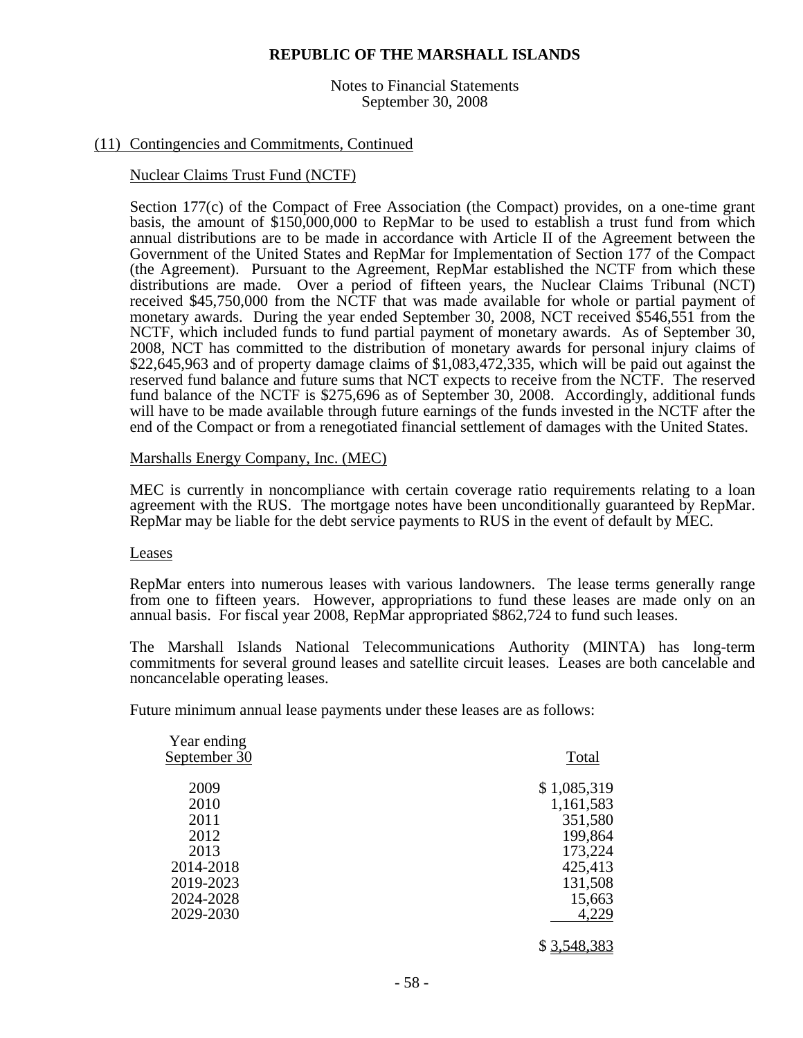# REPUBLIC OF THE MARSHALL ISLANDS

Notes to Financial Statements
September 30, 2008

## (11) Contingencies and Commitments, Continued

### Nuclear Claims Trust Fund (NCTF)

Section 177(c) of the Compact of Free Association (the Compact) provides, on a one-time grant basis, the amount of $150,000,000 to RepMar to be used to establish a trust fund from which annual distributions are to be made in accordance with Article II of the Agreement between the Government of the United States and RepMar for Implementation of Section 177 of the Compact (the Agreement). Pursuant to the Agreement, RepMar established the NCTF from which these distributions are made. Over a period of fifteen years, the Nuclear Claims Tribunal (NCT) received $45,750,000 from the NCTF that was made available for whole or partial payment of monetary awards. During the year ended September 30, 2008, NCT received $546,551 from the NCTF, which included funds to fund partial payment of monetary awards. As of September 30, 2008, NCT has committed to the distribution of monetary awards for personal injury claims of $22,645,963 and of property damage claims of $1,083,472,335, which will be paid out against the reserved fund balance and future sums that NCT expects to receive from the NCTF. The reserved fund balance of the NCTF is $275,696 as of September 30, 2008. Accordingly, additional funds will have to be made available through future earnings of the funds invested in the NCTF after the end of the Compact or from a renegotiated financial settlement of damages with the United States.

### Marshalls Energy Company, Inc. (MEC)

MEC is currently in noncompliance with certain coverage ratio requirements relating to a loan agreement with the RUS. The mortgage notes have been unconditionally guaranteed by RepMar. RepMar may be liable for the debt service payments to RUS in the event of default by MEC.

### Leases

RepMar enters into numerous leases with various landowners. The lease terms generally range from one to fifteen years. However, appropriations to fund these leases are made only on an annual basis. For fiscal year 2008, RepMar appropriated $862,724 to fund such leases.

The Marshall Islands National Telecommunications Authority (MINTA) has long-term commitments for several ground leases and satellite circuit leases. Leases are both cancelable and noncancelable operating leases.

Future minimum annual lease payments under these leases are as follows:

| Year ending September 30 | Total |
|---|---|
| 2009 | $ 1,085,319 |
| 2010 | 1,161,583 |
| 2011 | 351,580 |
| 2012 | 199,864 |
| 2013 | 173,224 |
| 2014-2018 | 425,413 |
| 2019-2023 | 131,508 |
| 2024-2028 | 15,663 |
| 2029-2030 | 4,229 |
| | $ 3,548,383 |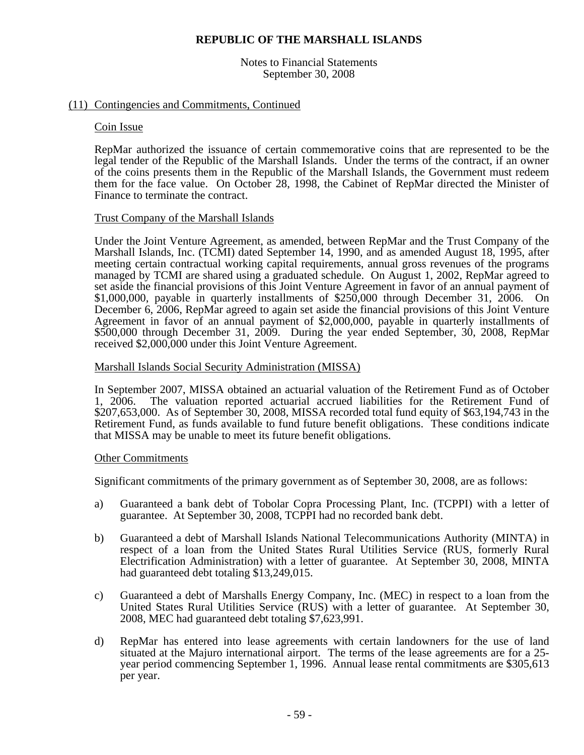# REPUBLIC OF THE MARSHALL ISLANDS

Notes to Financial Statements
September 30, 2008

## (11) Contingencies and Commitments, Continued

### Coin Issue

RepMar authorized the issuance of certain commemorative coins that are represented to be the legal tender of the Republic of the Marshall Islands. Under the terms of the contract, if an owner of the coins presents them in the Republic of the Marshall Islands, the Government must redeem them for the face value. On October 28, 1998, the Cabinet of RepMar directed the Minister of Finance to terminate the contract.

### Trust Company of the Marshall Islands

Under the Joint Venture Agreement, as amended, between RepMar and the Trust Company of the Marshall Islands, Inc. (TCMI) dated September 14, 1990, and as amended August 18, 1995, after meeting certain contractual working capital requirements, annual gross revenues of the programs managed by TCMI are shared using a graduated schedule. On August 1, 2002, RepMar agreed to set aside the financial provisions of this Joint Venture Agreement in favor of an annual payment of \$1,000,000, payable in quarterly installments of \$250,000 through December 31, 2006. On December 6, 2006, RepMar agreed to again set aside the financial provisions of this Joint Venture Agreement in favor of an annual payment of \$2,000,000, payable in quarterly installments of \$500,000 through December 31, 2009. During the year ended September, 30, 2008, RepMar received \$2,000,000 under this Joint Venture Agreement.

### Marshall Islands Social Security Administration (MISSA)

In September 2007, MISSA obtained an actuarial valuation of the Retirement Fund as of October 1, 2006. The valuation reported actuarial accrued liabilities for the Retirement Fund of \$207,653,000. As of September 30, 2008, MISSA recorded total fund equity of \$63,194,743 in the Retirement Fund, as funds available to fund future benefit obligations. These conditions indicate that MISSA may be unable to meet its future benefit obligations.

### Other Commitments

Significant commitments of the primary government as of September 30, 2008, are as follows:

a) Guaranteed a bank debt of Tobolar Copra Processing Plant, Inc. (TCPPI) with a letter of guarantee. At September 30, 2008, TCPPI had no recorded bank debt.

b) Guaranteed a debt of Marshall Islands National Telecommunications Authority (MINTA) in respect of a loan from the United States Rural Utilities Service (RUS, formerly Rural Electrification Administration) with a letter of guarantee. At September 30, 2008, MINTA had guaranteed debt totaling \$13,249,015.

c) Guaranteed a debt of Marshalls Energy Company, Inc. (MEC) in respect to a loan from the United States Rural Utilities Service (RUS) with a letter of guarantee. At September 30, 2008, MEC had guaranteed debt totaling \$7,623,991.

d) RepMar has entered into lease agreements with certain landowners for the use of land situated at the Majuro international airport. The terms of the lease agreements are for a 25-year period commencing September 1, 1996. Annual lease rental commitments are \$305,613 per year.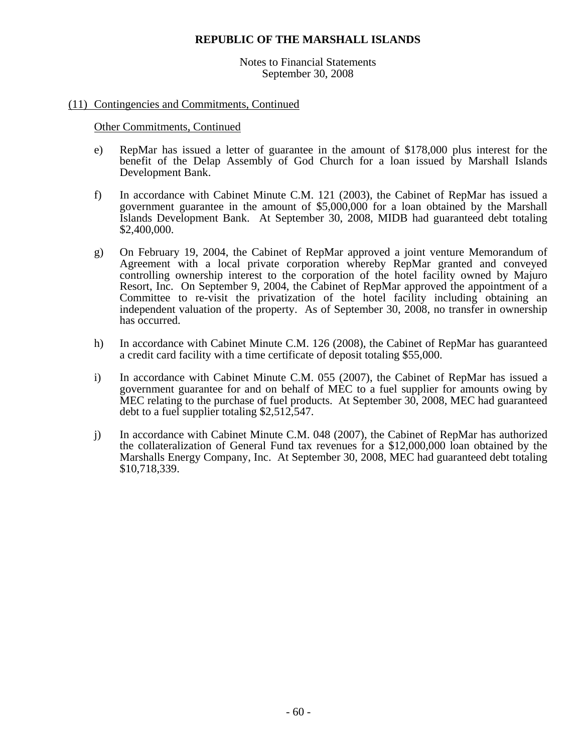(11) Contingencies and Commitments, Continued

Other Commitments, Continued

e) RepMar has issued a letter of guarantee in the amount of $178,000 plus interest for the benefit of the Delap Assembly of God Church for a loan issued by Marshall Islands Development Bank.

f) In accordance with Cabinet Minute C.M. 121 (2003), the Cabinet of RepMar has issued a government guarantee in the amount of $5,000,000 for a loan obtained by the Marshall Islands Development Bank. At September 30, 2008, MIDB had guaranteed debt totaling $2,400,000.

g) On February 19, 2004, the Cabinet of RepMar approved a joint venture Memorandum of Agreement with a local private corporation whereby RepMar granted and conveyed controlling ownership interest to the corporation of the hotel facility owned by Majuro Resort, Inc. On September 9, 2004, the Cabinet of RepMar approved the appointment of a Committee to re-visit the privatization of the hotel facility including obtaining an independent valuation of the property. As of September 30, 2008, no transfer in ownership has occurred.

h) In accordance with Cabinet Minute C.M. 126 (2008), the Cabinet of RepMar has guaranteed a credit card facility with a time certificate of deposit totaling $55,000.

i) In accordance with Cabinet Minute C.M. 055 (2007), the Cabinet of RepMar has issued a government guarantee for and on behalf of MEC to a fuel supplier for amounts owing by MEC relating to the purchase of fuel products. At September 30, 2008, MEC had guaranteed debt to a fuel supplier totaling $2,512,547.

j) In accordance with Cabinet Minute C.M. 048 (2007), the Cabinet of RepMar has authorized the collateralization of General Fund tax revenues for a $12,000,000 loan obtained by the Marshalls Energy Company, Inc. At September 30, 2008, MEC had guaranteed debt totaling $10,718,339.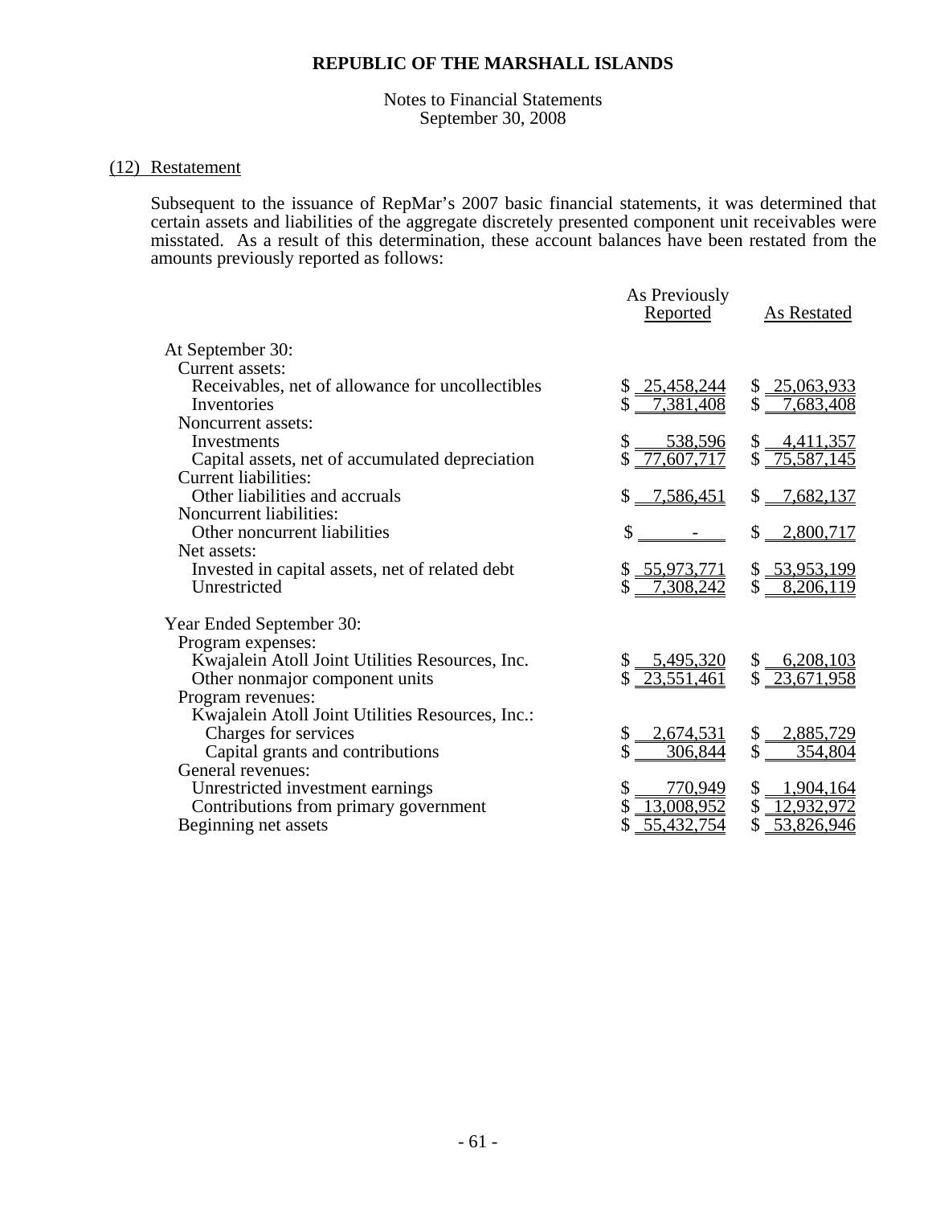**REPUBLIC OF THE MARSHALL ISLANDS**

Notes to Financial Statements
September 30, 2008

(12) Restatement

Subsequent to the issuance of RepMar's 2007 basic financial statements, it was determined that certain assets and liabilities of the aggregate discretely presented component unit receivables were misstated. As a result of this determination, these account balances have been restated from the amounts previously reported as follows:

| | As Previously Reported | As Restated |
|---|---|---|
| At September 30: | | |
| Current assets: | | |
| Receivables, net of allowance for uncollectibles | $ 25,458,244 | $ 25,063,933 |
| Inventories | $ 7,381,408 | $ 7,683,408 |
| Noncurrent assets: | | |
| Investments | $ 538,596 | $ 4,411,357 |
| Capital assets, net of accumulated depreciation | $ 77,607,717 | $ 75,587,145 |
| Current liabilities: | | |
| Other liabilities and accruals | $ 7,586,451 | $ 7,682,137 |
| Noncurrent liabilities: | | |
| Other noncurrent liabilities | $ - | $ 2,800,717 |
| Net assets: | | |
| Invested in capital assets, net of related debt | $ 55,973,771 | $ 53,953,199 |
| Unrestricted | $ 7,308,242 | $ 8,206,119 |
| Year Ended September 30: | | |
| Program expenses: | | |
| Kwajalein Atoll Joint Utilities Resources, Inc. | $ 5,495,320 | $ 6,208,103 |
| Other nonmajor component units | $ 23,551,461 | $ 23,671,958 |
| Program revenues: | | |
| Kwajalein Atoll Joint Utilities Resources, Inc.: | | |
| Charges for services | $ 2,674,531 | $ 2,885,729 |
| Capital grants and contributions | $ 306,844 | $ 354,804 |
| General revenues: | | |
| Unrestricted investment earnings | $ 770,949 | $ 1,904,164 |
| Contributions from primary government | $ 13,008,952 | $ 12,932,972 |
| Beginning net assets | $ 55,432,754 | $ 53,826,946 |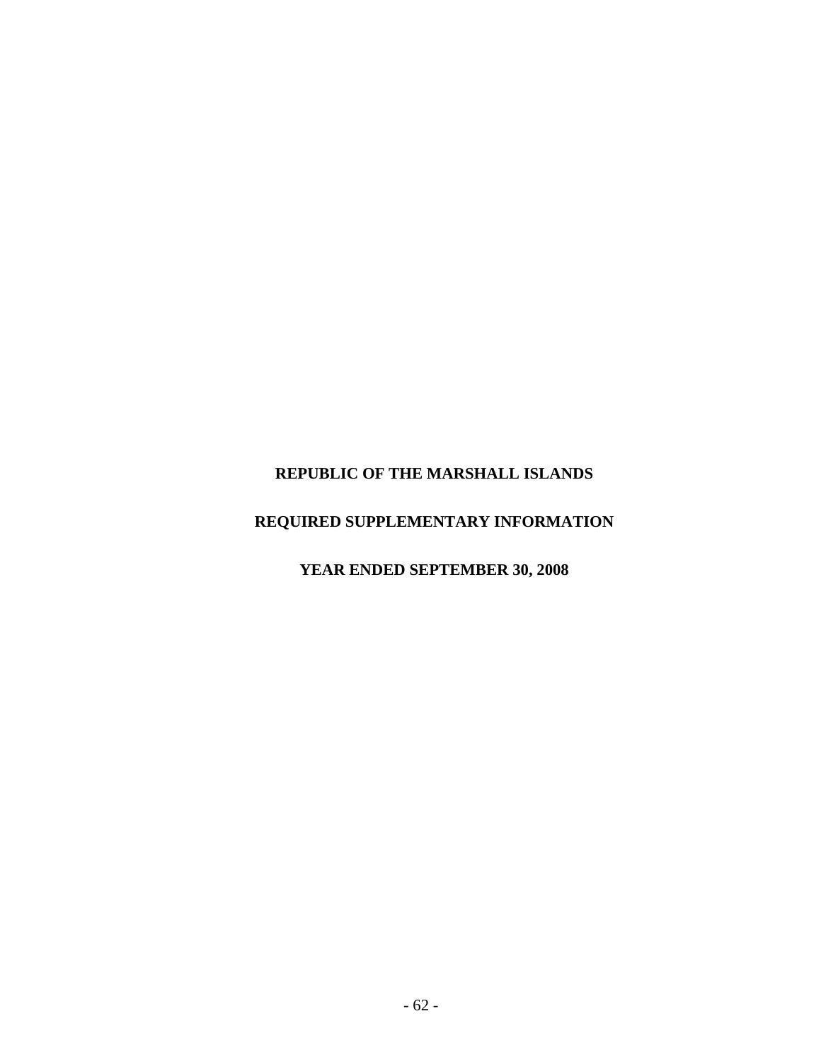**REPUBLIC OF THE MARSHALL ISLANDS**

**REQUIRED SUPPLEMENTARY INFORMATION**

**YEAR ENDED SEPTEMBER 30, 2008**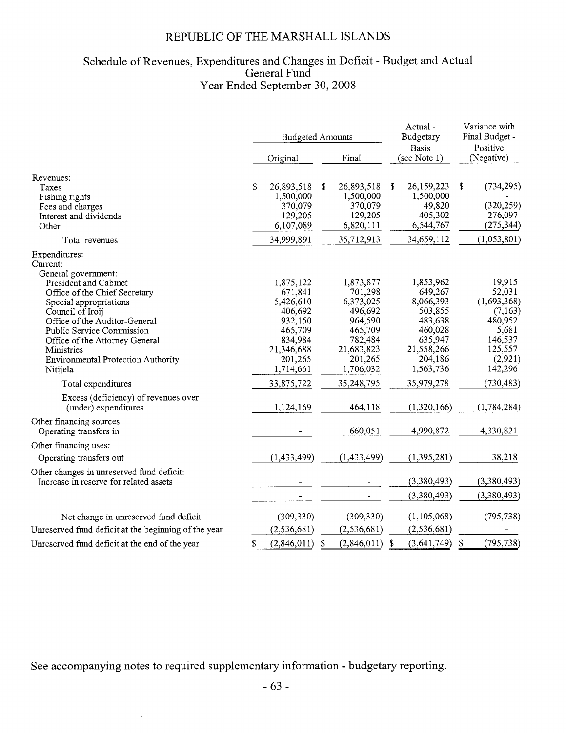# REPUBLIC OF THE MARSHALL ISLANDS

## Schedule of Revenues, Expenditures and Changes in Deficit - Budget and Actual
## General Fund
## Year Ended September 30, 2008

| | Budgeted Amounts | | Actual - Budgetary Basis (see Note 1) | Variance with Final Budget - Positive (Negative) |
|---|---|---|---|---|
| | Original | Final | | |
| Revenues: | | | | |
| Taxes | $ 26,893,518 | $ 26,893,518 | $ 26,159,223 | $ (734,295) |
| Fishing rights | 1,500,000 | 1,500,000 | 1,500,000 | - |
| Fees and charges | 370,079 | 370,079 | 49,820 | (320,259) |
| Interest and dividends | 129,205 | 129,205 | 405,302 | 276,097 |
| Other | 6,107,089 | 6,820,111 | 6,544,767 | (275,344) |
| Total revenues | 34,999,891 | 35,712,913 | 34,659,112 | (1,053,801) |
| Expenditures: | | | | |
| Current: | | | | |
| General government: | | | | |
| President and Cabinet | 1,875,122 | 1,873,877 | 1,853,962 | 19,915 |
| Office of the Chief Secretary | 671,841 | 701,298 | 649,267 | 52,031 |
| Special appropriations | 5,426,610 | 6,373,025 | 8,066,393 | (1,693,368) |
| Council of Iroij | 406,692 | 496,692 | 503,855 | (7,163) |
| Office of the Auditor-General | 932,150 | 964,590 | 483,638 | 480,952 |
| Public Service Commission | 465,709 | 465,709 | 460,028 | 5,681 |
| Office of the Attorney General | 834,984 | 782,484 | 635,947 | 146,537 |
| Ministries | 21,346,688 | 21,683,823 | 21,558,266 | 125,557 |
| Environmental Protection Authority | 201,265 | 201,265 | 204,186 | (2,921) |
| Nitijela | 1,714,661 | 1,706,032 | 1,563,736 | 142,296 |
| Total expenditures | 33,875,722 | 35,248,795 | 35,979,278 | (730,483) |
| Excess (deficiency) of revenues over (under) expenditures | 1,124,169 | 464,118 | (1,320,166) | (1,784,284) |
| Other financing sources: | | | | |
| Operating transfers in | - | 660,051 | 4,990,872 | 4,330,821 |
| Other financing uses: | | | | |
| Operating transfers out | (1,433,499) | (1,433,499) | (1,395,281) | 38,218 |
| Other changes in unreserved fund deficit: | | | | |
| Increase in reserve for related assets | - | - | (3,380,493) | (3,380,493) |
| | - | - | (3,380,493) | (3,380,493) |
| Net change in unreserved fund deficit | (309,330) | (309,330) | (1,105,068) | (795,738) |
| Unreserved fund deficit at the beginning of the year | (2,536,681) | (2,536,681) | (2,536,681) | - |
| Unreserved fund deficit at the end of the year | $ (2,846,011) | $ (2,846,011) | $ (3,641,749) | $ (795,738) |

See accompanying notes to required supplementary information - budgetary reporting.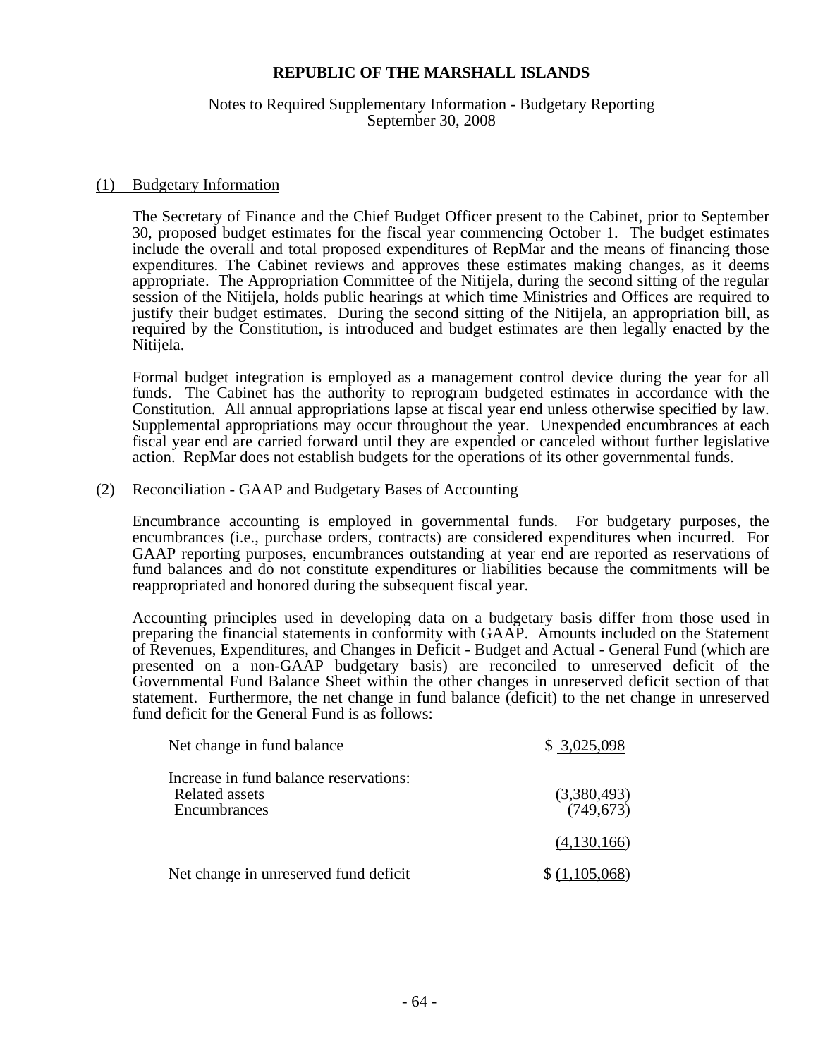# REPUBLIC OF THE MARSHALL ISLANDS

Notes to Required Supplementary Information - Budgetary Reporting
September 30, 2008

## (1) Budgetary Information

The Secretary of Finance and the Chief Budget Officer present to the Cabinet, prior to September 30, proposed budget estimates for the fiscal year commencing October 1. The budget estimates include the overall and total proposed expenditures of RepMar and the means of financing those expenditures. The Cabinet reviews and approves these estimates making changes, as it deems appropriate. The Appropriation Committee of the Nitijela, during the second sitting of the regular session of the Nitijela, holds public hearings at which time Ministries and Offices are required to justify their budget estimates. During the second sitting of the Nitijela, an appropriation bill, as required by the Constitution, is introduced and budget estimates are then legally enacted by the Nitijela.

Formal budget integration is employed as a management control device during the year for all funds. The Cabinet has the authority to reprogram budgeted estimates in accordance with the Constitution. All annual appropriations lapse at fiscal year end unless otherwise specified by law. Supplemental appropriations may occur throughout the year. Unexpended encumbrances at each fiscal year end are carried forward until they are expended or canceled without further legislative action. RepMar does not establish budgets for the operations of its other governmental funds.

## (2) Reconciliation - GAAP and Budgetary Bases of Accounting

Encumbrance accounting is employed in governmental funds. For budgetary purposes, the encumbrances (i.e., purchase orders, contracts) are considered expenditures when incurred. For GAAP reporting purposes, encumbrances outstanding at year end are reported as reservations of fund balances and do not constitute expenditures or liabilities because the commitments will be reappropriated and honored during the subsequent fiscal year.

Accounting principles used in developing data on a budgetary basis differ from those used in preparing the financial statements in conformity with GAAP. Amounts included on the Statement of Revenues, Expenditures, and Changes in Deficit - Budget and Actual - General Fund (which are presented on a non-GAAP budgetary basis) are reconciled to unreserved deficit of the Governmental Fund Balance Sheet within the other changes in unreserved deficit section of that statement. Furthermore, the net change in fund balance (deficit) to the net change in unreserved fund deficit for the General Fund is as follows:

| | |
|---|---|
| Net change in fund balance | $ 3,025,098 |
| Increase in fund balance reservations: | |
| Related assets | (3,380,493) |
| Encumbrances | (749,673) |
| | (4,130,166) |
| Net change in unreserved fund deficit | $ (1,105,068) |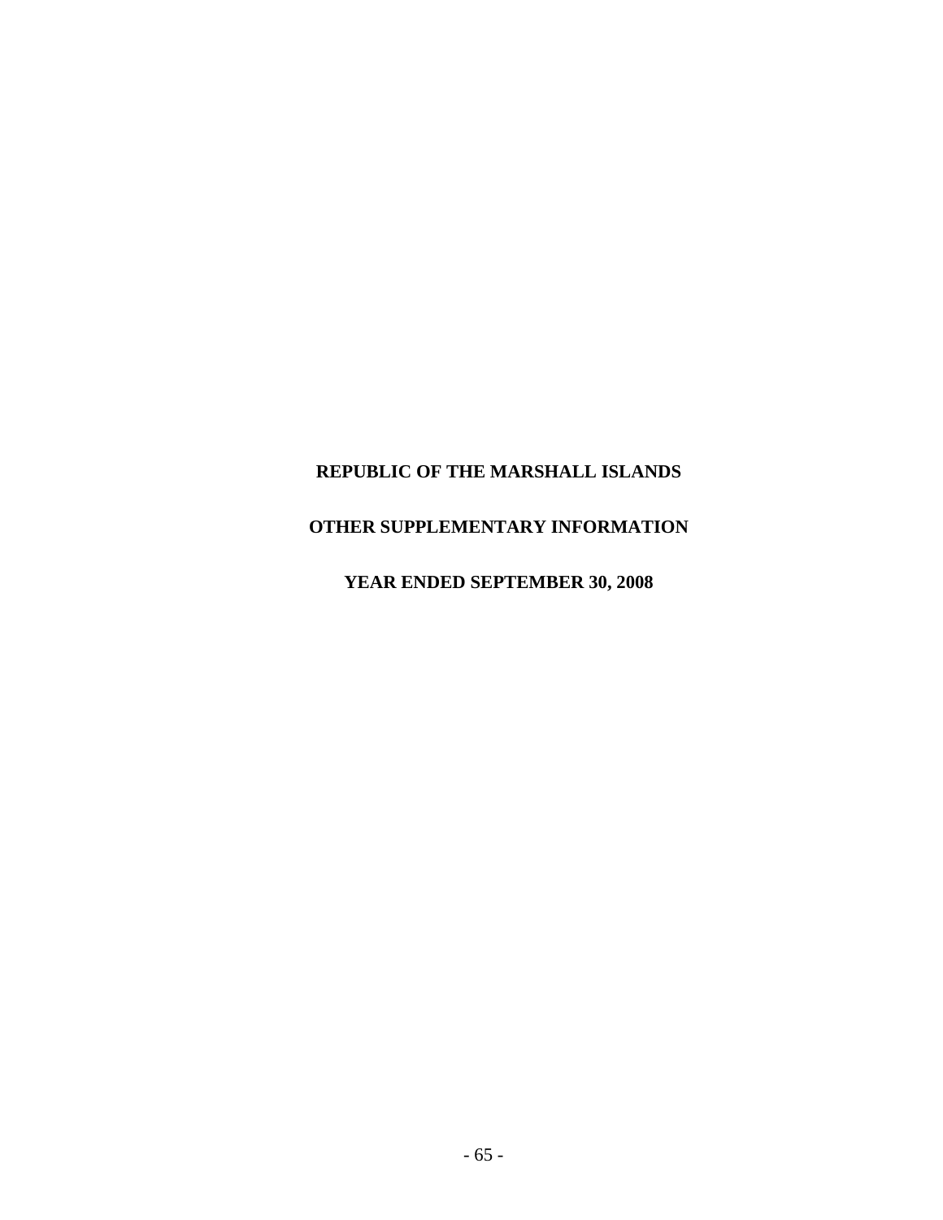**REPUBLIC OF THE MARSHALL ISLANDS**

**OTHER SUPPLEMENTARY INFORMATION**

**YEAR ENDED SEPTEMBER 30, 2008**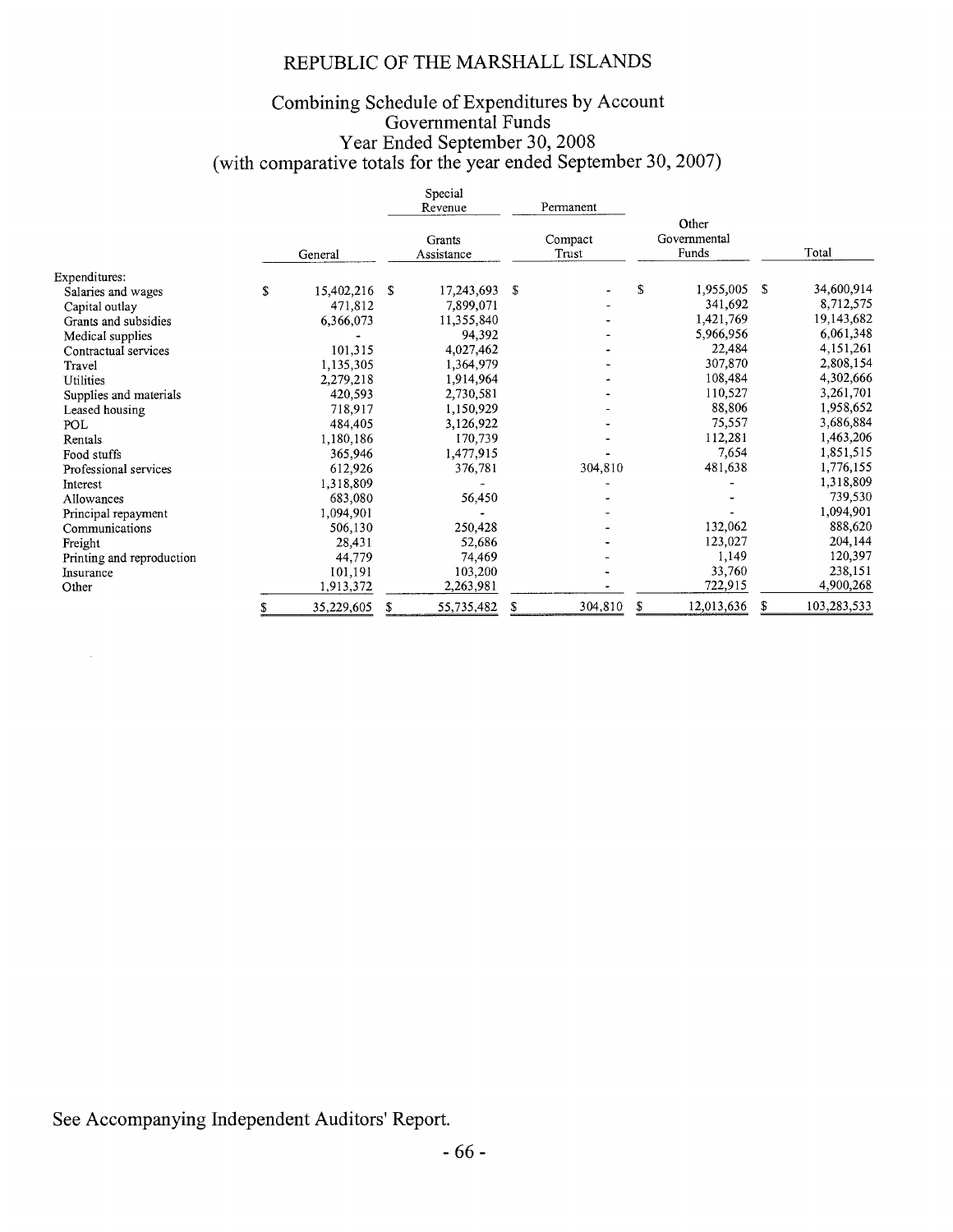# REPUBLIC OF THE MARSHALL ISLANDS

## Combining Schedule of Expenditures by Account
## Governmental Funds
## Year Ended September 30, 2008
## (with comparative totals for the year ended September 30, 2007)

| | | Special Revenue | Permanent | | |
|---|---|---|---|---|---|
| | General | Grants Assistance | Compact Trust | Other Governmental Funds | Total |
| Expenditures: | | | | | |
| Salaries and wages | $ 15,402,216 | $ 17,243,693 | $ - | $ 1,955,005 | $ 34,600,914 |
| Capital outlay | 471,812 | 7,899,071 | - | 341,692 | 8,712,575 |
| Grants and subsidies | 6,366,073 | 11,355,840 | - | 1,421,769 | 19,143,682 |
| Medical supplies | - | 94,392 | - | 5,966,956 | 6,061,348 |
| Contractual services | 101,315 | 4,027,462 | - | 22,484 | 4,151,261 |
| Travel | 1,135,305 | 1,364,979 | - | 307,870 | 2,808,154 |
| Utilities | 2,279,218 | 1,914,964 | - | 108,484 | 4,302,666 |
| Supplies and materials | 420,593 | 2,730,581 | - | 110,527 | 3,261,701 |
| Leased housing | 718,917 | 1,150,929 | - | 88,806 | 1,958,652 |
| POL | 484,405 | 3,126,922 | - | 75,557 | 3,686,884 |
| Rentals | 1,180,186 | 170,739 | - | 112,281 | 1,463,206 |
| Food stuffs | 365,946 | 1,477,915 | - | 7,654 | 1,851,515 |
| Professional services | 612,926 | 376,781 | 304,810 | 481,638 | 1,776,155 |
| Interest | 1,318,809 | - | - | - | 1,318,809 |
| Allowances | 683,080 | 56,450 | - | - | 739,530 |
| Principal repayment | 1,094,901 | - | - | - | 1,094,901 |
| Communications | 506,130 | 250,428 | - | 132,062 | 888,620 |
| Freight | 28,431 | 52,686 | - | 123,027 | 204,144 |
| Printing and reproduction | 44,779 | 74,469 | - | 1,149 | 120,397 |
| Insurance | 101,191 | 103,200 | - | 33,760 | 238,151 |
| Other | 1,913,372 | 2,263,981 | - | 722,915 | 4,900,268 |
| | $ 35,229,605 | $ 55,735,482 | $ 304,810 | $ 12,013,636 | $ 103,283,533 |

See Accompanying Independent Auditors' Report.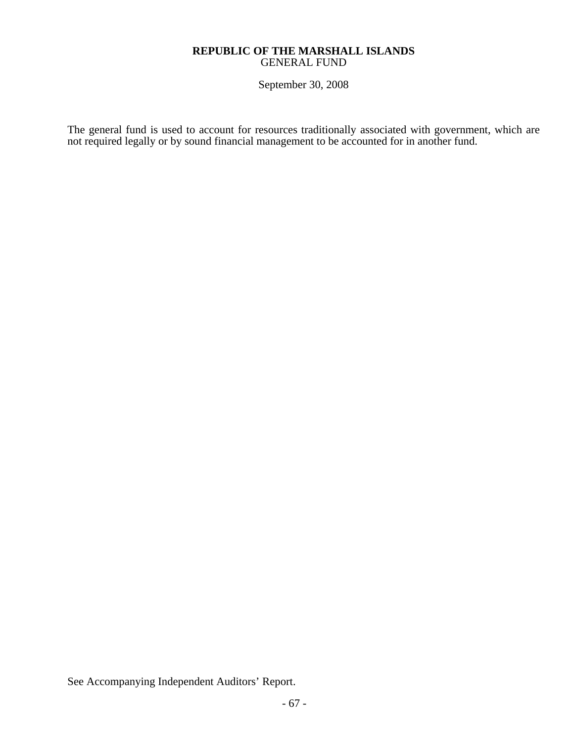**REPUBLIC OF THE MARSHALL ISLANDS**
GENERAL FUND

September 30, 2008

The general fund is used to account for resources traditionally associated with government, which are not required legally or by sound financial management to be accounted for in another fund.

See Accompanying Independent Auditors' Report.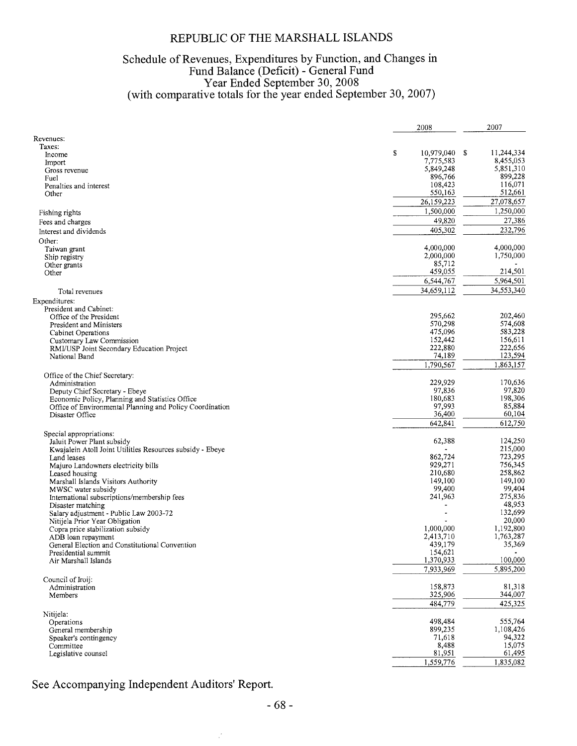# REPUBLIC OF THE MARSHALL ISLANDS

## Schedule of Revenues, Expenditures by Function, and Changes in Fund Balance (Deficit) - General Fund
### Year Ended September 30, 2008
### (with comparative totals for the year ended September 30, 2007)

| | 2008 | 2007 |
|---|---|---|
| Revenues: | | |
| Taxes: | | |
| Income | $ 10,979,040 | $ 11,244,334 |
| Import | 7,775,583 | 8,455,053 |
| Gross revenue | 5,849,248 | 5,851,310 |
| Fuel | 896,766 | 899,228 |
| Penalties and interest | 108,423 | 116,071 |
| Other | 550,163 | 512,661 |
| | 26,159,223 | 27,078,657 |
| Fishing rights | 1,500,000 | 1,250,000 |
| Fees and charges | 49,820 | 27,386 |
| Interest and dividends | 405,302 | 232,796 |
| Other: | | |
| Taiwan grant | 4,000,000 | 4,000,000 |
| Ship registry | 2,000,000 | 1,750,000 |
| Other grants | 85,712 | - |
| Other | 459,055 | 214,501 |
| | 6,544,767 | 5,964,501 |
| Total revenues | 34,659,112 | 34,553,340 |
| Expenditures: | | |
| President and Cabinet: | | |
| Office of the President | 295,662 | 202,460 |
| President and Ministers | 570,298 | 574,608 |
| Cabinet Operations | 475,096 | 583,228 |
| Customary Law Commission | 152,442 | 156,611 |
| RMI/USP Joint Secondary Education Project | 222,880 | 222,656 |
| National Band | 74,189 | 123,594 |
| | 1,790,567 | 1,863,157 |
| Office of the Chief Secretary: | | |
| Administration | 229,929 | 170,636 |
| Deputy Chief Secretary - Ebeye | 97,836 | 97,820 |
| Economic Policy, Planning and Statistics Office | 180,683 | 198,306 |
| Office of Environmental Planning and Policy Coordination | 97,993 | 85,884 |
| Disaster Office | 36,400 | 60,104 |
| | 642,841 | 612,750 |
| Special appropriations: | | |
| Jaluit Power Plant subsidy | 62,388 | 124,250 |
| Kwajalein Atoll Joint Utilities Resources subsidy - Ebeye | - | 215,000 |
| Land leases | 862,724 | 723,295 |
| Majuro Landowners electricity bills | 929,271 | 756,345 |
| Leased housing | 210,680 | 258,862 |
| Marshall Islands Visitors Authority | 149,100 | 149,100 |
| MWSC water subsidy | 99,400 | 99,404 |
| International subscriptions/membership fees | 241,963 | 275,836 |
| Disaster matching | - | 48,953 |
| Salary adjustment - Public Law 2003-72 | - | 132,699 |
| Nitijela Prior Year Obligation | - | 20,000 |
| Copra price stabilization subsidy | 1,000,000 | 1,192,800 |
| ADB loan repayment | 2,413,710 | 1,763,287 |
| General Election and Constitutional Convention | 439,179 | 35,369 |
| Presidential summit | 154,621 | - |
| Air Marshall Islands | 1,370,933 | 100,000 |
| | 7,933,969 | 5,895,200 |
| Council of Iroij: | | |
| Administration | 158,873 | 81,318 |
| Members | 325,906 | 344,007 |
| | 484,779 | 425,325 |
| Nitijela: | | |
| Operations | 498,484 | 555,764 |
| General membership | 899,235 | 1,108,426 |
| Speaker's contingency | 71,618 | 94,322 |
| Committee | 8,488 | 15,075 |
| Legislative counsel | 81,951 | 61,495 |
| | 1,559,776 | 1,835,082 |

See Accompanying Independent Auditors' Report.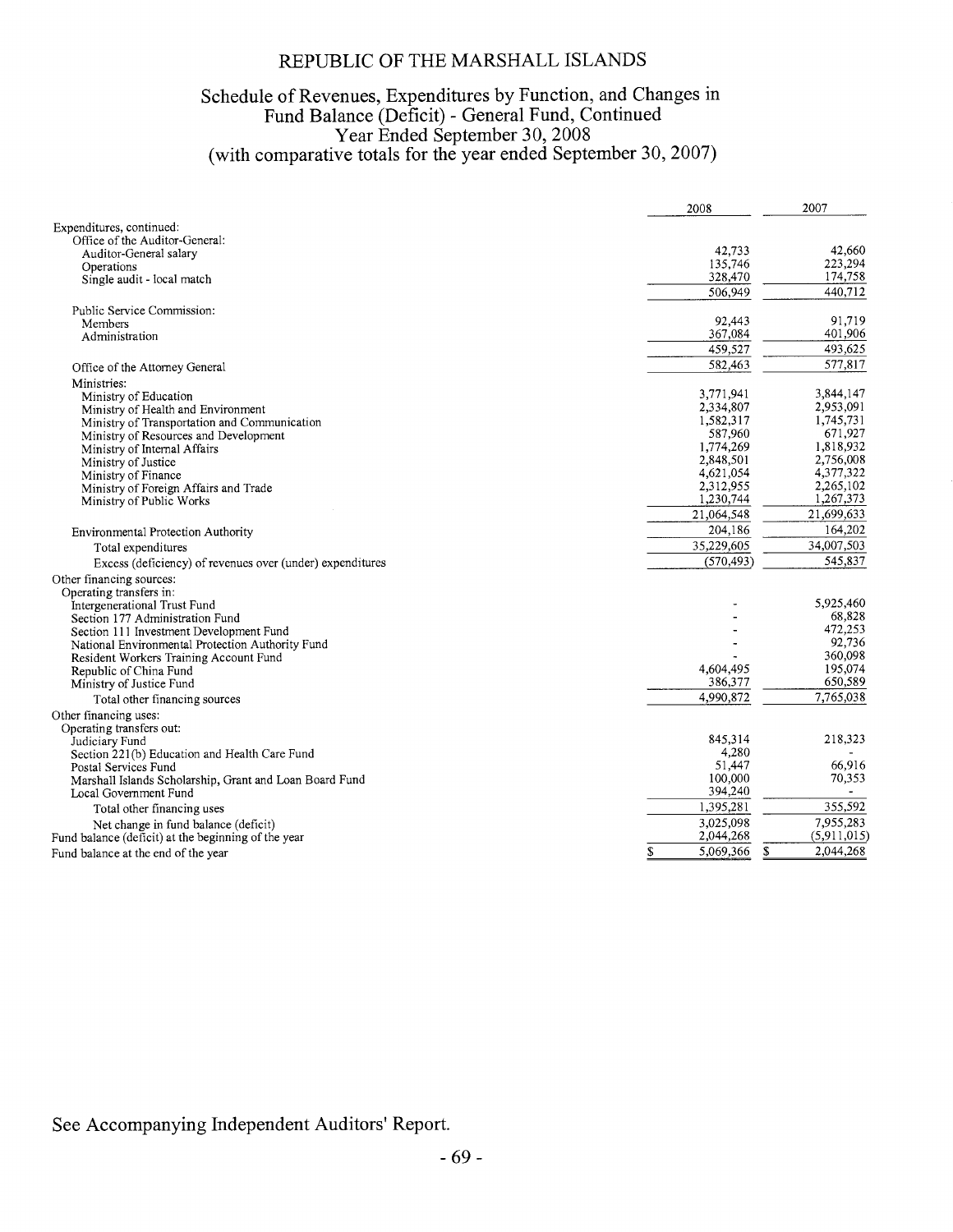# REPUBLIC OF THE MARSHALL ISLANDS

## Schedule of Revenues, Expenditures by Function, and Changes in Fund Balance (Deficit) - General Fund, Continued
### Year Ended September 30, 2008
### (with comparative totals for the year ended September 30, 2007)

| | 2008 | 2007 |
|---|---|---|
| Expenditures, continued: | | |
| Office of the Auditor-General: | | |
| Auditor-General salary | 42,733 | 42,660 |
| Operations | 135,746 | 223,294 |
| Single audit - local match | 328,470 | 174,758 |
| | 506,949 | 440,712 |
| Public Service Commission: | | |
| Members | 92,443 | 91,719 |
| Administration | 367,084 | 401,906 |
| | 459,527 | 493,625 |
| Office of the Attorney General | 582,463 | 577,817 |
| Ministries: | | |
| Ministry of Education | 3,771,941 | 3,844,147 |
| Ministry of Health and Environment | 2,334,807 | 2,953,091 |
| Ministry of Transportation and Communication | 1,582,317 | 1,745,731 |
| Ministry of Resources and Development | 587,960 | 671,927 |
| Ministry of Internal Affairs | 1,774,269 | 1,818,932 |
| Ministry of Justice | 2,848,501 | 2,756,008 |
| Ministry of Finance | 4,621,054 | 4,377,322 |
| Ministry of Foreign Affairs and Trade | 2,312,955 | 2,265,102 |
| Ministry of Public Works | 1,230,744 | 1,267,373 |
| | 21,064,548 | 21,699,633 |
| Environmental Protection Authority | 204,186 | 164,202 |
| Total expenditures | 35,229,605 | 34,007,503 |
| Excess (deficiency) of revenues over (under) expenditures | (570,493) | 545,837 |
| Other financing sources: | | |
| Operating transfers in: | | |
| Intergenerational Trust Fund | - | 5,925,460 |
| Section 177 Administration Fund | - | 68,828 |
| Section 111 Investment Development Fund | - | 472,253 |
| National Environmental Protection Authority Fund | - | 92,736 |
| Resident Workers Training Account Fund | - | 360,098 |
| Republic of China Fund | 4,604,495 | 195,074 |
| Ministry of Justice Fund | 386,377 | 650,589 |
| Total other financing sources | 4,990,872 | 7,765,038 |
| Other financing uses: | | |
| Operating transfers out: | | |
| Judiciary Fund | 845,314 | 218,323 |
| Section 221(b) Education and Health Care Fund | 4,280 | - |
| Postal Services Fund | 51,447 | 66,916 |
| Marshall Islands Scholarship, Grant and Loan Board Fund | 100,000 | 70,353 |
| Local Government Fund | 394,240 | - |
| Total other financing uses | 1,395,281 | 355,592 |
| Net change in fund balance (deficit) | 3,025,098 | 7,955,283 |
| Fund balance (deficit) at the beginning of the year | 2,044,268 | (5,911,015) |
| Fund balance at the end of the year | $ 5,069,366 | $ 2,044,268 |

See Accompanying Independent Auditors' Report.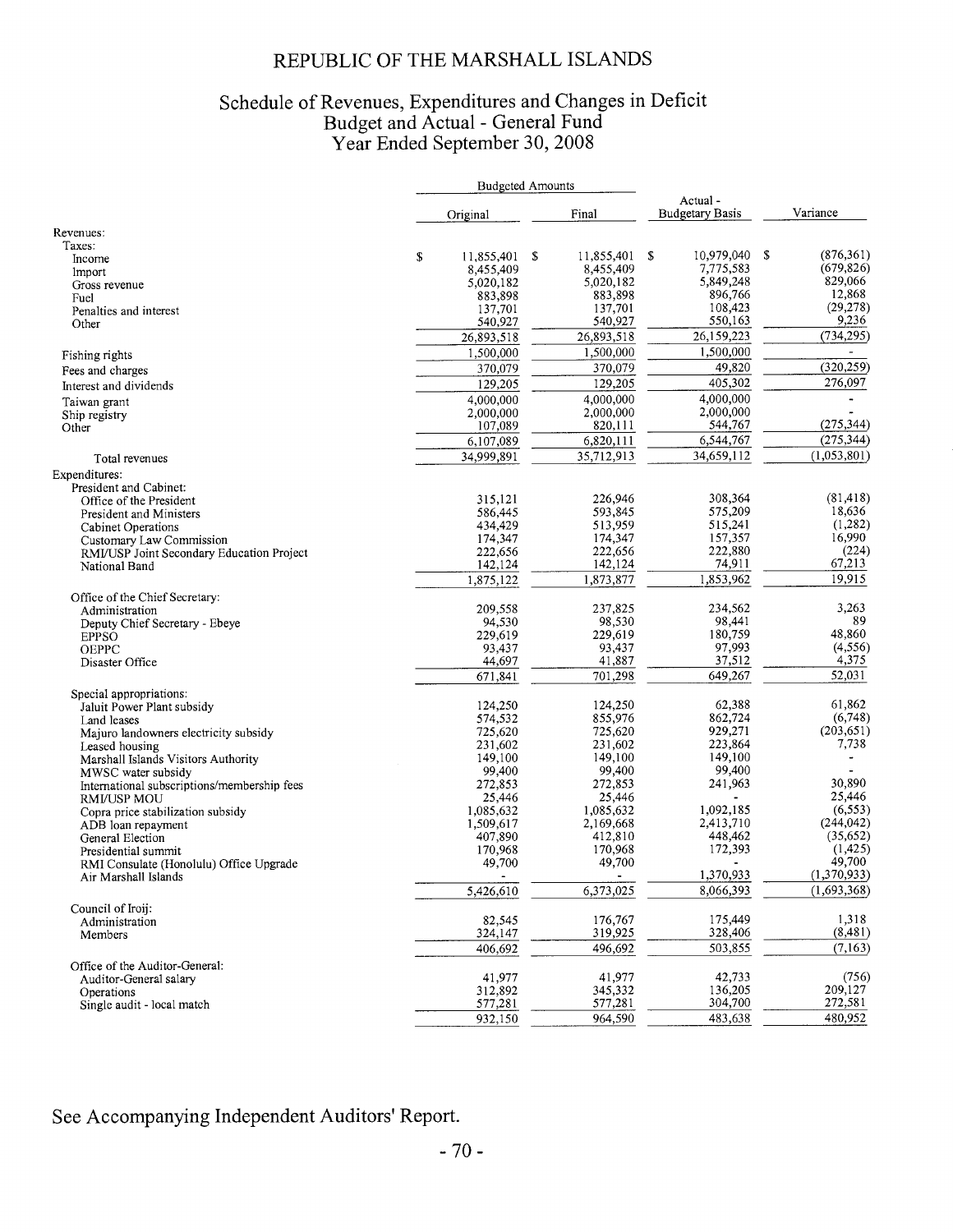# REPUBLIC OF THE MARSHALL ISLANDS

## Schedule of Revenues, Expenditures and Changes in Deficit
## Budget and Actual - General Fund
## Year Ended September 30, 2008

| | Budgeted Amounts | | | |
|---|---|---|---|---|
| | Original | Final | Actual - Budgetary Basis | Variance |
| Revenues: | | | | |
| Taxes: | | | | |
| Income | $ 11,855,401 | $ 11,855,401 | $ 10,979,040 | $ (876,361) |
| Import | 8,455,409 | 8,455,409 | 7,775,583 | (679,826) |
| Gross revenue | 5,020,182 | 5,020,182 | 5,849,248 | 829,066 |
| Fuel | 883,898 | 883,898 | 896,766 | 12,868 |
| Penalties and interest | 137,701 | 137,701 | 108,423 | (29,278) |
| Other | 540,927 | 540,927 | 550,163 | 9,236 |
| | 26,893,518 | 26,893,518 | 26,159,223 | (734,295) |
| Fishing rights | 1,500,000 | 1,500,000 | 1,500,000 | - |
| Fees and charges | 370,079 | 370,079 | 49,820 | (320,259) |
| Interest and dividends | 129,205 | 129,205 | 405,302 | 276,097 |
| Taiwan grant | 4,000,000 | 4,000,000 | 4,000,000 | - |
| Ship registry | 2,000,000 | 2,000,000 | 2,000,000 | - |
| Other | 107,089 | 820,111 | 544,767 | (275,344) |
| | 6,107,089 | 6,820,111 | 6,544,767 | (275,344) |
| Total revenues | 34,999,891 | 35,712,913 | 34,659,112 | (1,053,801) |
| Expenditures: | | | | |
| President and Cabinet: | | | | |
| Office of the President | 315,121 | 226,946 | 308,364 | (81,418) |
| President and Ministers | 586,445 | 593,845 | 575,209 | 18,636 |
| Cabinet Operations | 434,429 | 513,959 | 515,241 | (1,282) |
| Customary Law Commission | 174,347 | 174,347 | 157,357 | 16,990 |
| RMI/USP Joint Secondary Education Project | 222,656 | 222,656 | 222,880 | (224) |
| National Band | 142,124 | 142,124 | 74,911 | 67,213 |
| | 1,875,122 | 1,873,877 | 1,853,962 | 19,915 |
| Office of the Chief Secretary: | | | | |
| Administration | 209,558 | 237,825 | 234,562 | 3,263 |
| Deputy Chief Secretary - Ebeye | 94,530 | 98,530 | 98,441 | 89 |
| EPPSO | 229,619 | 229,619 | 180,759 | 48,860 |
| OEPPC | 93,437 | 93,437 | 97,993 | (4,556) |
| Disaster Office | 44,697 | 41,887 | 37,512 | 4,375 |
| | 671,841 | 701,298 | 649,267 | 52,031 |
| Special appropriations: | | | | |
| Jaluit Power Plant subsidy | 124,250 | 124,250 | 62,388 | 61,862 |
| Land leases | 574,532 | 855,976 | 862,724 | (6,748) |
| Majuro landowners electricity subsidy | 725,620 | 725,620 | 929,271 | (203,651) |
| Leased housing | 231,602 | 231,602 | 223,864 | 7,738 |
| Marshall Islands Visitors Authority | 149,100 | 149,100 | 149,100 | - |
| MWSC water subsidy | 99,400 | 99,400 | 99,400 | - |
| International subscriptions/membership fees | 272,853 | 272,853 | 241,963 | 30,890 |
| RMI/USP MOU | 25,446 | 25,446 | - | 25,446 |
| Copra price stabilization subsidy | 1,085,632 | 1,085,632 | 1,092,185 | (6,553) |
| ADB loan repayment | 1,509,617 | 2,169,668 | 2,413,710 | (244,042) |
| General Election | 407,890 | 412,810 | 448,462 | (35,652) |
| Presidential summit | 170,968 | 170,968 | 172,393 | (1,425) |
| RMI Consulate (Honolulu) Office Upgrade | 49,700 | 49,700 | - | 49,700 |
| Air Marshall Islands | - | - | 1,370,933 | (1,370,933) |
| | 5,426,610 | 6,373,025 | 8,066,393 | (1,693,368) |
| Council of Iroij: | | | | |
| Administration | 82,545 | 176,767 | 175,449 | 1,318 |
| Members | 324,147 | 319,925 | 328,406 | (8,481) |
| | 406,692 | 496,692 | 503,855 | (7,163) |
| Office of the Auditor-General: | | | | |
| Auditor-General salary | 41,977 | 41,977 | 42,733 | (756) |
| Operations | 312,892 | 345,332 | 136,205 | 209,127 |
| Single audit - local match | 577,281 | 577,281 | 304,700 | 272,581 |
| | 932,150 | 964,590 | 483,638 | 480,952 |

See Accompanying Independent Auditors' Report.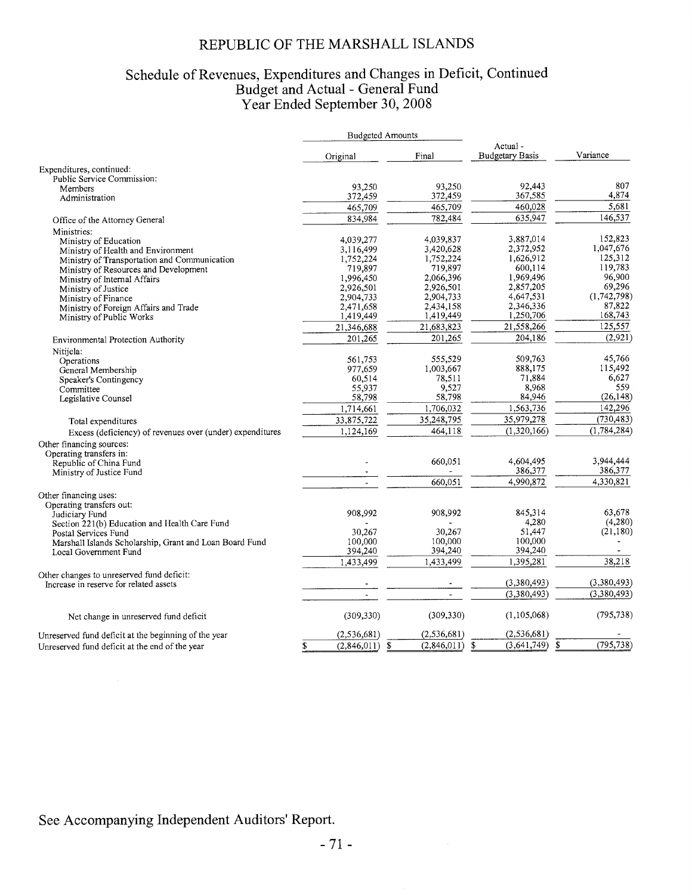# REPUBLIC OF THE MARSHALL ISLANDS

## Schedule of Revenues, Expenditures and Changes in Deficit, Continued
## Budget and Actual - General Fund
## Year Ended September 30, 2008

| | Budgeted Amounts | | | |
|---|---|---|---|---|
| | Original | Final | Actual - Budgetary Basis | Variance |
| Expenditures, continued: | | | | |
| Public Service Commission: | | | | |
| Members | 93,250 | 93,250 | 92,443 | 807 |
| Administration | 372,459 | 372,459 | 367,585 | 4,874 |
| | 465,709 | 465,709 | 460,028 | 5,681 |
| Office of the Attorney General | 834,984 | 782,484 | 635,947 | 146,537 |
| Ministries: | | | | |
| Ministry of Education | 4,039,277 | 4,039,837 | 3,887,014 | 152,823 |
| Ministry of Health and Environment | 3,116,499 | 3,420,628 | 2,372,952 | 1,047,676 |
| Ministry of Transportation and Communication | 1,752,224 | 1,752,224 | 1,626,912 | 125,312 |
| Ministry of Resources and Development | 719,897 | 719,897 | 600,114 | 119,783 |
| Ministry of Internal Affairs | 1,996,450 | 2,066,396 | 1,969,496 | 96,900 |
| Ministry of Justice | 2,926,501 | 2,926,501 | 2,857,205 | 69,296 |
| Ministry of Finance | 2,904,733 | 2,904,733 | 4,647,531 | (1,742,798) |
| Ministry of Foreign Affairs and Trade | 2,471,658 | 2,434,158 | 2,346,336 | 87,822 |
| Ministry of Public Works | 1,419,449 | 1,419,449 | 1,250,706 | 168,743 |
| | 21,346,688 | 21,683,823 | 21,558,266 | 125,557 |
| Environmental Protection Authority | 201,265 | 201,265 | 204,186 | (2,921) |
| Nitijela: | | | | |
| Operations | 561,753 | 555,529 | 509,763 | 45,766 |
| General Membership | 977,659 | 1,003,667 | 888,175 | 115,492 |
| Speaker's Contingency | 60,514 | 78,511 | 71,884 | 6,627 |
| Committee | 55,937 | 9,527 | 8,968 | 559 |
| Legislative Counsel | 58,798 | 58,798 | 84,946 | (26,148) |
| | 1,714,661 | 1,706,032 | 1,563,736 | 142,296 |
| Total expenditures | 33,875,722 | 35,248,795 | 35,979,278 | (730,483) |
| Excess (deficiency) of revenues over (under) expenditures | 1,124,169 | 464,118 | (1,320,166) | (1,784,284) |
| Other financing sources: | | | | |
| Operating transfers in: | | | | |
| Republic of China Fund | - | 660,051 | 4,604,495 | 3,944,444 |
| Ministry of Justice Fund | - | - | 386,377 | 386,377 |
| | - | 660,051 | 4,990,872 | 4,330,821 |
| Other financing uses: | | | | |
| Operating transfers out: | | | | |
| Judiciary Fund | 908,992 | 908,992 | 845,314 | 63,678 |
| Section 221(b) Education and Health Care Fund | - | - | 4,280 | (4,280) |
| Postal Services Fund | 30,267 | 30,267 | 51,447 | (21,180) |
| Marshall Islands Scholarship, Grant and Loan Board Fund | 100,000 | 100,000 | 100,000 | - |
| Local Government Fund | 394,240 | 394,240 | 394,240 | - |
| | 1,433,499 | 1,433,499 | 1,395,281 | 38,218 |
| Other changes to unreserved fund deficit: | | | | |
| Increase in reserve for related assets | - | - | (3,380,493) | (3,380,493) |
| | - | - | (3,380,493) | (3,380,493) |
| Net change in unreserved fund deficit | (309,330) | (309,330) | (1,105,068) | (795,738) |
| Unreserved fund deficit at the beginning of the year | (2,536,681) | (2,536,681) | (2,536,681) | - |
| Unreserved fund deficit at the end of the year | $ (2,846,011) | $ (2,846,011) | $ (3,641,749) | $ (795,738) |

See Accompanying Independent Auditors' Report.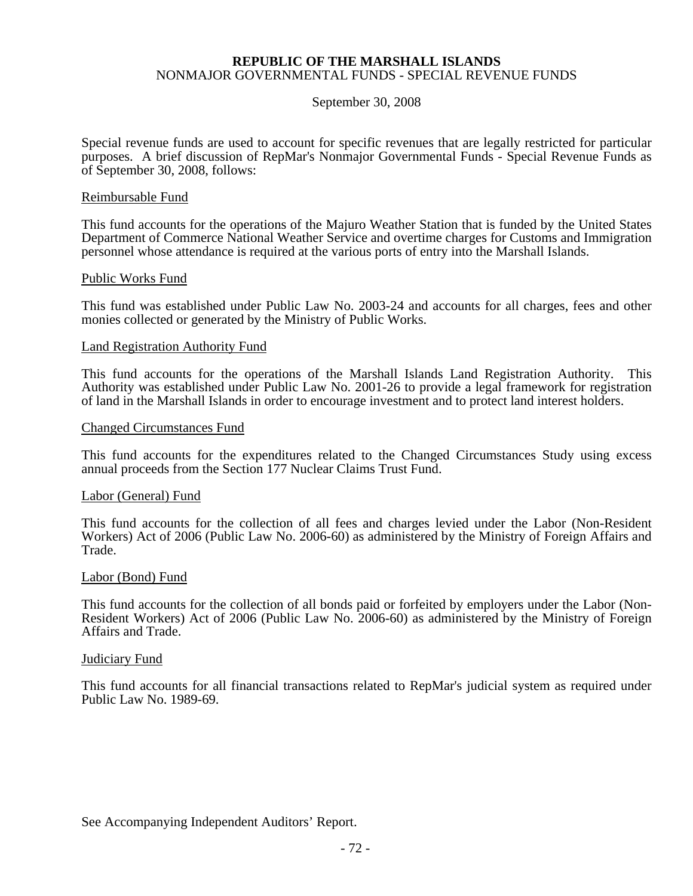**REPUBLIC OF THE MARSHALL ISLANDS**
NONMAJOR GOVERNMENTAL FUNDS - SPECIAL REVENUE FUNDS

September 30, 2008

Special revenue funds are used to account for specific revenues that are legally restricted for particular purposes. A brief discussion of RepMar's Nonmajor Governmental Funds - Special Revenue Funds as of September 30, 2008, follows:

<u>Reimbursable Fund</u>

This fund accounts for the operations of the Majuro Weather Station that is funded by the United States Department of Commerce National Weather Service and overtime charges for Customs and Immigration personnel whose attendance is required at the various ports of entry into the Marshall Islands.

<u>Public Works Fund</u>

This fund was established under Public Law No. 2003-24 and accounts for all charges, fees and other monies collected or generated by the Ministry of Public Works.

<u>Land Registration Authority Fund</u>

This fund accounts for the operations of the Marshall Islands Land Registration Authority. This Authority was established under Public Law No. 2001-26 to provide a legal framework for registration of land in the Marshall Islands in order to encourage investment and to protect land interest holders.

<u>Changed Circumstances Fund</u>

This fund accounts for the expenditures related to the Changed Circumstances Study using excess annual proceeds from the Section 177 Nuclear Claims Trust Fund.

<u>Labor (General) Fund</u>

This fund accounts for the collection of all fees and charges levied under the Labor (Non-Resident Workers) Act of 2006 (Public Law No. 2006-60) as administered by the Ministry of Foreign Affairs and Trade.

<u>Labor (Bond) Fund</u>

This fund accounts for the collection of all bonds paid or forfeited by employers under the Labor (Non-Resident Workers) Act of 2006 (Public Law No. 2006-60) as administered by the Ministry of Foreign Affairs and Trade.

<u>Judiciary Fund</u>

This fund accounts for all financial transactions related to RepMar's judicial system as required under Public Law No. 1989-69.

See Accompanying Independent Auditors' Report.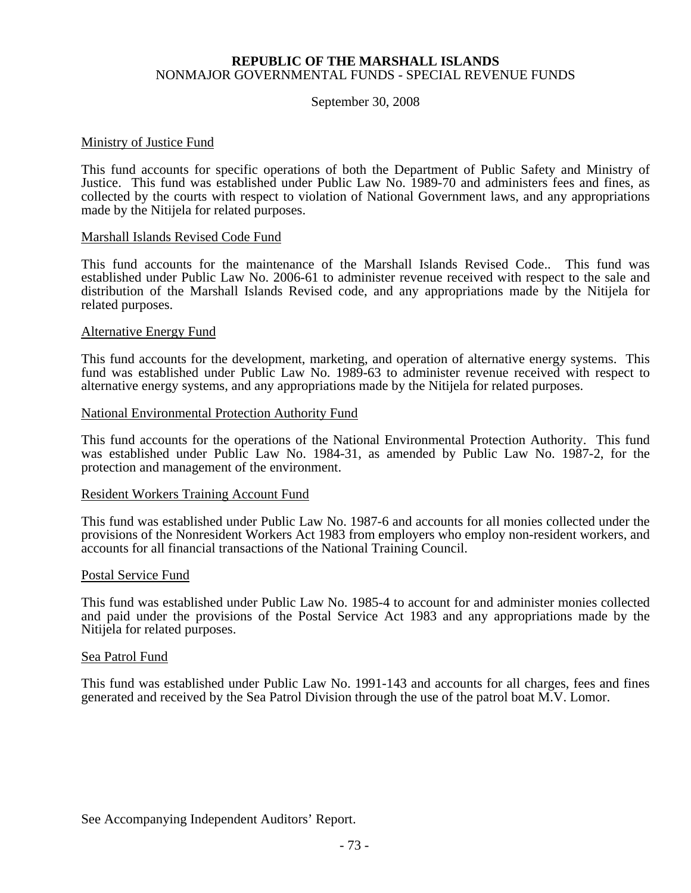**REPUBLIC OF THE MARSHALL ISLANDS**
NONMAJOR GOVERNMENTAL FUNDS - SPECIAL REVENUE FUNDS

September 30, 2008

Ministry of Justice Fund

This fund accounts for specific operations of both the Department of Public Safety and Ministry of Justice. This fund was established under Public Law No. 1989-70 and administers fees and fines, as collected by the courts with respect to violation of National Government laws, and any appropriations made by the Nitijela for related purposes.

Marshall Islands Revised Code Fund

This fund accounts for the maintenance of the Marshall Islands Revised Code.. This fund was established under Public Law No. 2006-61 to administer revenue received with respect to the sale and distribution of the Marshall Islands Revised code, and any appropriations made by the Nitijela for related purposes.

Alternative Energy Fund

This fund accounts for the development, marketing, and operation of alternative energy systems. This fund was established under Public Law No. 1989-63 to administer revenue received with respect to alternative energy systems, and any appropriations made by the Nitijela for related purposes.

National Environmental Protection Authority Fund

This fund accounts for the operations of the National Environmental Protection Authority. This fund was established under Public Law No. 1984-31, as amended by Public Law No. 1987-2, for the protection and management of the environment.

Resident Workers Training Account Fund

This fund was established under Public Law No. 1987-6 and accounts for all monies collected under the provisions of the Nonresident Workers Act 1983 from employers who employ non-resident workers, and accounts for all financial transactions of the National Training Council.

Postal Service Fund

This fund was established under Public Law No. 1985-4 to account for and administer monies collected and paid under the provisions of the Postal Service Act 1983 and any appropriations made by the Nitijela for related purposes.

Sea Patrol Fund

This fund was established under Public Law No. 1991-143 and accounts for all charges, fees and fines generated and received by the Sea Patrol Division through the use of the patrol boat M.V. Lomor.

See Accompanying Independent Auditors' Report.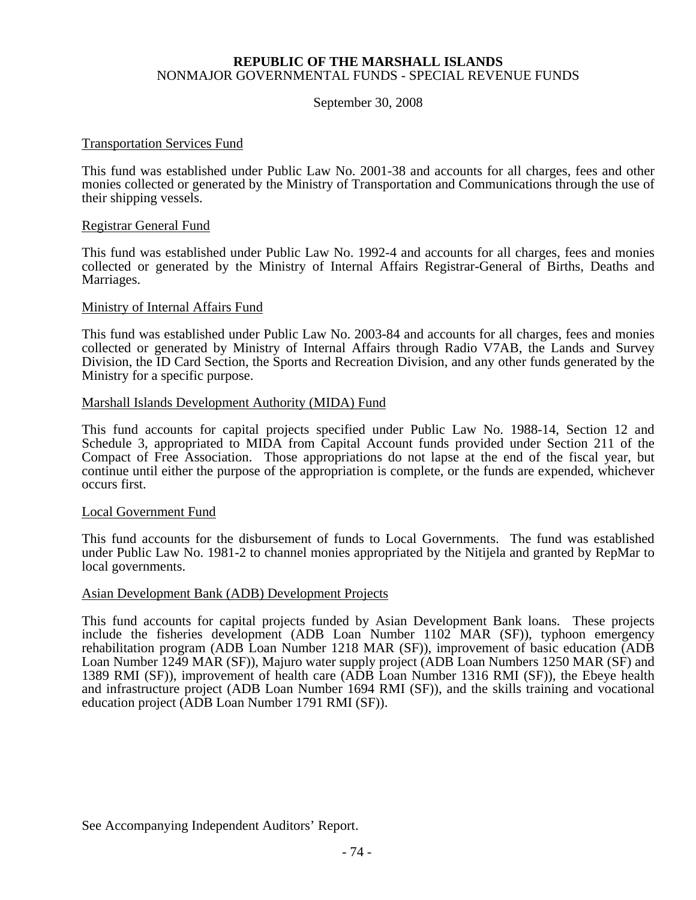**REPUBLIC OF THE MARSHALL ISLANDS**
NONMAJOR GOVERNMENTAL FUNDS - SPECIAL REVENUE FUNDS

September 30, 2008

Transportation Services Fund

This fund was established under Public Law No. 2001-38 and accounts for all charges, fees and other monies collected or generated by the Ministry of Transportation and Communications through the use of their shipping vessels.

Registrar General Fund

This fund was established under Public Law No. 1992-4 and accounts for all charges, fees and monies collected or generated by the Ministry of Internal Affairs Registrar-General of Births, Deaths and Marriages.

Ministry of Internal Affairs Fund

This fund was established under Public Law No. 2003-84 and accounts for all charges, fees and monies collected or generated by Ministry of Internal Affairs through Radio V7AB, the Lands and Survey Division, the ID Card Section, the Sports and Recreation Division, and any other funds generated by the Ministry for a specific purpose.

Marshall Islands Development Authority (MIDA) Fund

This fund accounts for capital projects specified under Public Law No. 1988-14, Section 12 and Schedule 3, appropriated to MIDA from Capital Account funds provided under Section 211 of the Compact of Free Association. Those appropriations do not lapse at the end of the fiscal year, but continue until either the purpose of the appropriation is complete, or the funds are expended, whichever occurs first.

Local Government Fund

This fund accounts for the disbursement of funds to Local Governments. The fund was established under Public Law No. 1981-2 to channel monies appropriated by the Nitijela and granted by RepMar to local governments.

Asian Development Bank (ADB) Development Projects

This fund accounts for capital projects funded by Asian Development Bank loans. These projects include the fisheries development (ADB Loan Number 1102 MAR (SF)), typhoon emergency rehabilitation program (ADB Loan Number 1218 MAR (SF)), improvement of basic education (ADB Loan Number 1249 MAR (SF)), Majuro water supply project (ADB Loan Numbers 1250 MAR (SF) and 1389 RMI (SF)), improvement of health care (ADB Loan Number 1316 RMI (SF)), the Ebeye health and infrastructure project (ADB Loan Number 1694 RMI (SF)), and the skills training and vocational education project (ADB Loan Number 1791 RMI (SF)).

See Accompanying Independent Auditors' Report.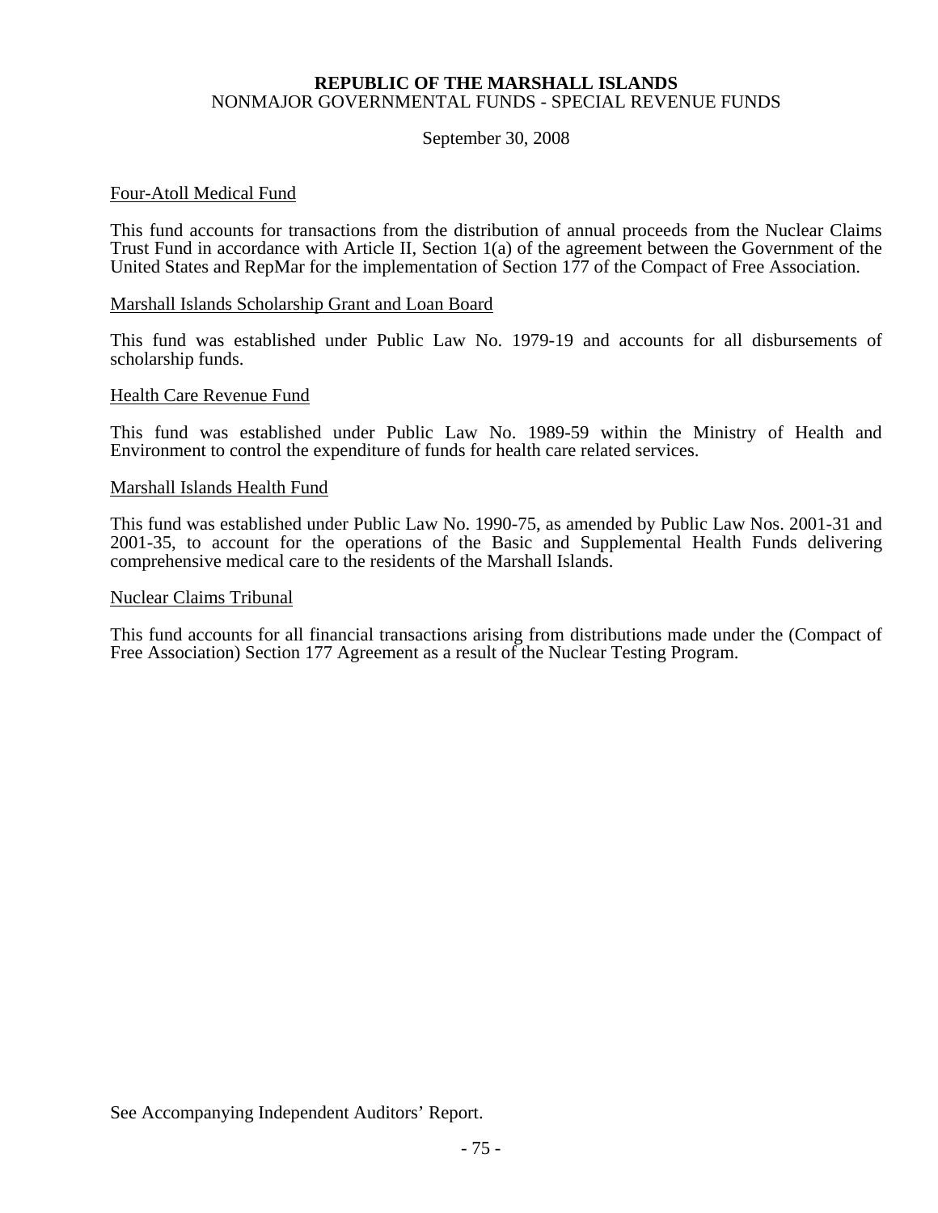**REPUBLIC OF THE MARSHALL ISLANDS**
NONMAJOR GOVERNMENTAL FUNDS - SPECIAL REVENUE FUNDS

September 30, 2008

Four-Atoll Medical Fund

This fund accounts for transactions from the distribution of annual proceeds from the Nuclear Claims Trust Fund in accordance with Article II, Section 1(a) of the agreement between the Government of the United States and RepMar for the implementation of Section 177 of the Compact of Free Association.

Marshall Islands Scholarship Grant and Loan Board

This fund was established under Public Law No. 1979-19 and accounts for all disbursements of scholarship funds.

Health Care Revenue Fund

This fund was established under Public Law No. 1989-59 within the Ministry of Health and Environment to control the expenditure of funds for health care related services.

Marshall Islands Health Fund

This fund was established under Public Law No. 1990-75, as amended by Public Law Nos. 2001-31 and 2001-35, to account for the operations of the Basic and Supplemental Health Funds delivering comprehensive medical care to the residents of the Marshall Islands.

Nuclear Claims Tribunal

This fund accounts for all financial transactions arising from distributions made under the (Compact of Free Association) Section 177 Agreement as a result of the Nuclear Testing Program.

See Accompanying Independent Auditors' Report.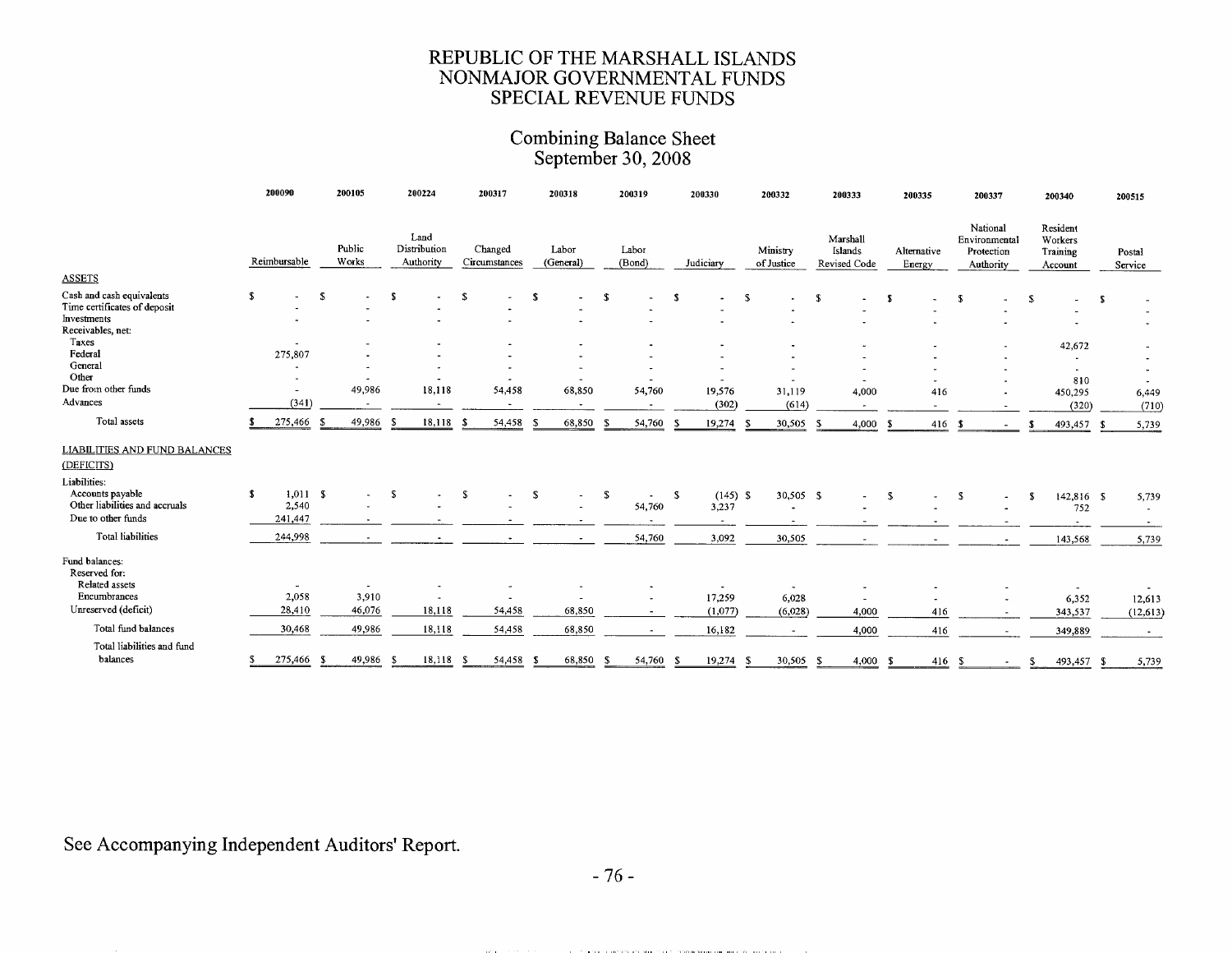# REPUBLIC OF THE MARSHALL ISLANDS
# NONMAJOR GOVERNMENTAL FUNDS
# SPECIAL REVENUE FUNDS

## Combining Balance Sheet
## September 30, 2008

| | 200090 | 200105 | 200224 | 200317 | 200318 | 200319 | 200330 | 200332 | 200333 | 200335 | 200337 | 200340 | 200515 |
|---|---|---|---|---|---|---|---|---|---|---|---|---|---|
| | Reimbursable | Public Works | Land Distribution Authority | Changed Circumstances | Labor (General) | Labor (Bond) | Judiciary | Ministry of Justice | Marshall Islands Revised Code | Alternative Energy | National Environmental Protection Authority | Resident Workers Training Account | Postal Service |
| **ASSETS** | | | | | | | | | | | | | |
| Cash and cash equivalents | $ - | $ - | $ - | $ - | $ - | $ - | $ - | $ - | $ - | $ - | $ - | $ - | $ - |
| Time certificates of deposit | - | - | - | - | - | - | - | - | - | - | - | - | - |
| Investments | - | - | - | - | - | - | - | - | - | - | - | - | - |
| Receivables, net: | | | | | | | | | | | | | |
| Taxes | - | - | - | - | - | - | - | - | - | - | - | 42,672 | - |
| Federal | 275,807 | - | - | - | - | - | - | - | - | - | - | - | - |
| General | - | - | - | - | - | - | - | - | - | - | - | - | - |
| Other | - | - | - | - | - | - | - | - | - | - | - | 810 | - |
| Due from other funds | - | 49,986 | 18,118 | 54,458 | 68,850 | 54,760 | 19,576 | 31,119 | 4,000 | 416 | - | 450,295 | 6,449 |
| Advances | (341) | - | - | - | - | - | (302) | (614) | - | - | - | (320) | (710) |
| Total assets | $ 275,466 | $ 49,986 | $ 18,118 | $ 54,458 | $ 68,850 | $ 54,760 | $ 19,274 | $ 30,505 | $ 4,000 | $ 416 | $ - | $ 493,457 | $ 5,739 |
| **LIABILITIES AND FUND BALANCES (DEFICITS)** | | | | | | | | | | | | | |
| Liabilities: | | | | | | | | | | | | | |
| Accounts payable | $ 1,011 | $ - | $ - | $ - | $ - | $ - | $ (145) | $ 30,505 | $ - | $ - | $ - | $ 142,816 | $ 5,739 |
| Other liabilities and accruals | 2,540 | - | - | - | - | 54,760 | 3,237 | - | - | - | - | 752 | - |
| Due to other funds | 241,447 | - | - | - | - | - | - | - | - | - | - | - | - |
| Total liabilities | 244,998 | - | - | - | - | 54,760 | 3,092 | 30,505 | - | - | - | 143,568 | 5,739 |
| Fund balances: | | | | | | | | | | | | | |
| Reserved for: | | | | | | | | | | | | | |
| Related assets | - | - | - | - | - | - | - | - | - | - | - | - | - |
| Encumbrances | 2,058 | 3,910 | - | - | - | - | 17,259 | 6,028 | - | - | - | 6,352 | 12,613 |
| Unreserved (deficit) | 28,410 | 46,076 | 18,118 | 54,458 | 68,850 | - | (1,077) | (6,028) | 4,000 | 416 | - | 343,537 | (12,613) |
| Total fund balances | 30,468 | 49,986 | 18,118 | 54,458 | 68,850 | - | 16,182 | - | 4,000 | 416 | - | 349,889 | - |
| Total liabilities and fund balances | $ 275,466 | $ 49,986 | $ 18,118 | $ 54,458 | $ 68,850 | $ 54,760 | $ 19,274 | $ 30,505 | $ 4,000 | $ 416 | $ - | $ 493,457 | $ 5,739 |

See Accompanying Independent Auditors' Report.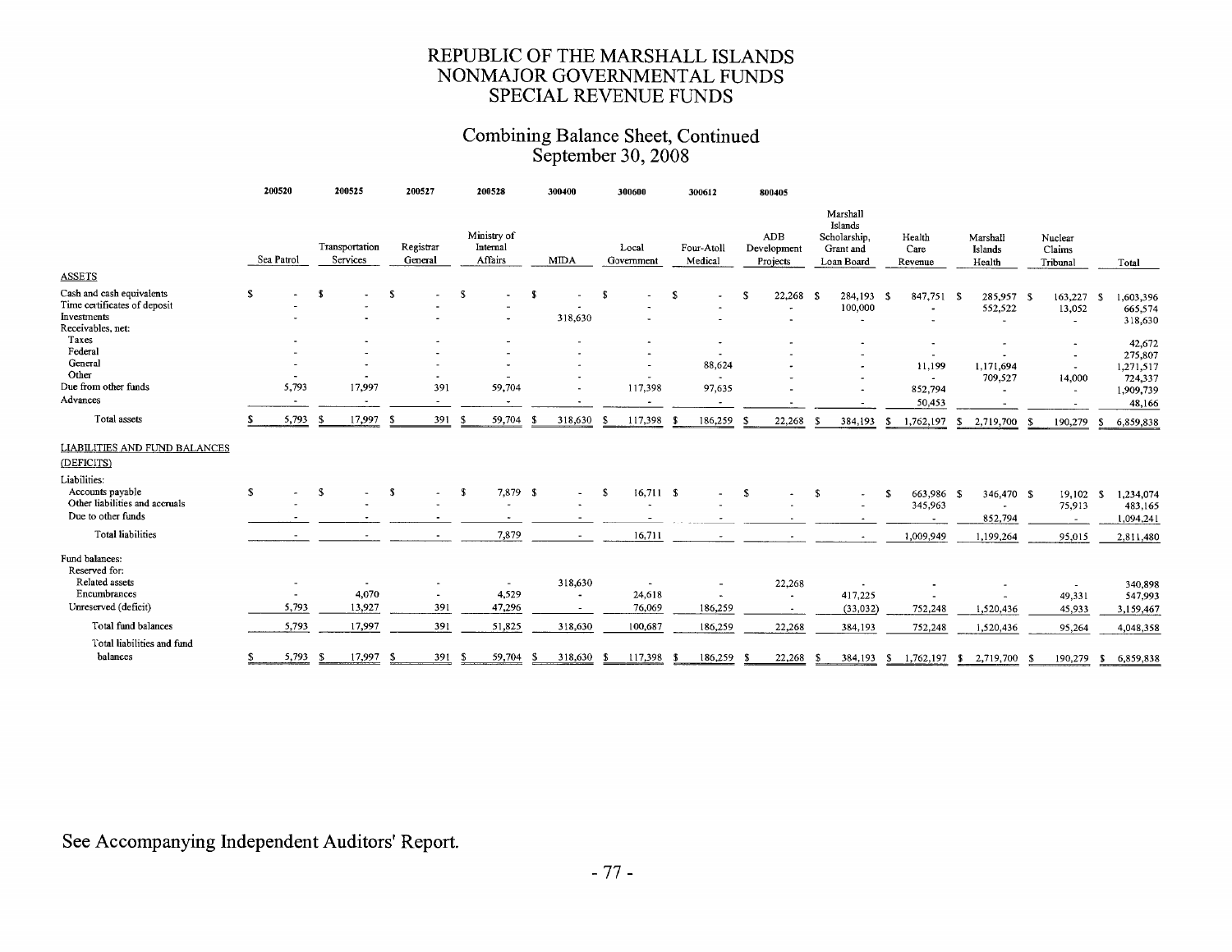# REPUBLIC OF THE MARSHALL ISLANDS
## NONMAJOR GOVERNMENTAL FUNDS
## SPECIAL REVENUE FUNDS

### Combining Balance Sheet, Continued
### September 30, 2008

| | 200520 | 200525 | 200527 | 200528 | 300400 | 300600 | 300612 | 800405 | | | | | |
|---|---|---|---|---|---|---|---|---|---|---|---|---|---|
| | Sea Patrol | Transportation Services | Registrar General | Ministry of Internal Affairs | MIDA | Local Government | Four-Atoll Medical | ADB Development Projects | Marshall Islands Scholarship, Grant and Loan Board | Health Care Revenue | Marshall Islands Health | Nuclear Claims Tribunal | Total |
| **ASSETS** | | | | | | | | | | | | | |
| Cash and cash equivalents | $ - | $ - | $ - | $ - | $ - | $ - | $ - | $ 22,268 | $ 284,193 | $ 847,751 | $ 285,957 | $ 163,227 | $ 1,603,396 |
| Time certificates of deposit | - | - | - | - | - | - | - | - | 100,000 | - | 552,522 | 13,052 | 665,574 |
| Investments | - | - | - | - | 318,630 | - | - | - | - | - | - | - | 318,630 |
| Receivables, net: | | | | | | | | | | | | | |
| Taxes | - | - | - | - | - | - | - | - | - | - | - | - | 42,672 |
| Federal | - | - | - | - | - | - | - | - | - | - | - | - | 275,807 |
| General | - | - | - | - | - | - | 88,624 | - | - | 11,199 | 1,171,694 | - | 1,271,517 |
| Other | - | - | - | - | - | - | - | - | - | - | 709,527 | 14,000 | 724,337 |
| Due from other funds | 5,793 | 17,997 | 391 | 59,704 | - | 117,398 | 97,635 | - | - | 852,794 | - | - | 1,909,739 |
| Advances | - | - | - | - | - | - | - | - | - | 50,453 | - | - | 48,166 |
| Total assets | $ 5,793 | $ 17,997 | $ 391 | $ 59,704 | $ 318,630 | $ 117,398 | $ 186,259 | $ 22,268 | $ 384,193 | $ 1,762,197 | $ 2,719,700 | $ 190,279 | $ 6,859,838 |
| **LIABILITIES AND FUND BALANCES (DEFICITS)** | | | | | | | | | | | | | |
| Liabilities: | | | | | | | | | | | | | |
| Accounts payable | $ - | $ - | $ - | $ 7,879 | $ - | $ 16,711 | $ - | $ - | $ - | $ 663,986 | $ 346,470 | $ 19,102 | $ 1,234,074 |
| Other liabilities and accruals | - | - | - | - | - | - | - | - | - | 345,963 | - | 75,913 | 483,165 |
| Due to other funds | - | - | - | - | - | - | - | - | - | - | 852,794 | - | 1,094,241 |
| Total liabilities | - | - | - | 7,879 | - | 16,711 | - | - | - | 1,009,949 | 1,199,264 | 95,015 | 2,811,480 |
| Fund balances: | | | | | | | | | | | | | |
| Reserved for: | | | | | | | | | | | | | |
| Related assets | - | - | - | - | 318,630 | - | - | 22,268 | - | - | - | - | 340,898 |
| Encumbrances | - | 4,070 | - | 4,529 | - | 24,618 | - | - | 417,225 | - | - | 49,331 | 547,993 |
| Unreserved (deficit) | 5,793 | 13,927 | 391 | 47,296 | - | 76,069 | 186,259 | - | (33,032) | 752,248 | 1,520,436 | 45,933 | 3,159,467 |
| Total fund balances | 5,793 | 17,997 | 391 | 51,825 | 318,630 | 100,687 | 186,259 | 22,268 | 384,193 | 752,248 | 1,520,436 | 95,264 | 4,048,358 |
| Total liabilities and fund balances | $ 5,793 | $ 17,997 | $ 391 | $ 59,704 | $ 318,630 | $ 117,398 | $ 186,259 | $ 22,268 | $ 384,193 | $ 1,762,197 | $ 2,719,700 | $ 190,279 | $ 6,859,838 |

See Accompanying Independent Auditors' Report.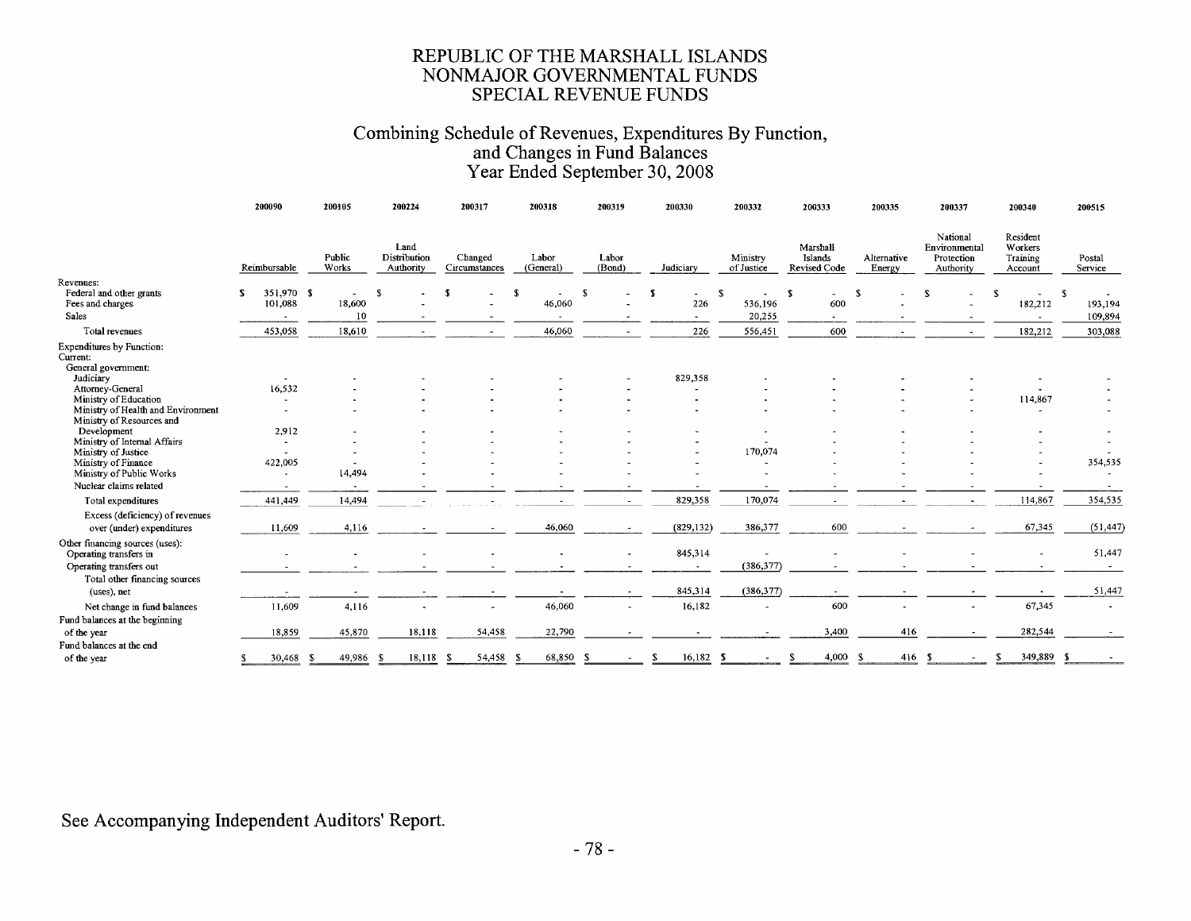# REPUBLIC OF THE MARSHALL ISLANDS
# NONMAJOR GOVERNMENTAL FUNDS
# SPECIAL REVENUE FUNDS

## Combining Schedule of Revenues, Expenditures By Function, and Changes in Fund Balances
## Year Ended September 30, 2008

| | 200090 | 200105 | 200224 | 200317 | 200318 | 200319 | 200330 | 200332 | 200333 | 200335 | 200337 | 200340 | 200515 |
|---|---|---|---|---|---|---|---|---|---|---|---|---|---|
| | Reimbursable | Public Works | Land Distribution Authority | Changed Circumstances | Labor (General) | Labor (Bond) | Judiciary | Ministry of Justice | Marshall Islands Revised Code | Alternative Energy | National Environmental Protection Authority | Resident Workers Training Account | Postal Service |
| Revenues: | | | | | | | | | | | | | |
| Federal and other grants | $ 351,970 | $ - | $ - | $ - | $ - | $ - | $ - | $ - | $ - | $ - | $ - | $ - | $ - |
| Fees and charges | 101,088 | 18,600 | - | - | 46,060 | - | 226 | 536,196 | 600 | - | - | 182,212 | 193,194 |
| Sales | - | 10 | - | - | - | - | - | 20,255 | - | - | - | - | 109,894 |
| Total revenues | 453,058 | 18,610 | - | - | 46,060 | - | 226 | 556,451 | 600 | - | - | 182,212 | 303,088 |
| Expenditures by Function: | | | | | | | | | | | | | |
| Current: | | | | | | | | | | | | | |
| General government: | | | | | | | | | | | | | |
| Judiciary | - | - | - | - | - | - | 829,358 | - | - | - | - | - | - |
| Attorney-General | 16,532 | - | - | - | - | - | - | - | - | - | - | - | - |
| Ministry of Education | - | - | - | - | - | - | - | - | - | - | - | 114,867 | - |
| Ministry of Health and Environment | - | - | - | - | - | - | - | - | - | - | - | - | - |
| Ministry of Resources and Development | 2,912 | - | - | - | - | - | - | - | - | - | - | - | - |
| Ministry of Internal Affairs | - | - | - | - | - | - | - | - | - | - | - | - | - |
| Ministry of Justice | - | - | - | - | - | - | - | 170,074 | - | - | - | - | - |
| Ministry of Finance | 422,005 | - | - | - | - | - | - | - | - | - | - | - | 354,535 |
| Ministry of Public Works | - | 14,494 | - | - | - | - | - | - | - | - | - | - | - |
| Nuclear claims related | - | - | - | - | - | - | - | - | - | - | - | - | - |
| Total expenditures | 441,449 | 14,494 | - | - | - | - | 829,358 | 170,074 | - | - | - | 114,867 | 354,535 |
| Excess (deficiency) of revenues over (under) expenditures | 11,609 | 4,116 | - | - | 46,060 | - | (829,132) | 386,377 | 600 | - | - | 67,345 | (51,447) |
| Other financing sources (uses): | | | | | | | | | | | | | |
| Operating transfers in | - | - | - | - | - | - | 845,314 | - | - | - | - | - | 51,447 |
| Operating transfers out | - | - | - | - | - | - | - | (386,377) | - | - | - | - | - |
| Total other financing sources (uses), net | - | - | - | - | - | - | 845,314 | (386,377) | - | - | - | - | 51,447 |
| Net change in fund balances | 11,609 | 4,116 | - | - | 46,060 | - | 16,182 | - | 600 | - | - | 67,345 | - |
| Fund balances at the beginning of the year | 18,859 | 45,870 | 18,118 | 54,458 | 22,790 | - | - | - | 3,400 | 416 | - | 282,544 | - |
| Fund balances at the end of the year | $ 30,468 | $ 49,986 | $ 18,118 | $ 54,458 | $ 68,850 | $ - | $ 16,182 | $ - | $ 4,000 | $ 416 | $ - | $ 349,889 | $ - |

See Accompanying Independent Auditors' Report.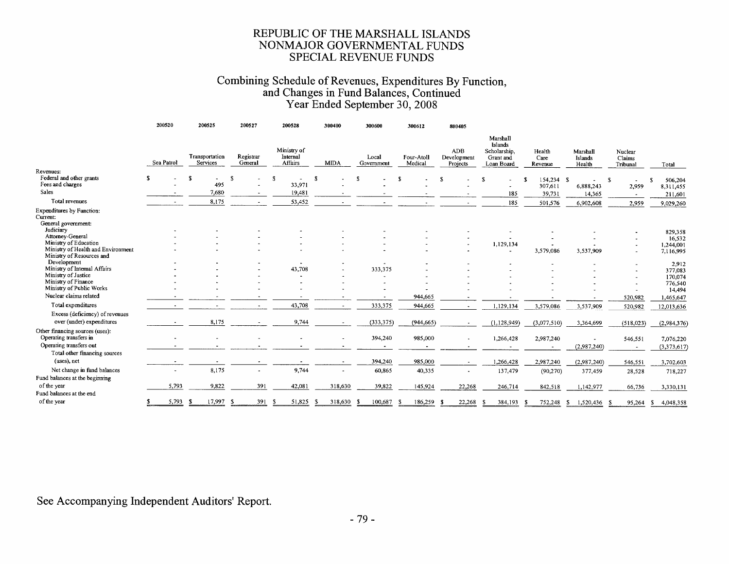# REPUBLIC OF THE MARSHALL ISLANDS
# NONMAJOR GOVERNMENTAL FUNDS
# SPECIAL REVENUE FUNDS

## Combining Schedule of Revenues, Expenditures By Function, and Changes in Fund Balances, Continued
## Year Ended September 30, 2008

| | 200520 | 200525 | 200527 | 200528 | 300400 | 300600 | 300612 | 800405 | | | | | |
|---|---|---|---|---|---|---|---|---|---|---|---|---|---|
| | Sea Patrol | Transportation Services | Registrar General | Ministry of Internal Affairs | MIDA | Local Government | Four-Atoll Medical | ADB Development Projects | Marshall Islands Scholarship, Grant and Loan Board | Health Care Revenue | Marshall Islands Health | Nuclear Claims Tribunal | Total |
| Revenues: | | | | | | | | | | | | | |
| Federal and other grants | $ - | $ - | $ - | $ - | $ - | $ - | $ - | $ - | $ - | $ 154,234 | $ - | $ - | $ 506,204 |
| Fees and charges | - | 495 | - | 33,971 | - | - | - | - | - | 307,611 | 6,888,243 | 2,959 | 8,311,455 |
| Sales | - | 7,680 | - | 19,481 | - | - | - | - | 185 | 39,731 | 14,365 | - | 211,601 |
| Total revenues | - | 8,175 | - | 53,452 | - | - | - | - | 185 | 501,576 | 6,902,608 | 2,959 | 9,029,260 |
| Expenditures by Function: | | | | | | | | | | | | | |
| Current: | | | | | | | | | | | | | |
| General government: | | | | | | | | | | | | | |
| Judiciary | - | - | - | - | - | - | - | - | - | - | - | - | 829,358 |
| Attorney-General | - | - | - | - | - | - | - | - | - | - | - | - | 16,532 |
| Ministry of Education | - | - | - | - | - | - | - | - | 1,129,134 | - | - | - | 1,244,001 |
| Ministry of Health and Environment | - | - | - | - | - | - | - | - | - | 3,579,086 | 3,537,909 | - | 7,116,995 |
| Ministry of Resources and Development | - | - | - | - | - | - | - | - | - | - | - | - | 2,912 |
| Ministry of Internal Affairs | - | - | - | 43,708 | - | 333,375 | - | - | - | - | - | - | 377,083 |
| Ministry of Justice | - | - | - | - | - | - | - | - | - | - | - | - | 170,074 |
| Ministry of Finance | - | - | - | - | - | - | - | - | - | - | - | - | 776,540 |
| Ministry of Public Works | - | - | - | - | - | - | - | - | - | - | - | - | 14,494 |
| Nuclear claims related | - | - | - | - | - | - | 944,665 | - | - | - | - | 520,982 | 1,465,647 |
| Total expenditures | - | - | - | 43,708 | - | 333,375 | 944,665 | - | 1,129,134 | 3,579,086 | 3,537,909 | 520,982 | 12,013,636 |
| Excess (deficiency) of revenues over (under) expenditures | - | 8,175 | - | 9,744 | - | (333,375) | (944,665) | - | (1,128,949) | (3,077,510) | 3,364,699 | (518,023) | (2,984,376) |
| Other financing sources (uses): | | | | | | | | | | | | | |
| Operating transfers in | - | - | - | - | - | 394,240 | 985,000 | - | 1,266,428 | 2,987,240 | - | 546,551 | 7,076,220 |
| Operating transfers out | - | - | - | - | - | - | - | - | - | - | (2,987,240) | - | (3,373,617) |
| Total other financing sources (uses), net | - | - | - | - | - | 394,240 | 985,000 | - | 1,266,428 | 2,987,240 | (2,987,240) | 546,551 | 3,702,603 |
| Net change in fund balances | - | 8,175 | - | 9,744 | - | 60,865 | 40,335 | - | 137,479 | (90,270) | 377,459 | 28,528 | 718,227 |
| Fund balances at the beginning of the year | 5,793 | 9,822 | 391 | 42,081 | 318,630 | 39,822 | 145,924 | 22,268 | 246,714 | 842,518 | 1,142,977 | 66,736 | 3,330,131 |
| Fund balances at the end of the year | $ 5,793 | $ 17,997 | $ 391 | $ 51,825 | $ 318,630 | $ 100,687 | $ 186,259 | $ 22,268 | $ 384,193 | $ 752,248 | $ 1,520,436 | $ 95,264 | $ 4,048,358 |

See Accompanying Independent Auditors' Report.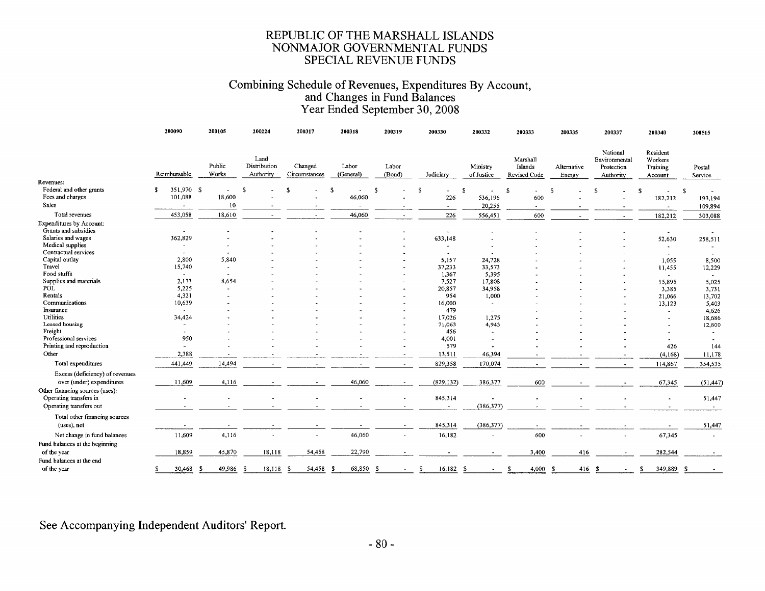# REPUBLIC OF THE MARSHALL ISLANDS
# NONMAJOR GOVERNMENTAL FUNDS
# SPECIAL REVENUE FUNDS

## Combining Schedule of Revenues, Expenditures By Account, and Changes in Fund Balances
## Year Ended September 30, 2008

| | 200090 | 200105 | 200224 | 200317 | 200318 | 200319 | 200330 | 200332 | 200333 | 200335 | 200337 | 200340 | 200515 |
|---|---|---|---|---|---|---|---|---|---|---|---|---|---|
| | Reimbursable | Public Works | Land Distribution Authority | Changed Circumstances | Labor (General) | Labor (Bond) | Judiciary | Ministry of Justice | Marshall Islands Revised Code | Alternative Energy | National Environmental Protection Authority | Resident Workers Training Account | Postal Service |
| Revenues: | | | | | | | | | | | | | |
| Federal and other grants | $ 351,970 | $ - | $ - | $ - | $ - | $ - | $ - | $ - | $ - | $ - | $ - | $ - | $ - |
| Fees and charges | 101,088 | 18,600 | - | - | 46,060 | - | 226 | 536,196 | 600 | - | - | 182,212 | 193,194 |
| Sales | - | 10 | - | - | - | - | - | 20,255 | - | - | - | - | 109,894 |
| Total revenues | 453,058 | 18,610 | - | - | 46,060 | - | 226 | 556,451 | 600 | - | - | 182,212 | 303,088 |
| Expenditures by Account: | | | | | | | | | | | | | |
| Grants and subsidies | - | - | - | - | - | - | - | - | - | - | - | - | - |
| Salaries and wages | 362,829 | - | - | - | - | - | 633,148 | - | - | - | - | 52,630 | 258,511 |
| Medical supplies | - | - | - | - | - | - | - | - | - | - | - | - | - |
| Contractual services | - | - | - | - | - | - | - | - | - | - | - | - | - |
| Capital outlay | 2,800 | 5,840 | - | - | - | - | 5,157 | 24,728 | - | - | - | 1,055 | 8,500 |
| Travel | 15,740 | - | - | - | - | - | 37,233 | 33,573 | - | - | - | 11,455 | 12,229 |
| Food stuffs | - | - | - | - | - | - | 1,367 | 5,395 | - | - | - | - | - |
| Supplies and materials | 2,133 | 8,654 | - | - | - | - | 7,527 | 17,808 | - | - | - | 15,895 | 5,025 |
| POL | 5,225 | - | - | - | - | - | 20,857 | 34,958 | - | - | - | 3,385 | 3,731 |
| Rentals | 4,321 | - | - | - | - | - | 954 | 1,000 | - | - | - | 21,066 | 13,702 |
| Communications | 10,639 | - | - | - | - | - | 16,000 | - | - | - | - | 13,123 | 5,403 |
| Insurance | - | - | - | - | - | - | 479 | - | - | - | - | - | 4,626 |
| Utilities | 34,424 | - | - | - | - | - | 17,026 | 1,275 | - | - | - | - | 18,686 |
| Leased housing | - | - | - | - | - | - | 71,063 | 4,943 | - | - | - | - | 12,800 |
| Freight | - | - | - | - | - | - | 456 | - | - | - | - | - | - |
| Professional services | 950 | - | - | - | - | - | 4,001 | - | - | - | - | - | - |
| Printing and reproduction | - | - | - | - | - | - | 579 | - | - | - | - | 426 | 144 |
| Other | 2,388 | - | - | - | - | - | 13,511 | 46,394 | - | - | - | (4,168) | 11,178 |
| Total expenditures | 441,449 | 14,494 | - | - | - | - | 829,358 | 170,074 | - | - | - | 114,867 | 354,535 |
| Excess (deficiency) of revenues over (under) expenditures | 11,609 | 4,116 | - | - | 46,060 | - | (829,132) | 386,377 | 600 | - | - | 67,345 | (51,447) |
| Other financing sources (uses): | | | | | | | | | | | | | |
| Operating transfers in | - | - | - | - | - | - | 845,314 | - | - | - | - | - | 51,447 |
| Operating transfers out | - | - | - | - | - | - | - | (386,377) | - | - | - | - | - |
| Total other financing sources (uses), net | - | - | - | - | - | - | 845,314 | (386,377) | - | - | - | - | 51,447 |
| Net change in fund balances | 11,609 | 4,116 | - | - | 46,060 | - | 16,182 | - | 600 | - | - | 67,345 | - |
| Fund balances at the beginning of the year | 18,859 | 45,870 | 18,118 | 54,458 | 22,790 | - | - | - | 3,400 | 416 | - | 282,544 | - |
| Fund balances at the end of the year | $ 30,468 | $ 49,986 | $ 18,118 | $ 54,458 | $ 68,850 | $ - | $ 16,182 | $ - | $ 4,000 | $ 416 | $ - | $ 349,889 | $ - |

See Accompanying Independent Auditors' Report.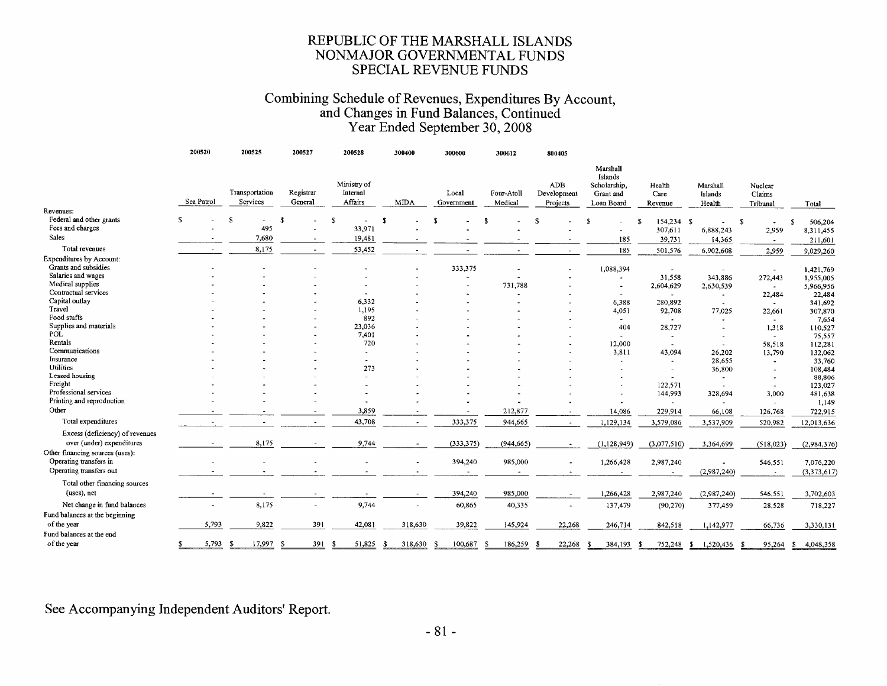# REPUBLIC OF THE MARSHALL ISLANDS
# NONMAJOR GOVERNMENTAL FUNDS
# SPECIAL REVENUE FUNDS

## Combining Schedule of Revenues, Expenditures By Account, and Changes in Fund Balances, Continued
## Year Ended September 30, 2008

| | 200520 | 200525 | 200527 | 200528 | 300400 | 300600 | 300612 | 800405 | | | | | |
|---|---|---|---|---|---|---|---|---|---|---|---|---|---|
| | Sea Patrol | Transportation Services | Registrar General | Ministry of Internal Affairs | MIDA | Local Government | Four-Atoll Medical | ADB Development Projects | Marshall Islands Scholarship, Grant and Loan Board | Health Care Revenue | Marshall Islands Health | Nuclear Claims Tribunal | Total |
| **Revenues:** | | | | | | | | | | | | | |
| Federal and other grants | $ - | $ - | $ - | $ - | $ - | $ - | $ - | $ - | $ - | $ 154,234 | $ - | $ - | $ 506,204 |
| Fees and charges | - | 495 | - | 33,971 | - | - | - | - | - | 307,611 | 6,888,243 | 2,959 | 8,311,455 |
| Sales | - | 7,680 | - | 19,481 | - | - | - | - | 185 | 39,731 | 14,365 | - | 211,601 |
| Total revenues | - | 8,175 | - | 53,452 | - | - | - | - | 185 | 501,576 | 6,902,608 | 2,959 | 9,029,260 |
| **Expenditures by Account:** | | | | | | | | | | | | | |
| Grants and subsidies | - | - | - | - | - | 333,375 | - | - | 1,088,394 | - | - | - | 1,421,769 |
| Salaries and wages | - | - | - | - | - | - | - | - | - | 31,558 | 343,886 | 272,443 | 1,955,005 |
| Medical supplies | - | - | - | - | - | - | 731,788 | - | - | 2,604,629 | 2,630,539 | - | 5,966,956 |
| Contractual services | - | - | - | - | - | - | - | - | - | - | - | 22,484 | 22,484 |
| Capital outlay | - | - | - | 6,332 | - | - | - | - | 6,388 | 280,892 | - | - | 341,692 |
| Travel | - | - | - | 1,195 | - | - | - | - | 4,051 | 92,708 | 77,025 | 22,661 | 307,870 |
| Food stuffs | - | - | - | 892 | - | - | - | - | - | - | - | - | 7,654 |
| Supplies and materials | - | - | - | 23,036 | - | - | - | - | 404 | 28,727 | - | 1,318 | 110,527 |
| POL | - | - | - | 7,401 | - | - | - | - | - | - | - | - | 75,557 |
| Rentals | - | - | - | 720 | - | - | - | - | 12,000 | - | - | 58,518 | 112,281 |
| Communications | - | - | - | - | - | - | - | - | 3,811 | 43,094 | 26,202 | 13,790 | 132,062 |
| Insurance | - | - | - | - | - | - | - | - | - | - | 28,655 | - | 33,760 |
| Utilities | - | - | - | 273 | - | - | - | - | - | - | 36,800 | - | 108,484 |
| Leased housing | - | - | - | - | - | - | - | - | - | - | - | - | 88,806 |
| Freight | - | - | - | - | - | - | - | - | - | 122,571 | - | - | 123,027 |
| Professional services | - | - | - | - | - | - | - | - | - | 144,993 | 328,694 | 3,000 | 481,638 |
| Printing and reproduction | - | - | - | - | - | - | - | - | - | - | - | - | 1,149 |
| Other | - | - | - | 3,859 | - | - | 212,877 | - | 14,086 | 229,914 | 66,108 | 126,768 | 722,915 |
| Total expenditures | - | - | - | 43,708 | - | 333,375 | 944,665 | - | 1,129,134 | 3,579,086 | 3,537,909 | 520,982 | 12,013,636 |
| Excess (deficiency) of revenues over (under) expenditures | - | 8,175 | - | 9,744 | - | (333,375) | (944,665) | - | (1,128,949) | (3,077,510) | 3,364,699 | (518,023) | (2,984,376) |
| **Other financing sources (uses):** | | | | | | | | | | | | | |
| Operating transfers in | - | - | - | - | - | 394,240 | 985,000 | - | 1,266,428 | 2,987,240 | - | 546,551 | 7,076,220 |
| Operating transfers out | - | - | - | - | - | - | - | - | - | - | (2,987,240) | - | (3,373,617) |
| Total other financing sources (uses), net | - | - | - | - | - | 394,240 | 985,000 | - | 1,266,428 | 2,987,240 | (2,987,240) | 546,551 | 3,702,603 |
| Net change in fund balances | - | 8,175 | - | 9,744 | - | 60,865 | 40,335 | - | 137,479 | (90,270) | 377,459 | 28,528 | 718,227 |
| Fund balances at the beginning of the year | 5,793 | 9,822 | 391 | 42,081 | 318,630 | 39,822 | 145,924 | 22,268 | 246,714 | 842,518 | 1,142,977 | 66,736 | 3,330,131 |
| Fund balances at the end of the year | $ 5,793 | $ 17,997 | $ 391 | $ 51,825 | $ 318,630 | $ 100,687 | $ 186,259 | $ 22,268 | $ 384,193 | $ 752,248 | $ 1,520,436 | $ 95,264 | $ 4,048,358 |

See Accompanying Independent Auditors' Report.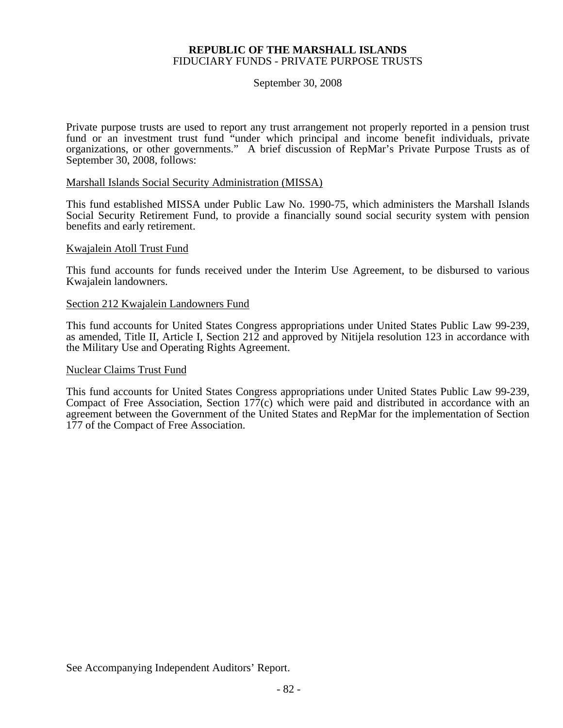**REPUBLIC OF THE MARSHALL ISLANDS**
FIDUCIARY FUNDS - PRIVATE PURPOSE TRUSTS

September 30, 2008

Private purpose trusts are used to report any trust arrangement not properly reported in a pension trust fund or an investment trust fund "under which principal and income benefit individuals, private organizations, or other governments." A brief discussion of RepMar's Private Purpose Trusts as of September 30, 2008, follows:

Marshall Islands Social Security Administration (MISSA)

This fund established MISSA under Public Law No. 1990-75, which administers the Marshall Islands Social Security Retirement Fund, to provide a financially sound social security system with pension benefits and early retirement.

Kwajalein Atoll Trust Fund

This fund accounts for funds received under the Interim Use Agreement, to be disbursed to various Kwajalein landowners.

Section 212 Kwajalein Landowners Fund

This fund accounts for United States Congress appropriations under United States Public Law 99-239, as amended, Title II, Article I, Section 212 and approved by Nitijela resolution 123 in accordance with the Military Use and Operating Rights Agreement.

Nuclear Claims Trust Fund

This fund accounts for United States Congress appropriations under United States Public Law 99-239, Compact of Free Association, Section 177(c) which were paid and distributed in accordance with an agreement between the Government of the United States and RepMar for the implementation of Section 177 of the Compact of Free Association.

See Accompanying Independent Auditors' Report.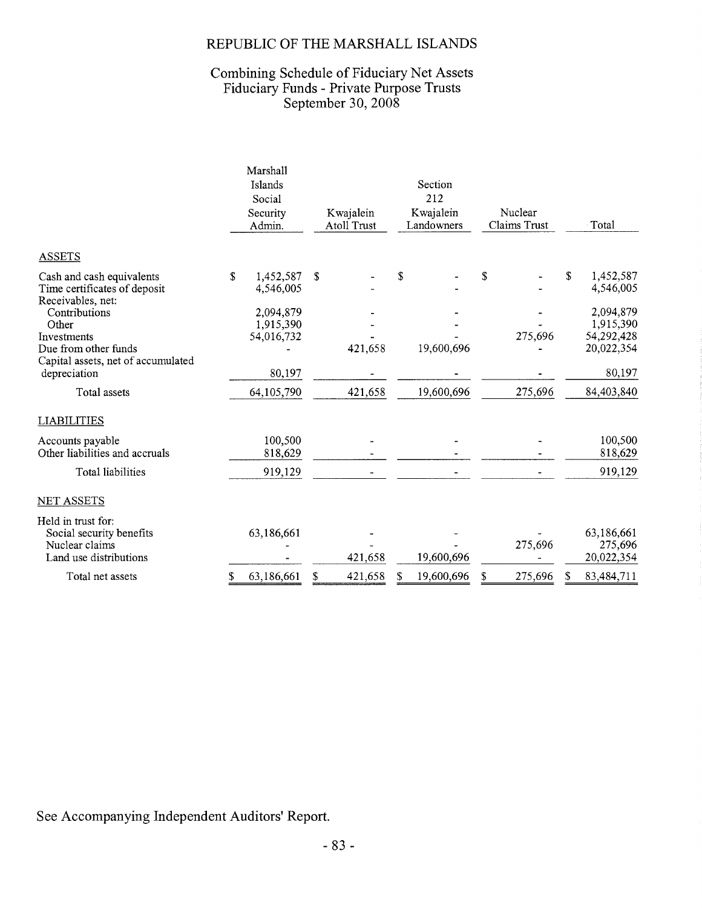# REPUBLIC OF THE MARSHALL ISLANDS

## Combining Schedule of Fiduciary Net Assets
## Fiduciary Funds - Private Purpose Trusts
## September 30, 2008

| | Marshall Islands Social Security Admin. | Kwajalein Atoll Trust | Section 212 Kwajalein Landowners | Nuclear Claims Trust | Total |
|---|---|---|---|---|---|
| ASSETS | | | | | |
| Cash and cash equivalents | $ 1,452,587 | $ - | $ - | $ - | $ 1,452,587 |
| Time certificates of deposit | 4,546,005 | - | - | - | 4,546,005 |
| Receivables, net: | | | | | |
| Contributions | 2,094,879 | - | - | - | 2,094,879 |
| Other | 1,915,390 | - | - | - | 1,915,390 |
| Investments | 54,016,732 | - | - | 275,696 | 54,292,428 |
| Due from other funds | - | 421,658 | 19,600,696 | - | 20,022,354 |
| Capital assets, net of accumulated depreciation | 80,197 | - | - | - | 80,197 |
| Total assets | 64,105,790 | 421,658 | 19,600,696 | 275,696 | 84,403,840 |
| LIABILITIES | | | | | |
| Accounts payable | 100,500 | - | - | - | 100,500 |
| Other liabilities and accruals | 818,629 | - | - | - | 818,629 |
| Total liabilities | 919,129 | - | - | - | 919,129 |
| NET ASSETS | | | | | |
| Held in trust for: | | | | | |
| Social security benefits | 63,186,661 | - | - | - | 63,186,661 |
| Nuclear claims | - | - | - | 275,696 | 275,696 |
| Land use distributions | - | 421,658 | 19,600,696 | - | 20,022,354 |
| Total net assets | $ 63,186,661 | $ 421,658 | $ 19,600,696 | $ 275,696 | $ 83,484,711 |

See Accompanying Independent Auditors' Report.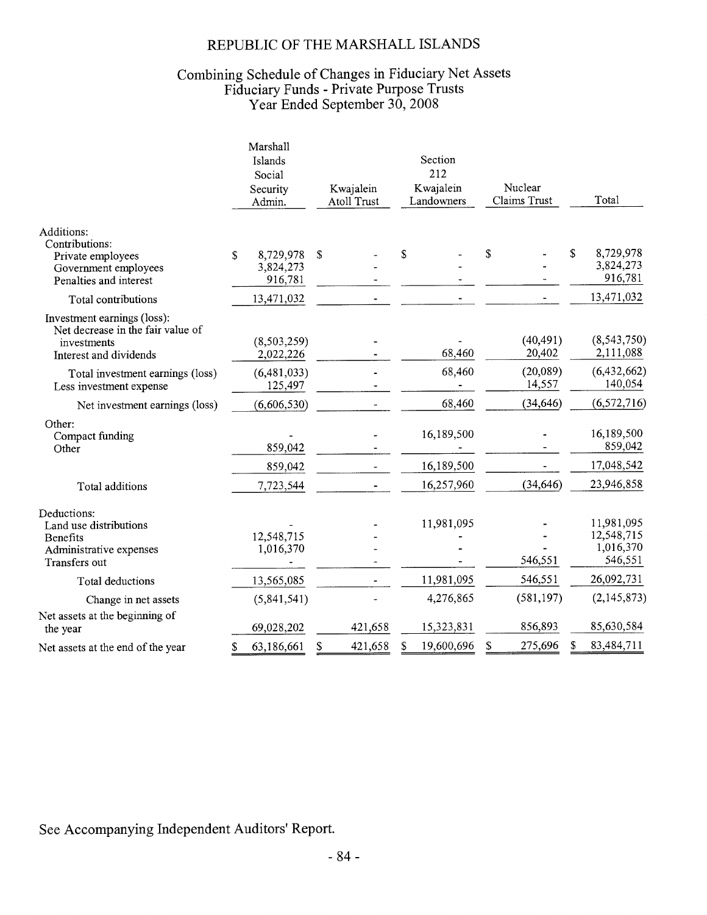# REPUBLIC OF THE MARSHALL ISLANDS

## Combining Schedule of Changes in Fiduciary Net Assets
## Fiduciary Funds - Private Purpose Trusts
## Year Ended September 30, 2008

| | Marshall Islands Social Security Admin. | Kwajalein Atoll Trust | Section 212 Kwajalein Landowners | Nuclear Claims Trust | Total |
|---|---|---|---|---|---|
| Additions: | | | | | |
| Contributions: | | | | | |
| Private employees | $ 8,729,978 | $ - | $ - | $ - | $ 8,729,978 |
| Government employees | 3,824,273 | - | - | - | 3,824,273 |
| Penalties and interest | 916,781 | - | - | - | 916,781 |
| Total contributions | 13,471,032 | - | - | - | 13,471,032 |
| Investment earnings (loss): | | | | | |
| Net decrease in the fair value of investments | (8,503,259) | - | - | (40,491) | (8,543,750) |
| Interest and dividends | 2,022,226 | - | 68,460 | 20,402 | 2,111,088 |
| Total investment earnings (loss) | (6,481,033) | - | 68,460 | (20,089) | (6,432,662) |
| Less investment expense | 125,497 | - | - | 14,557 | 140,054 |
| Net investment earnings (loss) | (6,606,530) | - | 68,460 | (34,646) | (6,572,716) |
| Other: | | | | | |
| Compact funding | - | - | 16,189,500 | - | 16,189,500 |
| Other | 859,042 | - | - | - | 859,042 |
| | 859,042 | - | 16,189,500 | - | 17,048,542 |
| Total additions | 7,723,544 | - | 16,257,960 | (34,646) | 23,946,858 |
| Deductions: | | | | | |
| Land use distributions | - | - | 11,981,095 | - | 11,981,095 |
| Benefits | 12,548,715 | - | - | - | 12,548,715 |
| Administrative expenses | 1,016,370 | - | - | - | 1,016,370 |
| Transfers out | - | - | - | 546,551 | 546,551 |
| Total deductions | 13,565,085 | - | 11,981,095 | 546,551 | 26,092,731 |
| Change in net assets | (5,841,541) | - | 4,276,865 | (581,197) | (2,145,873) |
| Net assets at the beginning of the year | 69,028,202 | 421,658 | 15,323,831 | 856,893 | 85,630,584 |
| Net assets at the end of the year | $ 63,186,661 | $ 421,658 | $ 19,600,696 | $ 275,696 | $ 83,484,711 |

See Accompanying Independent Auditors' Report.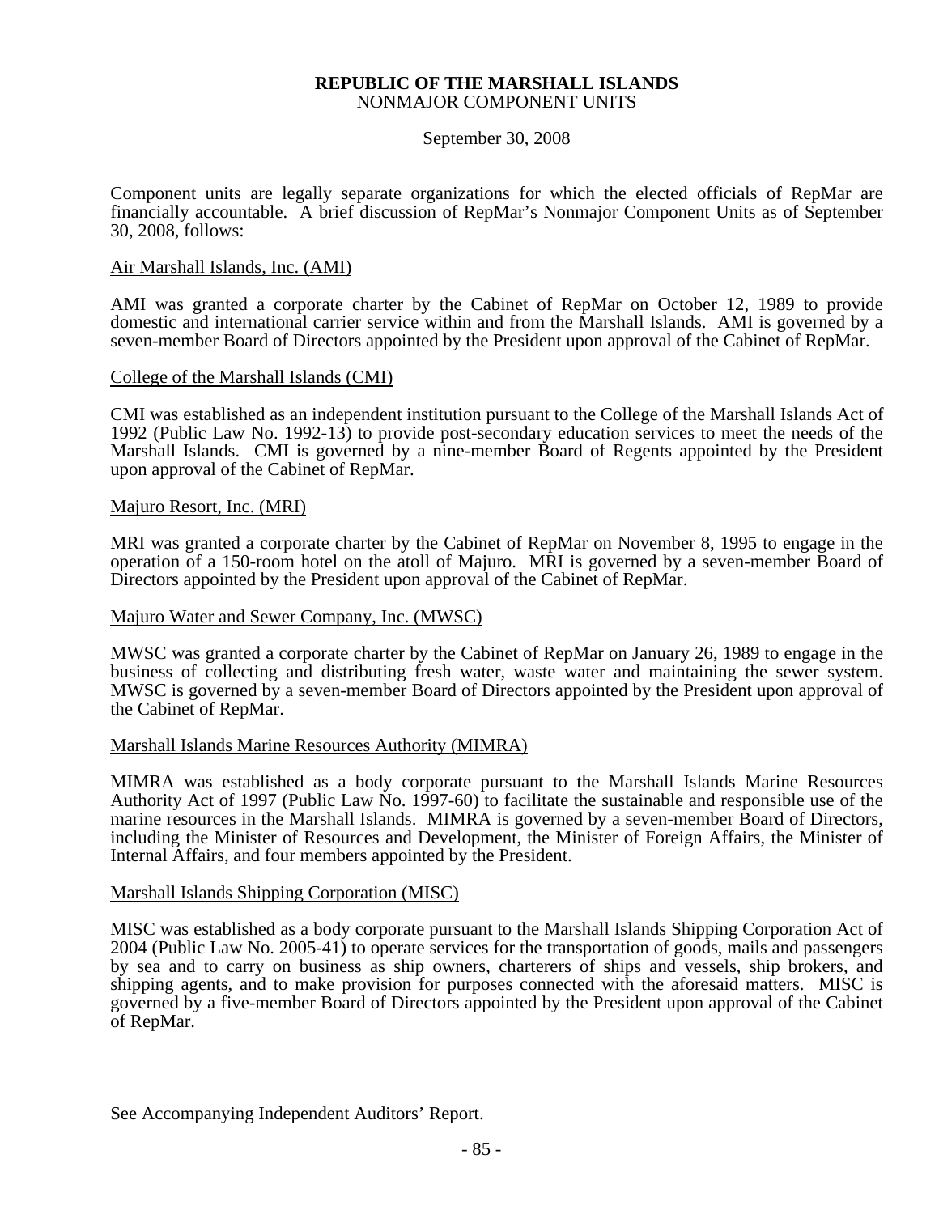**REPUBLIC OF THE MARSHALL ISLANDS**
NONMAJOR COMPONENT UNITS

September 30, 2008

Component units are legally separate organizations for which the elected officials of RepMar are financially accountable. A brief discussion of RepMar's Nonmajor Component Units as of September 30, 2008, follows:

Air Marshall Islands, Inc. (AMI)

AMI was granted a corporate charter by the Cabinet of RepMar on October 12, 1989 to provide domestic and international carrier service within and from the Marshall Islands. AMI is governed by a seven-member Board of Directors appointed by the President upon approval of the Cabinet of RepMar.

College of the Marshall Islands (CMI)

CMI was established as an independent institution pursuant to the College of the Marshall Islands Act of 1992 (Public Law No. 1992-13) to provide post-secondary education services to meet the needs of the Marshall Islands. CMI is governed by a nine-member Board of Regents appointed by the President upon approval of the Cabinet of RepMar.

Majuro Resort, Inc. (MRI)

MRI was granted a corporate charter by the Cabinet of RepMar on November 8, 1995 to engage in the operation of a 150-room hotel on the atoll of Majuro. MRI is governed by a seven-member Board of Directors appointed by the President upon approval of the Cabinet of RepMar.

Majuro Water and Sewer Company, Inc. (MWSC)

MWSC was granted a corporate charter by the Cabinet of RepMar on January 26, 1989 to engage in the business of collecting and distributing fresh water, waste water and maintaining the sewer system. MWSC is governed by a seven-member Board of Directors appointed by the President upon approval of the Cabinet of RepMar.

Marshall Islands Marine Resources Authority (MIMRA)

MIMRA was established as a body corporate pursuant to the Marshall Islands Marine Resources Authority Act of 1997 (Public Law No. 1997-60) to facilitate the sustainable and responsible use of the marine resources in the Marshall Islands. MIMRA is governed by a seven-member Board of Directors, including the Minister of Resources and Development, the Minister of Foreign Affairs, the Minister of Internal Affairs, and four members appointed by the President.

Marshall Islands Shipping Corporation (MISC)

MISC was established as a body corporate pursuant to the Marshall Islands Shipping Corporation Act of 2004 (Public Law No. 2005-41) to operate services for the transportation of goods, mails and passengers by sea and to carry on business as ship owners, charterers of ships and vessels, ship brokers, and shipping agents, and to make provision for purposes connected with the aforesaid matters. MISC is governed by a five-member Board of Directors appointed by the President upon approval of the Cabinet of RepMar.

See Accompanying Independent Auditors' Report.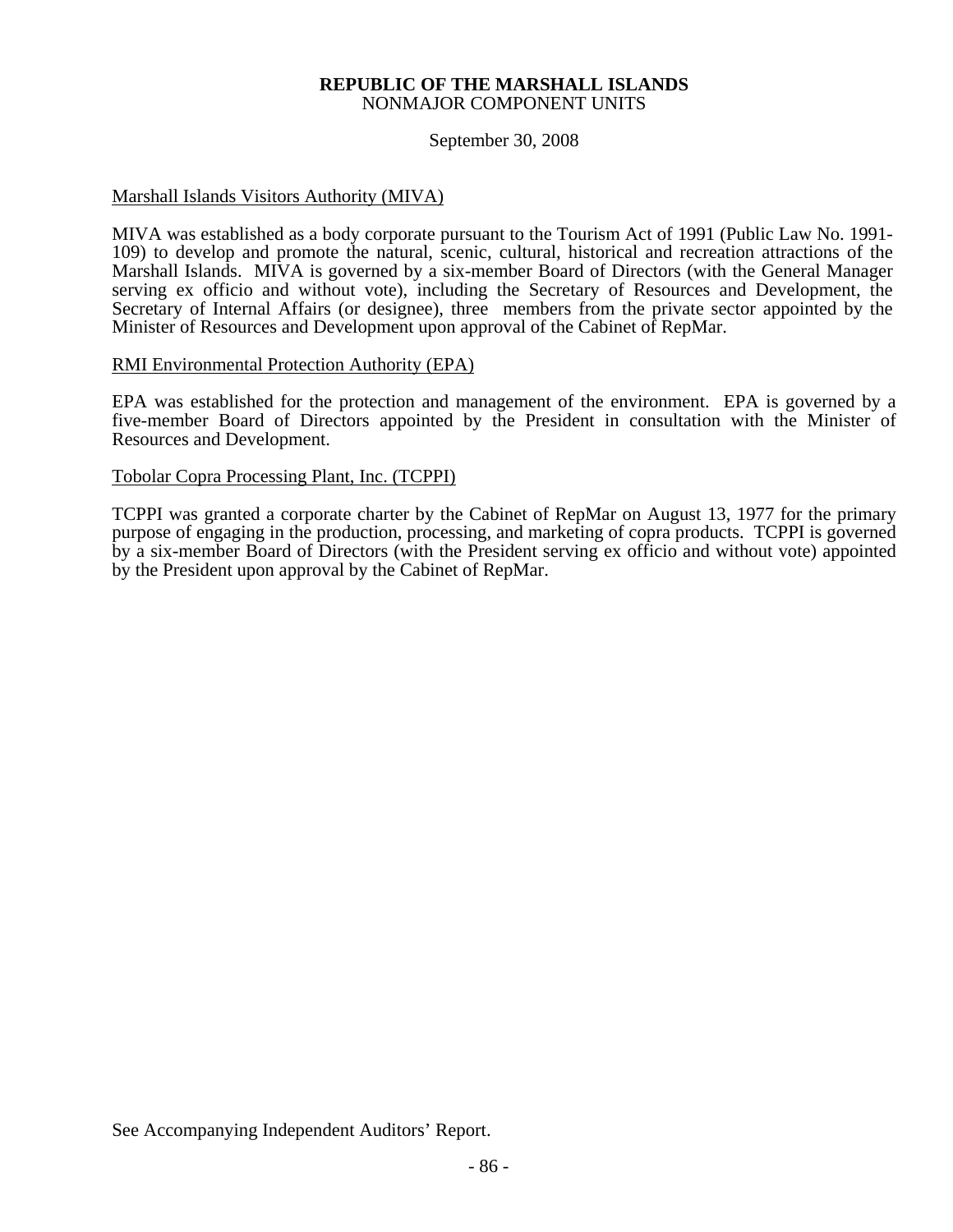**REPUBLIC OF THE MARSHALL ISLANDS**
NONMAJOR COMPONENT UNITS

September 30, 2008

Marshall Islands Visitors Authority (MIVA)

MIVA was established as a body corporate pursuant to the Tourism Act of 1991 (Public Law No. 1991-109) to develop and promote the natural, scenic, cultural, historical and recreation attractions of the Marshall Islands. MIVA is governed by a six-member Board of Directors (with the General Manager serving ex officio and without vote), including the Secretary of Resources and Development, the Secretary of Internal Affairs (or designee), three members from the private sector appointed by the Minister of Resources and Development upon approval of the Cabinet of RepMar.

RMI Environmental Protection Authority (EPA)

EPA was established for the protection and management of the environment. EPA is governed by a five-member Board of Directors appointed by the President in consultation with the Minister of Resources and Development.

Tobolar Copra Processing Plant, Inc. (TCPPI)

TCPPI was granted a corporate charter by the Cabinet of RepMar on August 13, 1977 for the primary purpose of engaging in the production, processing, and marketing of copra products. TCPPI is governed by a six-member Board of Directors (with the President serving ex officio and without vote) appointed by the President upon approval by the Cabinet of RepMar.

See Accompanying Independent Auditors' Report.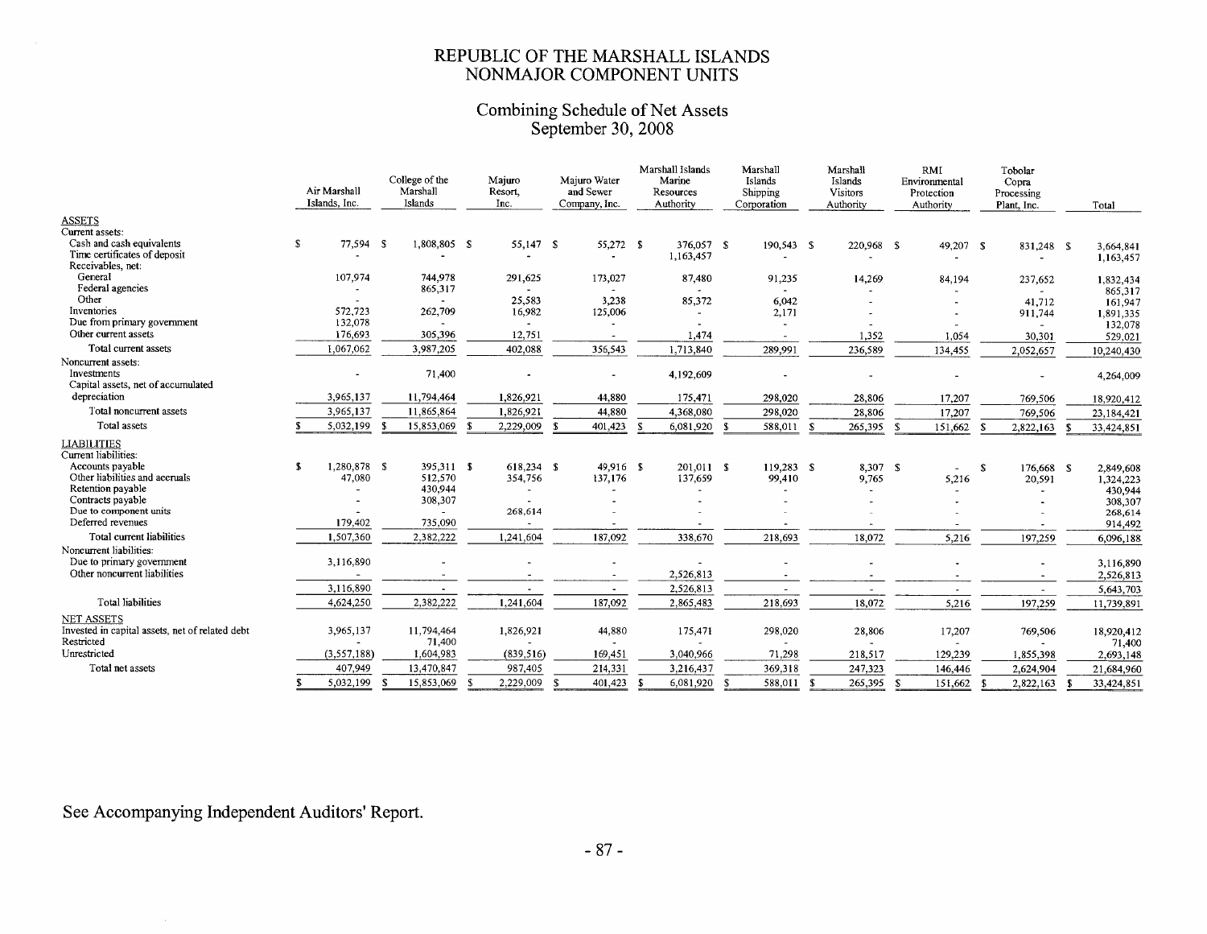# REPUBLIC OF THE MARSHALL ISLANDS
## NONMAJOR COMPONENT UNITS

### Combining Schedule of Net Assets
### September 30, 2008

| | Air Marshall Islands, Inc. | College of the Marshall Islands | Majuro Resort, Inc. | Majuro Water and Sewer Company, Inc. | Marshall Islands Marine Resources Authority | Marshall Islands Shipping Corporation | Marshall Islands Visitors Authority | RMI Environmental Protection Authority | Tobolar Copra Processing Plant, Inc. | Total |
|---|---|---|---|---|---|---|---|---|---|---|
| **ASSETS** | | | | | | | | | | |
| Current assets: | | | | | | | | | | |
| Cash and cash equivalents | $ 77,594 | $ 1,808,805 | $ 55,147 | $ 55,272 | $ 376,057 | $ 190,543 | $ 220,968 | $ 49,207 | $ 831,248 | $ 3,664,841 |
| Time certificates of deposit | - | - | - | - | 1,163,457 | - | - | - | - | 1,163,457 |
| Receivables, net: | | | | | | | | | | |
| General | 107,974 | 744,978 | 291,625 | 173,027 | 87,480 | 91,235 | 14,269 | 84,194 | 237,652 | 1,832,434 |
| Federal agencies | - | 865,317 | - | - | - | - | - | - | - | 865,317 |
| Other | - | - | 25,583 | 3,238 | 85,372 | 6,042 | - | - | 41,712 | 161,947 |
| Inventories | 572,723 | 262,709 | 16,982 | 125,006 | - | 2,171 | - | - | 911,744 | 1,891,335 |
| Due from primary government | 132,078 | - | - | - | - | - | - | - | - | 132,078 |
| Other current assets | 176,693 | 305,396 | 12,751 | - | 1,474 | - | 1,352 | 1,054 | 30,301 | 529,021 |
| Total current assets | 1,067,062 | 3,987,205 | 402,088 | 356,543 | 1,713,840 | 289,991 | 236,589 | 134,455 | 2,052,657 | 10,240,430 |
| Noncurrent assets: | | | | | | | | | | |
| Investments | - | 71,400 | - | - | 4,192,609 | - | - | - | - | 4,264,009 |
| Capital assets, net of accumulated depreciation | 3,965,137 | 11,794,464 | 1,826,921 | 44,880 | 175,471 | 298,020 | 28,806 | 17,207 | 769,506 | 18,920,412 |
| Total noncurrent assets | 3,965,137 | 11,865,864 | 1,826,921 | 44,880 | 4,368,080 | 298,020 | 28,806 | 17,207 | 769,506 | 23,184,421 |
| Total assets | $ 5,032,199 | $ 15,853,069 | $ 2,229,009 | $ 401,423 | $ 6,081,920 | $ 588,011 | $ 265,395 | $ 151,662 | $ 2,822,163 | $ 33,424,851 |
| **LIABILITIES** | | | | | | | | | | |
| Current liabilities: | | | | | | | | | | |
| Accounts payable | $ 1,280,878 | $ 395,311 | $ 618,234 | $ 49,916 | $ 201,011 | $ 119,283 | $ 8,307 | $ - | $ 176,668 | $ 2,849,608 |
| Other liabilities and accruals | 47,080 | 512,570 | 354,756 | 137,176 | 137,659 | 99,410 | 9,765 | 5,216 | 20,591 | 1,324,223 |
| Retention payable | - | 430,944 | - | - | - | - | - | - | - | 430,944 |
| Contracts payable | - | 308,307 | - | - | - | - | - | - | - | 308,307 |
| Due to component units | - | - | 268,614 | - | - | - | - | - | - | 268,614 |
| Deferred revenues | 179,402 | 735,090 | - | - | - | - | - | - | - | 914,492 |
| Total current liabilities | 1,507,360 | 2,382,222 | 1,241,604 | 187,092 | 338,670 | 218,693 | 18,072 | 5,216 | 197,259 | 6,096,188 |
| Noncurrent liabilities: | | | | | | | | | | |
| Due to primary government | 3,116,890 | - | - | - | - | - | - | - | - | 3,116,890 |
| Other noncurrent liabilities | - | - | - | - | 2,526,813 | - | - | - | - | 2,526,813 |
| | 3,116,890 | - | - | - | 2,526,813 | - | - | - | - | 5,643,703 |
| Total liabilities | 4,624,250 | 2,382,222 | 1,241,604 | 187,092 | 2,865,483 | 218,693 | 18,072 | 5,216 | 197,259 | 11,739,891 |
| **NET ASSETS** | | | | | | | | | | |
| Invested in capital assets, net of related debt | 3,965,137 | 11,794,464 | 1,826,921 | 44,880 | 175,471 | 298,020 | 28,806 | 17,207 | 769,506 | 18,920,412 |
| Restricted | - | 71,400 | - | - | - | - | - | - | - | 71,400 |
| Unrestricted | (3,557,188) | 1,604,983 | (839,516) | 169,451 | 3,040,966 | 71,298 | 218,517 | 129,239 | 1,855,398 | 2,693,148 |
| Total net assets | 407,949 | 13,470,847 | 987,405 | 214,331 | 3,216,437 | 369,318 | 247,323 | 146,446 | 2,624,904 | 21,684,960 |
| | $ 5,032,199 | $ 15,853,069 | $ 2,229,009 | $ 401,423 | $ 6,081,920 | $ 588,011 | $ 265,395 | $ 151,662 | $ 2,822,163 | $ 33,424,851 |

See Accompanying Independent Auditors' Report.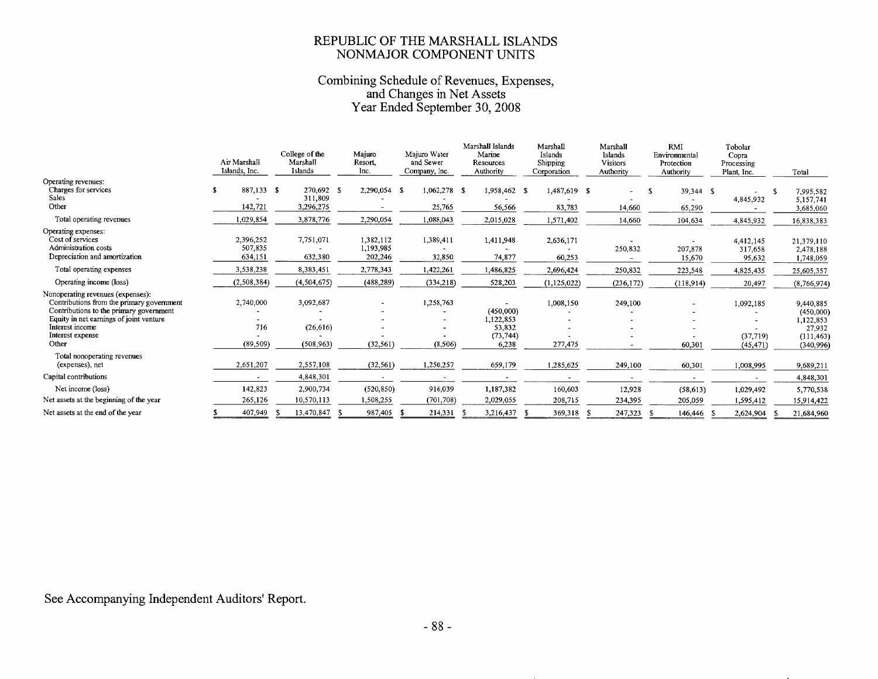# REPUBLIC OF THE MARSHALL ISLANDS
# NONMAJOR COMPONENT UNITS

## Combining Schedule of Revenues, Expenses, and Changes in Net Assets
## Year Ended September 30, 2008

| | Air Marshall Islands, Inc. | College of the Marshall Islands | Majuro Resort, Inc. | Majuro Water and Sewer Company, Inc. | Marshall Islands Marine Resources Authority | Marshall Islands Shipping Corporation | Marshall Islands Visitors Authority | RMI Environmental Protection Authority | Tobolar Copra Processing Plant, Inc. | Total |
|---|---|---|---|---|---|---|---|---|---|---|
| Operating revenues: | | | | | | | | | | |
| Charges for services | $ 887,133 | $ 270,692 | $ 2,290,054 | $ 1,062,278 | $ 1,958,462 | $ 1,487,619 | $ - | $ 39,344 | $ - | $ 7,995,582 |
| Sales | - | 311,809 | - | - | - | - | - | - | 4,845,932 | 5,157,741 |
| Other | 142,721 | 3,296,275 | - | 25,765 | 56,566 | 83,783 | 14,660 | 65,290 | - | 3,685,060 |
| Total operating revenues | 1,029,854 | 3,878,776 | 2,290,054 | 1,088,043 | 2,015,028 | 1,571,402 | 14,660 | 104,634 | 4,845,932 | 16,838,383 |
| Operating expenses: | | | | | | | | | | |
| Cost of services | 2,396,252 | 7,751,071 | 1,382,112 | 1,389,411 | 1,411,948 | 2,636,171 | - | - | 4,412,145 | 21,379,110 |
| Administration costs | 507,835 | - | 1,193,985 | - | - | - | 250,832 | 207,878 | 317,658 | 2,478,188 |
| Depreciation and amortization | 634,151 | 632,380 | 202,246 | 32,850 | 74,877 | 60,253 | - | 15,670 | 95,632 | 1,748,059 |
| Total operating expenses | 3,538,238 | 8,383,451 | 2,778,343 | 1,422,261 | 1,486,825 | 2,696,424 | 250,832 | 223,548 | 4,825,435 | 25,605,357 |
| Operating income (loss) | (2,508,384) | (4,504,675) | (488,289) | (334,218) | 528,203 | (1,125,022) | (236,172) | (118,914) | 20,497 | (8,766,974) |
| Nonoperating revenues (expenses): | | | | | | | | | | |
| Contributions from the primary government | 2,740,000 | 3,092,687 | - | 1,258,763 | - | 1,008,150 | 249,100 | - | 1,092,185 | 9,440,885 |
| Contributions to the primary government | - | - | - | - | (450,000) | - | - | - | - | (450,000) |
| Equity in net earnings of joint venture | - | - | - | - | 1,122,853 | - | - | - | - | 1,122,853 |
| Interest income | 716 | (26,616) | - | - | 53,832 | - | - | - | - | 27,932 |
| Interest expense | - | - | - | - | (73,744) | - | - | - | (37,719) | (111,463) |
| Other | (89,509) | (508,963) | (32,561) | (8,506) | 6,238 | 277,475 | - | 60,301 | (45,471) | (340,996) |
| Total nonoperating revenues (expenses), net | 2,651,207 | 2,557,108 | (32,561) | 1,250,257 | 659,179 | 1,285,625 | 249,100 | 60,301 | 1,008,995 | 9,689,211 |
| Capital contributions | - | 4,848,301 | - | - | - | - | - | - | - | 4,848,301 |
| Net income (loss) | 142,823 | 2,900,734 | (520,850) | 916,039 | 1,187,382 | 160,603 | 12,928 | (58,613) | 1,029,492 | 5,770,538 |
| Net assets at the beginning of the year | 265,126 | 10,570,113 | 1,508,255 | (701,708) | 2,029,055 | 208,715 | 234,395 | 205,059 | 1,595,412 | 15,914,422 |
| Net assets at the end of the year | $ 407,949 | $ 13,470,847 | $ 987,405 | $ 214,331 | $ 3,216,437 | $ 369,318 | $ 247,323 | $ 146,446 | $ 2,624,904 | $ 21,684,960 |

See Accompanying Independent Auditors' Report.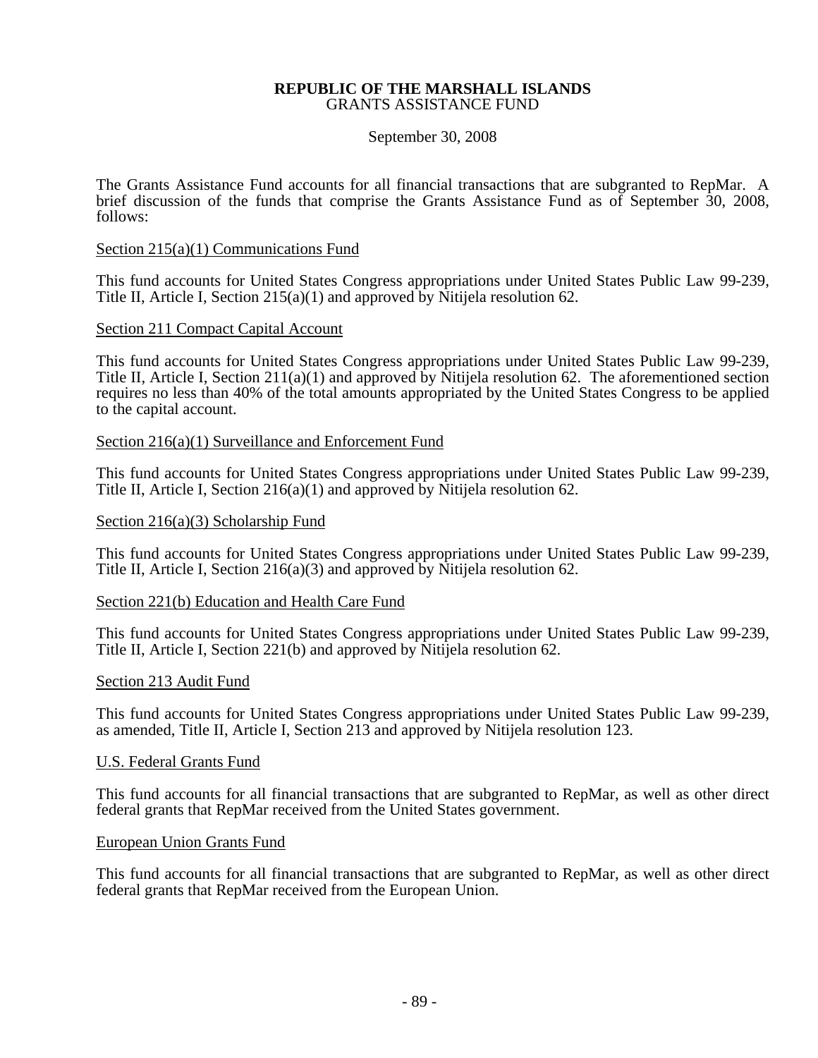**REPUBLIC OF THE MARSHALL ISLANDS**
GRANTS ASSISTANCE FUND

September 30, 2008

The Grants Assistance Fund accounts for all financial transactions that are subgranted to RepMar. A brief discussion of the funds that comprise the Grants Assistance Fund as of September 30, 2008, follows:

Section 215(a)(1) Communications Fund

This fund accounts for United States Congress appropriations under United States Public Law 99-239, Title II, Article I, Section 215(a)(1) and approved by Nitijela resolution 62.

Section 211 Compact Capital Account

This fund accounts for United States Congress appropriations under United States Public Law 99-239, Title II, Article I, Section 211(a)(1) and approved by Nitijela resolution 62. The aforementioned section requires no less than 40% of the total amounts appropriated by the United States Congress to be applied to the capital account.

Section 216(a)(1) Surveillance and Enforcement Fund

This fund accounts for United States Congress appropriations under United States Public Law 99-239, Title II, Article I, Section 216(a)(1) and approved by Nitijela resolution 62.

Section 216(a)(3) Scholarship Fund

This fund accounts for United States Congress appropriations under United States Public Law 99-239, Title II, Article I, Section 216(a)(3) and approved by Nitijela resolution 62.

Section 221(b) Education and Health Care Fund

This fund accounts for United States Congress appropriations under United States Public Law 99-239, Title II, Article I, Section 221(b) and approved by Nitijela resolution 62.

Section 213 Audit Fund

This fund accounts for United States Congress appropriations under United States Public Law 99-239, as amended, Title II, Article I, Section 213 and approved by Nitijela resolution 123.

U.S. Federal Grants Fund

This fund accounts for all financial transactions that are subgranted to RepMar, as well as other direct federal grants that RepMar received from the United States government.

European Union Grants Fund

This fund accounts for all financial transactions that are subgranted to RepMar, as well as other direct federal grants that RepMar received from the European Union.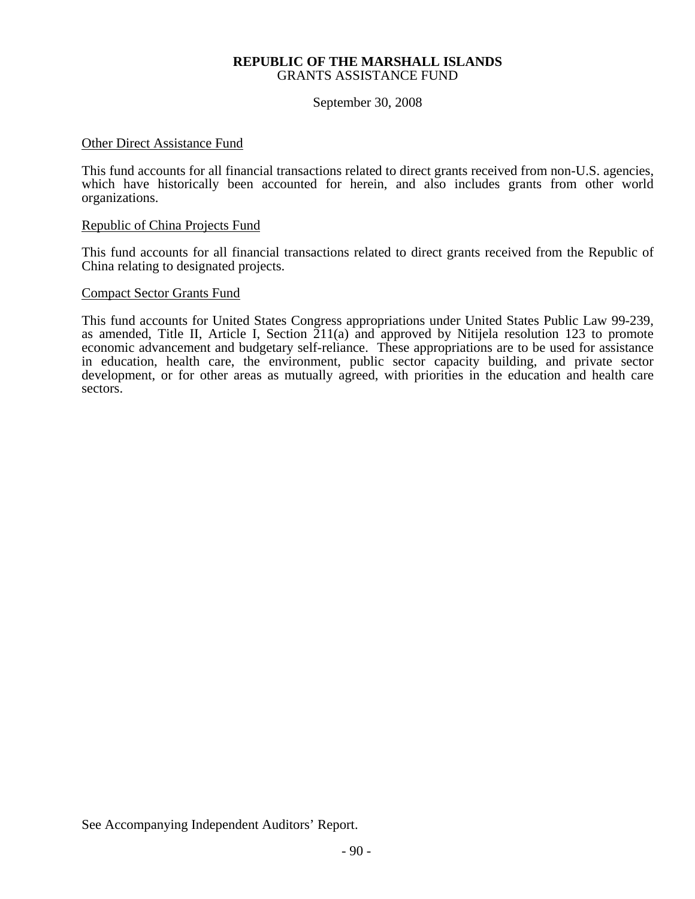**REPUBLIC OF THE MARSHALL ISLANDS**
GRANTS ASSISTANCE FUND

September 30, 2008

<u>Other Direct Assistance Fund</u>

This fund accounts for all financial transactions related to direct grants received from non-U.S. agencies, which have historically been accounted for herein, and also includes grants from other world organizations.

<u>Republic of China Projects Fund</u>

This fund accounts for all financial transactions related to direct grants received from the Republic of China relating to designated projects.

<u>Compact Sector Grants Fund</u>

This fund accounts for United States Congress appropriations under United States Public Law 99-239, as amended, Title II, Article I, Section 211(a) and approved by Nitijela resolution 123 to promote economic advancement and budgetary self-reliance. These appropriations are to be used for assistance in education, health care, the environment, public sector capacity building, and private sector development, or for other areas as mutually agreed, with priorities in the education and health care sectors.

See Accompanying Independent Auditors' Report.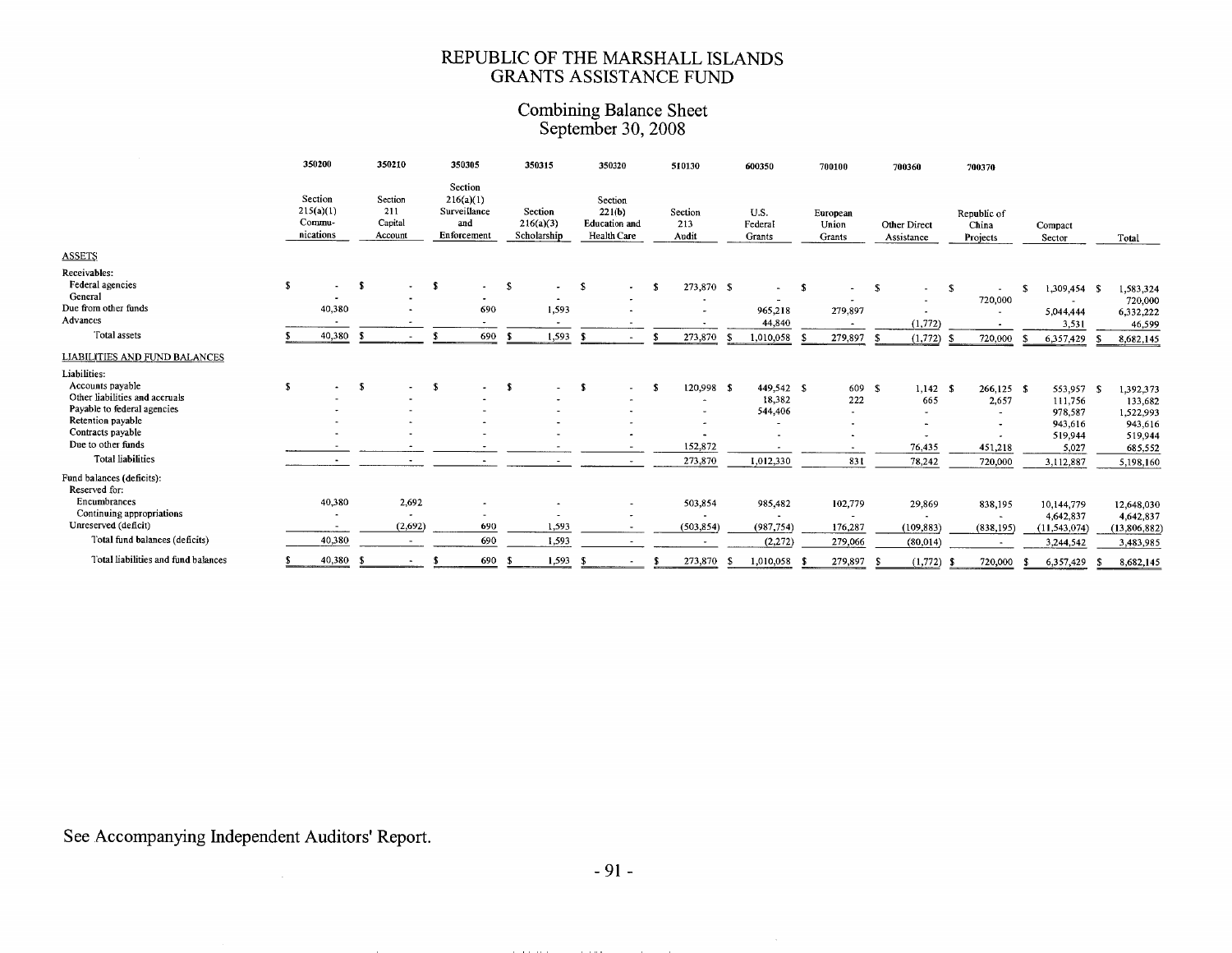# REPUBLIC OF THE MARSHALL ISLANDS
## GRANTS ASSISTANCE FUND

### Combining Balance Sheet
### September 30, 2008

| | 350200 | 350210 | 350305 | 350315 | 350320 | 510130 | 600350 | 700100 | 700360 | 700370 | | |
|---|---|---|---|---|---|---|---|---|---|---|---|---|
| | Section 215(a)(1) Commu-nications | Section 211 Capital Account | Section 216(a)(1) Surveillance and Enforcement | Section 216(a)(3) Scholarship | Section 221(b) Education and Health Care | Section 213 Audit | U.S. Federal Grants | European Union Grants | Other Direct Assistance | Republic of China Projects | Compact Sector | Total |
| **ASSETS** | | | | | | | | | | | | |
| Receivables: | | | | | | | | | | | | |
| Federal agencies | $ - | $ - | $ - | $ - | $ - | $ 273,870 | $ - | $ - | $ - | $ - | $ 1,309,454 | $ 1,583,324 |
| General | - | - | - | - | - | - | - | - | - | 720,000 | - | 720,000 |
| Due from other funds | 40,380 | - | 690 | 1,593 | - | - | 965,218 | 279,897 | - | - | 5,044,444 | 6,332,222 |
| Advances | - | - | - | - | - | - | 44,840 | - | (1,772) | - | 3,531 | 46,599 |
| Total assets | $ 40,380 | $ - | $ 690 | $ 1,593 | $ - | $ 273,870 | $ 1,010,058 | $ 279,897 | $ (1,772) | $ 720,000 | $ 6,357,429 | $ 8,682,145 |
| **LIABILITIES AND FUND BALANCES** | | | | | | | | | | | | |
| Liabilities: | | | | | | | | | | | | |
| Accounts payable | $ - | $ - | $ - | $ - | $ - | $ 120,998 | $ 449,542 | $ 609 | $ 1,142 | $ 266,125 | $ 553,957 | $ 1,392,373 |
| Other liabilities and accruals | - | - | - | - | - | - | 18,382 | 222 | 665 | 2,657 | 111,756 | 133,682 |
| Payable to federal agencies | - | - | - | - | - | - | 544,406 | - | - | - | 978,587 | 1,522,993 |
| Retention payable | - | - | - | - | - | - | - | - | - | - | 943,616 | 943,616 |
| Contracts payable | - | - | - | - | - | - | - | - | - | - | 519,944 | 519,944 |
| Due to other funds | - | - | - | - | - | 152,872 | - | - | 76,435 | 451,218 | 5,027 | 685,552 |
| Total liabilities | - | - | - | - | - | 273,870 | 1,012,330 | 831 | 78,242 | 720,000 | 3,112,887 | 5,198,160 |
| Fund balances (deficits): | | | | | | | | | | | | |
| Reserved for: | | | | | | | | | | | | |
| Encumbrances | 40,380 | 2,692 | - | - | - | 503,854 | 985,482 | 102,779 | 29,869 | 838,195 | 10,144,779 | 12,648,030 |
| Continuing appropriations | - | - | - | - | - | - | - | - | - | - | 4,642,837 | 4,642,837 |
| Unreserved (deficit) | - | (2,692) | 690 | 1,593 | - | (503,854) | (987,754) | 176,287 | (109,883) | (838,195) | (11,543,074) | (13,806,882) |
| Total fund balances (deficits) | 40,380 | - | 690 | 1,593 | - | - | (2,272) | 279,066 | (80,014) | - | 3,244,542 | 3,483,985 |
| Total liabilities and fund balances | $ 40,380 | $ - | $ 690 | $ 1,593 | $ - | $ 273,870 | $ 1,010,058 | $ 279,897 | $ (1,772) | $ 720,000 | $ 6,357,429 | $ 8,682,145 |

See Accompanying Independent Auditors' Report.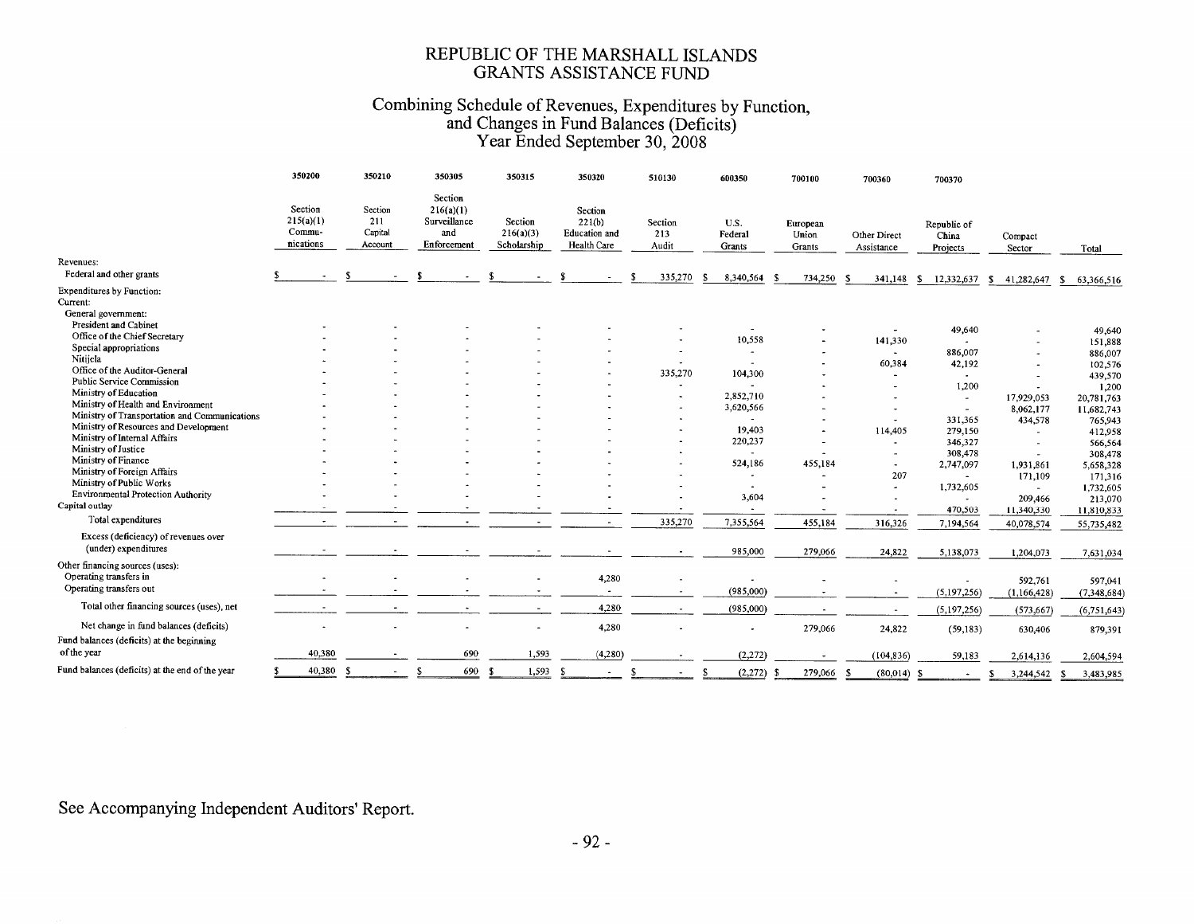# REPUBLIC OF THE MARSHALL ISLANDS
## GRANTS ASSISTANCE FUND

### Combining Schedule of Revenues, Expenditures by Function, and Changes in Fund Balances (Deficits)
### Year Ended September 30, 2008

| | 350200 | 350210 | 350305 | 350315 | 350320 | 510130 | 600350 | 700100 | 700360 | 700370 | | |
|---|---|---|---|---|---|---|---|---|---|---|---|---|
| | Section 215(a)(1) Commu-nications | Section 211 Capital Account | Section 216(a)(1) Surveillance and Enforcement | Section 216(a)(3) Scholarship | Section 221(b) Education and Health Care | Section 213 Audit | U.S. Federal Grants | European Union Grants | Other Direct Assistance | Republic of China Projects | Compact Sector | Total |
| Revenues: | | | | | | | | | | | | |
| Federal and other grants | $ - | $ - | $ - | $ - | $ - | $ 335,270 | $ 8,340,564 | $ 734,250 | $ 341,148 | $ 12,332,637 | $ 41,282,647 | $ 63,366,516 |
| Expenditures by Function: | | | | | | | | | | | | |
| Current: | | | | | | | | | | | | |
| General government: | | | | | | | | | | | | |
| President and Cabinet | - | - | - | - | - | - | - | - | - | 49,640 | - | 49,640 |
| Office of the Chief Secretary | - | - | - | - | - | - | 10,558 | - | 141,330 | - | - | 151,888 |
| Special appropriations | - | - | - | - | - | - | - | - | - | 886,007 | - | 886,007 |
| Nitijela | - | - | - | - | - | - | - | - | 60,384 | 42,192 | - | 102,576 |
| Office of the Auditor-General | - | - | - | - | - | 335,270 | 104,300 | - | - | - | - | 439,570 |
| Public Service Commission | - | - | - | - | - | - | - | - | - | 1,200 | - | 1,200 |
| Ministry of Education | - | - | - | - | - | - | 2,852,710 | - | - | - | 17,929,053 | 20,781,763 |
| Ministry of Health and Environment | - | - | - | - | - | - | 3,620,566 | - | - | - | 8,062,177 | 11,682,743 |
| Ministry of Transportation and Communications | - | - | - | - | - | - | - | - | - | 331,365 | 434,578 | 765,943 |
| Ministry of Resources and Development | - | - | - | - | - | - | 19,403 | - | 114,405 | 279,150 | - | 412,958 |
| Ministry of Internal Affairs | - | - | - | - | - | - | 220,237 | - | - | 346,327 | - | 566,564 |
| Ministry of Justice | - | - | - | - | - | - | - | - | - | 308,478 | - | 308,478 |
| Ministry of Finance | - | - | - | - | - | - | 524,186 | 455,184 | - | 2,747,097 | 1,931,861 | 5,658,328 |
| Ministry of Foreign Affairs | - | - | - | - | - | - | - | - | 207 | - | 171,109 | 171,316 |
| Ministry of Public Works | - | - | - | - | - | - | - | - | - | 1,732,605 | - | 1,732,605 |
| Environmental Protection Authority | - | - | - | - | - | - | 3,604 | - | - | - | 209,466 | 213,070 |
| Capital outlay | - | - | - | - | - | - | - | - | - | 470,503 | 11,340,330 | 11,810,833 |
| Total expenditures | - | - | - | - | - | 335,270 | 7,355,564 | 455,184 | 316,326 | 7,194,564 | 40,078,574 | 55,735,482 |
| Excess (deficiency) of revenues over (under) expenditures | - | - | - | - | - | - | 985,000 | 279,066 | 24,822 | 5,138,073 | 1,204,073 | 7,631,034 |
| Other financing sources (uses): | | | | | | | | | | | | |
| Operating transfers in | - | - | - | - | 4,280 | - | - | - | - | - | 592,761 | 597,041 |
| Operating transfers out | - | - | - | - | - | - | (985,000) | - | - | (5,197,256) | (1,166,428) | (7,348,684) |
| Total other financing sources (uses), net | - | - | - | - | 4,280 | - | (985,000) | - | - | (5,197,256) | (573,667) | (6,751,643) |
| Net change in fund balances (deficits) | - | - | - | - | 4,280 | - | - | 279,066 | 24,822 | (59,183) | 630,406 | 879,391 |
| Fund balances (deficits) at the beginning of the year | 40,380 | - | 690 | 1,593 | (4,280) | - | (2,272) | - | (104,836) | 59,183 | 2,614,136 | 2,604,594 |
| Fund balances (deficits) at the end of the year | $ 40,380 | $ - | $ 690 | $ 1,593 | $ - | $ - | $ (2,272) | $ 279,066 | $ (80,014) | $ - | $ 3,244,542 | $ 3,483,985 |

See Accompanying Independent Auditors' Report.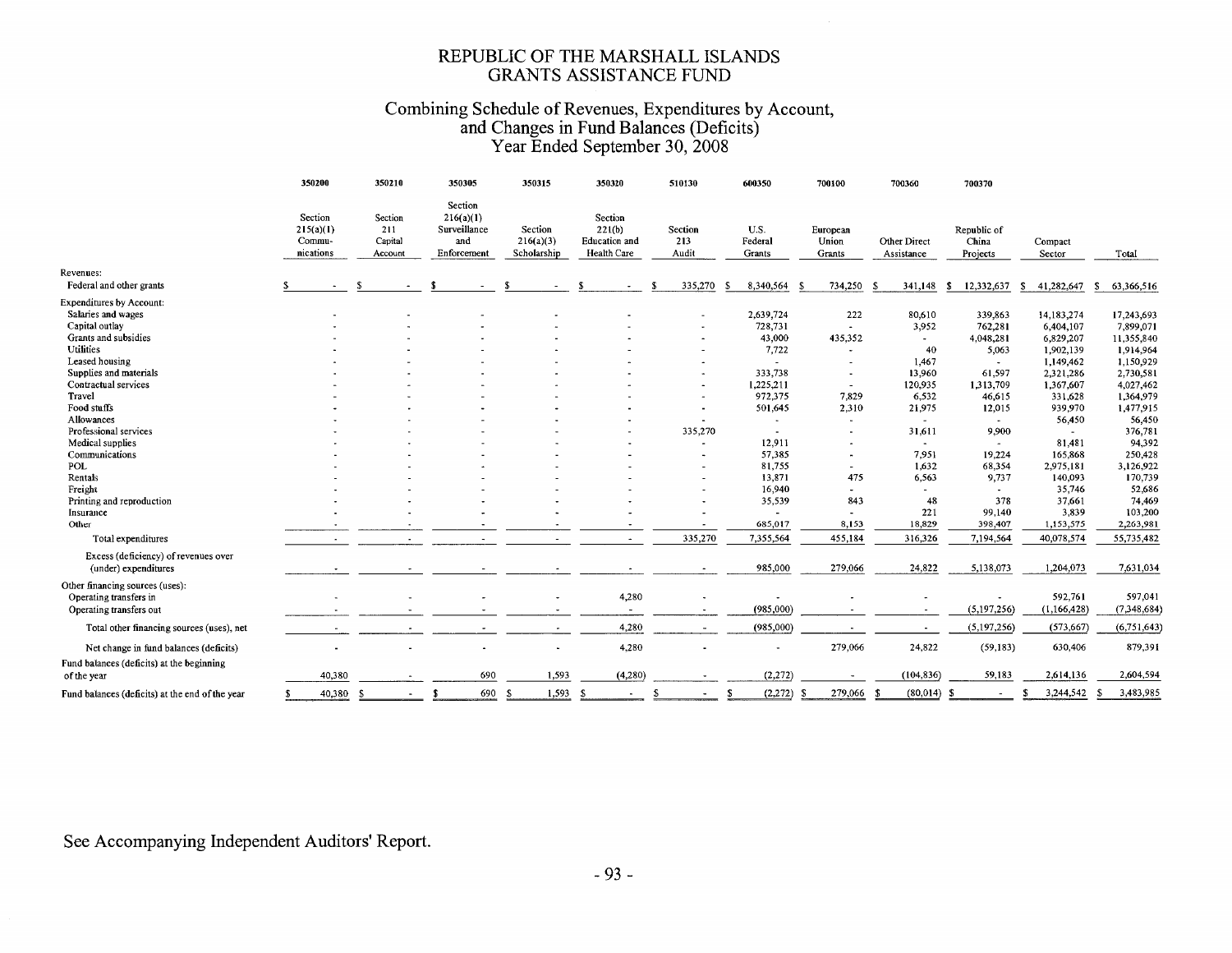# REPUBLIC OF THE MARSHALL ISLANDS
## GRANTS ASSISTANCE FUND

### Combining Schedule of Revenues, Expenditures by Account, and Changes in Fund Balances (Deficits)
### Year Ended September 30, 2008

| | 350200 | 350210 | 350305 | 350315 | 350320 | 510130 | 600350 | 700100 | 700360 | 700370 | | |
|---|---|---|---|---|---|---|---|---|---|---|---|---|
| | Section 215(a)(1) Commu-nications | Section 211 Capital Account | Section 216(a)(1) Surveillance and Enforcement | Section 216(a)(3) Scholarship | Section 221(b) Education and Health Care | Section 213 Audit | U.S. Federal Grants | European Union Grants | Other Direct Assistance | Republic of China Projects | Compact Sector | Total |
| Revenues: | | | | | | | | | | | | |
| Federal and other grants | $ - | $ - | $ - | $ - | $ - | $ 335,270 | $ 8,340,564 | $ 734,250 | $ 341,148 | $ 12,332,637 | $ 41,282,647 | $ 63,366,516 |
| Expenditures by Account: | | | | | | | | | | | | |
| Salaries and wages | - | - | - | - | - | - | 2,639,724 | 222 | 80,610 | 339,863 | 14,183,274 | 17,243,693 |
| Capital outlay | - | - | - | - | - | - | 728,731 | - | 3,952 | 762,281 | 6,404,107 | 7,899,071 |
| Grants and subsidies | - | - | - | - | - | - | 43,000 | 435,352 | - | 4,048,281 | 6,829,207 | 11,355,840 |
| Utilities | - | - | - | - | - | - | 7,722 | - | 40 | 5,063 | 1,902,139 | 1,914,964 |
| Leased housing | - | - | - | - | - | - | - | - | 1,467 | - | 1,149,462 | 1,150,929 |
| Supplies and materials | - | - | - | - | - | - | 333,738 | - | 13,960 | 61,597 | 2,321,286 | 2,730,581 |
| Contractual services | - | - | - | - | - | - | 1,225,211 | - | 120,935 | 1,313,709 | 1,367,607 | 4,027,462 |
| Travel | - | - | - | - | - | - | 972,375 | 7,829 | 6,532 | 46,615 | 331,628 | 1,364,979 |
| Food stuffs | - | - | - | - | - | - | 501,645 | 2,310 | 21,975 | 12,015 | 939,970 | 1,477,915 |
| Allowances | - | - | - | - | - | - | - | - | - | - | 56,450 | 56,450 |
| Professional services | - | - | - | - | - | 335,270 | - | - | 31,611 | 9,900 | - | 376,781 |
| Medical supplies | - | - | - | - | - | - | 12,911 | - | - | - | 81,481 | 94,392 |
| Communications | - | - | - | - | - | - | 57,385 | - | 7,951 | 19,224 | 165,868 | 250,428 |
| POL | - | - | - | - | - | - | 81,755 | - | 1,632 | 68,354 | 2,975,181 | 3,126,922 |
| Rentals | - | - | - | - | - | - | 13,871 | 475 | 6,563 | 9,737 | 140,093 | 170,739 |
| Freight | - | - | - | - | - | - | 16,940 | - | - | - | 35,746 | 52,686 |
| Printing and reproduction | - | - | - | - | - | - | 35,539 | 843 | 48 | 378 | 37,661 | 74,469 |
| Insurance | - | - | - | - | - | - | - | - | 221 | 99,140 | 3,839 | 103,200 |
| Other | - | - | - | - | - | - | 685,017 | 8,153 | 18,829 | 398,407 | 1,153,575 | 2,263,981 |
| Total expenditures | - | - | - | - | - | 335,270 | 7,355,564 | 455,184 | 316,326 | 7,194,564 | 40,078,574 | 55,735,482 |
| Excess (deficiency) of revenues over (under) expenditures | - | - | - | - | - | - | 985,000 | 279,066 | 24,822 | 5,138,073 | 1,204,073 | 7,631,034 |
| Other financing sources (uses): | | | | | | | | | | | | |
| Operating transfers in | - | - | - | - | 4,280 | - | - | - | - | - | 592,761 | 597,041 |
| Operating transfers out | - | - | - | - | - | - | (985,000) | - | - | (5,197,256) | (1,166,428) | (7,348,684) |
| Total other financing sources (uses), net | - | - | - | - | 4,280 | - | (985,000) | - | - | (5,197,256) | (573,667) | (6,751,643) |
| Net change in fund balances (deficits) | - | - | - | - | 4,280 | - | - | 279,066 | 24,822 | (59,183) | 630,406 | 879,391 |
| Fund balances (deficits) at the beginning of the year | 40,380 | - | 690 | 1,593 | (4,280) | - | (2,272) | - | (104,836) | 59,183 | 2,614,136 | 2,604,594 |
| Fund balances (deficits) at the end of the year | $ 40,380 | $ - | $ 690 | $ 1,593 | $ - | $ - | $ (2,272) | $ 279,066 | $ (80,014) | $ - | $ 3,244,542 | $ 3,483,985 |

See Accompanying Independent Auditors' Report.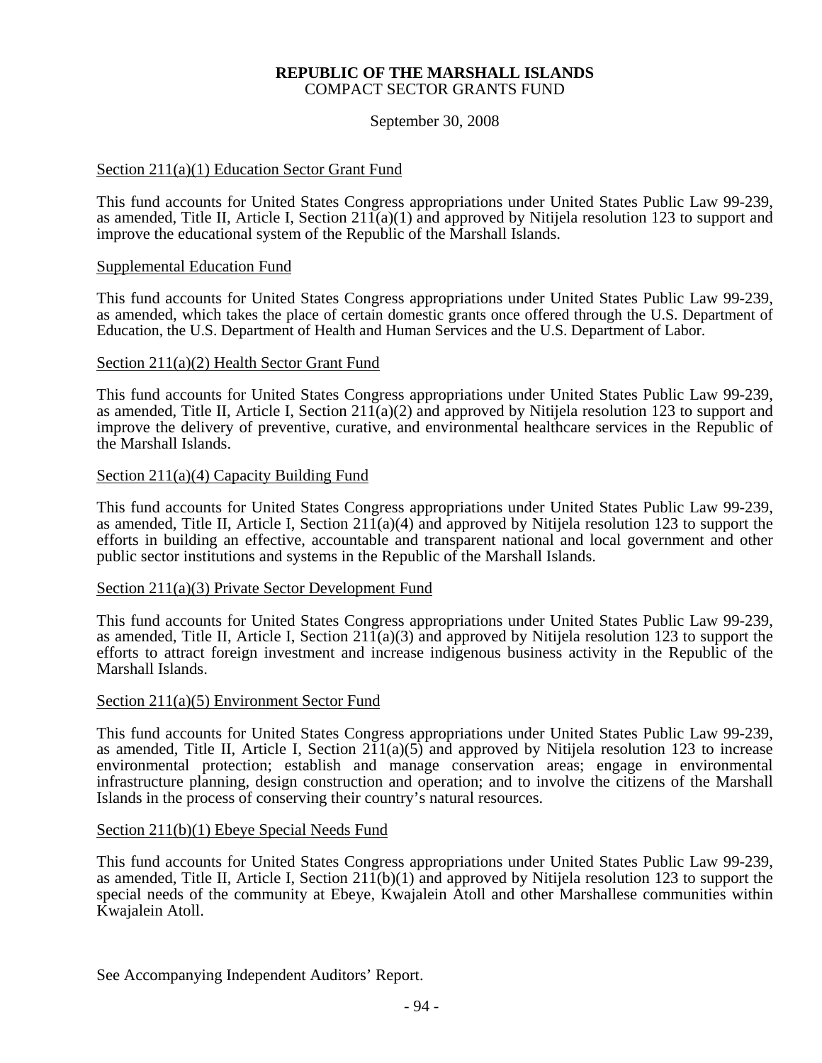**REPUBLIC OF THE MARSHALL ISLANDS**
COMPACT SECTOR GRANTS FUND

September 30, 2008

Section 211(a)(1) Education Sector Grant Fund

This fund accounts for United States Congress appropriations under United States Public Law 99-239, as amended, Title II, Article I, Section 211(a)(1) and approved by Nitijela resolution 123 to support and improve the educational system of the Republic of the Marshall Islands.

Supplemental Education Fund

This fund accounts for United States Congress appropriations under United States Public Law 99-239, as amended, which takes the place of certain domestic grants once offered through the U.S. Department of Education, the U.S. Department of Health and Human Services and the U.S. Department of Labor.

Section 211(a)(2) Health Sector Grant Fund

This fund accounts for United States Congress appropriations under United States Public Law 99-239, as amended, Title II, Article I, Section 211(a)(2) and approved by Nitijela resolution 123 to support and improve the delivery of preventive, curative, and environmental healthcare services in the Republic of the Marshall Islands.

Section 211(a)(4) Capacity Building Fund

This fund accounts for United States Congress appropriations under United States Public Law 99-239, as amended, Title II, Article I, Section 211(a)(4) and approved by Nitijela resolution 123 to support the efforts in building an effective, accountable and transparent national and local government and other public sector institutions and systems in the Republic of the Marshall Islands.

Section 211(a)(3) Private Sector Development Fund

This fund accounts for United States Congress appropriations under United States Public Law 99-239, as amended, Title II, Article I, Section 211(a)(3) and approved by Nitijela resolution 123 to support the efforts to attract foreign investment and increase indigenous business activity in the Republic of the Marshall Islands.

Section 211(a)(5) Environment Sector Fund

This fund accounts for United States Congress appropriations under United States Public Law 99-239, as amended, Title II, Article I, Section 211(a)(5) and approved by Nitijela resolution 123 to increase environmental protection; establish and manage conservation areas; engage in environmental infrastructure planning, design construction and operation; and to involve the citizens of the Marshall Islands in the process of conserving their country's natural resources.

Section 211(b)(1) Ebeye Special Needs Fund

This fund accounts for United States Congress appropriations under United States Public Law 99-239, as amended, Title II, Article I, Section 211(b)(1) and approved by Nitijela resolution 123 to support the special needs of the community at Ebeye, Kwajalein Atoll and other Marshallese communities within Kwajalein Atoll.

See Accompanying Independent Auditors' Report.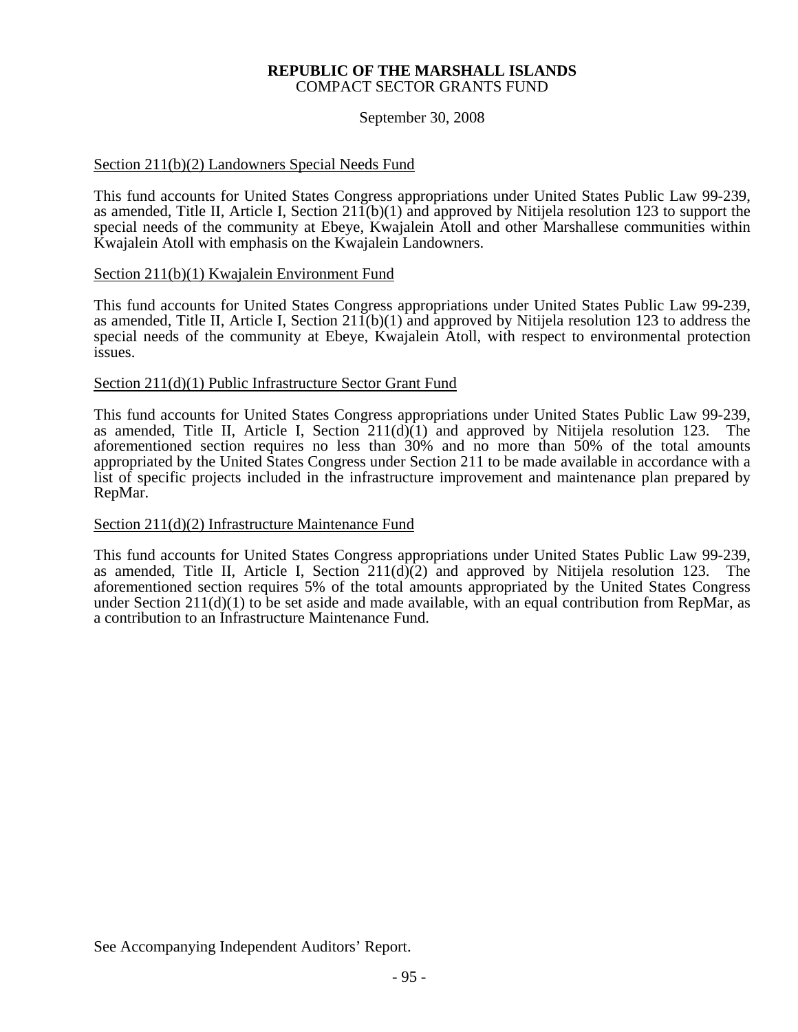**REPUBLIC OF THE MARSHALL ISLANDS**
COMPACT SECTOR GRANTS FUND

September 30, 2008

Section 211(b)(2) Landowners Special Needs Fund

This fund accounts for United States Congress appropriations under United States Public Law 99-239, as amended, Title II, Article I, Section 211(b)(1) and approved by Nitijela resolution 123 to support the special needs of the community at Ebeye, Kwajalein Atoll and other Marshallese communities within Kwajalein Atoll with emphasis on the Kwajalein Landowners.

Section 211(b)(1) Kwajalein Environment Fund

This fund accounts for United States Congress appropriations under United States Public Law 99-239, as amended, Title II, Article I, Section 211(b)(1) and approved by Nitijela resolution 123 to address the special needs of the community at Ebeye, Kwajalein Atoll, with respect to environmental protection issues.

Section 211(d)(1) Public Infrastructure Sector Grant Fund

This fund accounts for United States Congress appropriations under United States Public Law 99-239, as amended, Title II, Article I, Section 211(d)(1) and approved by Nitijela resolution 123. The aforementioned section requires no less than 30% and no more than 50% of the total amounts appropriated by the United States Congress under Section 211 to be made available in accordance with a list of specific projects included in the infrastructure improvement and maintenance plan prepared by RepMar.

Section 211(d)(2) Infrastructure Maintenance Fund

This fund accounts for United States Congress appropriations under United States Public Law 99-239, as amended, Title II, Article I, Section 211(d)(2) and approved by Nitijela resolution 123. The aforementioned section requires 5% of the total amounts appropriated by the United States Congress under Section 211(d)(1) to be set aside and made available, with an equal contribution from RepMar, as a contribution to an Infrastructure Maintenance Fund.

See Accompanying Independent Auditors' Report.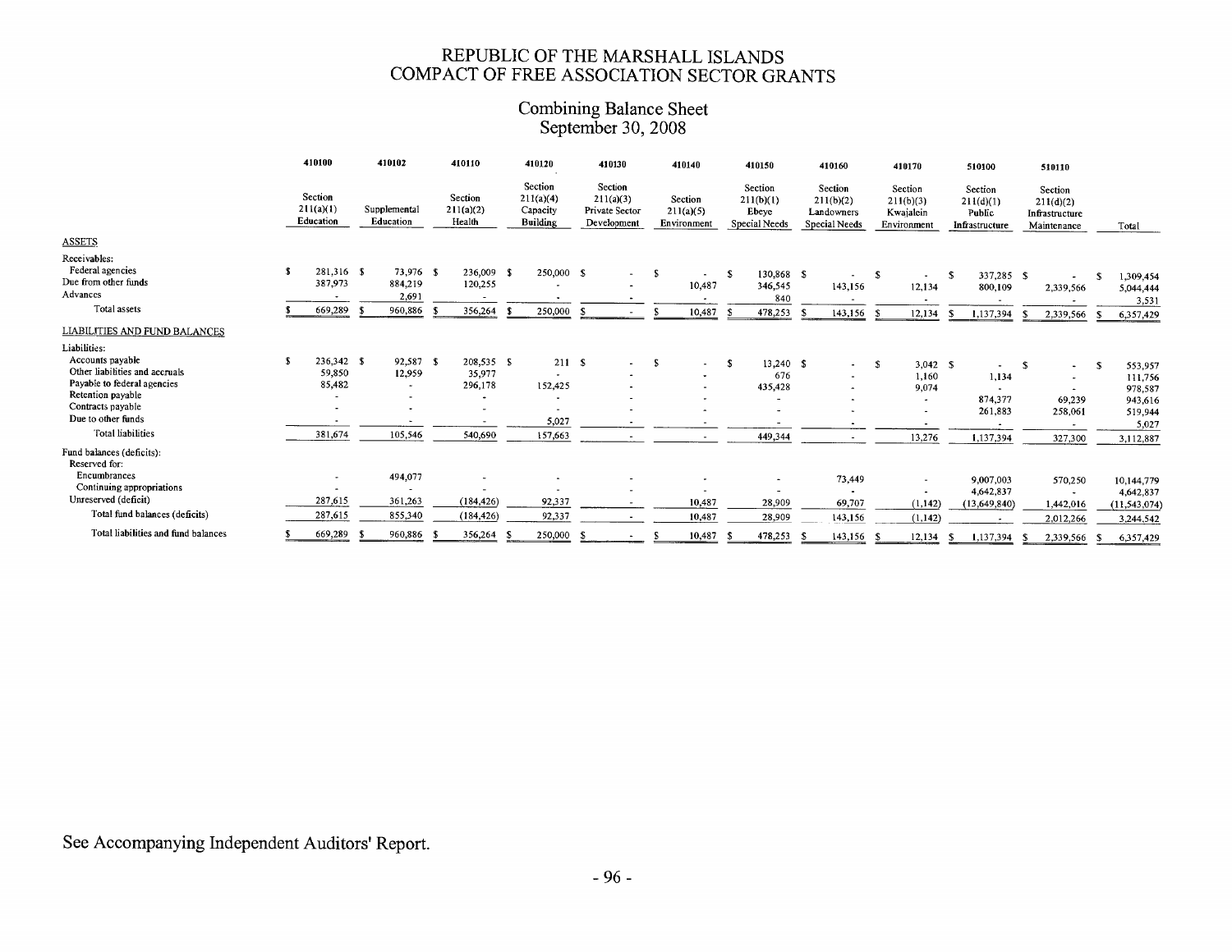# REPUBLIC OF THE MARSHALL ISLANDS
# COMPACT OF FREE ASSOCIATION SECTOR GRANTS

## Combining Balance Sheet
## September 30, 2008

| | 410100 | 410102 | 410110 | 410120 | 410130 | 410140 | 410150 | 410160 | 410170 | 510100 | 510110 | |
|---|---|---|---|---|---|---|---|---|---|---|---|---|
| | Section 211(a)(1) Education | Supplemental Education | Section 211(a)(2) Health | Section 211(a)(4) Capacity Building | Section 211(a)(3) Private Sector Development | Section 211(a)(5) Environment | Section 211(b)(1) Ebeye Special Needs | Section 211(b)(2) Landowners Special Needs | Section 211(b)(3) Kwajalein Environment | Section 211(d)(1) Public Infrastructure | Section 211(d)(2) Infrastructure Maintenance | Total |
| ASSETS | | | | | | | | | | | | |
| Receivables: | | | | | | | | | | | | |
| Federal agencies | $ 281,316 | $ 73,976 | $ 236,009 | $ 250,000 | $ - | $ - | $ 130,868 | $ - | $ - | $ 337,285 | $ - | $ 1,309,454 |
| Due from other funds | 387,973 | 884,219 | 120,255 | - | - | 10,487 | 346,545 | 143,156 | 12,134 | 800,109 | 2,339,566 | 5,044,444 |
| Advances | - | 2,691 | - | - | - | - | 840 | - | - | - | - | 3,531 |
| Total assets | $ 669,289 | $ 960,886 | $ 356,264 | $ 250,000 | $ - | $ 10,487 | $ 478,253 | $ 143,156 | $ 12,134 | $ 1,137,394 | $ 2,339,566 | $ 6,357,429 |
| LIABILITIES AND FUND BALANCES | | | | | | | | | | | | |
| Liabilities: | | | | | | | | | | | | |
| Accounts payable | $ 236,342 | $ 92,587 | $ 208,535 | $ 211 | $ - | $ - | $ 13,240 | $ - | $ 3,042 | $ - | $ - | $ 553,957 |
| Other liabilities and accruals | 59,850 | 12,959 | 35,977 | - | - | - | 676 | - | 1,160 | 1,134 | - | 111,756 |
| Payable to federal agencies | 85,482 | - | 296,178 | 152,425 | - | - | 435,428 | - | 9,074 | - | - | 978,587 |
| Retention payable | - | - | - | - | - | - | - | - | - | 874,377 | 69,239 | 943,616 |
| Contracts payable | - | - | - | - | - | - | - | - | - | 261,883 | 258,061 | 519,944 |
| Due to other funds | - | - | - | 5,027 | - | - | - | - | - | - | - | 5,027 |
| Total liabilities | 381,674 | 105,546 | 540,690 | 157,663 | - | - | 449,344 | - | 13,276 | 1,137,394 | 327,300 | 3,112,887 |
| Fund balances (deficits): | | | | | | | | | | | | |
| Reserved for: | | | | | | | | | | | | |
| Encumbrances | - | 494,077 | - | - | - | - | - | 73,449 | - | 9,007,003 | 570,250 | 10,144,779 |
| Continuing appropriations | - | - | - | - | - | - | - | - | - | 4,642,837 | - | 4,642,837 |
| Unreserved (deficit) | 287,615 | 361,263 | (184,426) | 92,337 | - | 10,487 | 28,909 | 69,707 | (1,142) | (13,649,840) | 1,442,016 | (11,543,074) |
| Total fund balances (deficits) | 287,615 | 855,340 | (184,426) | 92,337 | - | 10,487 | 28,909 | 143,156 | (1,142) | - | 2,012,266 | 3,244,542 |
| Total liabilities and fund balances | $ 669,289 | $ 960,886 | $ 356,264 | $ 250,000 | $ - | $ 10,487 | $ 478,253 | $ 143,156 | $ 12,134 | $ 1,137,394 | $ 2,339,566 | $ 6,357,429 |

See Accompanying Independent Auditors' Report.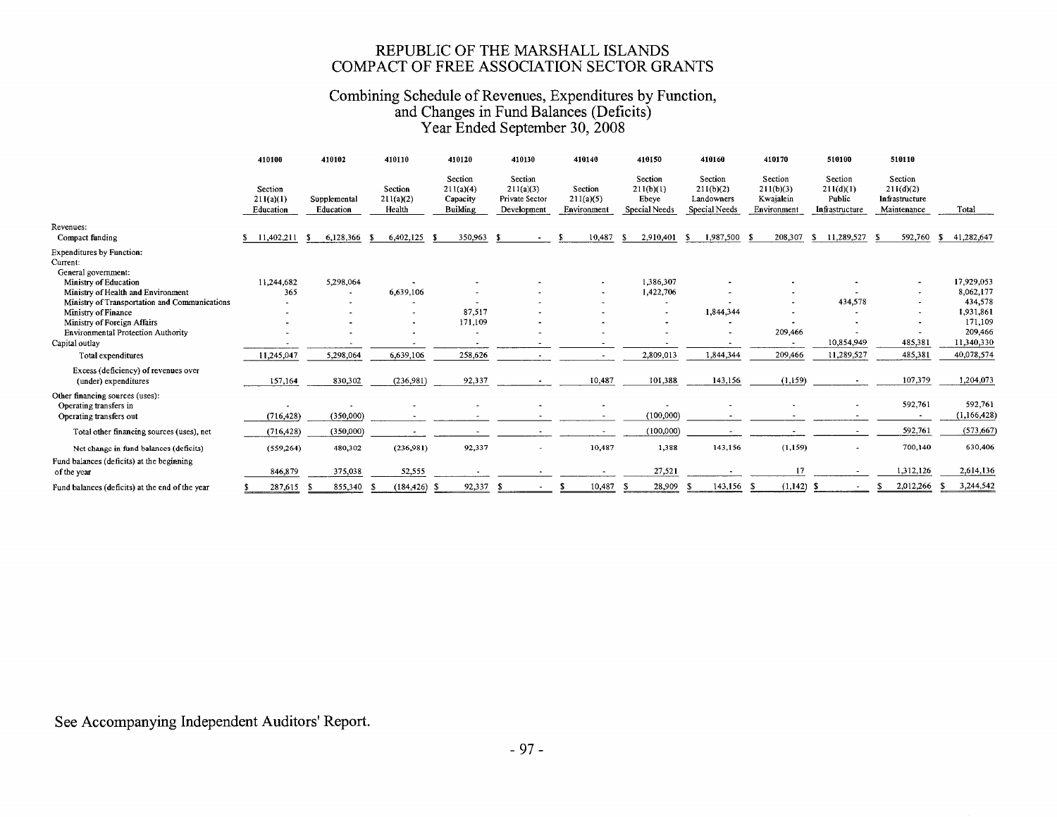# REPUBLIC OF THE MARSHALL ISLANDS
# COMPACT OF FREE ASSOCIATION SECTOR GRANTS

## Combining Schedule of Revenues, Expenditures by Function, and Changes in Fund Balances (Deficits)
## Year Ended September 30, 2008

| | 410100 | 410102 | 410110 | 410120 | 410130 | 410140 | 410150 | 410160 | 410170 | 510100 | 510110 | |
|---|---|---|---|---|---|---|---|---|---|---|---|---|
| | Section 211(a)(1) Education | Supplemental Education | Section 211(a)(2) Health | Section 211(a)(4) Capacity Building | Section 211(a)(3) Private Sector Development | Section 211(a)(5) Environment | Section 211(b)(1) Ebeye Special Needs | Section 211(b)(2) Landowners Special Needs | Section 211(b)(3) Kwajalein Environment | Section 211(d)(1) Public Infrastructure | Section 211(d)(2) Infrastructure Maintenance | Total |
| Revenues: | | | | | | | | | | | | |
| Compact funding | $ 11,402,211 | $ 6,128,366 | $ 6,402,125 | $ 350,963 | $ - | $ 10,487 | $ 2,910,401 | $ 1,987,500 | $ 208,307 | $ 11,289,527 | $ 592,760 | $ 41,282,647 |
| Expenditures by Function: | | | | | | | | | | | | |
| Current: | | | | | | | | | | | | |
| General government: | | | | | | | | | | | | |
| Ministry of Education | 11,244,682 | 5,298,064 | - | - | - | - | 1,386,307 | - | - | - | - | 17,929,053 |
| Ministry of Health and Environment | 365 | - | 6,639,106 | - | - | - | 1,422,706 | - | - | - | - | 8,062,177 |
| Ministry of Transportation and Communications | - | - | - | - | - | - | - | - | - | 434,578 | - | 434,578 |
| Ministry of Finance | - | - | - | 87,517 | - | - | - | 1,844,344 | - | - | - | 1,931,861 |
| Ministry of Foreign Affairs | - | - | - | 171,109 | - | - | - | - | - | - | - | 171,109 |
| Environmental Protection Authority | - | - | - | - | - | - | - | - | 209,466 | - | - | 209,466 |
| Capital outlay | - | - | - | - | - | - | - | - | - | 10,854,949 | 485,381 | 11,340,330 |
| Total expenditures | 11,245,047 | 5,298,064 | 6,639,106 | 258,626 | - | - | 2,809,013 | 1,844,344 | 209,466 | 11,289,527 | 485,381 | 40,078,574 |
| Excess (deficiency) of revenues over (under) expenditures | 157,164 | 830,302 | (236,981) | 92,337 | - | 10,487 | 101,388 | 143,156 | (1,159) | - | 107,379 | 1,204,073 |
| Other financing sources (uses): | | | | | | | | | | | | |
| Operating transfers in | - | - | - | - | - | - | - | - | - | - | 592,761 | 592,761 |
| Operating transfers out | (716,428) | (350,000) | - | - | - | - | (100,000) | - | - | - | - | (1,166,428) |
| Total other financing sources (uses), net | (716,428) | (350,000) | - | - | - | - | (100,000) | - | - | - | 592,761 | (573,667) |
| Net change in fund balances (deficits) | (559,264) | 480,302 | (236,981) | 92,337 | - | 10,487 | 1,388 | 143,156 | (1,159) | - | 700,140 | 630,406 |
| Fund balances (deficits) at the beginning of the year | 846,879 | 375,038 | 52,555 | - | - | - | 27,521 | - | 17 | - | 1,312,126 | 2,614,136 |
| Fund balances (deficits) at the end of the year | $ 287,615 | $ 855,340 | $ (184,426) | $ 92,337 | $ - | $ 10,487 | $ 28,909 | $ 143,156 | $ (1,142) | $ - | $ 2,012,266 | $ 3,244,542 |

See Accompanying Independent Auditors' Report.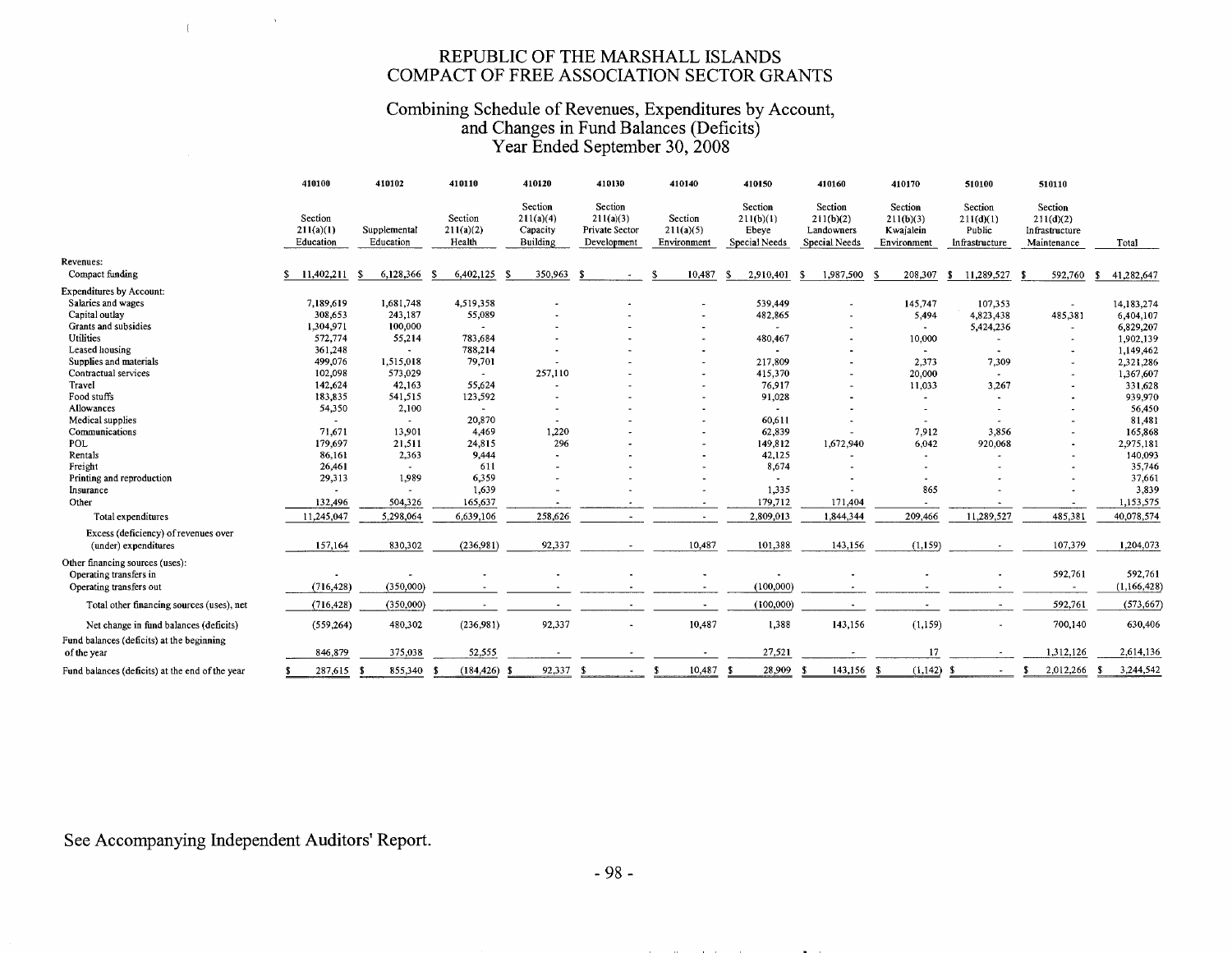# REPUBLIC OF THE MARSHALL ISLANDS
# COMPACT OF FREE ASSOCIATION SECTOR GRANTS

## Combining Schedule of Revenues, Expenditures by Account, and Changes in Fund Balances (Deficits)
## Year Ended September 30, 2008

| | 410100 | 410102 | 410110 | 410120 | 410130 | 410140 | 410150 | 410160 | 410170 | 510100 | 510110 | |
|---|---|---|---|---|---|---|---|---|---|---|---|---|
| | Section 211(a)(1) Education | Supplemental Education | Section 211(a)(2) Health | Section 211(a)(4) Capacity Building | Section 211(a)(3) Private Sector Development | Section 211(a)(5) Environment | Section 211(b)(1) Ebeye Special Needs | Section 211(b)(2) Landowners Special Needs | Section 211(b)(3) Kwajalein Environment | Section 211(d)(1) Public Infrastructure | Section 211(d)(2) Infrastructure Maintenance | Total |
| Revenues: | | | | | | | | | | | | |
| Compact funding | $ 11,402,211 | $ 6,128,366 | $ 6,402,125 | $ 350,963 | $ - | $ 10,487 | $ 2,910,401 | $ 1,987,500 | $ 208,307 | $ 11,289,527 | $ 592,760 | $ 41,282,647 |
| Expenditures by Account: | | | | | | | | | | | | |
| Salaries and wages | 7,189,619 | 1,681,748 | 4,519,358 | - | - | - | 539,449 | - | 145,747 | 107,353 | - | 14,183,274 |
| Capital outlay | 308,653 | 243,187 | 55,089 | - | - | - | 482,865 | - | 5,494 | 4,823,438 | 485,381 | 6,404,107 |
| Grants and subsidies | 1,304,971 | 100,000 | - | - | - | - | - | - | - | 5,424,236 | - | 6,829,207 |
| Utilities | 572,774 | 55,214 | 783,684 | - | - | - | 480,467 | - | 10,000 | - | - | 1,902,139 |
| Leased housing | 361,248 | - | 788,214 | - | - | - | - | - | - | - | - | 1,149,462 |
| Supplies and materials | 499,076 | 1,515,018 | 79,701 | - | - | - | 217,809 | - | 2,373 | 7,309 | - | 2,321,286 |
| Contractual services | 102,098 | 573,029 | - | 257,110 | - | - | 415,370 | - | 20,000 | - | - | 1,367,607 |
| Travel | 142,624 | 42,163 | 55,624 | - | - | - | 76,917 | - | 11,033 | 3,267 | - | 331,628 |
| Food stuffs | 183,835 | 541,515 | 123,592 | - | - | - | 91,028 | - | - | - | - | 939,970 |
| Allowances | 54,350 | 2,100 | - | - | - | - | - | - | - | - | - | 56,450 |
| Medical supplies | - | - | 20,870 | - | - | - | 60,611 | - | - | - | - | 81,481 |
| Communications | 71,671 | 13,901 | 4,469 | 1,220 | - | - | 62,839 | - | 7,912 | 3,856 | - | 165,868 |
| POL | 179,697 | 21,511 | 24,815 | 296 | - | - | 149,812 | 1,672,940 | 6,042 | 920,068 | - | 2,975,181 |
| Rentals | 86,161 | 2,363 | 9,444 | - | - | - | 42,125 | - | - | - | - | 140,093 |
| Freight | 26,461 | - | 611 | - | - | - | 8,674 | - | - | - | - | 35,746 |
| Printing and reproduction | 29,313 | 1,989 | 6,359 | - | - | - | - | - | - | - | - | 37,661 |
| Insurance | - | - | 1,639 | - | - | - | 1,335 | - | 865 | - | - | 3,839 |
| Other | 132,496 | 504,326 | 165,637 | - | - | - | 179,712 | 171,404 | - | - | - | 1,153,575 |
| Total expenditures | 11,245,047 | 5,298,064 | 6,639,106 | 258,626 | - | - | 2,809,013 | 1,844,344 | 209,466 | 11,289,527 | 485,381 | 40,078,574 |
| Excess (deficiency) of revenues over (under) expenditures | 157,164 | 830,302 | (236,981) | 92,337 | - | 10,487 | 101,388 | 143,156 | (1,159) | - | 107,379 | 1,204,073 |
| Other financing sources (uses): | | | | | | | | | | | | |
| Operating transfers in | - | - | - | - | - | - | - | - | - | - | 592,761 | 592,761 |
| Operating transfers out | (716,428) | (350,000) | - | - | - | - | (100,000) | - | - | - | - | (1,166,428) |
| Total other financing sources (uses), net | (716,428) | (350,000) | - | - | - | - | (100,000) | - | - | - | 592,761 | (573,667) |
| Net change in fund balances (deficits) | (559,264) | 480,302 | (236,981) | 92,337 | - | 10,487 | 1,388 | 143,156 | (1,159) | - | 700,140 | 630,406 |
| Fund balances (deficits) at the beginning of the year | 846,879 | 375,038 | 52,555 | - | - | - | 27,521 | - | 17 | - | 1,312,126 | 2,614,136 |
| Fund balances (deficits) at the end of the year | $ 287,615 | $ 855,340 | $ (184,426) | $ 92,337 | $ - | $ 10,487 | $ 28,909 | $ 143,156 | $ (1,142) | $ - | $ 2,012,266 | $ 3,244,542 |

See Accompanying Independent Auditors' Report.